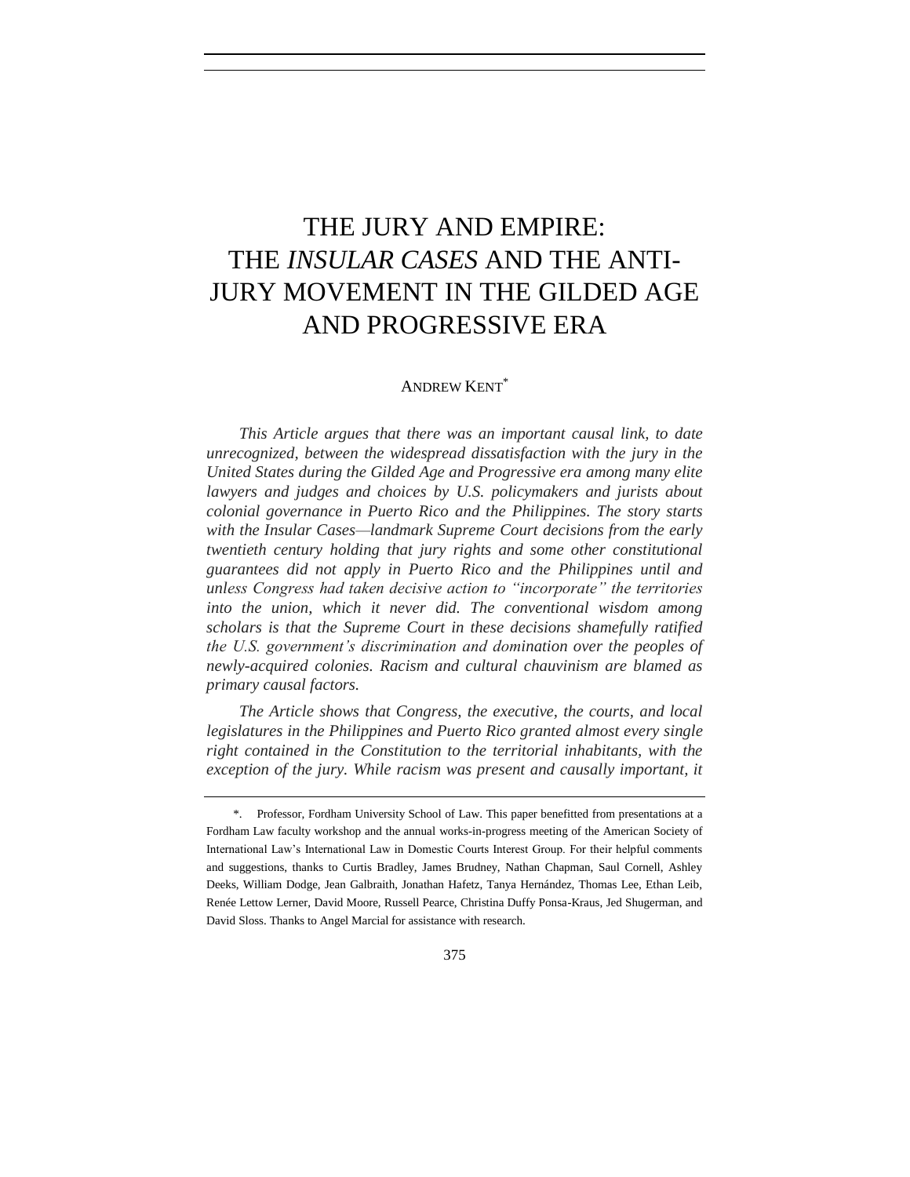# THE JURY AND EMPIRE: THE *INSULAR CASES* AND THE ANTI-JURY MOVEMENT IN THE GILDED AGE AND PROGRESSIVE ERA

ANDREW KENT*

*This Article argues that there was an important causal link, to date unrecognized, between the widespread dissatisfaction with the jury in the United States during the Gilded Age and Progressive era among many elite lawyers and judges and choices by U.S. policymakers and jurists about colonial governance in Puerto Rico and the Philippines. The story starts with the* Insular Cases*—landmark Supreme Court decisions from the early twentieth century holding that jury rights and some other constitutional guarantees did not apply in Puerto Rico and the Philippines until and unless Congress had taken decisive action to "incorporate" the territories into the union, which it never did. The conventional wisdom among scholars is that the Supreme Court in these decisions shamefully ratified the U.S. government's discrimination and domination over the peoples of newly-acquired colonies. Racism and cultural chauvinism are blamed as primary causal factors.*

*The Article shows that Congress, the executive, the courts, and local legislatures in the Philippines and Puerto Rico granted almost every single right contained in the Constitution to the territorial inhabitants, with the exception of the jury. While racism was present and causally important, it*

---

\*. Professor, Fordham University School of Law. This paper benefitted from presentations at a Fordham Law faculty workshop and the annual works-in-progress meeting of the American Society of International Law's International Law in Domestic Courts Interest Group. For their helpful comments and suggestions, thanks to Curtis Bradley, James Brudney, Nathan Chapman, Saul Cornell, Ashley Deeks, William Dodge, Jean Galbraith, Jonathan Hafetz, Tanya Hernández, Thomas Lee, Ethan Leib, Renée Lettow Lerner, David Moore, Russell Pearce, Christina Duffy Ponsa-Kraus, Jed Shugerman, and David Sloss. Thanks to Angel Marcial for assistance with research.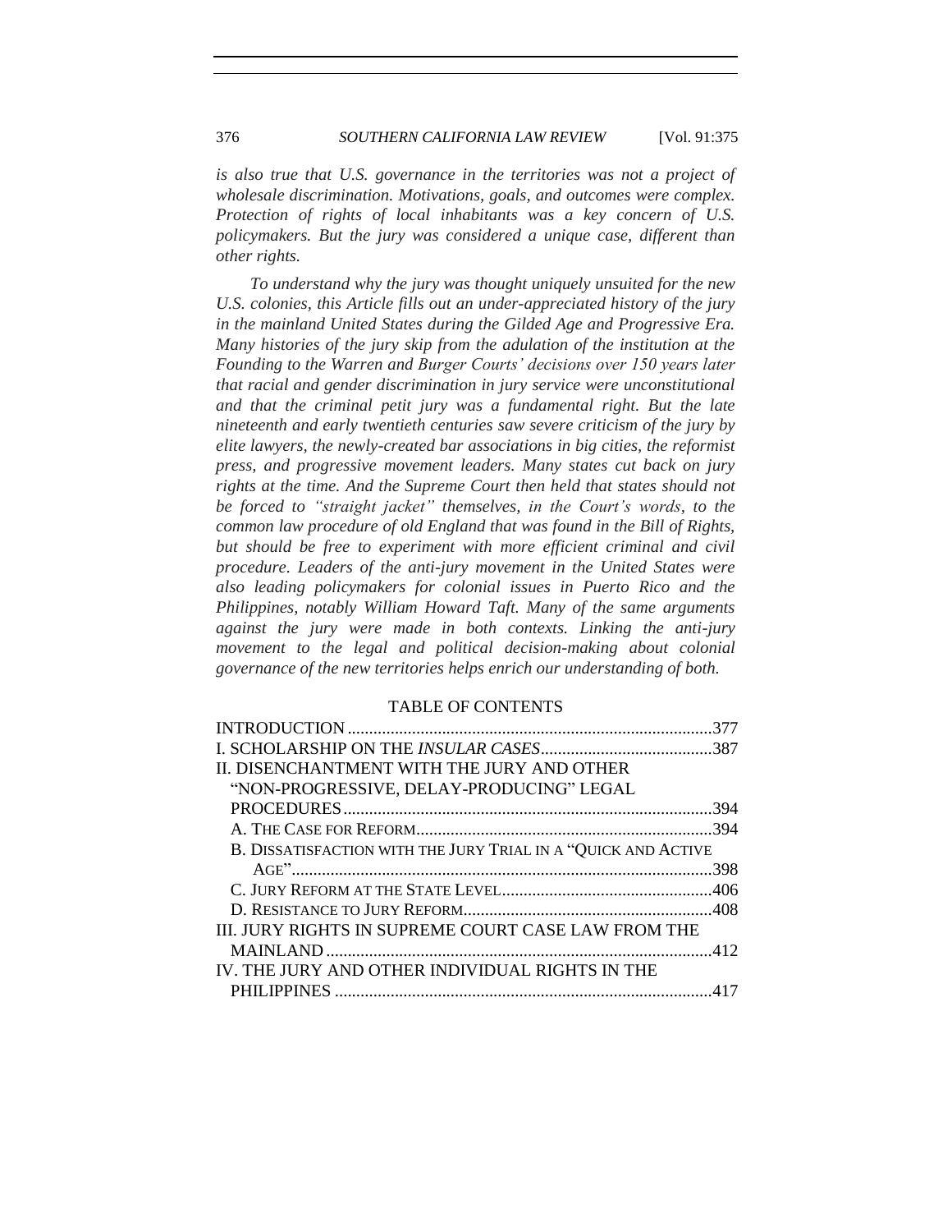*is also true that U.S. governance in the territories was not a project of wholesale discrimination. Motivations, goals, and outcomes were complex. Protection of rights of local inhabitants was a key concern of U.S. policymakers. But the jury was considered a unique case, different than other rights.*

*To understand why the jury was thought uniquely unsuited for the new U.S. colonies, this Article fills out an under-appreciated history of the jury in the mainland United States during the Gilded Age and Progressive Era. Many histories of the jury skip from the adulation of the institution at the Founding to the Warren and Burger Courts' decisions over 150 years later that racial and gender discrimination in jury service were unconstitutional and that the criminal petit jury was a fundamental right. But the late nineteenth and early twentieth centuries saw severe criticism of the jury by elite lawyers, the newly-created bar associations in big cities, the reformist press, and progressive movement leaders. Many states cut back on jury rights at the time. And the Supreme Court then held that states should not be forced to "straight jacket" themselves, in the Court's words, to the common law procedure of old England that was found in the Bill of Rights, but should be free to experiment with more efficient criminal and civil procedure. Leaders of the anti-jury movement in the United States were also leading policymakers for colonial issues in Puerto Rico and the Philippines, notably William Howard Taft. Many of the same arguments against the jury were made in both contexts. Linking the anti-jury movement to the legal and political decision-making about colonial governance of the new territories helps enrich our understanding of both.*

TABLE OF CONTENTS

INTRODUCTION .....377
I. SCHOLARSHIP ON THE *INSULAR CASES* .....387
II. DISENCHANTMENT WITH THE JURY AND OTHER "NON-PROGRESSIVE, DELAY-PRODUCING" LEGAL PROCEDURES .....394
  A. THE CASE FOR REFORM .....394
  B. DISSATISFACTION WITH THE JURY TRIAL IN A "QUICK AND ACTIVE AGE" .....398
  C. JURY REFORM AT THE STATE LEVEL .....406
  D. RESISTANCE TO JURY REFORM .....408
III. JURY RIGHTS IN SUPREME COURT CASE LAW FROM THE MAINLAND .....412
IV. THE JURY AND OTHER INDIVIDUAL RIGHTS IN THE PHILIPPINES .....417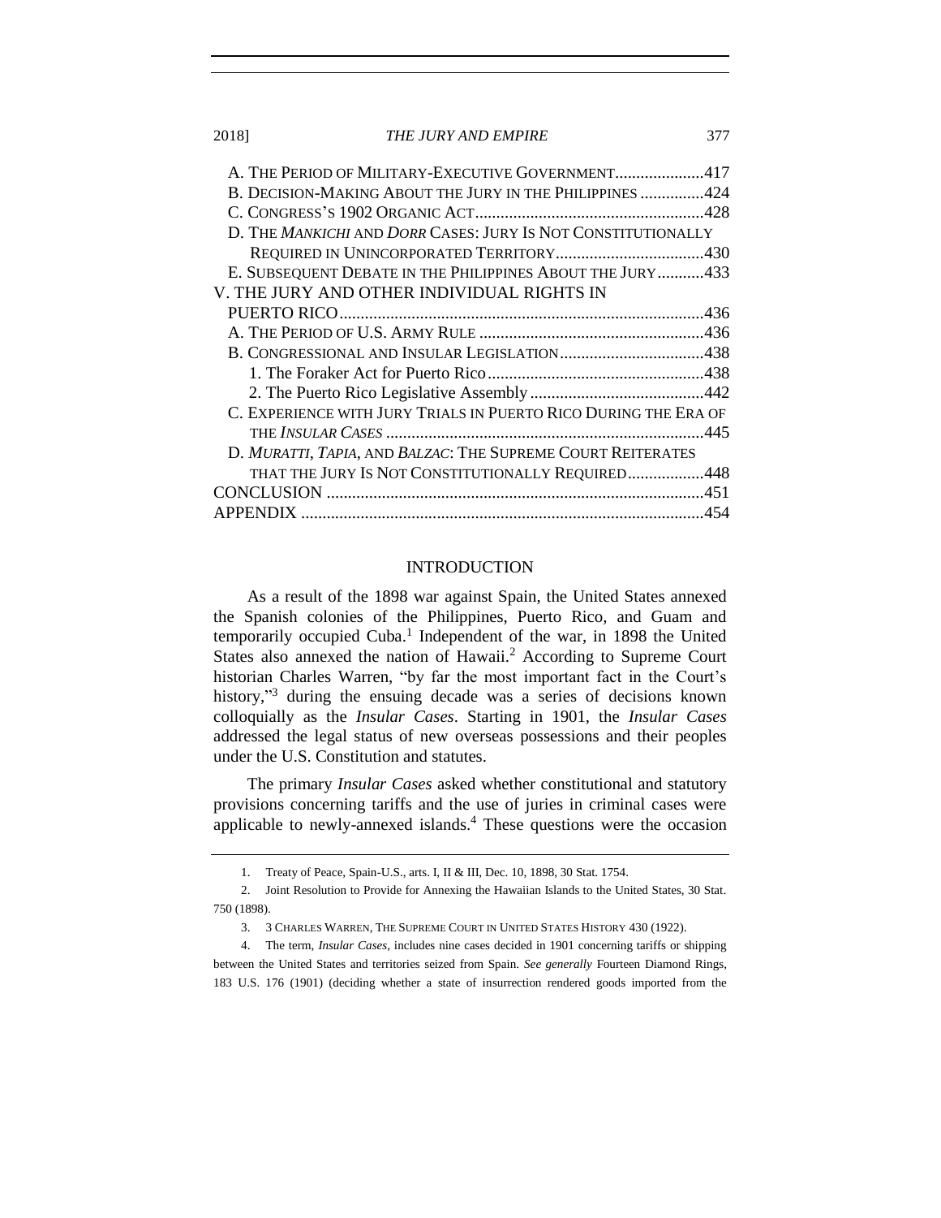A. THE PERIOD OF MILITARY-EXECUTIVE GOVERNMENT.....................417
B. DECISION-MAKING ABOUT THE JURY IN THE PHILIPPINES ...............424
C. CONGRESS'S 1902 ORGANIC ACT......................................................428
D. THE *MANKICHI* AND *DORR* CASES: JURY IS NOT CONSTITUTIONALLY REQUIRED IN UNINCORPORATED TERRITORY...................................430
E. SUBSEQUENT DEBATE IN THE PHILIPPINES ABOUT THE JURY...........433

V. THE JURY AND OTHER INDIVIDUAL RIGHTS IN PUERTO RICO.....................................................................................436

A. THE PERIOD OF U.S. ARMY RULE .....................................................436
B. CONGRESSIONAL AND INSULAR LEGISLATION..................................438
1. The Foraker Act for Puerto Rico...................................................438
2. The Puerto Rico Legislative Assembly .........................................442
C. EXPERIENCE WITH JURY TRIALS IN PUERTO RICO DURING THE ERA OF THE *INSULAR CASES* ...........................................................................445
D. *MURATTI*, *TAPIA*, AND *BALZAC*: THE SUPREME COURT REITERATES THAT THE JURY IS NOT CONSTITUTIONALLY REQUIRED..................448

CONCLUSION .........................................................................................451

APPENDIX ..............................................................................................454

## INTRODUCTION

As a result of the 1898 war against Spain, the United States annexed the Spanish colonies of the Philippines, Puerto Rico, and Guam and temporarily occupied Cuba.[1] Independent of the war, in 1898 the United States also annexed the nation of Hawaii.[2] According to Supreme Court historian Charles Warren, "by far the most important fact in the Court's history,"[3] during the ensuing decade was a series of decisions known colloquially as the *Insular Cases*. Starting in 1901, the *Insular Cases* addressed the legal status of new overseas possessions and their peoples under the U.S. Constitution and statutes.

The primary *Insular Cases* asked whether constitutional and statutory provisions concerning tariffs and the use of juries in criminal cases were applicable to newly-annexed islands.[4] These questions were the occasion

---

1. Treaty of Peace, Spain-U.S., arts. I, II & III, Dec. 10, 1898, 30 Stat. 1754.

2. Joint Resolution to Provide for Annexing the Hawaiian Islands to the United States, 30 Stat. 750 (1898).

3. 3 CHARLES WARREN, THE SUPREME COURT IN UNITED STATES HISTORY 430 (1922).

4. The term, *Insular Cases*, includes nine cases decided in 1901 concerning tariffs or shipping between the United States and territories seized from Spain. *See generally* Fourteen Diamond Rings, 183 U.S. 176 (1901) (deciding whether a state of insurrection rendered goods imported from the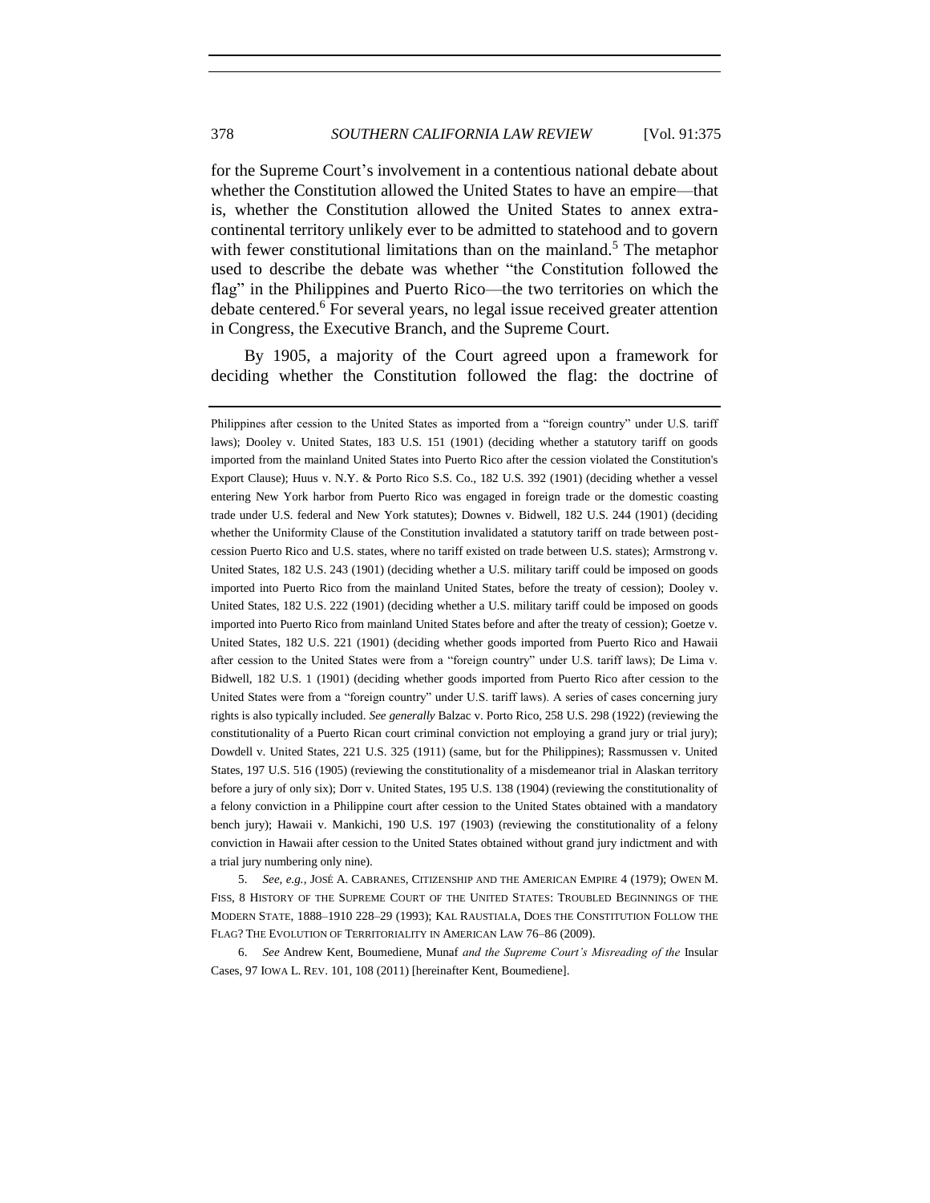for the Supreme Court's involvement in a contentious national debate about whether the Constitution allowed the United States to have an empire—that is, whether the Constitution allowed the United States to annex extra-continental territory unlikely ever to be admitted to statehood and to govern with fewer constitutional limitations than on the mainland.[5] The metaphor used to describe the debate was whether "the Constitution followed the flag" in the Philippines and Puerto Rico—the two territories on which the debate centered.[6] For several years, no legal issue received greater attention in Congress, the Executive Branch, and the Supreme Court.

By 1905, a majority of the Court agreed upon a framework for deciding whether the Constitution followed the flag: the doctrine of

---

Philippines after cession to the United States as imported from a "foreign country" under U.S. tariff laws); Dooley v. United States, 183 U.S. 151 (1901) (deciding whether a statutory tariff on goods imported from the mainland United States into Puerto Rico after the cession violated the Constitution's Export Clause); Huus v. N.Y. & Porto Rico S.S. Co., 182 U.S. 392 (1901) (deciding whether a vessel entering New York harbor from Puerto Rico was engaged in foreign trade or the domestic coasting trade under U.S. federal and New York statutes); Downes v. Bidwell, 182 U.S. 244 (1901) (deciding whether the Uniformity Clause of the Constitution invalidated a statutory tariff on trade between post-cession Puerto Rico and U.S. states, where no tariff existed on trade between U.S. states); Armstrong v. United States, 182 U.S. 243 (1901) (deciding whether a U.S. military tariff could be imposed on goods imported into Puerto Rico from the mainland United States, before the treaty of cession); Dooley v. United States, 182 U.S. 222 (1901) (deciding whether a U.S. military tariff could be imposed on goods imported into Puerto Rico from mainland United States before and after the treaty of cession); Goetze v. United States, 182 U.S. 221 (1901) (deciding whether goods imported from Puerto Rico and Hawaii after cession to the United States were from a "foreign country" under U.S. tariff laws); De Lima v. Bidwell, 182 U.S. 1 (1901) (deciding whether goods imported from Puerto Rico after cession to the United States were from a "foreign country" under U.S. tariff laws). A series of cases concerning jury rights is also typically included. *See generally* Balzac v. Porto Rico, 258 U.S. 298 (1922) (reviewing the constitutionality of a Puerto Rican court criminal conviction not employing a grand jury or trial jury); Dowdell v. United States, 221 U.S. 325 (1911) (same, but for the Philippines); Rassmussen v. United States, 197 U.S. 516 (1905) (reviewing the constitutionality of a misdemeanor trial in Alaskan territory before a jury of only six); Dorr v. United States, 195 U.S. 138 (1904) (reviewing the constitutionality of a felony conviction in a Philippine court after cession to the United States obtained with a mandatory bench jury); Hawaii v. Mankichi, 190 U.S. 197 (1903) (reviewing the constitutionality of a felony conviction in Hawaii after cession to the United States obtained without grand jury indictment and with a trial jury numbering only nine).

5. *See, e.g.*, JOSÉ A. CABRANES, CITIZENSHIP AND THE AMERICAN EMPIRE 4 (1979); OWEN M. FISS, 8 HISTORY OF THE SUPREME COURT OF THE UNITED STATES: TROUBLED BEGINNINGS OF THE MODERN STATE, 1888–1910 228–29 (1993); KAL RAUSTIALA, DOES THE CONSTITUTION FOLLOW THE FLAG? THE EVOLUTION OF TERRITORIALITY IN AMERICAN LAW 76–86 (2009).

6. *See* Andrew Kent, Boumediene, Munaf *and the Supreme Court's Misreading of the* Insular Cases, 97 IOWA L. REV. 101, 108 (2011) [hereinafter Kent, Boumediene].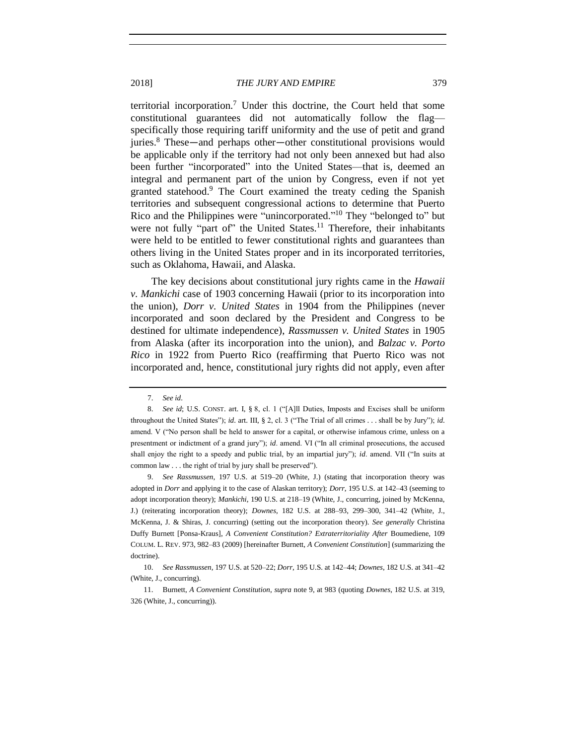territorial incorporation.[7] Under this doctrine, the Court held that some constitutional guarantees did not automatically follow the flag—specifically those requiring tariff uniformity and the use of petit and grand juries.[8] These—and perhaps other—other constitutional provisions would be applicable only if the territory had not only been annexed but had also been further "incorporated" into the United States—that is, deemed an integral and permanent part of the union by Congress, even if not yet granted statehood.[9] The Court examined the treaty ceding the Spanish territories and subsequent congressional actions to determine that Puerto Rico and the Philippines were "unincorporated."[10] They "belonged to" but were not fully "part of" the United States.[11] Therefore, their inhabitants were held to be entitled to fewer constitutional rights and guarantees than others living in the United States proper and in its incorporated territories, such as Oklahoma, Hawaii, and Alaska.

The key decisions about constitutional jury rights came in the *Hawaii v. Mankichi* case of 1903 concerning Hawaii (prior to its incorporation into the union), *Dorr v. United States* in 1904 from the Philippines (never incorporated and soon declared by the President and Congress to be destined for ultimate independence), *Rassmussen v. United States* in 1905 from Alaska (after its incorporation into the union), and *Balzac v. Porto Rico* in 1922 from Puerto Rico (reaffirming that Puerto Rico was not incorporated and, hence, constitutional jury rights did not apply, even after

---

7. *See id*.

8. *See id*; U.S. CONST. art. I, § 8, cl. 1 ("[A]ll Duties, Imposts and Excises shall be uniform throughout the United States"); *id*. art. III, § 2, cl. 3 ("The Trial of all crimes . . . shall be by Jury"); *id*. amend. V ("No person shall be held to answer for a capital, or otherwise infamous crime, unless on a presentment or indictment of a grand jury"); *id*. amend. VI ("In all criminal prosecutions, the accused shall enjoy the right to a speedy and public trial, by an impartial jury"); *id*. amend. VII ("In suits at common law . . . the right of trial by jury shall be preserved").

9. *See Rassmussen*, 197 U.S. at 519–20 (White, J.) (stating that incorporation theory was adopted in *Dorr* and applying it to the case of Alaskan territory); *Dorr*, 195 U.S. at 142–43 (seeming to adopt incorporation theory); *Mankichi*, 190 U.S. at 218–19 (White, J., concurring, joined by McKenna, J.) (reiterating incorporation theory); *Downes*, 182 U.S. at 288–93, 299–300, 341–42 (White, J., McKenna, J. & Shiras, J. concurring) (setting out the incorporation theory). *See generally* Christina Duffy Burnett [Ponsa-Kraus], *A Convenient Constitution? Extraterritoriality After* Boumediene, 109 COLUM. L. REV. 973, 982–83 (2009) [hereinafter Burnett, *A Convenient Constitution*] (summarizing the doctrine).

10. *See Rassmussen*, 197 U.S. at 520–22; *Dorr*, 195 U.S. at 142–44; *Downes*, 182 U.S. at 341–42 (White, J., concurring).

11. Burnett, *A Convenient Constitution*, *supra* note 9, at 983 (quoting *Downes*, 182 U.S. at 319, 326 (White, J., concurring)).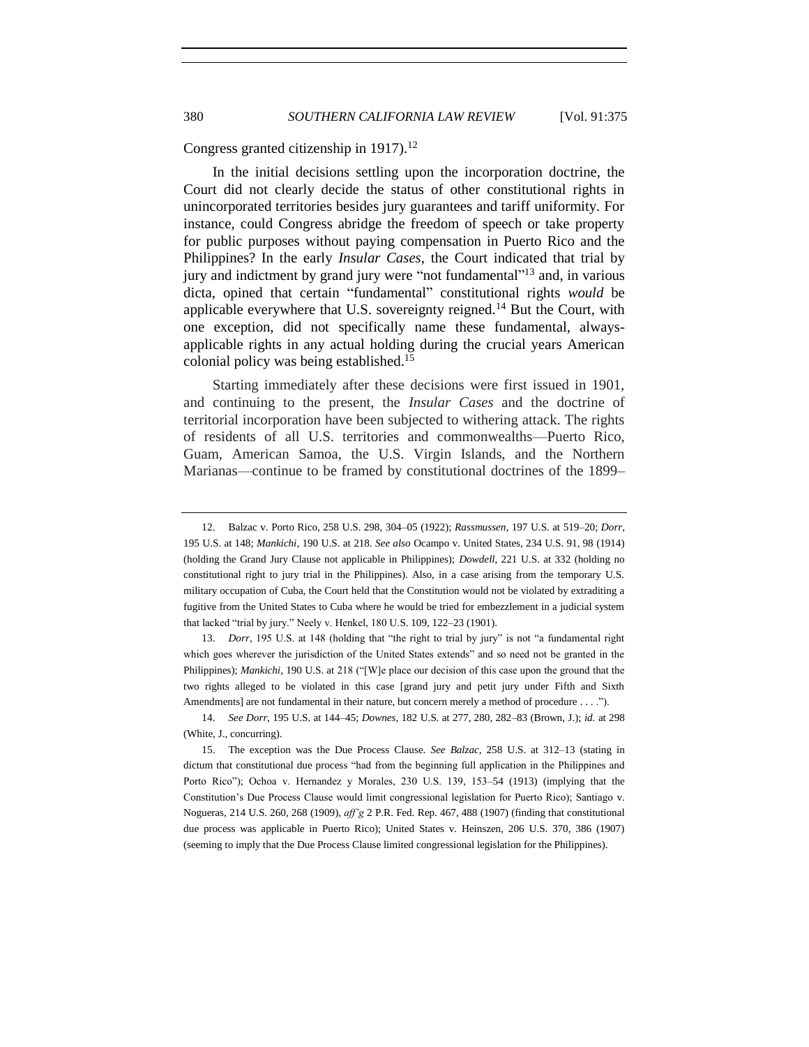Congress granted citizenship in 1917).[12]

In the initial decisions settling upon the incorporation doctrine, the Court did not clearly decide the status of other constitutional rights in unincorporated territories besides jury guarantees and tariff uniformity. For instance, could Congress abridge the freedom of speech or take property for public purposes without paying compensation in Puerto Rico and the Philippines? In the early *Insular Cases*, the Court indicated that trial by jury and indictment by grand jury were "not fundamental"[13] and, in various dicta, opined that certain "fundamental" constitutional rights *would* be applicable everywhere that U.S. sovereignty reigned.[14] But the Court, with one exception, did not specifically name these fundamental, always-applicable rights in any actual holding during the crucial years American colonial policy was being established.[15]

Starting immediately after these decisions were first issued in 1901, and continuing to the present, the *Insular Cases* and the doctrine of territorial incorporation have been subjected to withering attack. The rights of residents of all U.S. territories and commonwealths—Puerto Rico, Guam, American Samoa, the U.S. Virgin Islands, and the Northern Marianas—continue to be framed by constitutional doctrines of the 1899–

---

12. Balzac v. Porto Rico, 258 U.S. 298, 304–05 (1922); *Rassmussen*, 197 U.S. at 519–20; *Dorr*, 195 U.S. at 148; *Mankichi*, 190 U.S. at 218. *See also* Ocampo v. United States, 234 U.S. 91, 98 (1914) (holding the Grand Jury Clause not applicable in Philippines); *Dowdell*, 221 U.S. at 332 (holding no constitutional right to jury trial in the Philippines). Also, in a case arising from the temporary U.S. military occupation of Cuba, the Court held that the Constitution would not be violated by extraditing a fugitive from the United States to Cuba where he would be tried for embezzlement in a judicial system that lacked "trial by jury." Neely v. Henkel, 180 U.S. 109, 122–23 (1901).

13. *Dorr*, 195 U.S. at 148 (holding that "the right to trial by jury" is not "a fundamental right which goes wherever the jurisdiction of the United States extends" and so need not be granted in the Philippines); *Mankichi*, 190 U.S. at 218 ("[W]e place our decision of this case upon the ground that the two rights alleged to be violated in this case [grand jury and petit jury under Fifth and Sixth Amendments] are not fundamental in their nature, but concern merely a method of procedure . . . .").

14. *See Dorr*, 195 U.S. at 144–45; *Downes*, 182 U.S. at 277, 280, 282–83 (Brown, J.); *id.* at 298 (White, J., concurring).

15. The exception was the Due Process Clause. *See Balzac*, 258 U.S. at 312–13 (stating in dictum that constitutional due process "had from the beginning full application in the Philippines and Porto Rico"); Ochoa v. Hernandez y Morales, 230 U.S. 139, 153–54 (1913) (implying that the Constitution's Due Process Clause would limit congressional legislation for Puerto Rico); Santiago v. Nogueras, 214 U.S. 260, 268 (1909), *aff'g* 2 P.R. Fed. Rep. 467, 488 (1907) (finding that constitutional due process was applicable in Puerto Rico); United States v. Heinszen, 206 U.S. 370, 386 (1907) (seeming to imply that the Due Process Clause limited congressional legislation for the Philippines).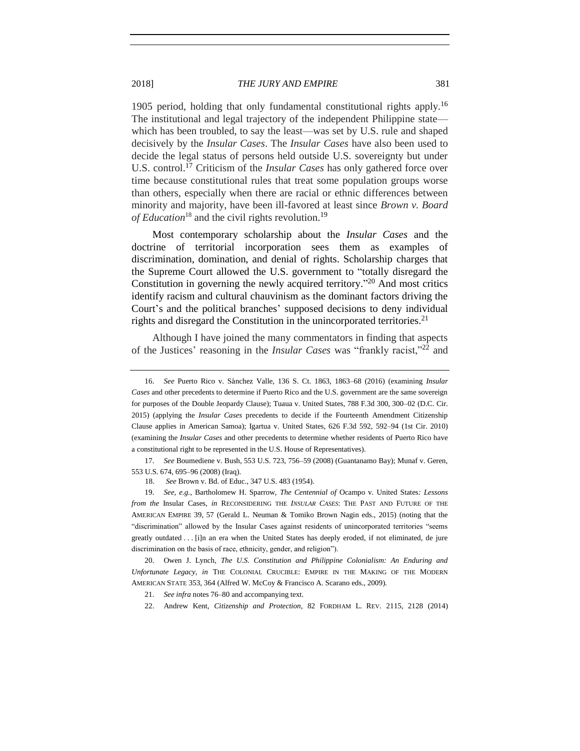1905 period, holding that only fundamental constitutional rights apply.[16] The institutional and legal trajectory of the independent Philippine state—which has been troubled, to say the least—was set by U.S. rule and shaped decisively by the *Insular Cases*. The *Insular Cases* have also been used to decide the legal status of persons held outside U.S. sovereignty but under U.S. control.[17] Criticism of the *Insular Cases* has only gathered force over time because constitutional rules that treat some population groups worse than others, especially when there are racial or ethnic differences between minority and majority, have been ill-favored at least since *Brown v. Board of Education*[18] and the civil rights revolution.[19]

Most contemporary scholarship about the *Insular Cases* and the doctrine of territorial incorporation sees them as examples of discrimination, domination, and denial of rights. Scholarship charges that the Supreme Court allowed the U.S. government to "totally disregard the Constitution in governing the newly acquired territory."[20] And most critics identify racism and cultural chauvinism as the dominant factors driving the Court's and the political branches' supposed decisions to deny individual rights and disregard the Constitution in the unincorporated territories.[21]

Although I have joined the many commentators in finding that aspects of the Justices' reasoning in the *Insular Cases* was "frankly racist,"[22] and

---

16. *See* Puerto Rico v. Sánchez Valle, 136 S. Ct. 1863, 1863–68 (2016) (examining *Insular Cases* and other precedents to determine if Puerto Rico and the U.S. government are the same sovereign for purposes of the Double Jeopardy Clause); Tuaua v. United States, 788 F.3d 300, 300–02 (D.C. Cir. 2015) (applying the *Insular Cases* precedents to decide if the Fourteenth Amendment Citizenship Clause applies in American Samoa); Igartua v. United States, 626 F.3d 592, 592–94 (1st Cir. 2010) (examining the *Insular Cases* and other precedents to determine whether residents of Puerto Rico have a constitutional right to be represented in the U.S. House of Representatives).

17. *See* Boumediene v. Bush, 553 U.S. 723, 756–59 (2008) (Guantanamo Bay); Munaf v. Geren, 553 U.S. 674, 695–96 (2008) (Iraq).

18. *See* Brown v. Bd. of Educ., 347 U.S. 483 (1954).

19. *See, e.g.*, Bartholomew H. Sparrow, *The Centennial of* Ocampo v. United States*: Lessons from the* Insular Cases, *in* RECONSIDERING THE *INSULAR CASES*: THE PAST AND FUTURE OF THE AMERICAN EMPIRE 39, 57 (Gerald L. Neuman & Tomiko Brown Nagin eds., 2015) (noting that the "discrimination" allowed by the Insular Cases against residents of unincorporated territories "seems greatly outdated . . . [i]n an era when the United States has deeply eroded, if not eliminated, de jure discrimination on the basis of race, ethnicity, gender, and religion").

20. Owen J. Lynch, *The U.S. Constitution and Philippine Colonialism: An Enduring and Unfortunate Legacy*, *in* THE COLONIAL CRUCIBLE: EMPIRE IN THE MAKING OF THE MODERN AMERICAN STATE 353, 364 (Alfred W. McCoy & Francisco A. Scarano eds., 2009).

21. *See infra* notes 76–80 and accompanying text.

22. Andrew Kent, *Citizenship and Protection*, 82 FORDHAM L. REV. 2115, 2128 (2014)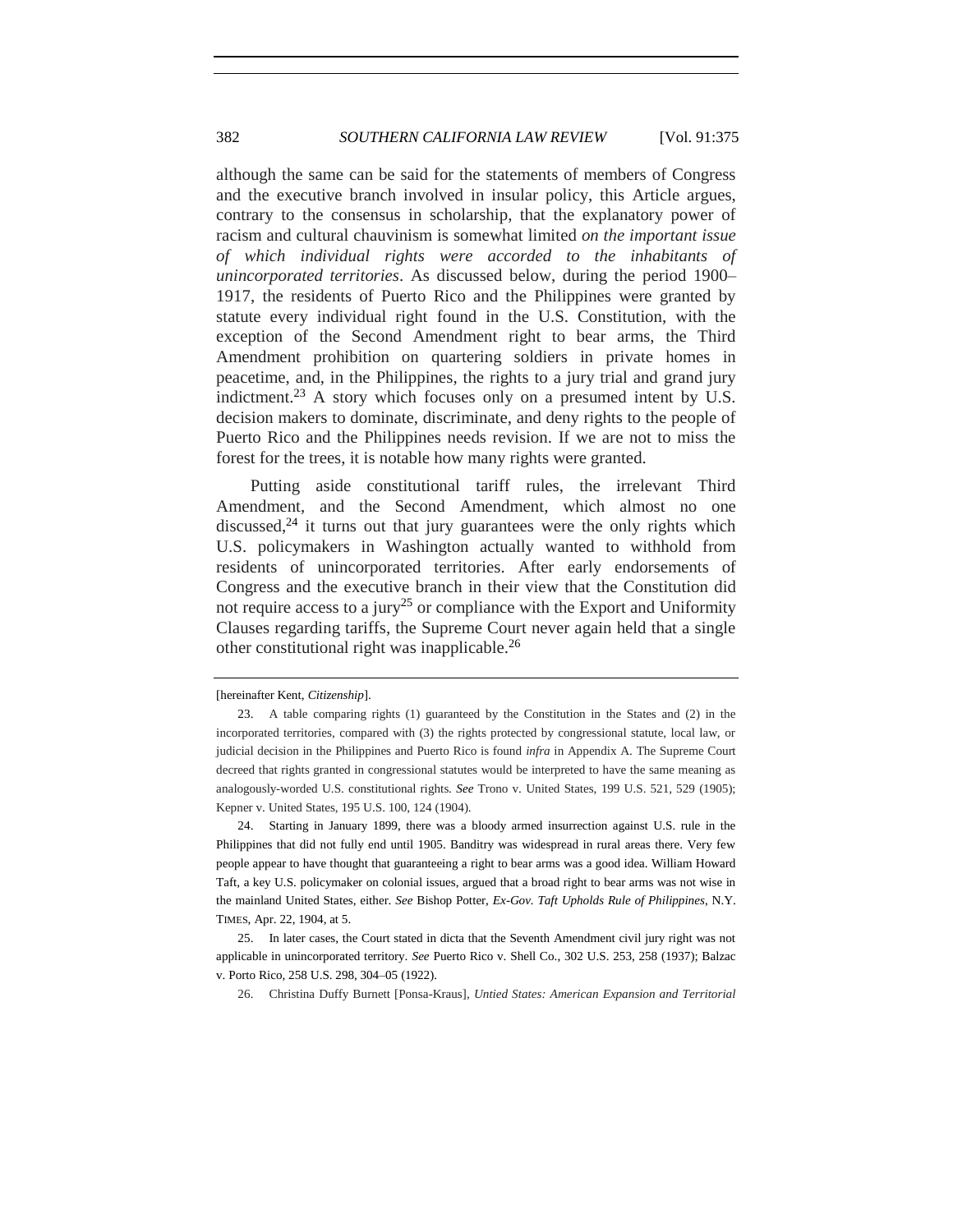although the same can be said for the statements of members of Congress and the executive branch involved in insular policy, this Article argues, contrary to the consensus in scholarship, that the explanatory power of racism and cultural chauvinism is somewhat limited *on the important issue of which individual rights were accorded to the inhabitants of unincorporated territories*. As discussed below, during the period 1900–1917, the residents of Puerto Rico and the Philippines were granted by statute every individual right found in the U.S. Constitution, with the exception of the Second Amendment right to bear arms, the Third Amendment prohibition on quartering soldiers in private homes in peacetime, and, in the Philippines, the rights to a jury trial and grand jury indictment.[23] A story which focuses only on a presumed intent by U.S. decision makers to dominate, discriminate, and deny rights to the people of Puerto Rico and the Philippines needs revision. If we are not to miss the forest for the trees, it is notable how many rights were granted.

Putting aside constitutional tariff rules, the irrelevant Third Amendment, and the Second Amendment, which almost no one discussed,[24] it turns out that jury guarantees were the only rights which U.S. policymakers in Washington actually wanted to withhold from residents of unincorporated territories. After early endorsements of Congress and the executive branch in their view that the Constitution did not require access to a jury[25] or compliance with the Export and Uniformity Clauses regarding tariffs, the Supreme Court never again held that a single other constitutional right was inapplicable.[26]

---

[hereinafter Kent, *Citizenship*].

23. A table comparing rights (1) guaranteed by the Constitution in the States and (2) in the incorporated territories, compared with (3) the rights protected by congressional statute, local law, or judicial decision in the Philippines and Puerto Rico is found *infra* in Appendix A. The Supreme Court decreed that rights granted in congressional statutes would be interpreted to have the same meaning as analogously-worded U.S. constitutional rights. *See* Trono v. United States, 199 U.S. 521, 529 (1905); Kepner v. United States, 195 U.S. 100, 124 (1904).

24. Starting in January 1899, there was a bloody armed insurrection against U.S. rule in the Philippines that did not fully end until 1905. Banditry was widespread in rural areas there. Very few people appear to have thought that guaranteeing a right to bear arms was a good idea. William Howard Taft, a key U.S. policymaker on colonial issues, argued that a broad right to bear arms was not wise in the mainland United States, either. *See* Bishop Potter, *Ex-Gov. Taft Upholds Rule of Philippines*, N.Y. TIMES, Apr. 22, 1904, at 5.

25. In later cases, the Court stated in dicta that the Seventh Amendment civil jury right was not applicable in unincorporated territory. *See* Puerto Rico v. Shell Co., 302 U.S. 253, 258 (1937); Balzac v. Porto Rico, 258 U.S. 298, 304–05 (1922).

26. Christina Duffy Burnett [Ponsa-Kraus], *Untied States: American Expansion and Territorial*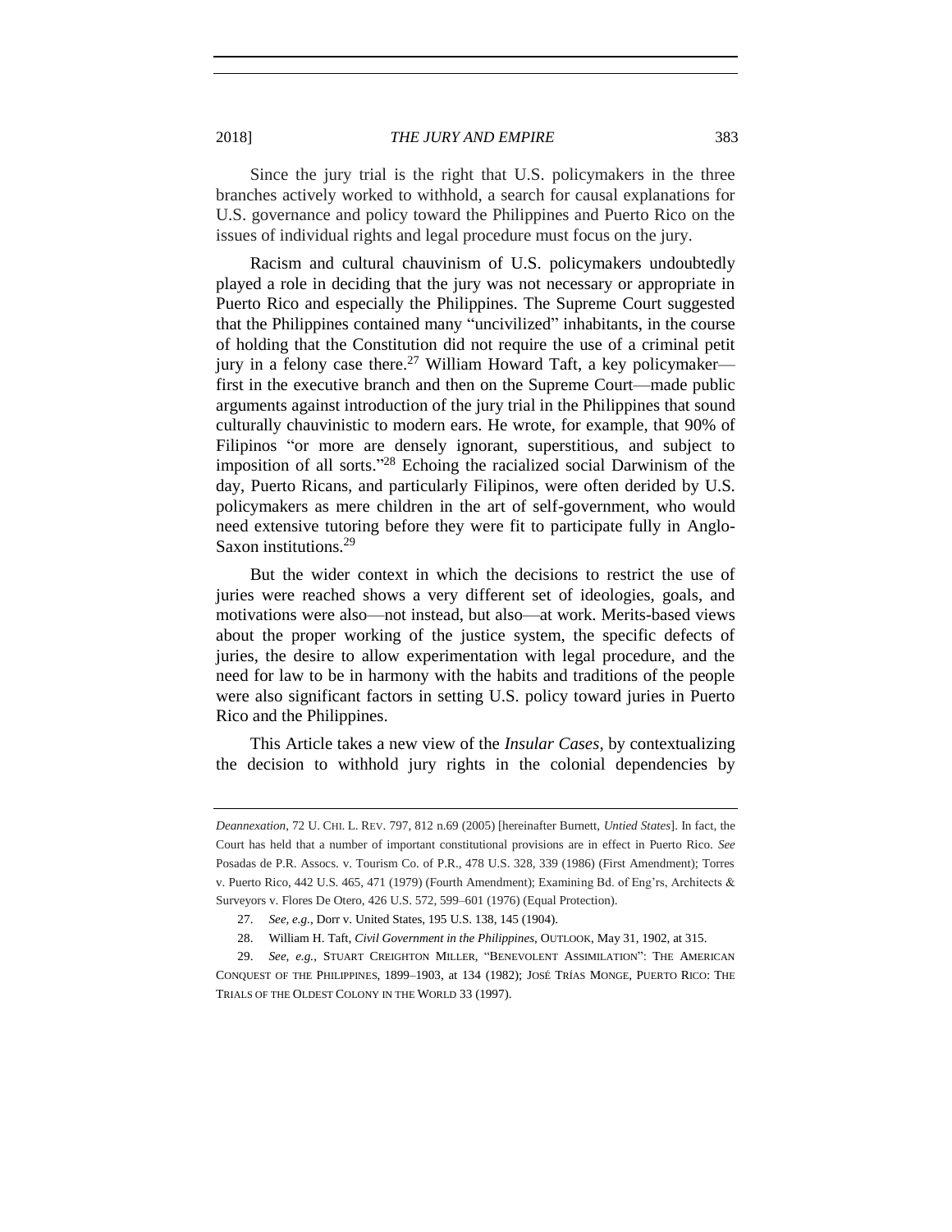Since the jury trial is the right that U.S. policymakers in the three branches actively worked to withhold, a search for causal explanations for U.S. governance and policy toward the Philippines and Puerto Rico on the issues of individual rights and legal procedure must focus on the jury.

Racism and cultural chauvinism of U.S. policymakers undoubtedly played a role in deciding that the jury was not necessary or appropriate in Puerto Rico and especially the Philippines. The Supreme Court suggested that the Philippines contained many "uncivilized" inhabitants, in the course of holding that the Constitution did not require the use of a criminal petit jury in a felony case there.[27] William Howard Taft, a key policymaker—first in the executive branch and then on the Supreme Court—made public arguments against introduction of the jury trial in the Philippines that sound culturally chauvinistic to modern ears. He wrote, for example, that 90% of Filipinos "or more are densely ignorant, superstitious, and subject to imposition of all sorts."[28] Echoing the racialized social Darwinism of the day, Puerto Ricans, and particularly Filipinos, were often derided by U.S. policymakers as mere children in the art of self-government, who would need extensive tutoring before they were fit to participate fully in Anglo-Saxon institutions.[29]

But the wider context in which the decisions to restrict the use of juries were reached shows a very different set of ideologies, goals, and motivations were also—not instead, but also—at work. Merits-based views about the proper working of the justice system, the specific defects of juries, the desire to allow experimentation with legal procedure, and the need for law to be in harmony with the habits and traditions of the people were also significant factors in setting U.S. policy toward juries in Puerto Rico and the Philippines.

This Article takes a new view of the *Insular Cases*, by contextualizing the decision to withhold jury rights in the colonial dependencies by

---

*Deannexation*, 72 U. CHI. L. REV. 797, 812 n.69 (2005) [hereinafter Burnett, *Untied States*]. In fact, the Court has held that a number of important constitutional provisions are in effect in Puerto Rico. *See* Posadas de P.R. Assocs. v. Tourism Co. of P.R., 478 U.S. 328, 339 (1986) (First Amendment); Torres v. Puerto Rico, 442 U.S. 465, 471 (1979) (Fourth Amendment); Examining Bd. of Eng'rs, Architects & Surveyors v. Flores De Otero, 426 U.S. 572, 599–601 (1976) (Equal Protection).

27. *See, e.g.*, Dorr v. United States, 195 U.S. 138, 145 (1904).

28. William H. Taft, *Civil Government in the Philippines*, OUTLOOK, May 31, 1902, at 315.

29. *See, e.g.*, STUART CREIGHTON MILLER, "BENEVOLENT ASSIMILATION": THE AMERICAN CONQUEST OF THE PHILIPPINES, 1899–1903, at 134 (1982); JOSÉ TRÍAS MONGE, PUERTO RICO: THE TRIALS OF THE OLDEST COLONY IN THE WORLD 33 (1997).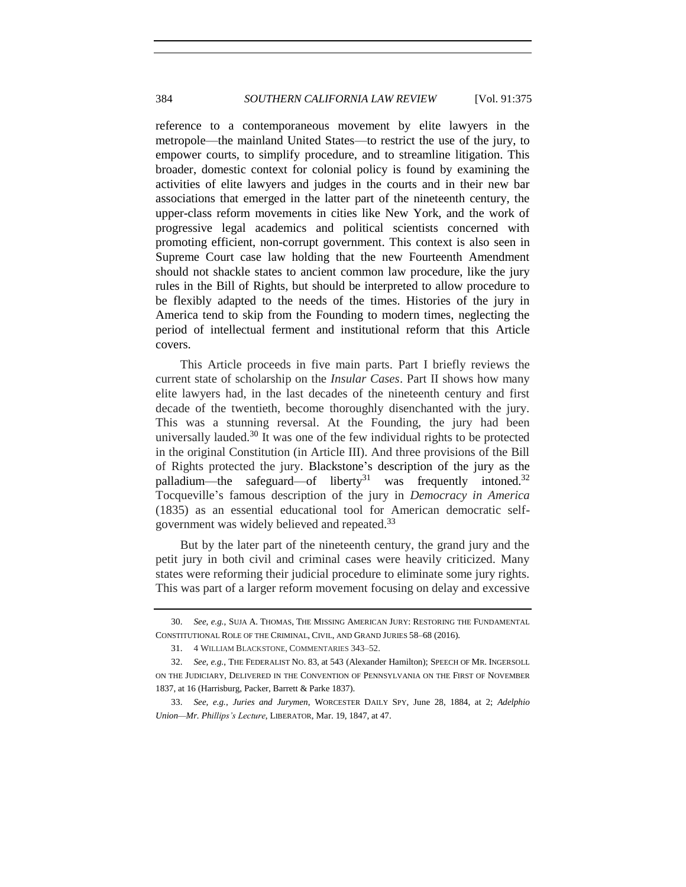reference to a contemporaneous movement by elite lawyers in the metropole—the mainland United States—to restrict the use of the jury, to empower courts, to simplify procedure, and to streamline litigation. This broader, domestic context for colonial policy is found by examining the activities of elite lawyers and judges in the courts and in their new bar associations that emerged in the latter part of the nineteenth century, the upper-class reform movements in cities like New York, and the work of progressive legal academics and political scientists concerned with promoting efficient, non-corrupt government. This context is also seen in Supreme Court case law holding that the new Fourteenth Amendment should not shackle states to ancient common law procedure, like the jury rules in the Bill of Rights, but should be interpreted to allow procedure to be flexibly adapted to the needs of the times. Histories of the jury in America tend to skip from the Founding to modern times, neglecting the period of intellectual ferment and institutional reform that this Article covers.

This Article proceeds in five main parts. Part I briefly reviews the current state of scholarship on the *Insular Cases*. Part II shows how many elite lawyers had, in the last decades of the nineteenth century and first decade of the twentieth, become thoroughly disenchanted with the jury. This was a stunning reversal. At the Founding, the jury had been universally lauded.[30] It was one of the few individual rights to be protected in the original Constitution (in Article III). And three provisions of the Bill of Rights protected the jury. Blackstone's description of the jury as the palladium—the safeguard—of liberty[31] was frequently intoned.[32] Tocqueville's famous description of the jury in *Democracy in America* (1835) as an essential educational tool for American democratic self-government was widely believed and repeated.[33]

But by the later part of the nineteenth century, the grand jury and the petit jury in both civil and criminal cases were heavily criticized. Many states were reforming their judicial procedure to eliminate some jury rights. This was part of a larger reform movement focusing on delay and excessive

30. *See, e.g.*, SUJA A. THOMAS, THE MISSING AMERICAN JURY: RESTORING THE FUNDAMENTAL CONSTITUTIONAL ROLE OF THE CRIMINAL, CIVIL, AND GRAND JURIES 58–68 (2016).

31. 4 WILLIAM BLACKSTONE, COMMENTARIES 343–52.

32. *See, e.g.*, THE FEDERALIST NO. 83, at 543 (Alexander Hamilton); SPEECH OF MR. INGERSOLL ON THE JUDICIARY, DELIVERED IN THE CONVENTION OF PENNSYLVANIA ON THE FIRST OF NOVEMBER 1837, at 16 (Harrisburg, Packer, Barrett & Parke 1837).

33. *See, e.g.*, *Juries and Jurymen*, WORCESTER DAILY SPY, June 28, 1884, at 2; *Adelphio Union—Mr. Phillips's Lecture*, LIBERATOR, Mar. 19, 1847, at 47.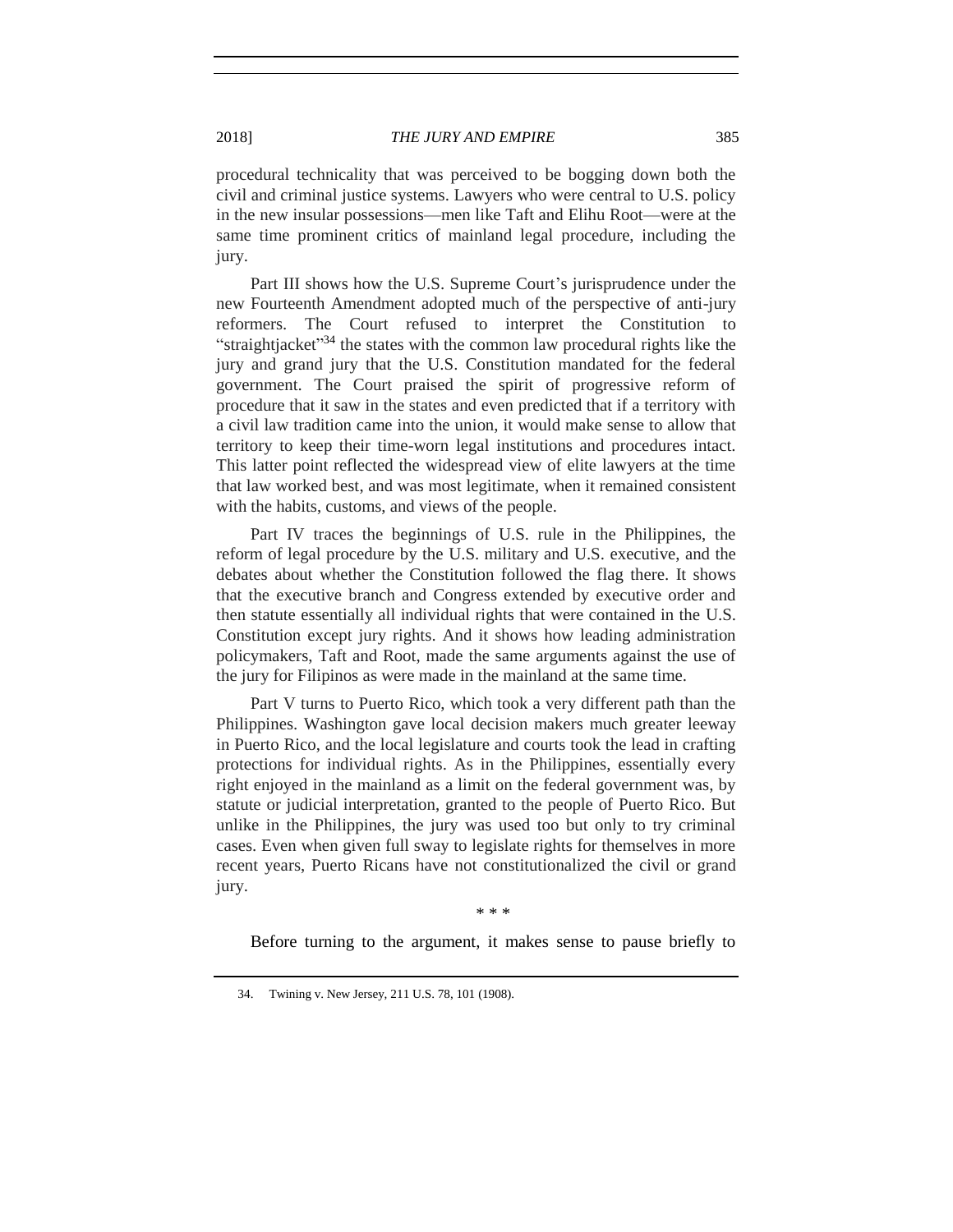procedural technicality that was perceived to be bogging down both the civil and criminal justice systems. Lawyers who were central to U.S. policy in the new insular possessions—men like Taft and Elihu Root—were at the same time prominent critics of mainland legal procedure, including the jury.

Part III shows how the U.S. Supreme Court's jurisprudence under the new Fourteenth Amendment adopted much of the perspective of anti-jury reformers. The Court refused to interpret the Constitution to "straightjacket"[34] the states with the common law procedural rights like the jury and grand jury that the U.S. Constitution mandated for the federal government. The Court praised the spirit of progressive reform of procedure that it saw in the states and even predicted that if a territory with a civil law tradition came into the union, it would make sense to allow that territory to keep their time-worn legal institutions and procedures intact. This latter point reflected the widespread view of elite lawyers at the time that law worked best, and was most legitimate, when it remained consistent with the habits, customs, and views of the people.

Part IV traces the beginnings of U.S. rule in the Philippines, the reform of legal procedure by the U.S. military and U.S. executive, and the debates about whether the Constitution followed the flag there. It shows that the executive branch and Congress extended by executive order and then statute essentially all individual rights that were contained in the U.S. Constitution except jury rights. And it shows how leading administration policymakers, Taft and Root, made the same arguments against the use of the jury for Filipinos as were made in the mainland at the same time.

Part V turns to Puerto Rico, which took a very different path than the Philippines. Washington gave local decision makers much greater leeway in Puerto Rico, and the local legislature and courts took the lead in crafting protections for individual rights. As in the Philippines, essentially every right enjoyed in the mainland as a limit on the federal government was, by statute or judicial interpretation, granted to the people of Puerto Rico. But unlike in the Philippines, the jury was used too but only to try criminal cases. Even when given full sway to legislate rights for themselves in more recent years, Puerto Ricans have not constitutionalized the civil or grand jury.

\* \* \*

Before turning to the argument, it makes sense to pause briefly to

34. Twining v. New Jersey, 211 U.S. 78, 101 (1908).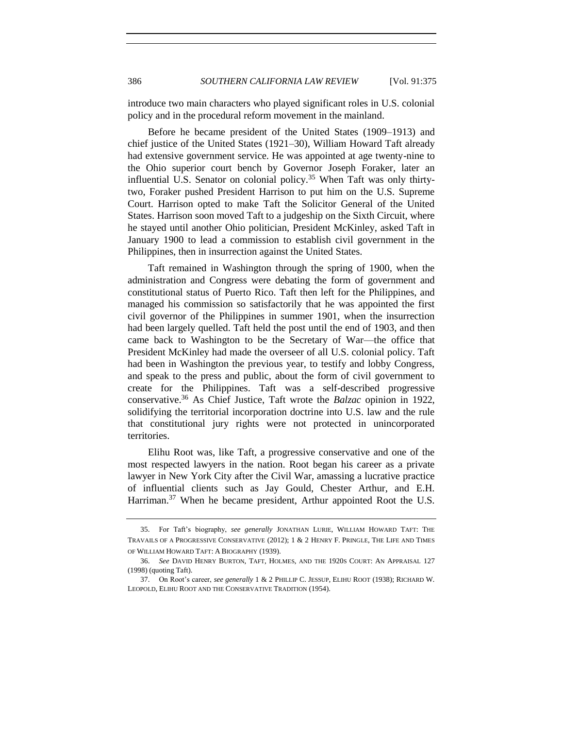introduce two main characters who played significant roles in U.S. colonial policy and in the procedural reform movement in the mainland.

Before he became president of the United States (1909–1913) and chief justice of the United States (1921–30), William Howard Taft already had extensive government service. He was appointed at age twenty-nine to the Ohio superior court bench by Governor Joseph Foraker, later an influential U.S. Senator on colonial policy.[35] When Taft was only thirty-two, Foraker pushed President Harrison to put him on the U.S. Supreme Court. Harrison opted to make Taft the Solicitor General of the United States. Harrison soon moved Taft to a judgeship on the Sixth Circuit, where he stayed until another Ohio politician, President McKinley, asked Taft in January 1900 to lead a commission to establish civil government in the Philippines, then in insurrection against the United States.

Taft remained in Washington through the spring of 1900, when the administration and Congress were debating the form of government and constitutional status of Puerto Rico. Taft then left for the Philippines, and managed his commission so satisfactorily that he was appointed the first civil governor of the Philippines in summer 1901, when the insurrection had been largely quelled. Taft held the post until the end of 1903, and then came back to Washington to be the Secretary of War—the office that President McKinley had made the overseer of all U.S. colonial policy. Taft had been in Washington the previous year, to testify and lobby Congress, and speak to the press and public, about the form of civil government to create for the Philippines. Taft was a self-described progressive conservative.[36] As Chief Justice, Taft wrote the *Balzac* opinion in 1922, solidifying the territorial incorporation doctrine into U.S. law and the rule that constitutional jury rights were not protected in unincorporated territories.

Elihu Root was, like Taft, a progressive conservative and one of the most respected lawyers in the nation. Root began his career as a private lawyer in New York City after the Civil War, amassing a lucrative practice of influential clients such as Jay Gould, Chester Arthur, and E.H. Harriman.[37] When he became president, Arthur appointed Root the U.S.

---

35. For Taft's biography, *see generally* JONATHAN LURIE, WILLIAM HOWARD TAFT: THE TRAVAILS OF A PROGRESSIVE CONSERVATIVE (2012); 1 & 2 HENRY F. PRINGLE, THE LIFE AND TIMES OF WILLIAM HOWARD TAFT: A BIOGRAPHY (1939).

36. *See* DAVID HENRY BURTON, TAFT, HOLMES, AND THE 1920S COURT: AN APPRAISAL 127 (1998) (quoting Taft).

37. On Root's career, *see generally* 1 & 2 PHILLIP C. JESSUP, ELIHU ROOT (1938); RICHARD W. LEOPOLD, ELIHU ROOT AND THE CONSERVATIVE TRADITION (1954).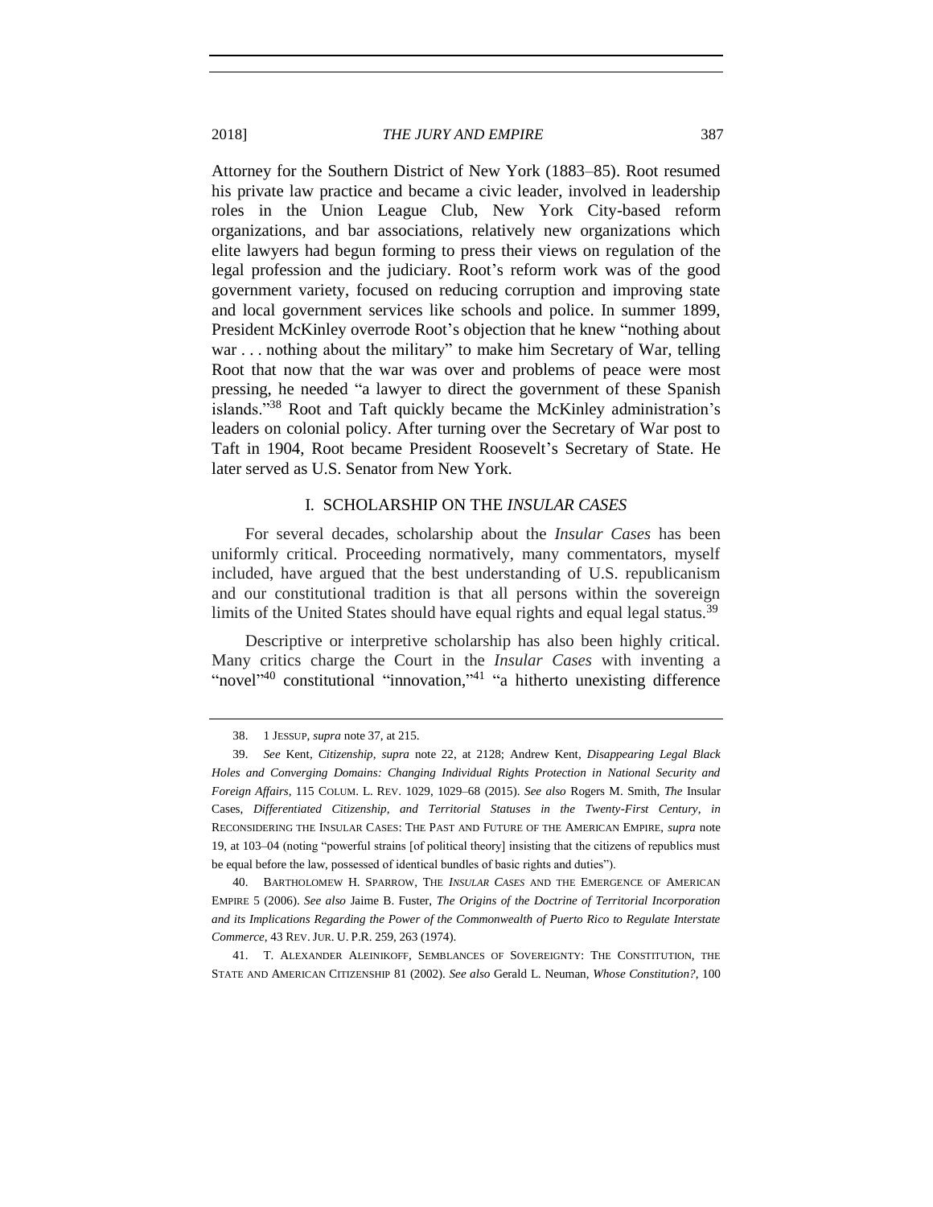Attorney for the Southern District of New York (1883–85). Root resumed his private law practice and became a civic leader, involved in leadership roles in the Union League Club, New York City-based reform organizations, and bar associations, relatively new organizations which elite lawyers had begun forming to press their views on regulation of the legal profession and the judiciary. Root's reform work was of the good government variety, focused on reducing corruption and improving state and local government services like schools and police. In summer 1899, President McKinley overrode Root's objection that he knew "nothing about war . . . nothing about the military" to make him Secretary of War, telling Root that now that the war was over and problems of peace were most pressing, he needed "a lawyer to direct the government of these Spanish islands."[38] Root and Taft quickly became the McKinley administration's leaders on colonial policy. After turning over the Secretary of War post to Taft in 1904, Root became President Roosevelt's Secretary of State. He later served as U.S. Senator from New York.

## I. SCHOLARSHIP ON THE *INSULAR CASES*

For several decades, scholarship about the *Insular Cases* has been uniformly critical. Proceeding normatively, many commentators, myself included, have argued that the best understanding of U.S. republicanism and our constitutional tradition is that all persons within the sovereign limits of the United States should have equal rights and equal legal status.[39]

Descriptive or interpretive scholarship has also been highly critical. Many critics charge the Court in the *Insular Cases* with inventing a "novel"[40] constitutional "innovation,"[41] "a hitherto unexisting difference

---

38. 1 JESSUP, *supra* note 37, at 215.

39. *See* Kent, *Citizenship*, *supra* note 22, at 2128; Andrew Kent, *Disappearing Legal Black Holes and Converging Domains: Changing Individual Rights Protection in National Security and Foreign Affairs*, 115 COLUM. L. REV. 1029, 1029–68 (2015). *See also* Rogers M. Smith, *The* Insular Cases*, Differentiated Citizenship, and Territorial Statuses in the Twenty-First Century*, *in* RECONSIDERING THE INSULAR CASES: THE PAST AND FUTURE OF THE AMERICAN EMPIRE, *supra* note 19, at 103–04 (noting "powerful strains [of political theory] insisting that the citizens of republics must be equal before the law, possessed of identical bundles of basic rights and duties").

40. BARTHOLOMEW H. SPARROW, THE *INSULAR CASES* AND THE EMERGENCE OF AMERICAN EMPIRE 5 (2006). *See also* Jaime B. Fuster, *The Origins of the Doctrine of Territorial Incorporation and its Implications Regarding the Power of the Commonwealth of Puerto Rico to Regulate Interstate Commerce*, 43 REV. JUR. U. P.R. 259, 263 (1974).

41. T. ALEXANDER ALEINIKOFF, SEMBLANCES OF SOVEREIGNTY: THE CONSTITUTION, THE STATE AND AMERICAN CITIZENSHIP 81 (2002). *See also* Gerald L. Neuman, *Whose Constitution?*, 100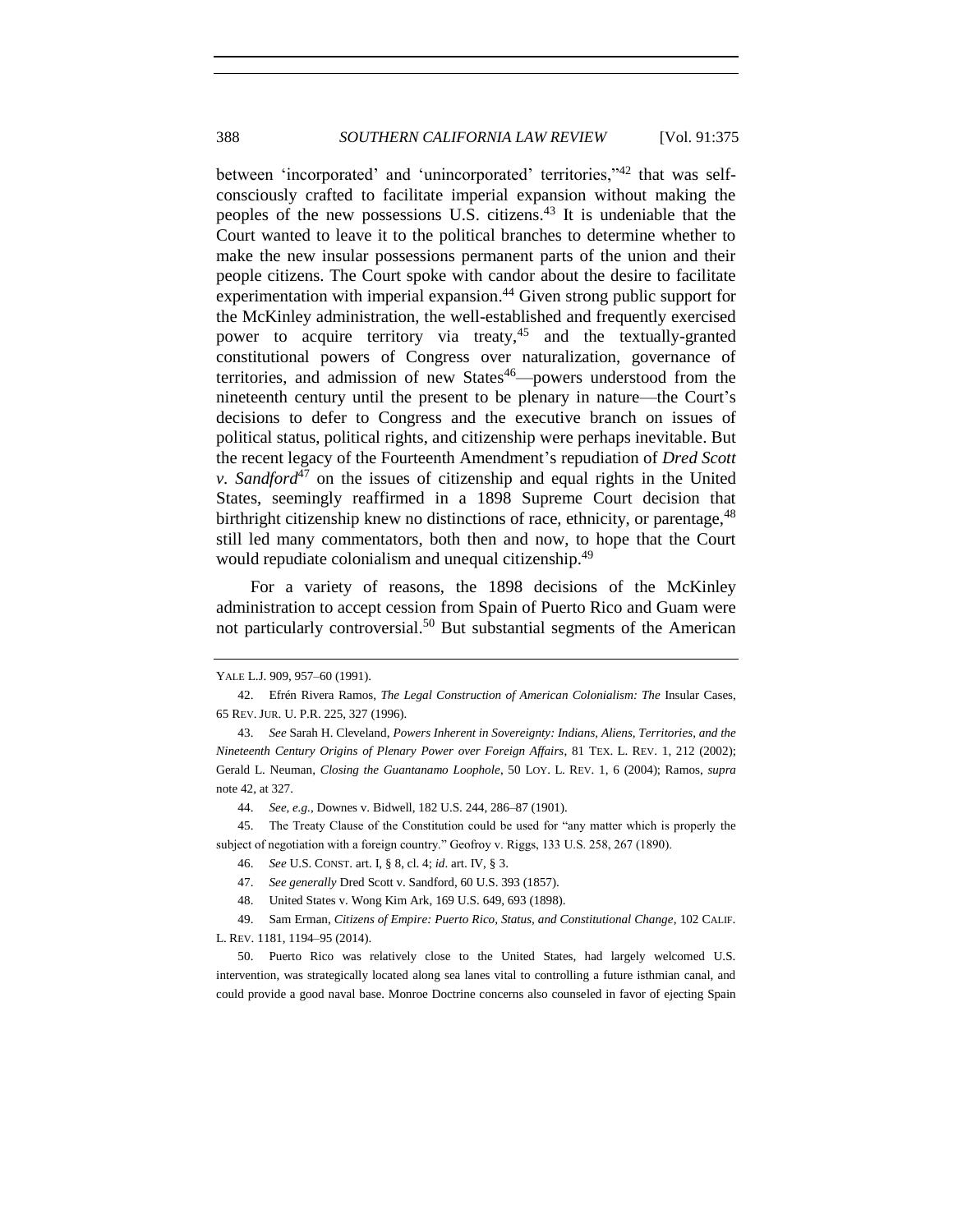between 'incorporated' and 'unincorporated' territories,"[42] that was self-consciously crafted to facilitate imperial expansion without making the peoples of the new possessions U.S. citizens.[43] It is undeniable that the Court wanted to leave it to the political branches to determine whether to make the new insular possessions permanent parts of the union and their people citizens. The Court spoke with candor about the desire to facilitate experimentation with imperial expansion.[44] Given strong public support for the McKinley administration, the well-established and frequently exercised power to acquire territory via treaty,[45] and the textually-granted constitutional powers of Congress over naturalization, governance of territories, and admission of new States[46]—powers understood from the nineteenth century until the present to be plenary in nature—the Court's decisions to defer to Congress and the executive branch on issues of political status, political rights, and citizenship were perhaps inevitable. But the recent legacy of the Fourteenth Amendment's repudiation of *Dred Scott v. Sandford*[47] on the issues of citizenship and equal rights in the United States, seemingly reaffirmed in a 1898 Supreme Court decision that birthright citizenship knew no distinctions of race, ethnicity, or parentage,[48] still led many commentators, both then and now, to hope that the Court would repudiate colonialism and unequal citizenship.[49]

For a variety of reasons, the 1898 decisions of the McKinley administration to accept cession from Spain of Puerto Rico and Guam were not particularly controversial.[50] But substantial segments of the American

---

YALE L.J. 909, 957–60 (1991).

42. Efrén Rivera Ramos, *The Legal Construction of American Colonialism: The* Insular Cases, 65 REV. JUR. U. P.R. 225, 327 (1996).

43. *See* Sarah H. Cleveland, *Powers Inherent in Sovereignty: Indians, Aliens, Territories, and the Nineteenth Century Origins of Plenary Power over Foreign Affairs*, 81 TEX. L. REV. 1, 212 (2002); Gerald L. Neuman, *Closing the Guantanamo Loophole*, 50 LOY. L. REV. 1, 6 (2004); Ramos, *supra* note 42, at 327.

44. *See, e.g.*, Downes v. Bidwell, 182 U.S. 244, 286–87 (1901).

45. The Treaty Clause of the Constitution could be used for "any matter which is properly the subject of negotiation with a foreign country." Geofroy v. Riggs, 133 U.S. 258, 267 (1890).

46. *See* U.S. CONST. art. I, § 8, cl. 4; *id*. art. IV, § 3.

47. *See generally* Dred Scott v. Sandford, 60 U.S. 393 (1857).

48. United States v. Wong Kim Ark, 169 U.S. 649, 693 (1898).

49. Sam Erman, *Citizens of Empire: Puerto Rico, Status, and Constitutional Change*, 102 CALIF. L. REV. 1181, 1194–95 (2014).

50. Puerto Rico was relatively close to the United States, had largely welcomed U.S. intervention, was strategically located along sea lanes vital to controlling a future isthmian canal, and could provide a good naval base. Monroe Doctrine concerns also counseled in favor of ejecting Spain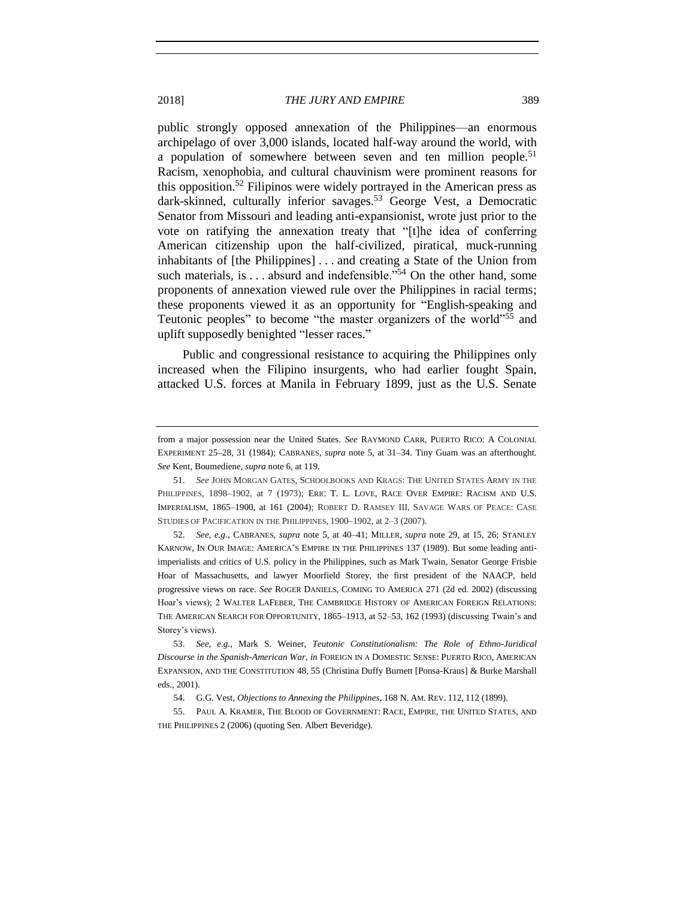public strongly opposed annexation of the Philippines—an enormous archipelago of over 3,000 islands, located half-way around the world, with a population of somewhere between seven and ten million people.[51] Racism, xenophobia, and cultural chauvinism were prominent reasons for this opposition.[52] Filipinos were widely portrayed in the American press as dark-skinned, culturally inferior savages.[53] George Vest, a Democratic Senator from Missouri and leading anti-expansionist, wrote just prior to the vote on ratifying the annexation treaty that "[t]he idea of conferring American citizenship upon the half-civilized, piratical, muck-running inhabitants of [the Philippines] . . . and creating a State of the Union from such materials, is . . . absurd and indefensible."[54] On the other hand, some proponents of annexation viewed rule over the Philippines in racial terms; these proponents viewed it as an opportunity for "English-speaking and Teutonic peoples" to become "the master organizers of the world"[55] and uplift supposedly benighted "lesser races."

Public and congressional resistance to acquiring the Philippines only increased when the Filipino insurgents, who had earlier fought Spain, attacked U.S. forces at Manila in February 1899, just as the U.S. Senate

---

from a major possession near the United States. *See* RAYMOND CARR, PUERTO RICO: A COLONIAL EXPERIMENT 25–28, 31 (1984); CABRANES, *supra* note 5, at 31–34. Tiny Guam was an afterthought. *See* Kent, Boumediene, *supra* note 6, at 119.

51. *See* JOHN MORGAN GATES, SCHOOLBOOKS AND KRAGS: THE UNITED STATES ARMY IN THE PHILIPPINES, 1898–1902, at 7 (1973); ERIC T. L. LOVE, RACE OVER EMPIRE: RACISM AND U.S. IMPERIALISM, 1865–1900, at 161 (2004); ROBERT D. RAMSEY III, SAVAGE WARS OF PEACE: CASE STUDIES OF PACIFICATION IN THE PHILIPPINES, 1900–1902, at 2–3 (2007).

52. *See, e.g.*, CABRANES, *supra* note 5, at 40–41; MILLER, *supra* note 29, at 15, 26; STANLEY KARNOW, IN OUR IMAGE: AMERICA'S EMPIRE IN THE PHILIPPINES 137 (1989). But some leading anti-imperialists and critics of U.S. policy in the Philippines, such as Mark Twain, Senator George Frisbie Hoar of Massachusetts, and lawyer Moorfield Storey, the first president of the NAACP, held progressive views on race. *See* ROGER DANIELS, COMING TO AMERICA 271 (2d ed. 2002) (discussing Hoar's views); 2 WALTER LAFEBER, THE CAMBRIDGE HISTORY OF AMERICAN FOREIGN RELATIONS: THE AMERICAN SEARCH FOR OPPORTUNITY, 1865–1913, at 52–53, 162 (1993) (discussing Twain's and Storey's views).

53. *See, e.g.*, Mark S. Weiner, *Teutonic Constitutionalism: The Role of Ethno-Juridical Discourse in the Spanish-American War*, *in* FOREIGN IN A DOMESTIC SENSE: PUERTO RICO, AMERICAN EXPANSION, AND THE CONSTITUTION 48, 55 (Christina Duffy Burnett [Ponsa-Kraus] & Burke Marshall eds., 2001).

54. G.G. Vest, *Objections to Annexing the Philippines*, 168 N. AM. REV. 112, 112 (1899).

55. PAUL A. KRAMER, THE BLOOD OF GOVERNMENT: RACE, EMPIRE, THE UNITED STATES, AND THE PHILIPPINES 2 (2006) (quoting Sen. Albert Beveridge).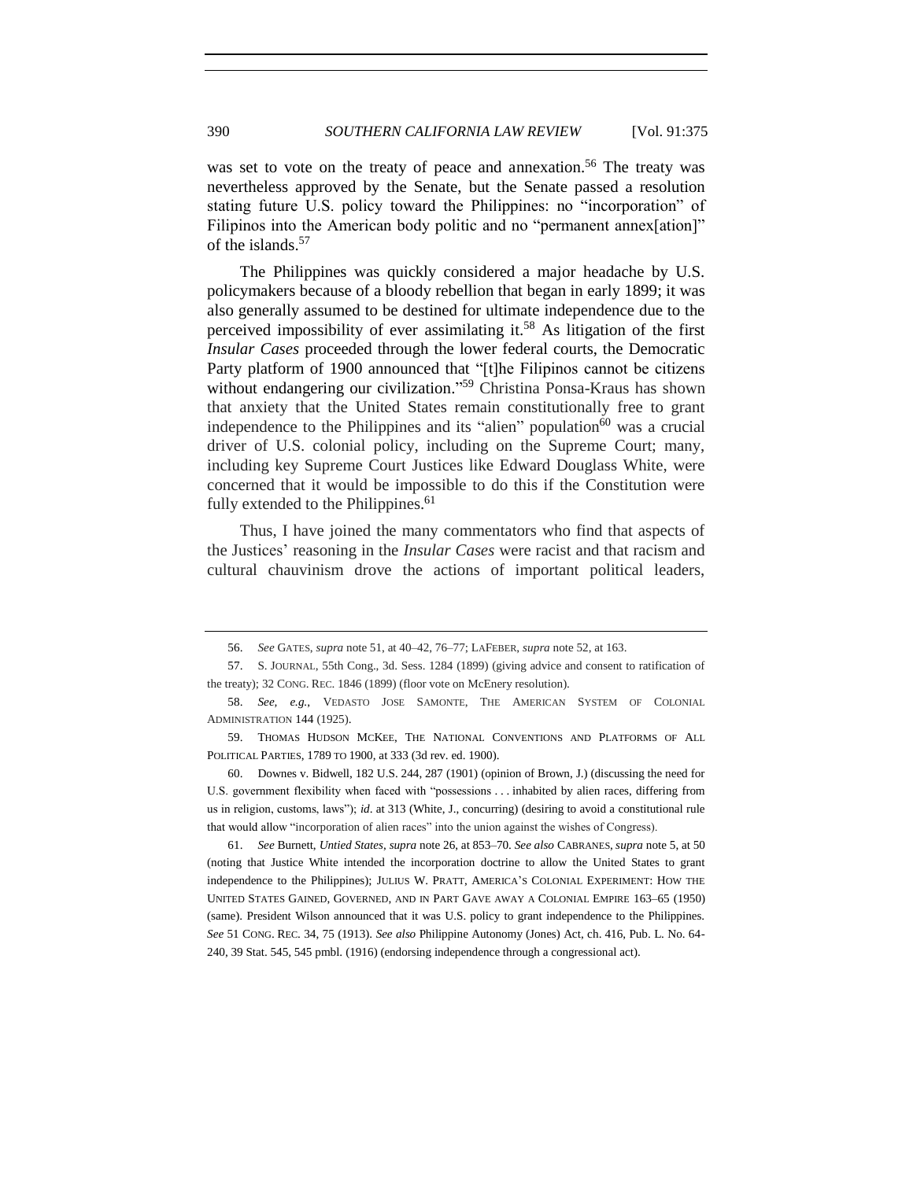was set to vote on the treaty of peace and annexation.[56] The treaty was nevertheless approved by the Senate, but the Senate passed a resolution stating future U.S. policy toward the Philippines: no "incorporation" of Filipinos into the American body politic and no "permanent annex[ation]" of the islands.[57]

The Philippines was quickly considered a major headache by U.S. policymakers because of a bloody rebellion that began in early 1899; it was also generally assumed to be destined for ultimate independence due to the perceived impossibility of ever assimilating it.[58] As litigation of the first *Insular Cases* proceeded through the lower federal courts, the Democratic Party platform of 1900 announced that "[t]he Filipinos cannot be citizens without endangering our civilization."[59] Christina Ponsa-Kraus has shown that anxiety that the United States remain constitutionally free to grant independence to the Philippines and its "alien" population[60] was a crucial driver of U.S. colonial policy, including on the Supreme Court; many, including key Supreme Court Justices like Edward Douglass White, were concerned that it would be impossible to do this if the Constitution were fully extended to the Philippines.[61]

Thus, I have joined the many commentators who find that aspects of the Justices' reasoning in the *Insular Cases* were racist and that racism and cultural chauvinism drove the actions of important political leaders,

---

56. *See* GATES, *supra* note 51, at 40–42, 76–77; LAFEBER, *supra* note 52, at 163.

57. S. JOURNAL, 55th Cong., 3d. Sess. 1284 (1899) (giving advice and consent to ratification of the treaty); 32 CONG. REC. 1846 (1899) (floor vote on McEnery resolution).

58. *See, e.g.*, VEDASTO JOSE SAMONTE, THE AMERICAN SYSTEM OF COLONIAL ADMINISTRATION 144 (1925).

59. THOMAS HUDSON MCKEE, THE NATIONAL CONVENTIONS AND PLATFORMS OF ALL POLITICAL PARTIES, 1789 TO 1900, at 333 (3d rev. ed. 1900).

60. Downes v. Bidwell, 182 U.S. 244, 287 (1901) (opinion of Brown, J.) (discussing the need for U.S. government flexibility when faced with "possessions . . . inhabited by alien races, differing from us in religion, customs, laws"); *id*. at 313 (White, J., concurring) (desiring to avoid a constitutional rule that would allow "incorporation of alien races" into the union against the wishes of Congress).

61. *See* Burnett, *Untied States*, *supra* note 26, at 853–70. *See also* CABRANES, *supra* note 5, at 50 (noting that Justice White intended the incorporation doctrine to allow the United States to grant independence to the Philippines); JULIUS W. PRATT, AMERICA'S COLONIAL EXPERIMENT: HOW THE UNITED STATES GAINED, GOVERNED, AND IN PART GAVE AWAY A COLONIAL EMPIRE 163–65 (1950) (same). President Wilson announced that it was U.S. policy to grant independence to the Philippines. *See* 51 CONG. REC. 34, 75 (1913). *See also* Philippine Autonomy (Jones) Act, ch. 416, Pub. L. No. 64-240, 39 Stat. 545, 545 pmbl. (1916) (endorsing independence through a congressional act).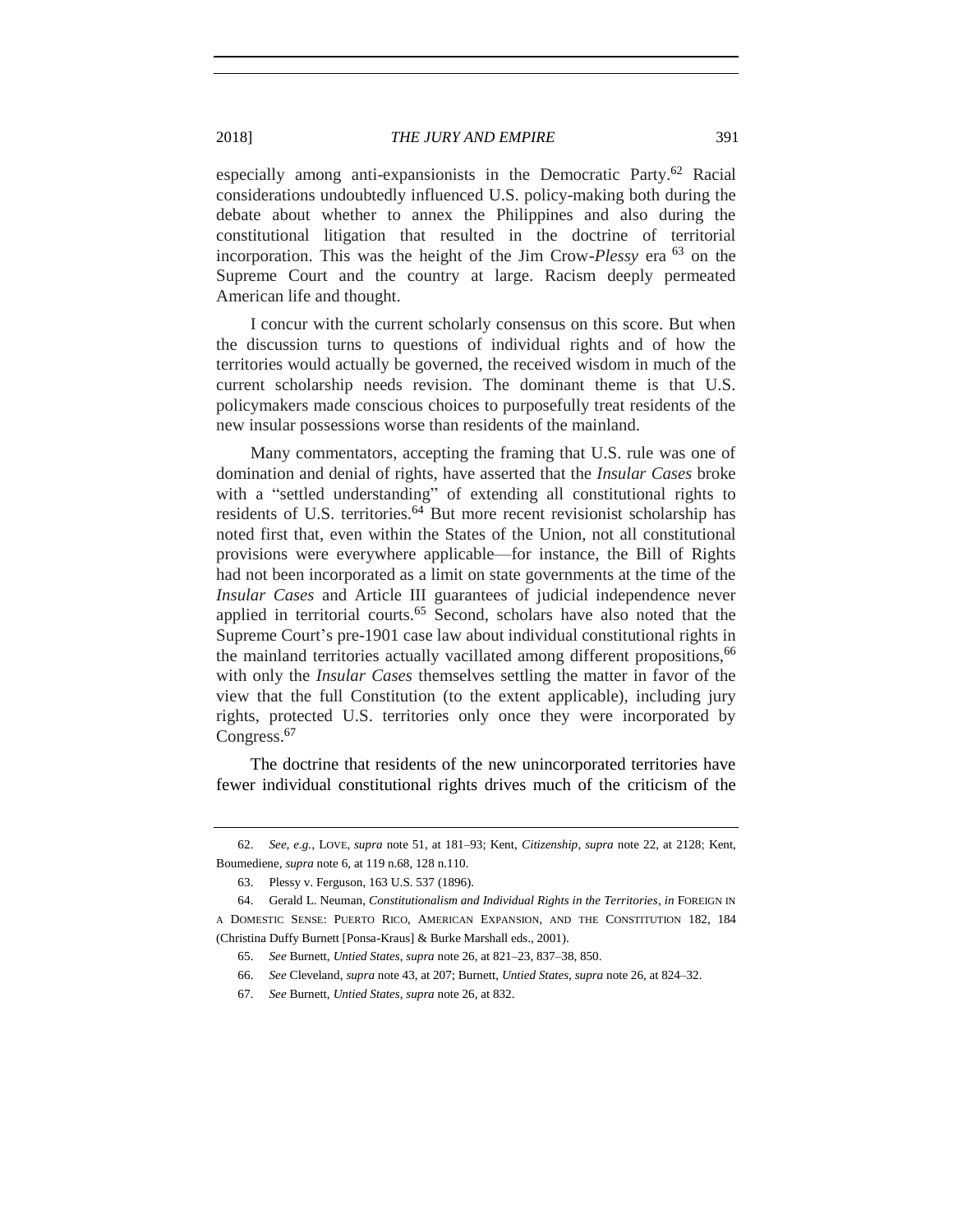especially among anti-expansionists in the Democratic Party.[62] Racial considerations undoubtedly influenced U.S. policy-making both during the debate about whether to annex the Philippines and also during the constitutional litigation that resulted in the doctrine of territorial incorporation. This was the height of the Jim Crow-*Plessy* era [63] on the Supreme Court and the country at large. Racism deeply permeated American life and thought.

I concur with the current scholarly consensus on this score. But when the discussion turns to questions of individual rights and of how the territories would actually be governed, the received wisdom in much of the current scholarship needs revision. The dominant theme is that U.S. policymakers made conscious choices to purposefully treat residents of the new insular possessions worse than residents of the mainland.

Many commentators, accepting the framing that U.S. rule was one of domination and denial of rights, have asserted that the *Insular Cases* broke with a "settled understanding" of extending all constitutional rights to residents of U.S. territories.[64] But more recent revisionist scholarship has noted first that, even within the States of the Union, not all constitutional provisions were everywhere applicable—for instance, the Bill of Rights had not been incorporated as a limit on state governments at the time of the *Insular Cases* and Article III guarantees of judicial independence never applied in territorial courts.[65] Second, scholars have also noted that the Supreme Court's pre-1901 case law about individual constitutional rights in the mainland territories actually vacillated among different propositions,[66] with only the *Insular Cases* themselves settling the matter in favor of the view that the full Constitution (to the extent applicable), including jury rights, protected U.S. territories only once they were incorporated by Congress.[67]

The doctrine that residents of the new unincorporated territories have fewer individual constitutional rights drives much of the criticism of the

---

62. *See, e.g.*, LOVE, *supra* note 51, at 181–93; Kent, *Citizenship*, *supra* note 22, at 2128; Kent, Boumediene, *supra* note 6, at 119 n.68, 128 n.110.

63. Plessy v. Ferguson, 163 U.S. 537 (1896).

64. Gerald L. Neuman, *Constitutionalism and Individual Rights in the Territories*, *in* FOREIGN IN A DOMESTIC SENSE: PUERTO RICO, AMERICAN EXPANSION, AND THE CONSTITUTION 182, 184 (Christina Duffy Burnett [Ponsa-Kraus] & Burke Marshall eds., 2001).

65. *See* Burnett, *Untied States*, *supra* note 26, at 821–23, 837–38, 850.

66. *See* Cleveland, *supra* note 43, at 207; Burnett, *Untied States*, *supra* note 26, at 824–32.

67. *See* Burnett, *Untied States*, *supra* note 26, at 832.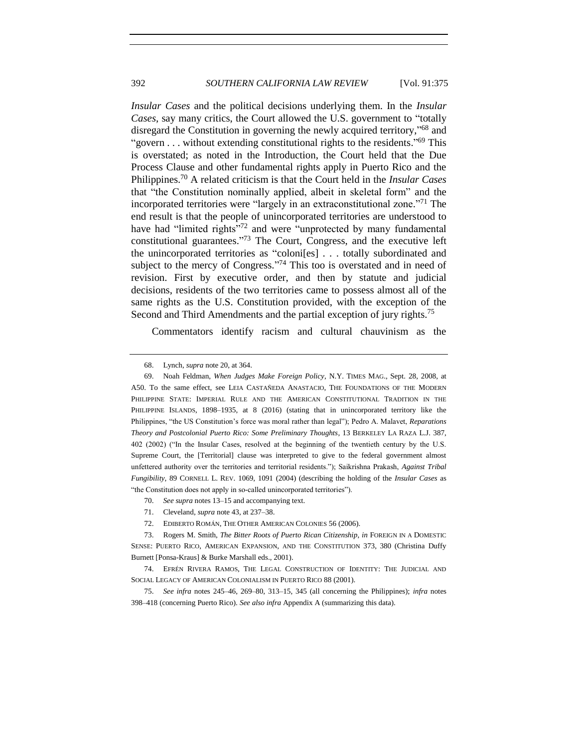*Insular Cases* and the political decisions underlying them. In the *Insular Cases*, say many critics, the Court allowed the U.S. government to "totally disregard the Constitution in governing the newly acquired territory,"[68] and "govern . . . without extending constitutional rights to the residents."[69] This is overstated; as noted in the Introduction, the Court held that the Due Process Clause and other fundamental rights apply in Puerto Rico and the Philippines.[70] A related criticism is that the Court held in the *Insular Cases* that "the Constitution nominally applied, albeit in skeletal form" and the incorporated territories were "largely in an extraconstitutional zone."[71] The end result is that the people of unincorporated territories are understood to have had "limited rights"[72] and were "unprotected by many fundamental constitutional guarantees."[73] The Court, Congress, and the executive left the unincorporated territories as "coloni[es] . . . totally subordinated and subject to the mercy of Congress."[74] This too is overstated and in need of revision. First by executive order, and then by statute and judicial decisions, residents of the two territories came to possess almost all of the same rights as the U.S. Constitution provided, with the exception of the Second and Third Amendments and the partial exception of jury rights.[75]

Commentators identify racism and cultural chauvinism as the

---

68. Lynch, *supra* note 20, at 364.

69. Noah Feldman, *When Judges Make Foreign Policy*, N.Y. TIMES MAG., Sept. 28, 2008, at A50. To the same effect, see LEIA CASTAÑEDA ANASTACIO, THE FOUNDATIONS OF THE MODERN PHILIPPINE STATE: IMPERIAL RULE AND THE AMERICAN CONSTITUTIONAL TRADITION IN THE PHILIPPINE ISLANDS, 1898–1935, at 8 (2016) (stating that in unincorporated territory like the Philippines, "the US Constitution's force was moral rather than legal"); Pedro A. Malavet, *Reparations Theory and Postcolonial Puerto Rico: Some Preliminary Thoughts*, 13 BERKELEY LA RAZA L.J. 387, 402 (2002) ("In the Insular Cases, resolved at the beginning of the twentieth century by the U.S. Supreme Court, the [Territorial] clause was interpreted to give to the federal government almost unfettered authority over the territories and territorial residents."); Saikrishna Prakash, *Against Tribal Fungibility*, 89 CORNELL L. REV. 1069, 1091 (2004) (describing the holding of the *Insular Cases* as "the Constitution does not apply in so-called unincorporated territories").

70. *See supra* notes 13–15 and accompanying text.

71. Cleveland, *supra* note 43, at 237–38.

72. EDIBERTO ROMÁN, THE OTHER AMERICAN COLONIES 56 (2006).

73. Rogers M. Smith, *The Bitter Roots of Puerto Rican Citizenship*, *in* FOREIGN IN A DOMESTIC SENSE: PUERTO RICO, AMERICAN EXPANSION, AND THE CONSTITUTION 373, 380 (Christina Duffy Burnett [Ponsa-Kraus] & Burke Marshall eds., 2001).

74. EFRÉN RIVERA RAMOS, THE LEGAL CONSTRUCTION OF IDENTITY: THE JUDICIAL AND SOCIAL LEGACY OF AMERICAN COLONIALISM IN PUERTO RICO 88 (2001).

75. *See infra* notes 245–46, 269–80, 313–15, 345 (all concerning the Philippines); *infra* notes 398–418 (concerning Puerto Rico). *See also infra* Appendix A (summarizing this data).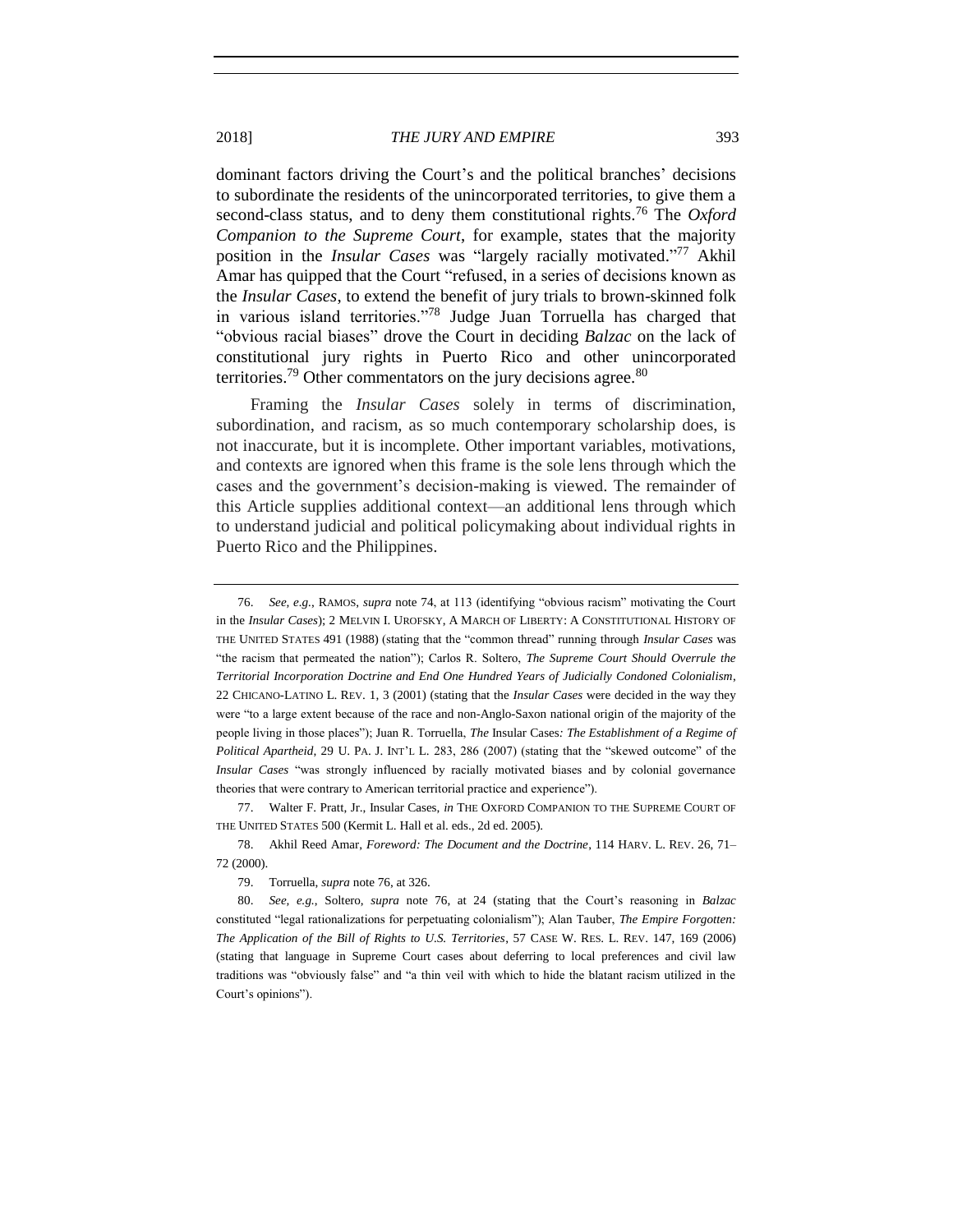dominant factors driving the Court's and the political branches' decisions to subordinate the residents of the unincorporated territories, to give them a second-class status, and to deny them constitutional rights.[76] The *Oxford Companion to the Supreme Court*, for example, states that the majority position in the *Insular Cases* was "largely racially motivated."[77] Akhil Amar has quipped that the Court "refused, in a series of decisions known as the *Insular Cases*, to extend the benefit of jury trials to brown-skinned folk in various island territories."[78] Judge Juan Torruella has charged that "obvious racial biases" drove the Court in deciding *Balzac* on the lack of constitutional jury rights in Puerto Rico and other unincorporated territories.[79] Other commentators on the jury decisions agree.[80]

Framing the *Insular Cases* solely in terms of discrimination, subordination, and racism, as so much contemporary scholarship does, is not inaccurate, but it is incomplete. Other important variables, motivations, and contexts are ignored when this frame is the sole lens through which the cases and the government's decision-making is viewed. The remainder of this Article supplies additional context—an additional lens through which to understand judicial and political policymaking about individual rights in Puerto Rico and the Philippines.

---

76. *See, e.g.*, RAMOS, *supra* note 74, at 113 (identifying "obvious racism" motivating the Court in the *Insular Cases*); 2 MELVIN I. UROFSKY, A MARCH OF LIBERTY: A CONSTITUTIONAL HISTORY OF THE UNITED STATES 491 (1988) (stating that the "common thread" running through *Insular Cases* was "the racism that permeated the nation"); Carlos R. Soltero, *The Supreme Court Should Overrule the Territorial Incorporation Doctrine and End One Hundred Years of Judicially Condoned Colonialism*, 22 CHICANO-LATINO L. REV. 1, 3 (2001) (stating that the *Insular Cases* were decided in the way they were "to a large extent because of the race and non-Anglo-Saxon national origin of the majority of the people living in those places"); Juan R. Torruella, *The* Insular Cases*: The Establishment of a Regime of Political Apartheid*, 29 U. PA. J. INT'L L. 283, 286 (2007) (stating that the "skewed outcome" of the *Insular Cases* "was strongly influenced by racially motivated biases and by colonial governance theories that were contrary to American territorial practice and experience").

77. Walter F. Pratt, Jr., Insular Cases, *in* THE OXFORD COMPANION TO THE SUPREME COURT OF THE UNITED STATES 500 (Kermit L. Hall et al. eds., 2d ed. 2005).

78. Akhil Reed Amar, *Foreword: The Document and the Doctrine*, 114 HARV. L. REV. 26, 71–72 (2000).

79. Torruella, *supra* note 76, at 326.

80. *See, e.g.*, Soltero, *supra* note 76, at 24 (stating that the Court's reasoning in *Balzac* constituted "legal rationalizations for perpetuating colonialism"); Alan Tauber, *The Empire Forgotten: The Application of the Bill of Rights to U.S. Territories*, 57 CASE W. RES. L. REV. 147, 169 (2006) (stating that language in Supreme Court cases about deferring to local preferences and civil law traditions was "obviously false" and "a thin veil with which to hide the blatant racism utilized in the Court's opinions").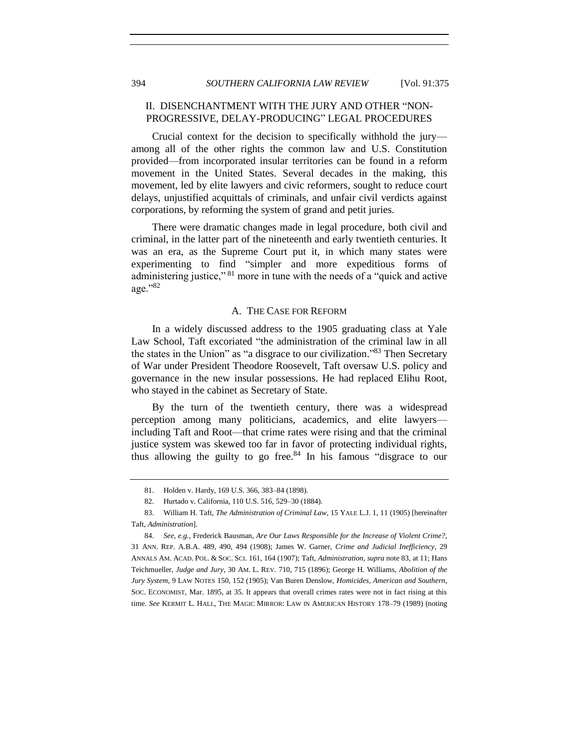## II. DISENCHANTMENT WITH THE JURY AND OTHER "NON-PROGRESSIVE, DELAY-PRODUCING" LEGAL PROCEDURES

Crucial context for the decision to specifically withhold the jury—among all of the other rights the common law and U.S. Constitution provided—from incorporated insular territories can be found in a reform movement in the United States. Several decades in the making, this movement, led by elite lawyers and civic reformers, sought to reduce court delays, unjustified acquittals of criminals, and unfair civil verdicts against corporations, by reforming the system of grand and petit juries.

There were dramatic changes made in legal procedure, both civil and criminal, in the latter part of the nineteenth and early twentieth centuries. It was an era, as the Supreme Court put it, in which many states were experimenting to find "simpler and more expeditious forms of administering justice,"[81] more in tune with the needs of a "quick and active age."[82]

### A. THE CASE FOR REFORM

In a widely discussed address to the 1905 graduating class at Yale Law School, Taft excoriated "the administration of the criminal law in all the states in the Union" as "a disgrace to our civilization."[83] Then Secretary of War under President Theodore Roosevelt, Taft oversaw U.S. policy and governance in the new insular possessions. He had replaced Elihu Root, who stayed in the cabinet as Secretary of State.

By the turn of the twentieth century, there was a widespread perception among many politicians, academics, and elite lawyers—including Taft and Root—that crime rates were rising and that the criminal justice system was skewed too far in favor of protecting individual rights, thus allowing the guilty to go free.[84] In his famous "disgrace to our

---

81. Holden v. Hardy, 169 U.S. 366, 383–84 (1898).

82. Hurtado v. California, 110 U.S. 516, 529–30 (1884).

83. William H. Taft, *The Administration of Criminal Law*, 15 YALE L.J. 1, 11 (1905) [hereinafter Taft, *Administration*].

84. *See, e.g.*, Frederick Bausman, *Are Our Laws Responsible for the Increase of Violent Crime?*, 31 ANN. REP. A.B.A. 489, 490, 494 (1908); James W. Garner, *Crime and Judicial Inefficiency*, 29 ANNALS AM. ACAD. POL. & SOC. SCI. 161, 164 (1907); Taft, *Administration*, *supra* note 83, at 11; Hans Teichmueller, *Judge and Jury*, 30 AM. L. REV. 710, 715 (1896); George H. Williams, *Abolition of the Jury System*, 9 LAW NOTES 150, 152 (1905); Van Buren Denslow, *Homicides, American and Southern*, SOC. ECONOMIST, Mar. 1895, at 35. It appears that overall crimes rates were not in fact rising at this time. *See* KERMIT L. HALL, THE MAGIC MIRROR: LAW IN AMERICAN HISTORY 178–79 (1989) (noting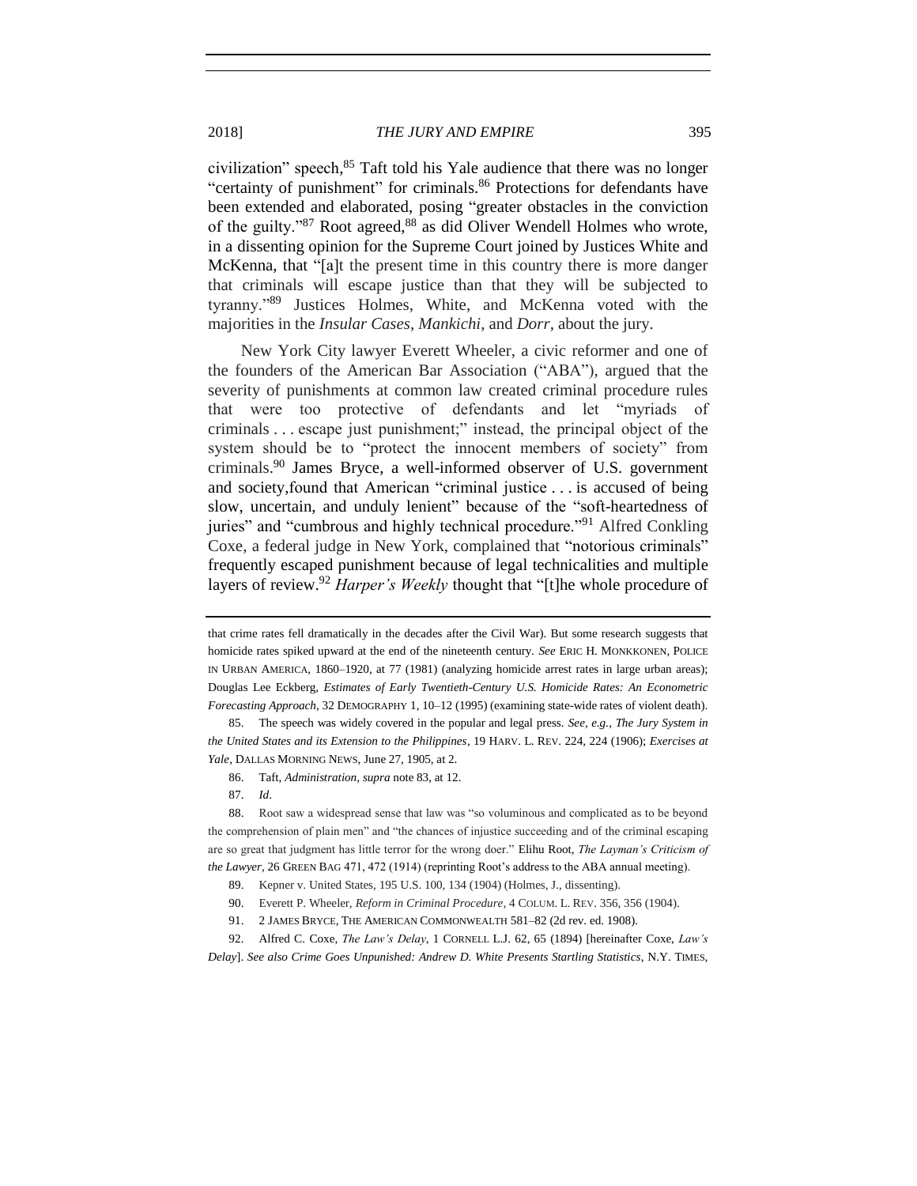civilization" speech,[85] Taft told his Yale audience that there was no longer "certainty of punishment" for criminals.[86] Protections for defendants have been extended and elaborated, posing "greater obstacles in the conviction of the guilty."[87] Root agreed,[88] as did Oliver Wendell Holmes who wrote, in a dissenting opinion for the Supreme Court joined by Justices White and McKenna, that "[a]t the present time in this country there is more danger that criminals will escape justice than that they will be subjected to tyranny."[89] Justices Holmes, White, and McKenna voted with the majorities in the *Insular Cases*, *Mankichi*, and *Dorr*, about the jury.

New York City lawyer Everett Wheeler, a civic reformer and one of the founders of the American Bar Association ("ABA"), argued that the severity of punishments at common law created criminal procedure rules that were too protective of defendants and let "myriads of criminals . . . escape just punishment;" instead, the principal object of the system should be to "protect the innocent members of society" from criminals.[90] James Bryce, a well-informed observer of U.S. government and society,found that American "criminal justice . . . is accused of being slow, uncertain, and unduly lenient" because of the "soft-heartedness of juries" and "cumbrous and highly technical procedure."[91] Alfred Conkling Coxe, a federal judge in New York, complained that "notorious criminals" frequently escaped punishment because of legal technicalities and multiple layers of review.[92] *Harper's Weekly* thought that "[t]he whole procedure of

---

that crime rates fell dramatically in the decades after the Civil War). But some research suggests that homicide rates spiked upward at the end of the nineteenth century. *See* ERIC H. MONKKONEN, POLICE IN URBAN AMERICA, 1860–1920, at 77 (1981) (analyzing homicide arrest rates in large urban areas); Douglas Lee Eckberg, *Estimates of Early Twentieth-Century U.S. Homicide Rates: An Econometric Forecasting Approach*, 32 DEMOGRAPHY 1, 10–12 (1995) (examining state-wide rates of violent death).

85. The speech was widely covered in the popular and legal press. *See, e.g.*, *The Jury System in the United States and its Extension to the Philippines*, 19 HARV. L. REV. 224, 224 (1906); *Exercises at Yale*, DALLAS MORNING NEWS, June 27, 1905, at 2.

86. Taft, *Administration*, *supra* note 83, at 12.

87. *Id*.

88. Root saw a widespread sense that law was "so voluminous and complicated as to be beyond the comprehension of plain men" and "the chances of injustice succeeding and of the criminal escaping are so great that judgment has little terror for the wrong doer." Elihu Root, *The Layman's Criticism of the Lawyer*, 26 GREEN BAG 471, 472 (1914) (reprinting Root's address to the ABA annual meeting).

89. Kepner v. United States, 195 U.S. 100, 134 (1904) (Holmes, J., dissenting).

90. Everett P. Wheeler, *Reform in Criminal Procedure*, 4 COLUM. L. REV. 356, 356 (1904).

91. 2 JAMES BRYCE, THE AMERICAN COMMONWEALTH 581–82 (2d rev. ed. 1908).

92. Alfred C. Coxe, *The Law's Delay*, 1 CORNELL L.J. 62, 65 (1894) [hereinafter Coxe, *Law's Delay*]. *See also Crime Goes Unpunished: Andrew D. White Presents Startling Statistics*, N.Y. TIMES,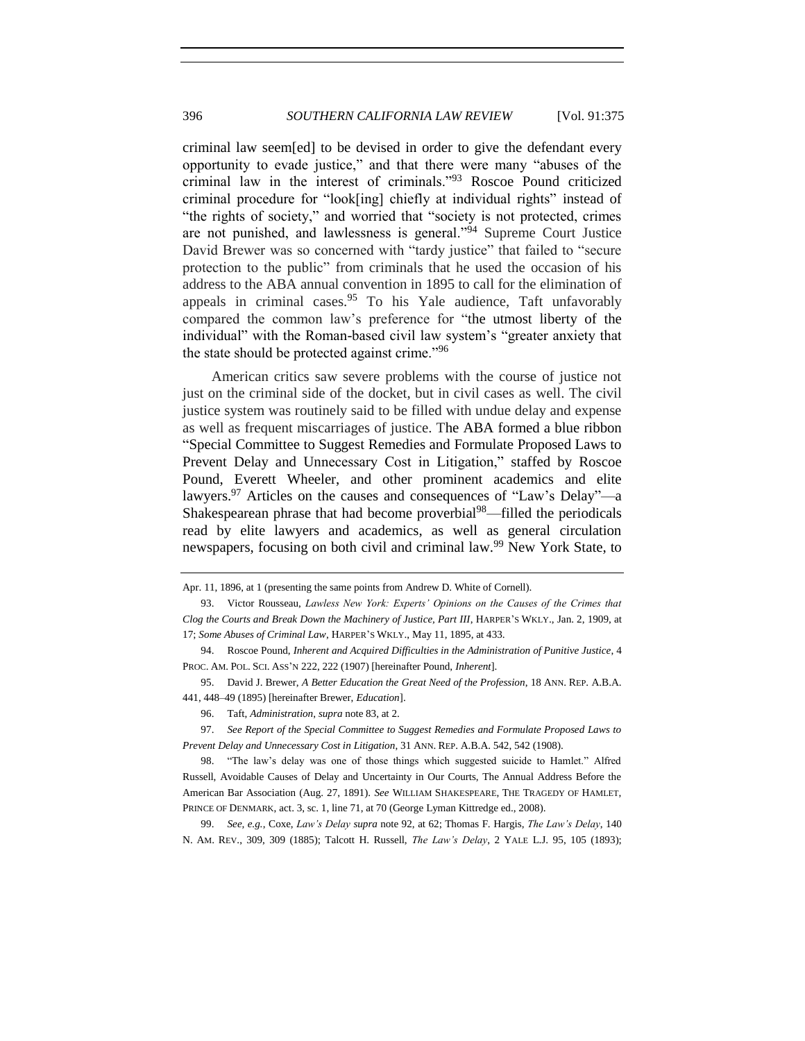criminal law seem[ed] to be devised in order to give the defendant every opportunity to evade justice," and that there were many "abuses of the criminal law in the interest of criminals."[93] Roscoe Pound criticized criminal procedure for "look[ing] chiefly at individual rights" instead of "the rights of society," and worried that "society is not protected, crimes are not punished, and lawlessness is general."[94] Supreme Court Justice David Brewer was so concerned with "tardy justice" that failed to "secure protection to the public" from criminals that he used the occasion of his address to the ABA annual convention in 1895 to call for the elimination of appeals in criminal cases.[95] To his Yale audience, Taft unfavorably compared the common law's preference for "the utmost liberty of the individual" with the Roman-based civil law system's "greater anxiety that the state should be protected against crime."[96]

American critics saw severe problems with the course of justice not just on the criminal side of the docket, but in civil cases as well. The civil justice system was routinely said to be filled with undue delay and expense as well as frequent miscarriages of justice. The ABA formed a blue ribbon "Special Committee to Suggest Remedies and Formulate Proposed Laws to Prevent Delay and Unnecessary Cost in Litigation," staffed by Roscoe Pound, Everett Wheeler, and other prominent academics and elite lawyers.[97] Articles on the causes and consequences of "Law's Delay"—a Shakespearean phrase that had become proverbial[98]—filled the periodicals read by elite lawyers and academics, as well as general circulation newspapers, focusing on both civil and criminal law.[99] New York State, to

---

Apr. 11, 1896, at 1 (presenting the same points from Andrew D. White of Cornell).

93. Victor Rousseau, *Lawless New York: Experts' Opinions on the Causes of the Crimes that Clog the Courts and Break Down the Machinery of Justice, Part III*, HARPER'S WKLY., Jan. 2, 1909, at 17; *Some Abuses of Criminal Law*, HARPER'S WKLY., May 11, 1895, at 433.

94. Roscoe Pound, *Inherent and Acquired Difficulties in the Administration of Punitive Justice*, 4 PROC. AM. POL. SCI. ASS'N 222, 222 (1907) [hereinafter Pound, *Inherent*].

95. David J. Brewer, *A Better Education the Great Need of the Profession*, 18 ANN. REP. A.B.A. 441, 448–49 (1895) [hereinafter Brewer, *Education*].

96. Taft, *Administration*, *supra* note 83, at 2.

97. *See Report of the Special Committee to Suggest Remedies and Formulate Proposed Laws to Prevent Delay and Unnecessary Cost in Litigation*, 31 ANN. REP. A.B.A. 542, 542 (1908).

98. "The law's delay was one of those things which suggested suicide to Hamlet." Alfred Russell, Avoidable Causes of Delay and Uncertainty in Our Courts, The Annual Address Before the American Bar Association (Aug. 27, 1891). *See* WILLIAM SHAKESPEARE, THE TRAGEDY OF HAMLET, PRINCE OF DENMARK, act. 3, sc. 1, line 71, at 70 (George Lyman Kittredge ed., 2008).

99. *See, e.g.*, Coxe, *Law's Delay supra* note 92, at 62; Thomas F. Hargis, *The Law's Delay*, 140 N. AM. REV., 309, 309 (1885); Talcott H. Russell, *The Law's Delay*, 2 YALE L.J. 95, 105 (1893);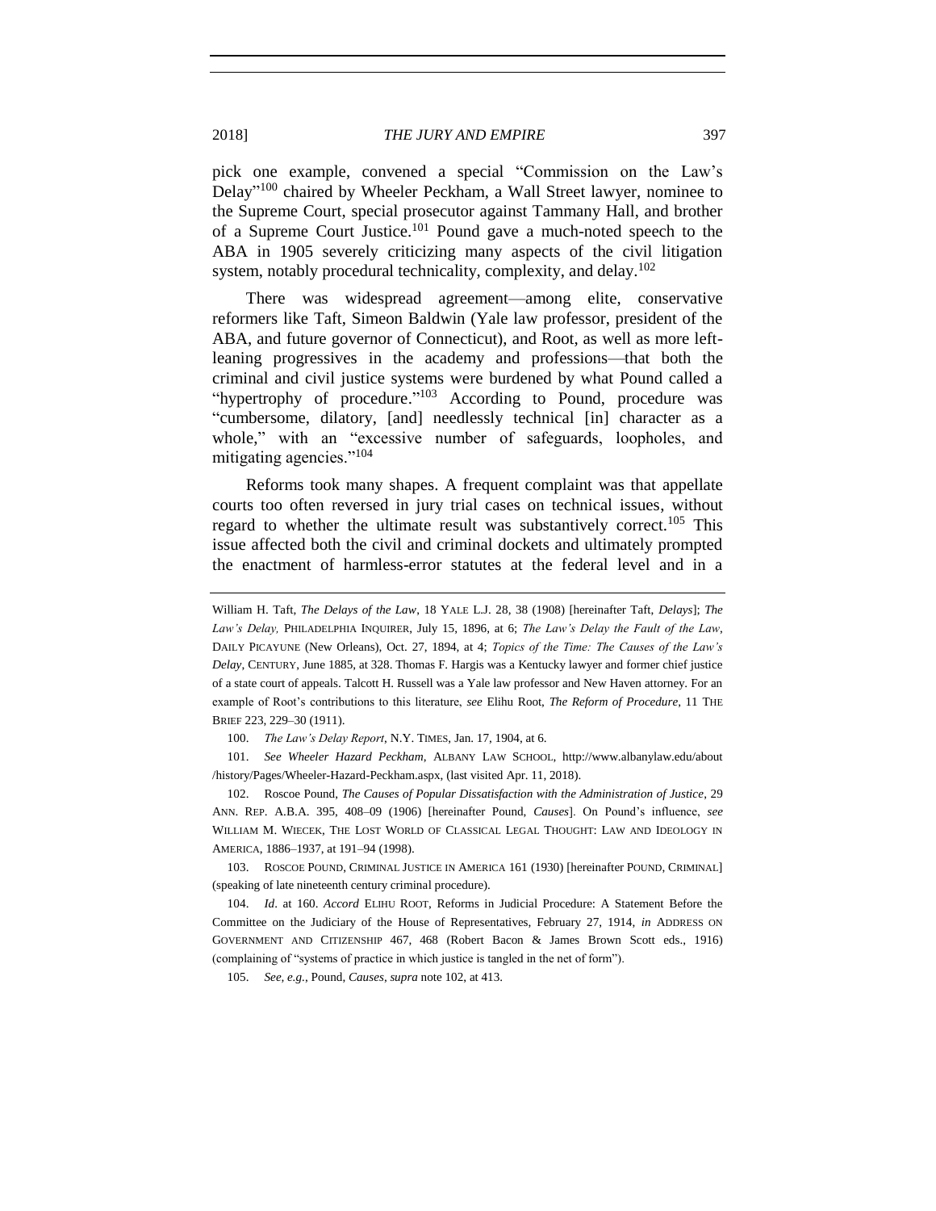pick one example, convened a special "Commission on the Law's Delay"[100] chaired by Wheeler Peckham, a Wall Street lawyer, nominee to the Supreme Court, special prosecutor against Tammany Hall, and brother of a Supreme Court Justice.[101] Pound gave a much-noted speech to the ABA in 1905 severely criticizing many aspects of the civil litigation system, notably procedural technicality, complexity, and delay.[102]

There was widespread agreement—among elite, conservative reformers like Taft, Simeon Baldwin (Yale law professor, president of the ABA, and future governor of Connecticut), and Root, as well as more left-leaning progressives in the academy and professions—that both the criminal and civil justice systems were burdened by what Pound called a "hypertrophy of procedure."[103] According to Pound, procedure was "cumbersome, dilatory, [and] needlessly technical [in] character as a whole," with an "excessive number of safeguards, loopholes, and mitigating agencies."[104]

Reforms took many shapes. A frequent complaint was that appellate courts too often reversed in jury trial cases on technical issues, without regard to whether the ultimate result was substantively correct.[105] This issue affected both the civil and criminal dockets and ultimately prompted the enactment of harmless-error statutes at the federal level and in a

---

William H. Taft, *The Delays of the Law*, 18 YALE L.J. 28, 38 (1908) [hereinafter Taft, *Delays*]; *The Law's Delay,* PHILADELPHIA INQUIRER, July 15, 1896, at 6; *The Law's Delay the Fault of the Law*, DAILY PICAYUNE (New Orleans), Oct. 27, 1894, at 4; *Topics of the Time: The Causes of the Law's Delay*, CENTURY, June 1885, at 328. Thomas F. Hargis was a Kentucky lawyer and former chief justice of a state court of appeals. Talcott H. Russell was a Yale law professor and New Haven attorney. For an example of Root's contributions to this literature, *see* Elihu Root, *The Reform of Procedure*, 11 THE BRIEF 223, 229–30 (1911).

100. *The Law's Delay Report*, N.Y. TIMES, Jan. 17, 1904, at 6.

101. *See Wheeler Hazard Peckham*, ALBANY LAW SCHOOL, http://www.albanylaw.edu/about/history/Pages/Wheeler-Hazard-Peckham.aspx, (last visited Apr. 11, 2018).

102. Roscoe Pound, *The Causes of Popular Dissatisfaction with the Administration of Justice*, 29 ANN. REP. A.B.A. 395, 408–09 (1906) [hereinafter Pound, *Causes*]. On Pound's influence, *see* WILLIAM M. WIECEK, THE LOST WORLD OF CLASSICAL LEGAL THOUGHT: LAW AND IDEOLOGY IN AMERICA, 1886–1937, at 191–94 (1998).

103. ROSCOE POUND, CRIMINAL JUSTICE IN AMERICA 161 (1930) [hereinafter POUND, CRIMINAL] (speaking of late nineteenth century criminal procedure).

104. *Id*. at 160. *Accord* ELIHU ROOT, Reforms in Judicial Procedure: A Statement Before the Committee on the Judiciary of the House of Representatives, February 27, 1914, *in* ADDRESS ON GOVERNMENT AND CITIZENSHIP 467, 468 (Robert Bacon & James Brown Scott eds., 1916) (complaining of "systems of practice in which justice is tangled in the net of form").

105. *See, e.g.*, Pound, *Causes*, *supra* note 102, at 413.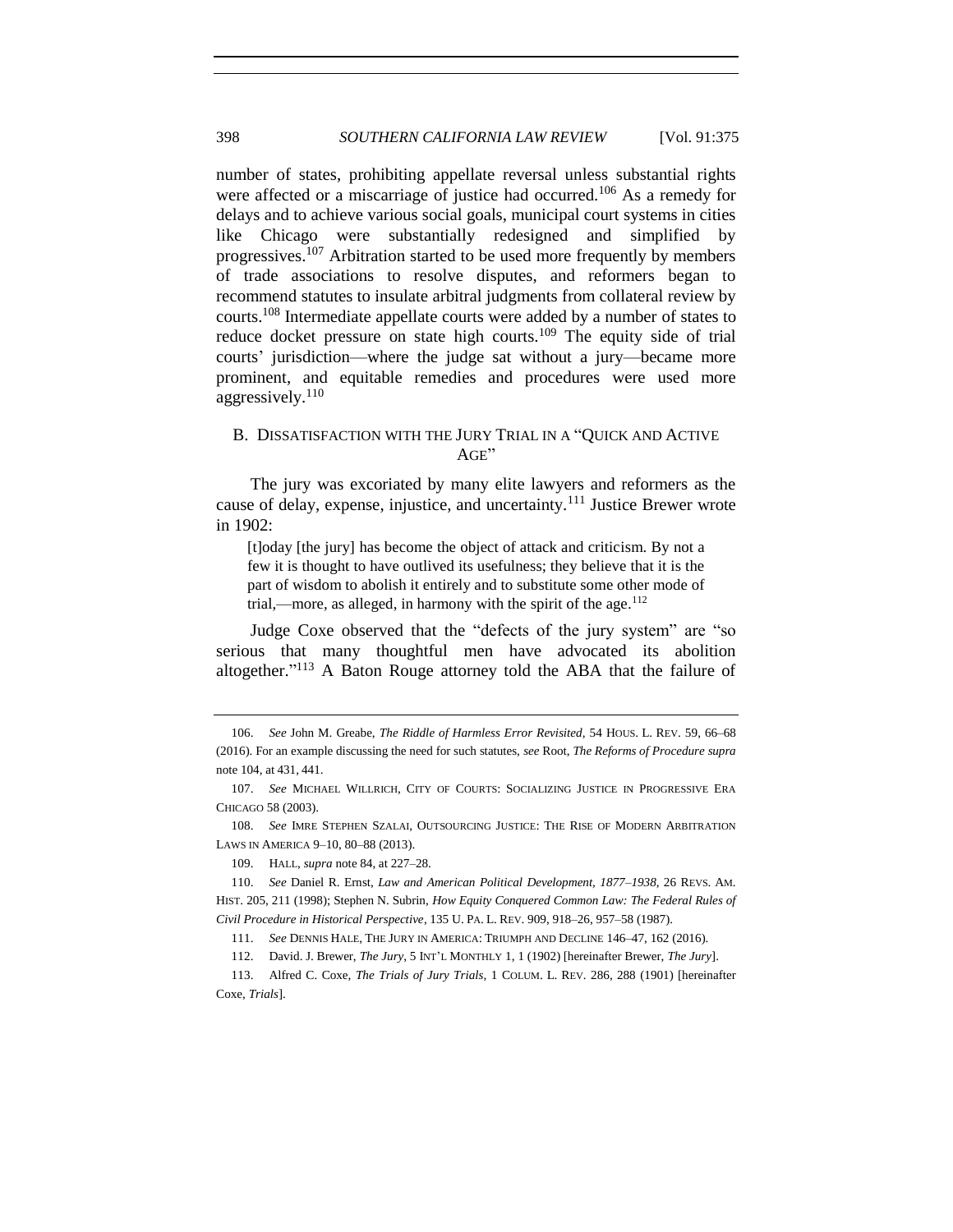number of states, prohibiting appellate reversal unless substantial rights were affected or a miscarriage of justice had occurred.[106] As a remedy for delays and to achieve various social goals, municipal court systems in cities like Chicago were substantially redesigned and simplified by progressives.[107] Arbitration started to be used more frequently by members of trade associations to resolve disputes, and reformers began to recommend statutes to insulate arbitral judgments from collateral review by courts.[108] Intermediate appellate courts were added by a number of states to reduce docket pressure on state high courts.[109] The equity side of trial courts' jurisdiction—where the judge sat without a jury—became more prominent, and equitable remedies and procedures were used more aggressively.[110]

## B. DISSATISFACTION WITH THE JURY TRIAL IN A "QUICK AND ACTIVE AGE"

The jury was excoriated by many elite lawyers and reformers as the cause of delay, expense, injustice, and uncertainty.[111] Justice Brewer wrote in 1902:

> [t]oday [the jury] has become the object of attack and criticism. By not a few it is thought to have outlived its usefulness; they believe that it is the part of wisdom to abolish it entirely and to substitute some other mode of trial,—more, as alleged, in harmony with the spirit of the age.[112]

Judge Coxe observed that the "defects of the jury system" are "so serious that many thoughtful men have advocated its abolition altogether."[113] A Baton Rouge attorney told the ABA that the failure of

---

106. *See* John M. Greabe, *The Riddle of Harmless Error Revisited*, 54 HOUS. L. REV. 59, 66–68 (2016). For an example discussing the need for such statutes, *see* Root, *The Reforms of Procedure supra* note 104, at 431, 441.

107. *See* MICHAEL WILLRICH, CITY OF COURTS: SOCIALIZING JUSTICE IN PROGRESSIVE ERA CHICAGO 58 (2003).

108. *See* IMRE STEPHEN SZALAI, OUTSOURCING JUSTICE: THE RISE OF MODERN ARBITRATION LAWS IN AMERICA 9–10, 80–88 (2013).

109. HALL, *supra* note 84, at 227–28.

110. *See* Daniel R. Ernst, *Law and American Political Development, 1877–1938*, 26 REVS. AM. HIST. 205, 211 (1998); Stephen N. Subrin, *How Equity Conquered Common Law: The Federal Rules of Civil Procedure in Historical Perspective*, 135 U. PA. L. REV. 909, 918–26, 957–58 (1987).

111. *See* DENNIS HALE, THE JURY IN AMERICA: TRIUMPH AND DECLINE 146–47, 162 (2016).

112. David. J. Brewer, *The Jury*, 5 INT'L MONTHLY 1, 1 (1902) [hereinafter Brewer, *The Jury*].

113. Alfred C. Coxe, *The Trials of Jury Trials*, 1 COLUM. L. REV. 286, 288 (1901) [hereinafter Coxe, *Trials*].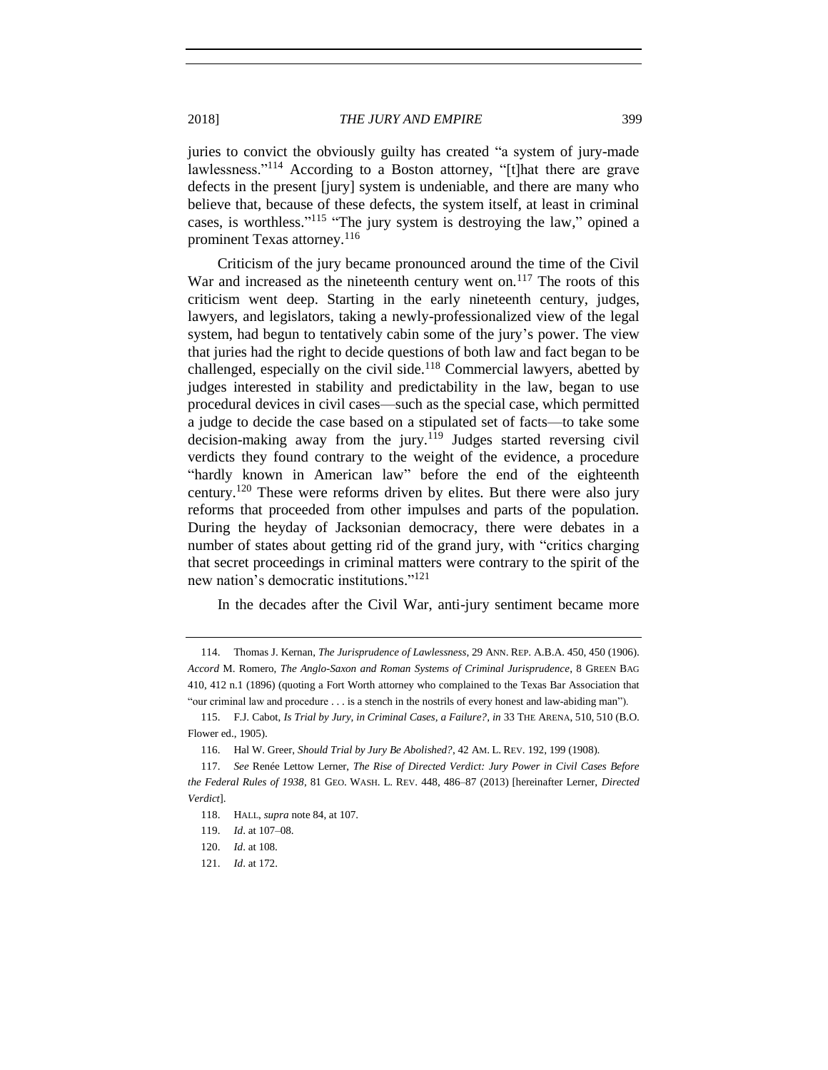juries to convict the obviously guilty has created "a system of jury-made lawlessness."[114] According to a Boston attorney, "[t]hat there are grave defects in the present [jury] system is undeniable, and there are many who believe that, because of these defects, the system itself, at least in criminal cases, is worthless."[115] "The jury system is destroying the law," opined a prominent Texas attorney.[116]

Criticism of the jury became pronounced around the time of the Civil War and increased as the nineteenth century went on.[117] The roots of this criticism went deep. Starting in the early nineteenth century, judges, lawyers, and legislators, taking a newly-professionalized view of the legal system, had begun to tentatively cabin some of the jury's power. The view that juries had the right to decide questions of both law and fact began to be challenged, especially on the civil side.[118] Commercial lawyers, abetted by judges interested in stability and predictability in the law, began to use procedural devices in civil cases—such as the special case, which permitted a judge to decide the case based on a stipulated set of facts—to take some decision-making away from the jury.[119] Judges started reversing civil verdicts they found contrary to the weight of the evidence, a procedure "hardly known in American law" before the end of the eighteenth century.[120] These were reforms driven by elites. But there were also jury reforms that proceeded from other impulses and parts of the population. During the heyday of Jacksonian democracy, there were debates in a number of states about getting rid of the grand jury, with "critics charging that secret proceedings in criminal matters were contrary to the spirit of the new nation's democratic institutions."[121]

In the decades after the Civil War, anti-jury sentiment became more

---

114. Thomas J. Kernan, *The Jurisprudence of Lawlessness*, 29 ANN. REP. A.B.A. 450, 450 (1906). *Accord* M. Romero, *The Anglo-Saxon and Roman Systems of Criminal Jurisprudence*, 8 GREEN BAG 410, 412 n.1 (1896) (quoting a Fort Worth attorney who complained to the Texas Bar Association that "our criminal law and procedure . . . is a stench in the nostrils of every honest and law-abiding man").

115. F.J. Cabot, *Is Trial by Jury, in Criminal Cases, a Failure?*, *in* 33 THE ARENA, 510, 510 (B.O. Flower ed., 1905).

116. Hal W. Greer, *Should Trial by Jury Be Abolished?*, 42 AM. L. REV. 192, 199 (1908).

117. *See* Renée Lettow Lerner, *The Rise of Directed Verdict: Jury Power in Civil Cases Before the Federal Rules of 1938*, 81 GEO. WASH. L. REV. 448, 486–87 (2013) [hereinafter Lerner, *Directed Verdict*].

118. HALL, *supra* note 84, at 107.

119. *Id*. at 107–08.

120. *Id*. at 108.

121. *Id*. at 172.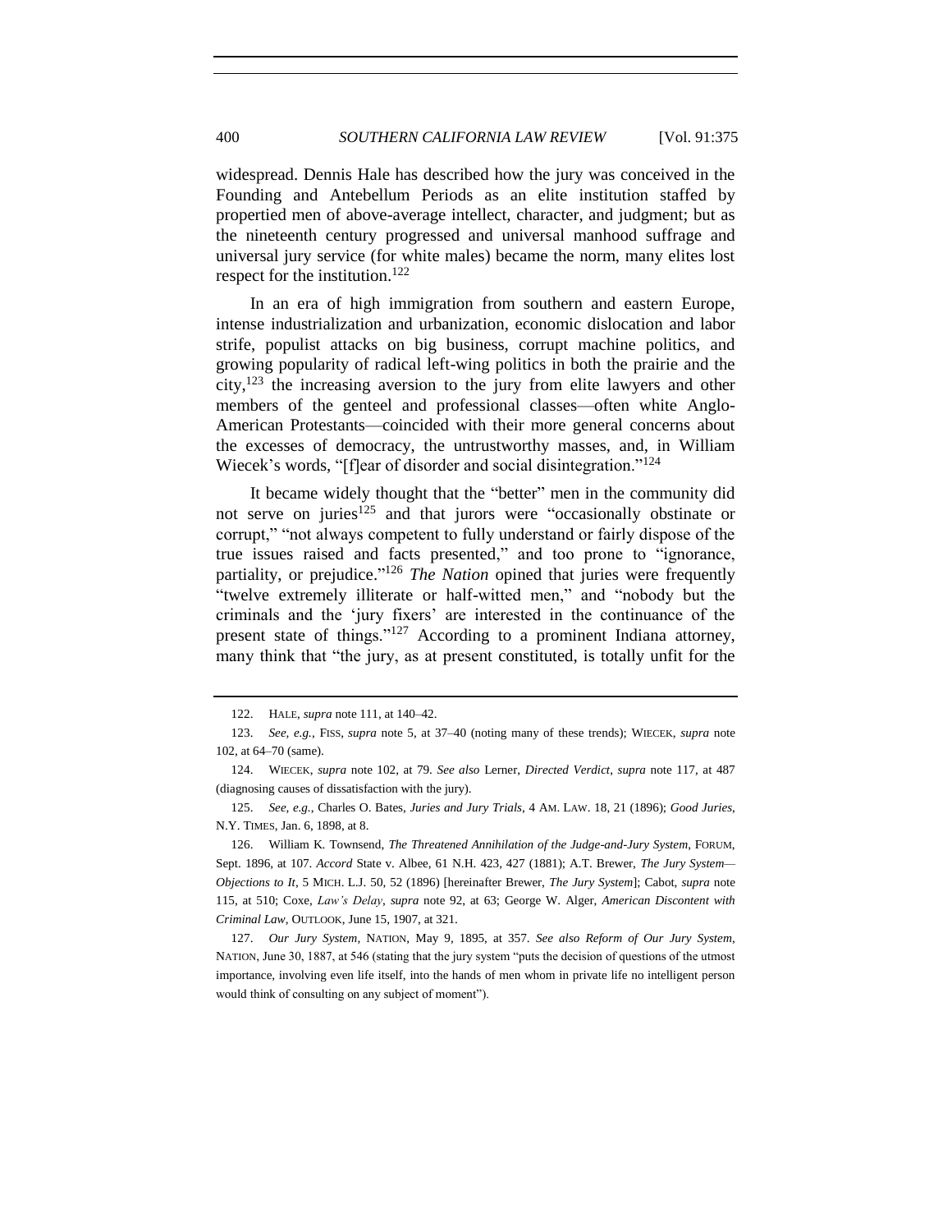widespread. Dennis Hale has described how the jury was conceived in the Founding and Antebellum Periods as an elite institution staffed by propertied men of above-average intellect, character, and judgment; but as the nineteenth century progressed and universal manhood suffrage and universal jury service (for white males) became the norm, many elites lost respect for the institution.[122]

In an era of high immigration from southern and eastern Europe, intense industrialization and urbanization, economic dislocation and labor strife, populist attacks on big business, corrupt machine politics, and growing popularity of radical left-wing politics in both the prairie and the city,[123] the increasing aversion to the jury from elite lawyers and other members of the genteel and professional classes—often white Anglo-American Protestants—coincided with their more general concerns about the excesses of democracy, the untrustworthy masses, and, in William Wiecek's words, "[f]ear of disorder and social disintegration."[124]

It became widely thought that the "better" men in the community did not serve on juries[125] and that jurors were "occasionally obstinate or corrupt," "not always competent to fully understand or fairly dispose of the true issues raised and facts presented," and too prone to "ignorance, partiality, or prejudice."[126] *The Nation* opined that juries were frequently "twelve extremely illiterate or half-witted men," and "nobody but the criminals and the 'jury fixers' are interested in the continuance of the present state of things."[127] According to a prominent Indiana attorney, many think that "the jury, as at present constituted, is totally unfit for the

122. HALE, *supra* note 111, at 140–42.

123. *See, e.g.*, FISS, *supra* note 5, at 37–40 (noting many of these trends); WIECEK, *supra* note 102, at 64–70 (same).

124. WIECEK, *supra* note 102, at 79. *See also* Lerner, *Directed Verdict*, *supra* note 117, at 487 (diagnosing causes of dissatisfaction with the jury).

125. *See, e.g.*, Charles O. Bates, *Juries and Jury Trials*, 4 AM. LAW. 18, 21 (1896); *Good Juries*, N.Y. TIMES, Jan. 6, 1898, at 8.

126. William K. Townsend, *The Threatened Annihilation of the Judge-and-Jury System*, FORUM, Sept. 1896, at 107. *Accord* State v. Albee, 61 N.H. 423, 427 (1881); A.T. Brewer, *The Jury System—Objections to It*, 5 MICH. L.J. 50, 52 (1896) [hereinafter Brewer, *The Jury System*]; Cabot, *supra* note 115, at 510; Coxe, *Law's Delay*, *supra* note 92, at 63; George W. Alger, *American Discontent with Criminal Law*, OUTLOOK, June 15, 1907, at 321.

127. *Our Jury System*, NATION, May 9, 1895, at 357. *See also Reform of Our Jury System*, NATION, June 30, 1887, at 546 (stating that the jury system "puts the decision of questions of the utmost importance, involving even life itself, into the hands of men whom in private life no intelligent person would think of consulting on any subject of moment").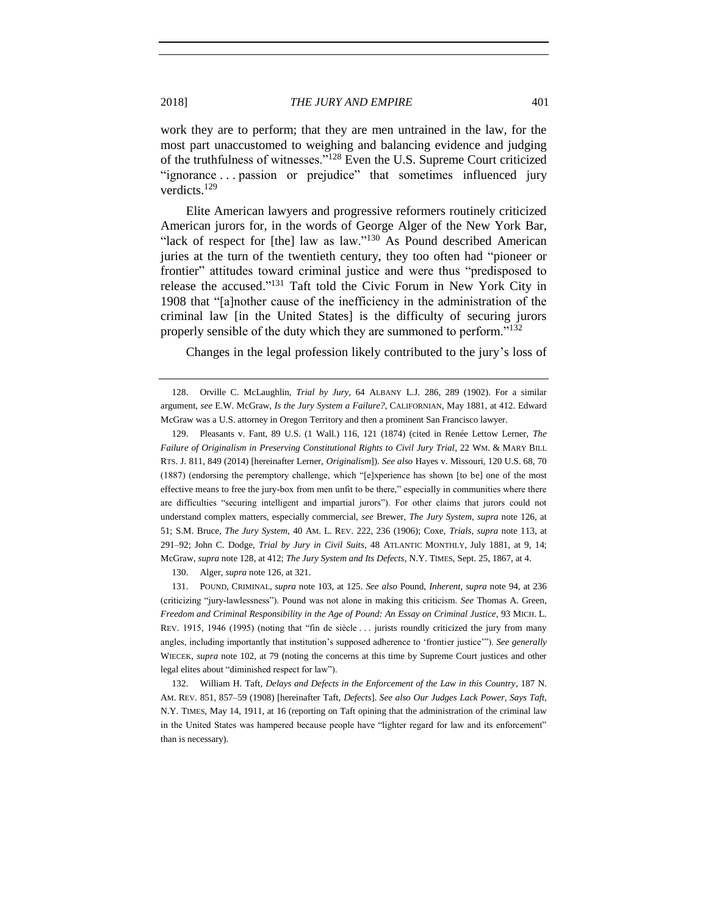work they are to perform; that they are men untrained in the law, for the most part unaccustomed to weighing and balancing evidence and judging of the truthfulness of witnesses."[128] Even the U.S. Supreme Court criticized "ignorance . . . passion or prejudice" that sometimes influenced jury verdicts.[129]

Elite American lawyers and progressive reformers routinely criticized American jurors for, in the words of George Alger of the New York Bar, "lack of respect for [the] law as law."[130] As Pound described American juries at the turn of the twentieth century, they too often had "pioneer or frontier" attitudes toward criminal justice and were thus "predisposed to release the accused."[131] Taft told the Civic Forum in New York City in 1908 that "[a]nother cause of the inefficiency in the administration of the criminal law [in the United States] is the difficulty of securing jurors properly sensible of the duty which they are summoned to perform."[132]

Changes in the legal profession likely contributed to the jury's loss of

---

128. Orville C. McLaughlin, *Trial by Jury*, 64 ALBANY L.J. 286, 289 (1902). For a similar argument, *see* E.W. McGraw, *Is the Jury System a Failure?*, CALIFORNIAN, May 1881, at 412. Edward McGraw was a U.S. attorney in Oregon Territory and then a prominent San Francisco lawyer.

129. Pleasants v. Fant, 89 U.S. (1 Wall.) 116, 121 (1874) (cited in Renée Lettow Lerner, *The Failure of Originalism in Preserving Constitutional Rights to Civil Jury Trial*, 22 WM. & MARY BILL RTS. J. 811, 849 (2014) [hereinafter Lerner, *Originalism*]). *See also* Hayes v. Missouri, 120 U.S. 68, 70 (1887) (endorsing the peremptory challenge, which "[e]xperience has shown [to be] one of the most effective means to free the jury-box from men unfit to be there," especially in communities where there are difficulties "securing intelligent and impartial jurors"). For other claims that jurors could not understand complex matters, especially commercial, *see* Brewer, *The Jury System*, *supra* note 126, at 51; S.M. Bruce, *The Jury System*, 40 AM. L. REV. 222, 236 (1906); Coxe, *Trials*, *supra* note 113, at 291–92; John C. Dodge, *Trial by Jury in Civil Suits*, 48 ATLANTIC MONTHLY, July 1881, at 9, 14; McGraw, *supra* note 128, at 412; *The Jury System and Its Defects*, N.Y. TIMES, Sept. 25, 1867, at 4.

130. Alger, *supra* note 126, at 321.

131. POUND, CRIMINAL, *supra* note 103, at 125. *See also* Pound, *Inherent*, *supra* note 94, at 236 (criticizing "jury-lawlessness"). Pound was not alone in making this criticism. *See* Thomas A. Green, *Freedom and Criminal Responsibility in the Age of Pound: An Essay on Criminal Justice*, 93 MICH. L. REV. 1915, 1946 (1995) (noting that "fin de siècle . . . jurists roundly criticized the jury from many angles, including importantly that institution's supposed adherence to 'frontier justice'"). *See generally* WIECEK, *supra* note 102, at 79 (noting the concerns at this time by Supreme Court justices and other legal elites about "diminished respect for law").

132. William H. Taft, *Delays and Defects in the Enforcement of the Law in this Country*, 187 N. AM. REV. 851, 857–59 (1908) [hereinafter Taft, *Defects*]. *See also Our Judges Lack Power, Says Taft*, N.Y. TIMES, May 14, 1911, at 16 (reporting on Taft opining that the administration of the criminal law in the United States was hampered because people have "lighter regard for law and its enforcement" than is necessary).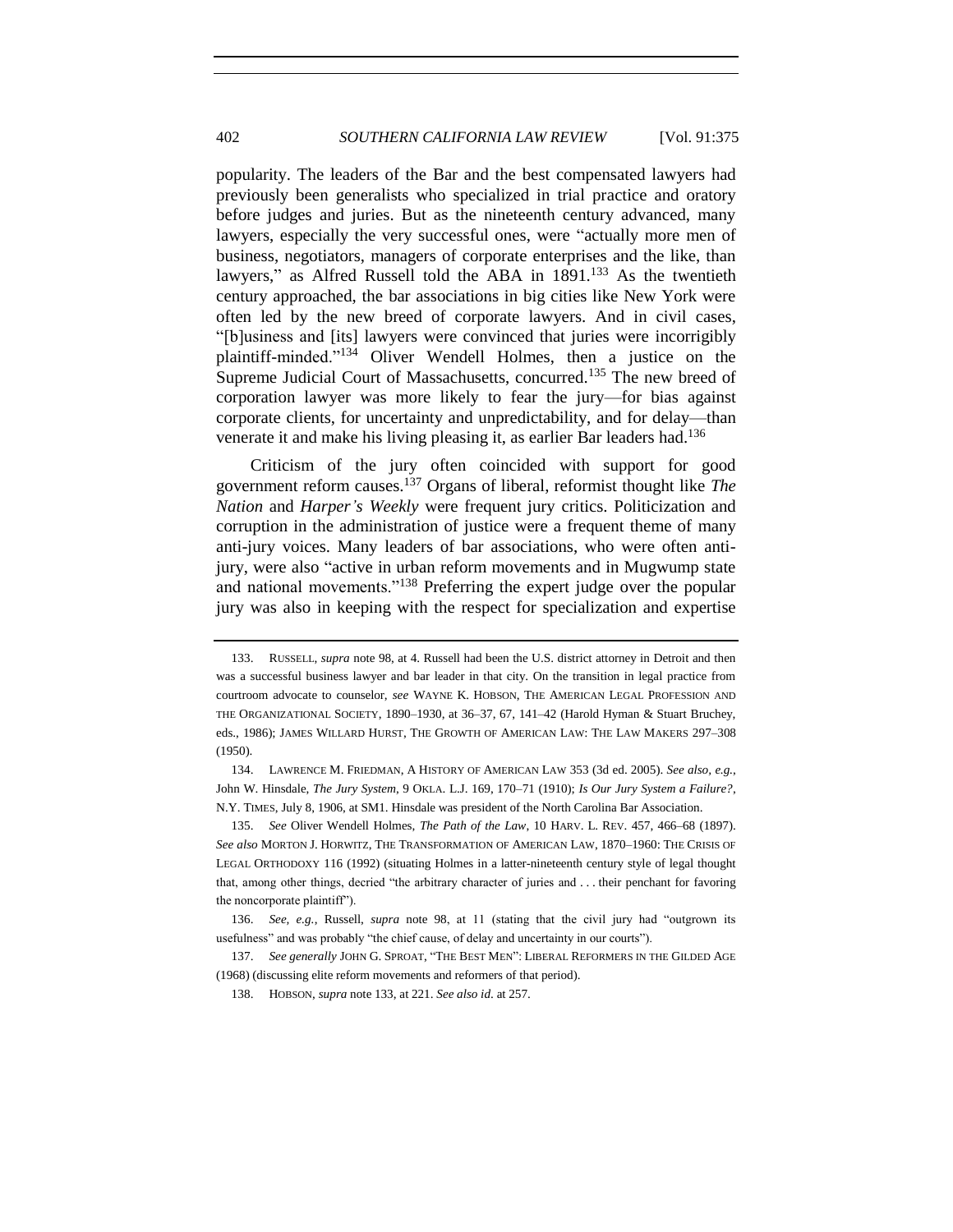popularity. The leaders of the Bar and the best compensated lawyers had previously been generalists who specialized in trial practice and oratory before judges and juries. But as the nineteenth century advanced, many lawyers, especially the very successful ones, were "actually more men of business, negotiators, managers of corporate enterprises and the like, than lawyers," as Alfred Russell told the ABA in 1891.[133] As the twentieth century approached, the bar associations in big cities like New York were often led by the new breed of corporate lawyers. And in civil cases, "[b]usiness and [its] lawyers were convinced that juries were incorrigibly plaintiff-minded."[134] Oliver Wendell Holmes, then a justice on the Supreme Judicial Court of Massachusetts, concurred.[135] The new breed of corporation lawyer was more likely to fear the jury—for bias against corporate clients, for uncertainty and unpredictability, and for delay—than venerate it and make his living pleasing it, as earlier Bar leaders had.[136]

Criticism of the jury often coincided with support for good government reform causes.[137] Organs of liberal, reformist thought like *The Nation* and *Harper's Weekly* were frequent jury critics. Politicization and corruption in the administration of justice were a frequent theme of many anti-jury voices. Many leaders of bar associations, who were often anti-jury, were also "active in urban reform movements and in Mugwump state and national movements."[138] Preferring the expert judge over the popular jury was also in keeping with the respect for specialization and expertise

---

133. RUSSELL, *supra* note 98, at 4. Russell had been the U.S. district attorney in Detroit and then was a successful business lawyer and bar leader in that city. On the transition in legal practice from courtroom advocate to counselor, *see* WAYNE K. HOBSON, THE AMERICAN LEGAL PROFESSION AND THE ORGANIZATIONAL SOCIETY, 1890–1930, at 36–37, 67, 141–42 (Harold Hyman & Stuart Bruchey, eds., 1986); JAMES WILLARD HURST, THE GROWTH OF AMERICAN LAW: THE LAW MAKERS 297–308 (1950).

134. LAWRENCE M. FRIEDMAN, A HISTORY OF AMERICAN LAW 353 (3d ed. 2005). *See also, e.g.*, John W. Hinsdale, *The Jury System*, 9 OKLA. L.J. 169, 170–71 (1910); *Is Our Jury System a Failure?*, N.Y. TIMES, July 8, 1906, at SM1. Hinsdale was president of the North Carolina Bar Association.

135. *See* Oliver Wendell Holmes, *The Path of the Law*, 10 HARV. L. REV. 457, 466–68 (1897). *See also* MORTON J. HORWITZ, THE TRANSFORMATION OF AMERICAN LAW, 1870–1960: THE CRISIS OF LEGAL ORTHODOXY 116 (1992) (situating Holmes in a latter-nineteenth century style of legal thought that, among other things, decried "the arbitrary character of juries and . . . their penchant for favoring the noncorporate plaintiff").

136. *See, e.g.*, Russell, *supra* note 98, at 11 (stating that the civil jury had "outgrown its usefulness" and was probably "the chief cause, of delay and uncertainty in our courts").

137. *See generally* JOHN G. SPROAT, "THE BEST MEN": LIBERAL REFORMERS IN THE GILDED AGE (1968) (discussing elite reform movements and reformers of that period).

138. HOBSON, *supra* note 133, at 221. *See also id*. at 257.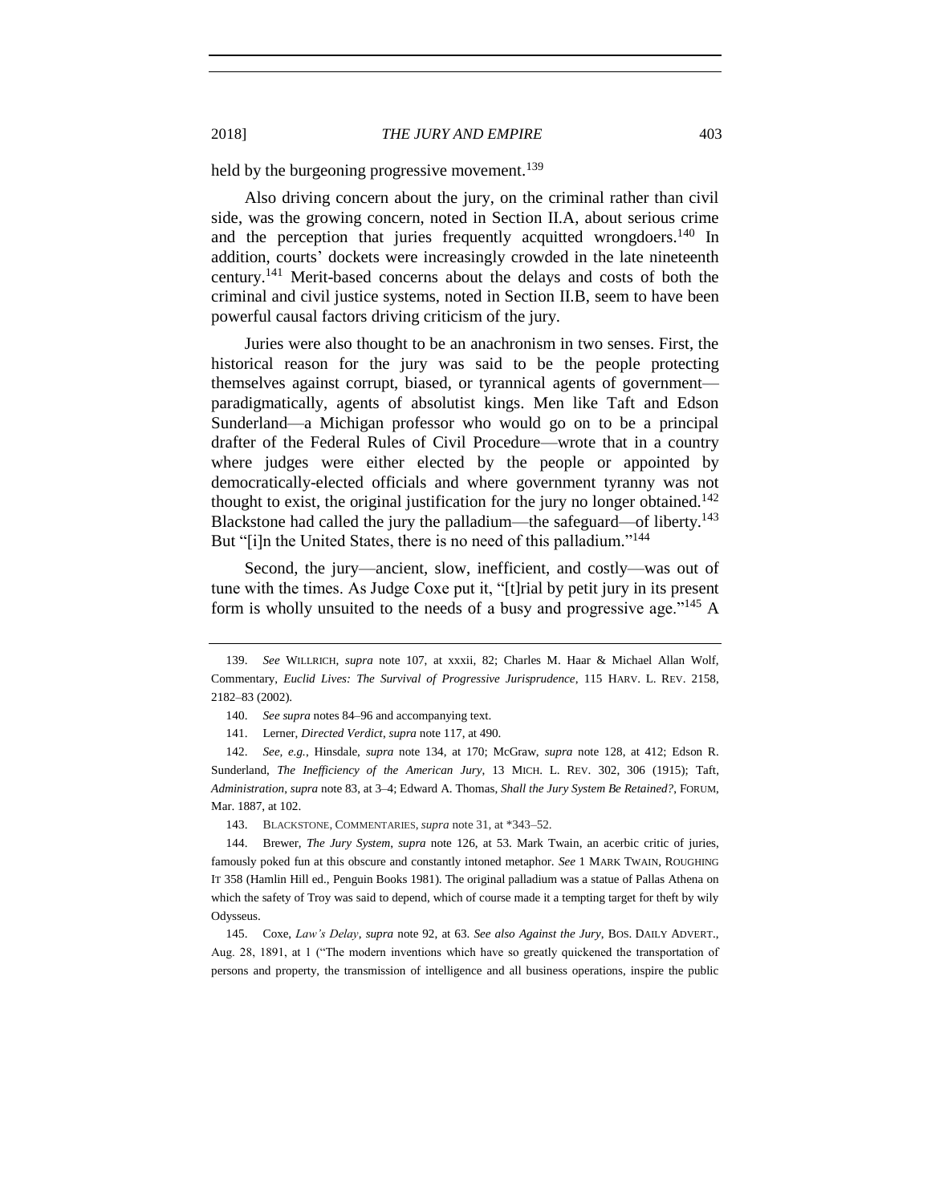held by the burgeoning progressive movement.[139]

Also driving concern about the jury, on the criminal rather than civil side, was the growing concern, noted in Section II.A, about serious crime and the perception that juries frequently acquitted wrongdoers.[140] In addition, courts' dockets were increasingly crowded in the late nineteenth century.[141] Merit-based concerns about the delays and costs of both the criminal and civil justice systems, noted in Section II.B, seem to have been powerful causal factors driving criticism of the jury.

Juries were also thought to be an anachronism in two senses. First, the historical reason for the jury was said to be the people protecting themselves against corrupt, biased, or tyrannical agents of government—paradigmatically, agents of absolutist kings. Men like Taft and Edson Sunderland—a Michigan professor who would go on to be a principal drafter of the Federal Rules of Civil Procedure—wrote that in a country where judges were either elected by the people or appointed by democratically-elected officials and where government tyranny was not thought to exist, the original justification for the jury no longer obtained.[142] Blackstone had called the jury the palladium—the safeguard—of liberty.[143] But "[i]n the United States, there is no need of this palladium."[144]

Second, the jury—ancient, slow, inefficient, and costly—was out of tune with the times. As Judge Coxe put it, "[t]rial by petit jury in its present form is wholly unsuited to the needs of a busy and progressive age."[145] A

---

139. *See* WILLRICH, *supra* note 107, at xxxii, 82; Charles M. Haar & Michael Allan Wolf, Commentary, *Euclid Lives: The Survival of Progressive Jurisprudence*, 115 HARV. L. REV. 2158, 2182–83 (2002).

140. *See supra* notes 84–96 and accompanying text.

141. Lerner, *Directed Verdict*, *supra* note 117, at 490.

142. *See, e.g.*, Hinsdale, *supra* note 134, at 170; McGraw, *supra* note 128, at 412; Edson R. Sunderland, *The Inefficiency of the American Jury*, 13 MICH. L. REV. 302, 306 (1915); Taft, *Administration*, *supra* note 83, at 3–4; Edward A. Thomas, *Shall the Jury System Be Retained?*, FORUM, Mar. 1887, at 102.

143. BLACKSTONE, COMMENTARIES, *supra* note 31, at *343–52.

144. Brewer, *The Jury System*, *supra* note 126, at 53. Mark Twain, an acerbic critic of juries, famously poked fun at this obscure and constantly intoned metaphor. *See* 1 MARK TWAIN, ROUGHING IT 358 (Hamlin Hill ed., Penguin Books 1981). The original palladium was a statue of Pallas Athena on which the safety of Troy was said to depend, which of course made it a tempting target for theft by wily Odysseus.

145. Coxe, *Law's Delay*, *supra* note 92, at 63. *See also Against the Jury*, BOS. DAILY ADVERT., Aug. 28, 1891, at 1 ("The modern inventions which have so greatly quickened the transportation of persons and property, the transmission of intelligence and all business operations, inspire the public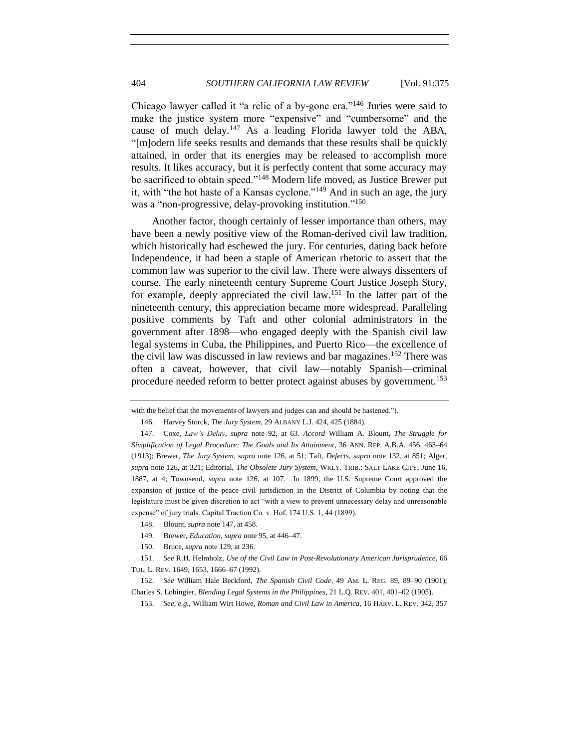Chicago lawyer called it "a relic of a by-gone era."[146] Juries were said to make the justice system more "expensive" and "cumbersome" and the cause of much delay.[147] As a leading Florida lawyer told the ABA, "[m]odern life seeks results and demands that these results shall be quickly attained, in order that its energies may be released to accomplish more results. It likes accuracy, but it is perfectly content that some accuracy may be sacrificed to obtain speed."[148] Modern life moved, as Justice Brewer put it, with "the hot haste of a Kansas cyclone."[149] And in such an age, the jury was a "non-progressive, delay-provoking institution."[150]

Another factor, though certainly of lesser importance than others, may have been a newly positive view of the Roman-derived civil law tradition, which historically had eschewed the jury. For centuries, dating back before Independence, it had been a staple of American rhetoric to assert that the common law was superior to the civil law. There were always dissenters of course. The early nineteenth century Supreme Court Justice Joseph Story, for example, deeply appreciated the civil law.[151] In the latter part of the nineteenth century, this appreciation became more widespread. Paralleling positive comments by Taft and other colonial administrators in the government after 1898—who engaged deeply with the Spanish civil law legal systems in Cuba, the Philippines, and Puerto Rico—the excellence of the civil law was discussed in law reviews and bar magazines.[152] There was often a caveat, however, that civil law—notably Spanish—criminal procedure needed reform to better protect against abuses by government.[153]

---

with the belief that the movements of lawyers and judges can and should be hastened.").

146. Harvey Storck, *The Jury System*, 29 ALBANY L.J. 424, 425 (1884).

147. Coxe, *Law's Delay*, *supra* note 92, at 63. *Accord* William A. Blount, *The Struggle for Simplification of Legal Procedure: The Goals and Its Attainment*, 36 ANN. REP. A.B.A. 456, 463–64 (1913); Brewer, *The Jury System*, *supra* note 126, at 51; Taft, *Defects*, *supra* note 132, at 851; Alger, *supra* note 126, at 321; Editorial, *The Obsolete Jury System*, WKLY. TRIB.: SALT LAKE CITY, June 16, 1887, at 4; Townsend, *supra* note 126, at 107. In 1899, the U.S. Supreme Court approved the expansion of justice of the peace civil jurisdiction in the District of Columbia by noting that the legislature must be given discretion to act "with a view to prevent unnecessary delay and unreasonable expense" of jury trials. Capital Traction Co. v. Hof, 174 U.S. 1, 44 (1899).

148. Blount, *supra* note 147, at 458.

149. Brewer, *Education*, *supra* note 95, at 446–47.

150. Bruce, *supra* note 129, at 236.

151. *See* R.H. Helmholz, *Use of the Civil Law in Post-Revolutionary American Jurisprudence*, 66 TUL. L. REV. 1649, 1653, 1666–67 (1992).

152. *See* William Hale Beckford, *The Spanish Civil Code*, 49 AM. L. REG. 89, 89–90 (1901); Charles S. Lobingier, *Blending Legal Systems in the Philippines*, 21 L.Q. REV. 401, 401–02 (1905).

153. *See, e.g.*, William Wirt Howe, *Roman and Civil Law in America*, 16 HARV. L. REV. 342, 357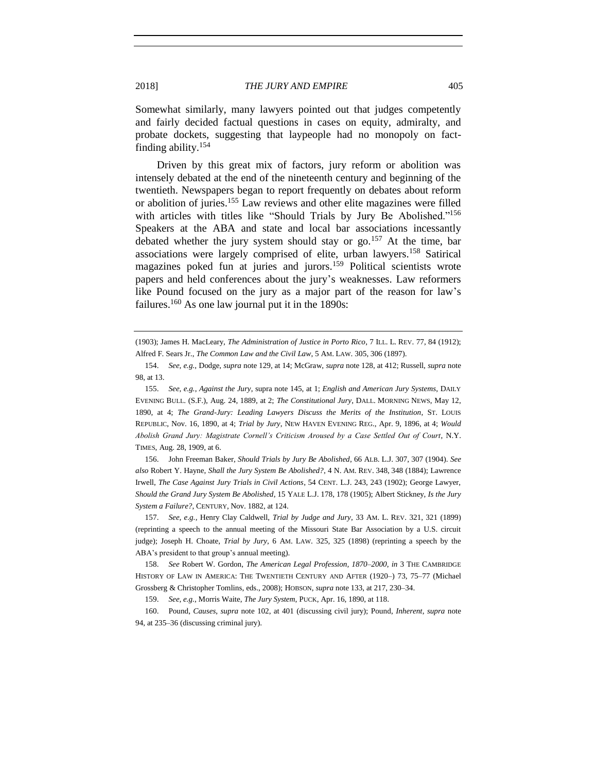Somewhat similarly, many lawyers pointed out that judges competently and fairly decided factual questions in cases on equity, admiralty, and probate dockets, suggesting that laypeople had no monopoly on fact-finding ability.[154]

Driven by this great mix of factors, jury reform or abolition was intensely debated at the end of the nineteenth century and beginning of the twentieth. Newspapers began to report frequently on debates about reform or abolition of juries.[155] Law reviews and other elite magazines were filled with articles with titles like "Should Trials by Jury Be Abolished."[156] Speakers at the ABA and state and local bar associations incessantly debated whether the jury system should stay or go.[157] At the time, bar associations were largely comprised of elite, urban lawyers.[158] Satirical magazines poked fun at juries and jurors.[159] Political scientists wrote papers and held conferences about the jury's weaknesses. Law reformers like Pound focused on the jury as a major part of the reason for law's failures.[160] As one law journal put it in the 1890s:

---

(1903); James H. MacLeary, *The Administration of Justice in Porto Rico*, 7 ILL. L. REV. 77, 84 (1912); Alfred F. Sears Jr., *The Common Law and the Civil Law*, 5 AM. LAW. 305, 306 (1897).

154. *See, e.g.*, Dodge, *supra* note 129, at 14; McGraw, *supra* note 128, at 412; Russell, *supra* note 98, at 13.

155. *See, e.g.*, *Against the Jury*, supra note 145, at 1; *English and American Jury Systems*, DAILY EVENING BULL. (S.F.), Aug. 24, 1889, at 2; *The Constitutional Jury*, DALL. MORNING NEWS, May 12, 1890, at 4; *The Grand-Jury: Leading Lawyers Discuss the Merits of the Institution*, ST. LOUIS REPUBLIC, Nov. 16, 1890, at 4; *Trial by Jury*, NEW HAVEN EVENING REG., Apr. 9, 1896, at 4; *Would Abolish Grand Jury: Magistrate Cornell's Criticism Aroused by a Case Settled Out of Court*, N.Y. TIMES, Aug. 28, 1909, at 6.

156. John Freeman Baker, *Should Trials by Jury Be Abolished*, 66 ALB. L.J. 307, 307 (1904). *See also* Robert Y. Hayne, *Shall the Jury System Be Abolished?*, 4 N. AM. REV. 348, 348 (1884); Lawrence Irwell, *The Case Against Jury Trials in Civil Actions*, 54 CENT. L.J. 243, 243 (1902); George Lawyer, *Should the Grand Jury System Be Abolished*, 15 YALE L.J. 178, 178 (1905); Albert Stickney, *Is the Jury System a Failure?*, CENTURY, Nov. 1882, at 124.

157. *See, e.g.*, Henry Clay Caldwell, *Trial by Judge and Jury*, 33 AM. L. REV. 321, 321 (1899) (reprinting a speech to the annual meeting of the Missouri State Bar Association by a U.S. circuit judge); Joseph H. Choate, *Trial by Jury*, 6 AM. LAW. 325, 325 (1898) (reprinting a speech by the ABA's president to that group's annual meeting).

158. *See* Robert W. Gordon, *The American Legal Profession, 1870–2000*, *in* 3 THE CAMBRIDGE HISTORY OF LAW IN AMERICA: THE TWENTIETH CENTURY AND AFTER (1920–) 73, 75–77 (Michael Grossberg & Christopher Tomlins, eds., 2008); HOBSON, *supra* note 133, at 217, 230–34.

159. *See, e.g.*, Morris Waite, *The Jury System*, PUCK, Apr. 16, 1890, at 118.

160. Pound, *Causes*, *supra* note 102, at 401 (discussing civil jury); Pound, *Inherent*, *supra* note 94, at 235–36 (discussing criminal jury).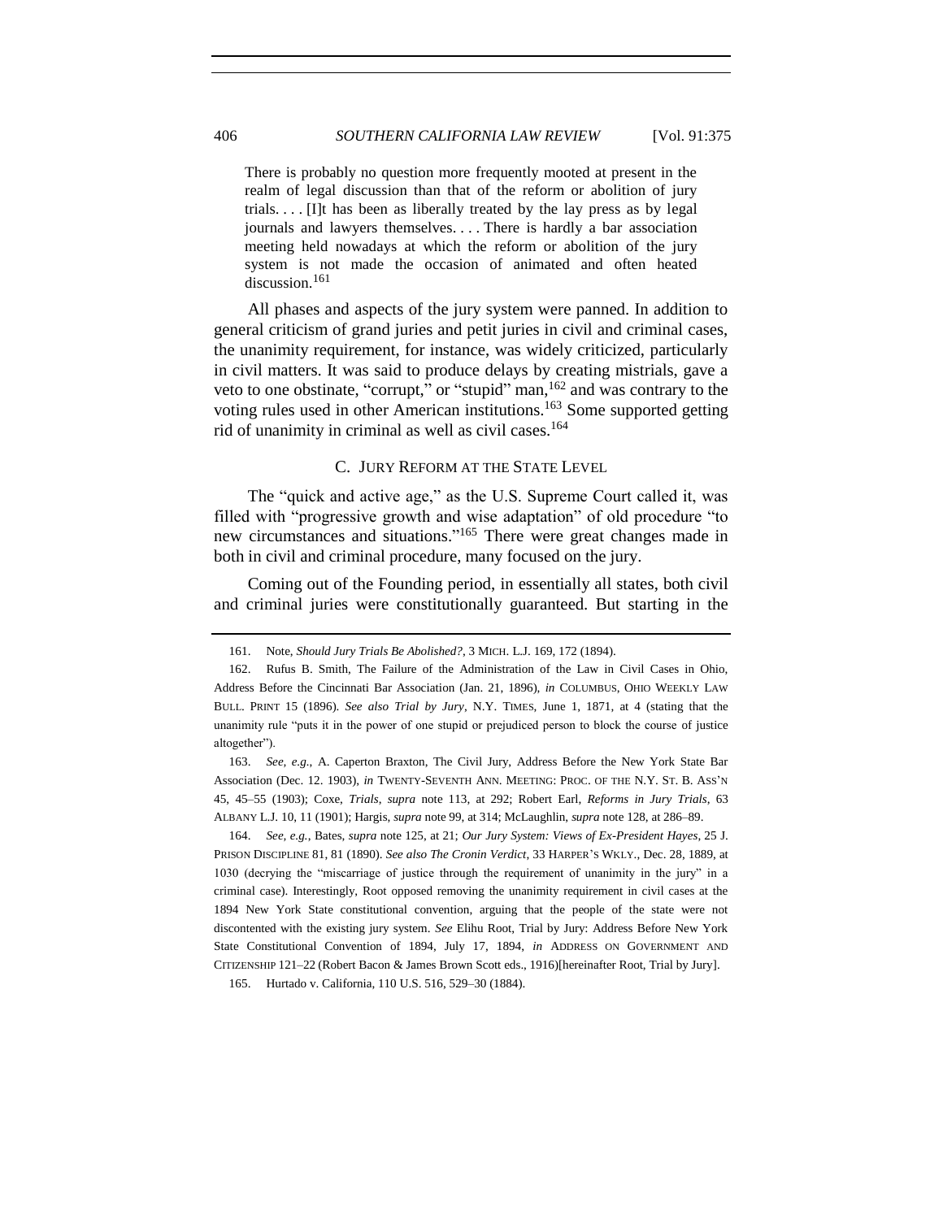> There is probably no question more frequently mooted at present in the realm of legal discussion than that of the reform or abolition of jury trials. . . . [I]t has been as liberally treated by the lay press as by legal journals and lawyers themselves. . . . There is hardly a bar association meeting held nowadays at which the reform or abolition of the jury system is not made the occasion of animated and often heated discussion.[161]

All phases and aspects of the jury system were panned. In addition to general criticism of grand juries and petit juries in civil and criminal cases, the unanimity requirement, for instance, was widely criticized, particularly in civil matters. It was said to produce delays by creating mistrials, gave a veto to one obstinate, "corrupt," or "stupid" man,[162] and was contrary to the voting rules used in other American institutions.[163] Some supported getting rid of unanimity in criminal as well as civil cases.[164]

### C. JURY REFORM AT THE STATE LEVEL

The "quick and active age," as the U.S. Supreme Court called it, was filled with "progressive growth and wise adaptation" of old procedure "to new circumstances and situations."[165] There were great changes made in both in civil and criminal procedure, many focused on the jury.

Coming out of the Founding period, in essentially all states, both civil and criminal juries were constitutionally guaranteed. But starting in the

---

161. Note, *Should Jury Trials Be Abolished?*, 3 MICH. L.J. 169, 172 (1894).

162. Rufus B. Smith, The Failure of the Administration of the Law in Civil Cases in Ohio, Address Before the Cincinnati Bar Association (Jan. 21, 1896), *in* COLUMBUS, OHIO WEEKLY LAW BULL. PRINT 15 (1896). *See also Trial by Jury*, N.Y. TIMES, June 1, 1871, at 4 (stating that the unanimity rule "puts it in the power of one stupid or prejudiced person to block the course of justice altogether").

163. *See, e.g.*, A. Caperton Braxton, The Civil Jury, Address Before the New York State Bar Association (Dec. 12. 1903), *in* TWENTY-SEVENTH ANN. MEETING: PROC. OF THE N.Y. ST. B. ASS'N 45, 45–55 (1903); Coxe, *Trials*, *supra* note 113, at 292; Robert Earl, *Reforms in Jury Trials*, 63 ALBANY L.J. 10, 11 (1901); Hargis, *supra* note 99, at 314; McLaughlin, *supra* note 128, at 286–89.

164. *See, e.g.*, Bates, *supra* note 125, at 21; *Our Jury System: Views of Ex-President Hayes*, 25 J. PRISON DISCIPLINE 81, 81 (1890). *See also The Cronin Verdict*, 33 HARPER'S WKLY., Dec. 28, 1889, at 1030 (decrying the "miscarriage of justice through the requirement of unanimity in the jury" in a criminal case). Interestingly, Root opposed removing the unanimity requirement in civil cases at the 1894 New York State constitutional convention, arguing that the people of the state were not discontented with the existing jury system. *See* Elihu Root, Trial by Jury: Address Before New York State Constitutional Convention of 1894, July 17, 1894, *in* ADDRESS ON GOVERNMENT AND CITIZENSHIP 121–22 (Robert Bacon & James Brown Scott eds., 1916)[hereinafter Root, Trial by Jury].

165. Hurtado v. California, 110 U.S. 516, 529–30 (1884).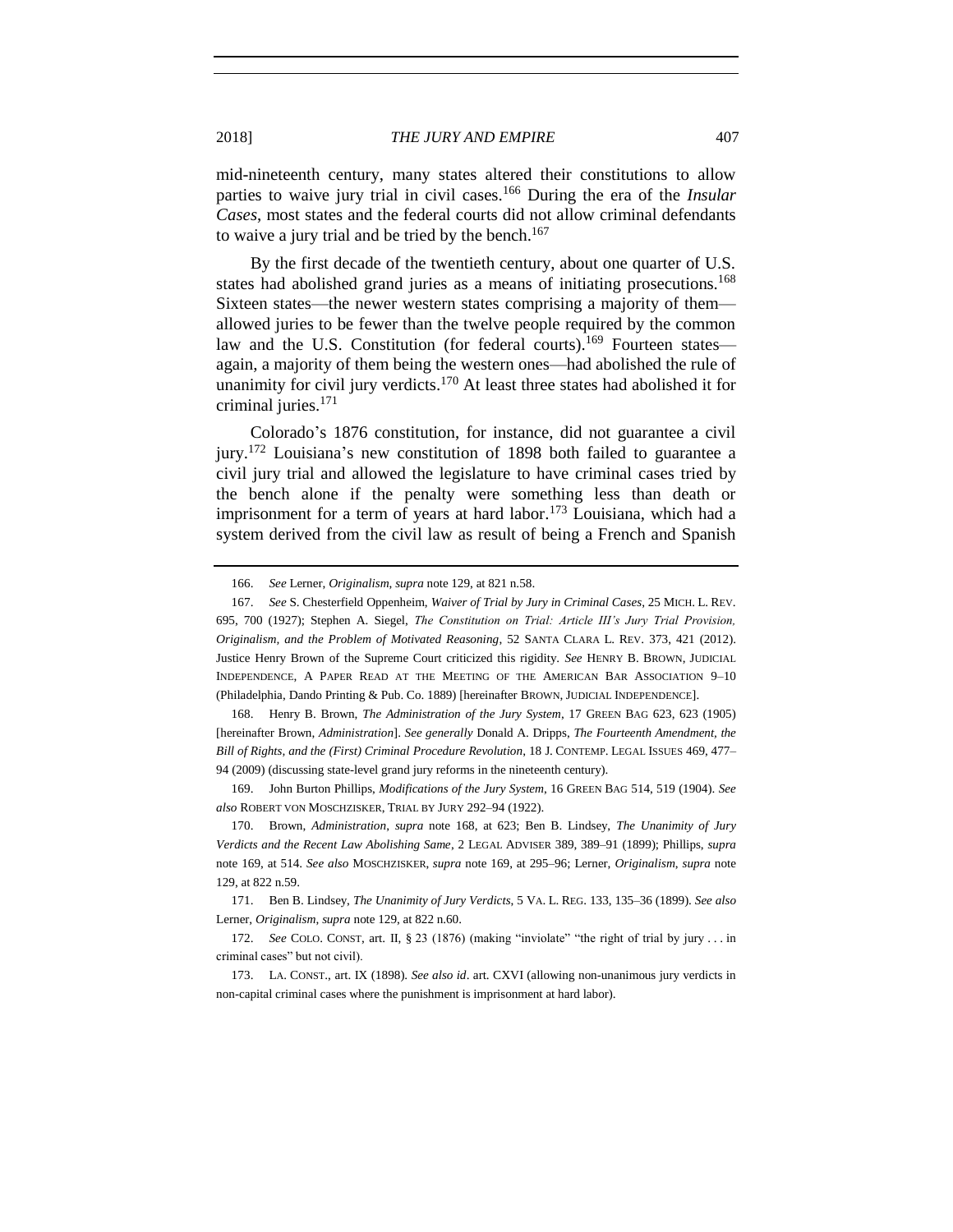mid-nineteenth century, many states altered their constitutions to allow parties to waive jury trial in civil cases.[166] During the era of the *Insular Cases*, most states and the federal courts did not allow criminal defendants to waive a jury trial and be tried by the bench.[167]

By the first decade of the twentieth century, about one quarter of U.S. states had abolished grand juries as a means of initiating prosecutions.[168] Sixteen states—the newer western states comprising a majority of them—allowed juries to be fewer than the twelve people required by the common law and the U.S. Constitution (for federal courts).[169] Fourteen states—again, a majority of them being the western ones—had abolished the rule of unanimity for civil jury verdicts.[170] At least three states had abolished it for criminal juries.[171]

Colorado's 1876 constitution, for instance, did not guarantee a civil jury.[172] Louisiana's new constitution of 1898 both failed to guarantee a civil jury trial and allowed the legislature to have criminal cases tried by the bench alone if the penalty were something less than death or imprisonment for a term of years at hard labor.[173] Louisiana, which had a system derived from the civil law as result of being a French and Spanish

---

166. *See* Lerner, *Originalism*, *supra* note 129, at 821 n.58.

167. *See* S. Chesterfield Oppenheim, *Waiver of Trial by Jury in Criminal Cases*, 25 MICH. L. REV. 695, 700 (1927); Stephen A. Siegel, *The Constitution on Trial: Article III's Jury Trial Provision, Originalism, and the Problem of Motivated Reasoning*, 52 SANTA CLARA L. REV. 373, 421 (2012). Justice Henry Brown of the Supreme Court criticized this rigidity. *See* HENRY B. BROWN, JUDICIAL INDEPENDENCE, A PAPER READ AT THE MEETING OF THE AMERICAN BAR ASSOCIATION 9–10 (Philadelphia, Dando Printing & Pub. Co. 1889) [hereinafter BROWN, JUDICIAL INDEPENDENCE].

168. Henry B. Brown, *The Administration of the Jury System*, 17 GREEN BAG 623, 623 (1905) [hereinafter Brown, *Administration*]. *See generally* Donald A. Dripps, *The Fourteenth Amendment, the Bill of Rights, and the (First) Criminal Procedure Revolution*, 18 J. CONTEMP. LEGAL ISSUES 469, 477–94 (2009) (discussing state-level grand jury reforms in the nineteenth century).

169. John Burton Phillips, *Modifications of the Jury System*, 16 GREEN BAG 514, 519 (1904). *See also* ROBERT VON MOSCHZISKER, TRIAL BY JURY 292–94 (1922).

170. Brown, *Administration*, *supra* note 168, at 623; Ben B. Lindsey, *The Unanimity of Jury Verdicts and the Recent Law Abolishing Same*, 2 LEGAL ADVISER 389, 389–91 (1899); Phillips, *supra* note 169, at 514. *See also* MOSCHZISKER, *supra* note 169, at 295–96; Lerner, *Originalism*, *supra* note 129, at 822 n.59.

171. Ben B. Lindsey, *The Unanimity of Jury Verdicts*, 5 VA. L. REG. 133, 135–36 (1899). *See also* Lerner, *Originalism*, *supra* note 129, at 822 n.60.

172. *See* COLO. CONST, art. II, § 23 (1876) (making "inviolate" "the right of trial by jury . . . in criminal cases" but not civil).

173. LA. CONST., art. IX (1898). *See also id*. art. CXVI (allowing non-unanimous jury verdicts in non-capital criminal cases where the punishment is imprisonment at hard labor).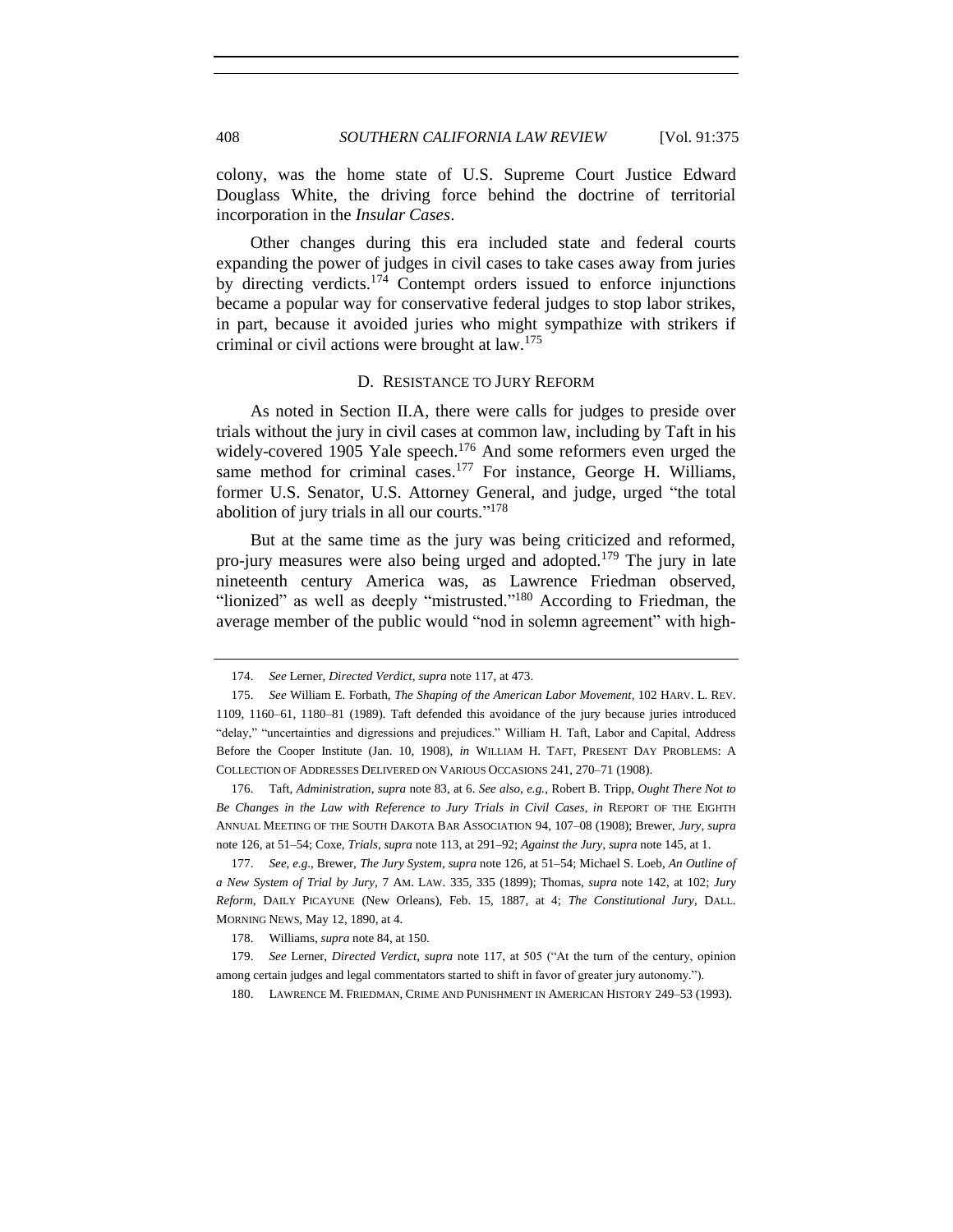colony, was the home state of U.S. Supreme Court Justice Edward Douglass White, the driving force behind the doctrine of territorial incorporation in the *Insular Cases*.

Other changes during this era included state and federal courts expanding the power of judges in civil cases to take cases away from juries by directing verdicts.[174] Contempt orders issued to enforce injunctions became a popular way for conservative federal judges to stop labor strikes, in part, because it avoided juries who might sympathize with strikers if criminal or civil actions were brought at law.[175]

### D. RESISTANCE TO JURY REFORM

As noted in Section II.A, there were calls for judges to preside over trials without the jury in civil cases at common law, including by Taft in his widely-covered 1905 Yale speech.[176] And some reformers even urged the same method for criminal cases.[177] For instance, George H. Williams, former U.S. Senator, U.S. Attorney General, and judge, urged "the total abolition of jury trials in all our courts."[178]

But at the same time as the jury was being criticized and reformed, pro-jury measures were also being urged and adopted.[179] The jury in late nineteenth century America was, as Lawrence Friedman observed, "lionized" as well as deeply "mistrusted."[180] According to Friedman, the average member of the public would "nod in solemn agreement" with high-

---

174. *See* Lerner, *Directed Verdict*, *supra* note 117, at 473.

175. *See* William E. Forbath, *The Shaping of the American Labor Movement*, 102 HARV. L. REV. 1109, 1160–61, 1180–81 (1989). Taft defended this avoidance of the jury because juries introduced "delay," "uncertainties and digressions and prejudices." William H. Taft, Labor and Capital, Address Before the Cooper Institute (Jan. 10, 1908), *in* WILLIAM H. TAFT, PRESENT DAY PROBLEMS: A COLLECTION OF ADDRESSES DELIVERED ON VARIOUS OCCASIONS 241, 270–71 (1908).

176. Taft, *Administration*, *supra* note 83, at 6. *See also, e.g.*, Robert B. Tripp, *Ought There Not to Be Changes in the Law with Reference to Jury Trials in Civil Cases*, *in* REPORT OF THE EIGHTH ANNUAL MEETING OF THE SOUTH DAKOTA BAR ASSOCIATION 94, 107–08 (1908); Brewer, *Jury*, *supra* note 126, at 51–54; Coxe, *Trials*, *supra* note 113, at 291–92; *Against the Jury*, *supra* note 145, at 1.

177. *See, e.g.*, Brewer, *The Jury System*, *supra* note 126, at 51–54; Michael S. Loeb, *An Outline of a New System of Trial by Jury*, 7 AM. LAW. 335, 335 (1899); Thomas, *supra* note 142, at 102; *Jury Reform*, DAILY PICAYUNE (New Orleans), Feb. 15, 1887, at 4; *The Constitutional Jury*, DALL. MORNING NEWS, May 12, 1890, at 4.

178. Williams, *supra* note 84, at 150.

179. *See* Lerner, *Directed Verdict*, *supra* note 117, at 505 ("At the turn of the century, opinion among certain judges and legal commentators started to shift in favor of greater jury autonomy.").

180. LAWRENCE M. FRIEDMAN, CRIME AND PUNISHMENT IN AMERICAN HISTORY 249–53 (1993).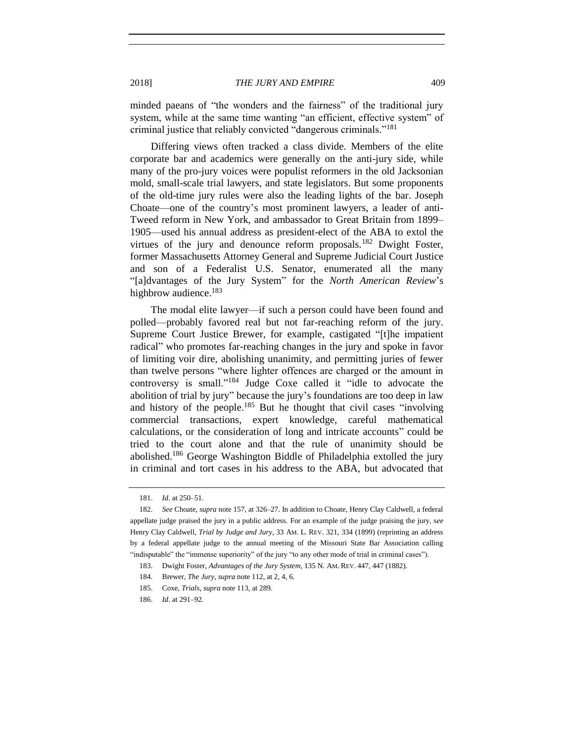minded paeans of "the wonders and the fairness" of the traditional jury system, while at the same time wanting "an efficient, effective system" of criminal justice that reliably convicted "dangerous criminals."[181]

Differing views often tracked a class divide. Members of the elite corporate bar and academics were generally on the anti-jury side, while many of the pro-jury voices were populist reformers in the old Jacksonian mold, small-scale trial lawyers, and state legislators. But some proponents of the old-time jury rules were also the leading lights of the bar. Joseph Choate—one of the country's most prominent lawyers, a leader of anti-Tweed reform in New York, and ambassador to Great Britain from 1899–1905—used his annual address as president-elect of the ABA to extol the virtues of the jury and denounce reform proposals.[182] Dwight Foster, former Massachusetts Attorney General and Supreme Judicial Court Justice and son of a Federalist U.S. Senator, enumerated all the many "[a]dvantages of the Jury System" for the *North American Review*'s highbrow audience.[183]

The modal elite lawyer—if such a person could have been found and polled—probably favored real but not far-reaching reform of the jury. Supreme Court Justice Brewer, for example, castigated "[t]he impatient radical" who promotes far-reaching changes in the jury and spoke in favor of limiting voir dire, abolishing unanimity, and permitting juries of fewer than twelve persons "where lighter offences are charged or the amount in controversy is small."[184] Judge Coxe called it "idle to advocate the abolition of trial by jury" because the jury's foundations are too deep in law and history of the people.[185] But he thought that civil cases "involving commercial transactions, expert knowledge, careful mathematical calculations, or the consideration of long and intricate accounts" could be tried to the court alone and that the rule of unanimity should be abolished.[186] George Washington Biddle of Philadelphia extolled the jury in criminal and tort cases in his address to the ABA, but advocated that

181. *Id*. at 250–51.

182. *See* Choate, *supra* note 157, at 326–27. In addition to Choate, Henry Clay Caldwell, a federal appellate judge praised the jury in a public address. For an example of the judge praising the jury, *see* Henry Clay Caldwell, *Trial by Judge and Jury*, 33 AM. L. REV. 321, 334 (1899) (reprinting an address by a federal appellate judge to the annual meeting of the Missouri State Bar Association calling "indisputable" the "immense superiority" of the jury "to any other mode of trial in criminal cases").

183. Dwight Foster, *Advantages of the Jury System*, 135 N. AM. REV. 447, 447 (1882).

184. Brewer, *The Jury*, *supra* note 112, at 2, 4, 6.

185. Coxe, *Trials*, *supra* note 113, at 289.

186. *Id*. at 291–92.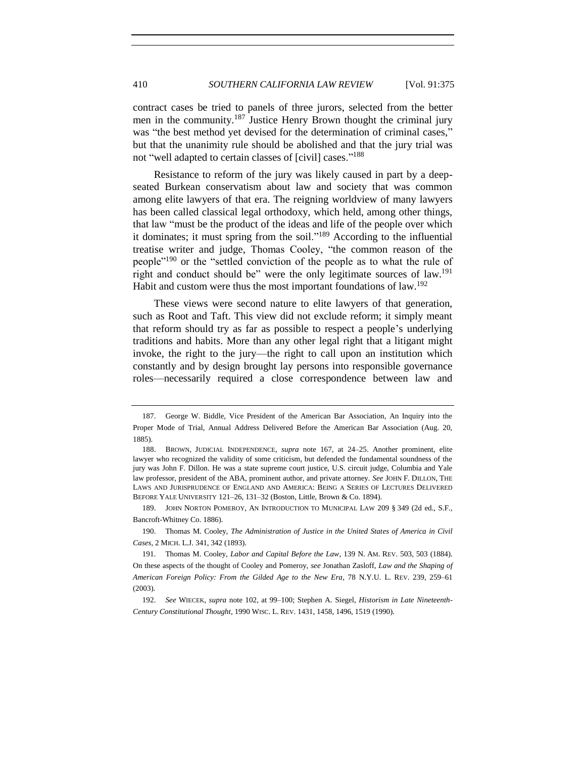contract cases be tried to panels of three jurors, selected from the better men in the community.[187] Justice Henry Brown thought the criminal jury was "the best method yet devised for the determination of criminal cases," but that the unanimity rule should be abolished and that the jury trial was not "well adapted to certain classes of [civil] cases."[188]

Resistance to reform of the jury was likely caused in part by a deep-seated Burkean conservatism about law and society that was common among elite lawyers of that era. The reigning worldview of many lawyers has been called classical legal orthodoxy, which held, among other things, that law "must be the product of the ideas and life of the people over which it dominates; it must spring from the soil."[189] According to the influential treatise writer and judge, Thomas Cooley, "the common reason of the people"[190] or the "settled conviction of the people as to what the rule of right and conduct should be" were the only legitimate sources of law.[191] Habit and custom were thus the most important foundations of law.[192]

These views were second nature to elite lawyers of that generation, such as Root and Taft. This view did not exclude reform; it simply meant that reform should try as far as possible to respect a people's underlying traditions and habits. More than any other legal right that a litigant might invoke, the right to the jury—the right to call upon an institution which constantly and by design brought lay persons into responsible governance roles—necessarily required a close correspondence between law and

---

187. George W. Biddle, Vice President of the American Bar Association, An Inquiry into the Proper Mode of Trial, Annual Address Delivered Before the American Bar Association (Aug. 20, 1885).

188. BROWN, JUDICIAL INDEPENDENCE, *supra* note 167, at 24–25. Another prominent, elite lawyer who recognized the validity of some criticism, but defended the fundamental soundness of the jury was John F. Dillon. He was a state supreme court justice, U.S. circuit judge, Columbia and Yale law professor, president of the ABA, prominent author, and private attorney. *See* JOHN F. DILLON, THE LAWS AND JURISPRUDENCE OF ENGLAND AND AMERICA: BEING A SERIES OF LECTURES DELIVERED BEFORE YALE UNIVERSITY 121–26, 131–32 (Boston, Little, Brown & Co. 1894).

189. JOHN NORTON POMEROY, AN INTRODUCTION TO MUNICIPAL LAW 209 § 349 (2d ed., S.F., Bancroft-Whitney Co. 1886).

190. Thomas M. Cooley, *The Administration of Justice in the United States of America in Civil Cases*, 2 MICH. L.J. 341, 342 (1893).

191. Thomas M. Cooley, *Labor and Capital Before the Law*, 139 N. AM. REV. 503, 503 (1884). On these aspects of the thought of Cooley and Pomeroy, *see* Jonathan Zasloff, *Law and the Shaping of American Foreign Policy: From the Gilded Age to the New Era*, 78 N.Y.U. L. REV. 239, 259–61 (2003).

192. *See* WIECEK, *supra* note 102, at 99–100; Stephen A. Siegel, *Historism in Late Nineteenth-Century Constitutional Thought*, 1990 WISC. L. REV. 1431, 1458, 1496, 1519 (1990).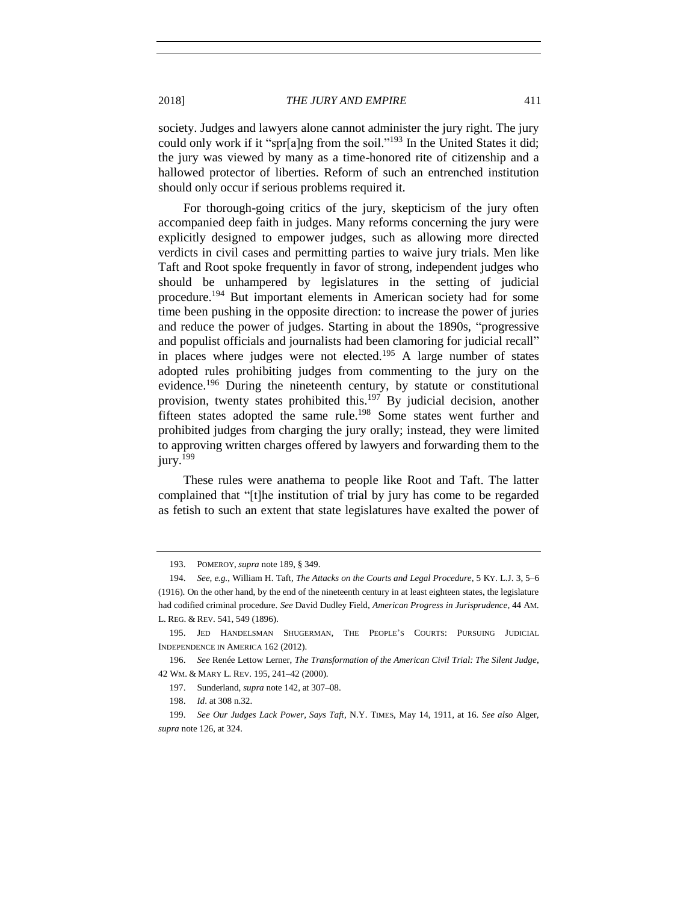society. Judges and lawyers alone cannot administer the jury right. The jury could only work if it "spr[a]ng from the soil."[193] In the United States it did; the jury was viewed by many as a time-honored rite of citizenship and a hallowed protector of liberties. Reform of such an entrenched institution should only occur if serious problems required it.

For thorough-going critics of the jury, skepticism of the jury often accompanied deep faith in judges. Many reforms concerning the jury were explicitly designed to empower judges, such as allowing more directed verdicts in civil cases and permitting parties to waive jury trials. Men like Taft and Root spoke frequently in favor of strong, independent judges who should be unhampered by legislatures in the setting of judicial procedure.[194] But important elements in American society had for some time been pushing in the opposite direction: to increase the power of juries and reduce the power of judges. Starting in about the 1890s, "progressive and populist officials and journalists had been clamoring for judicial recall" in places where judges were not elected.[195] A large number of states adopted rules prohibiting judges from commenting to the jury on the evidence.[196] During the nineteenth century, by statute or constitutional provision, twenty states prohibited this.[197] By judicial decision, another fifteen states adopted the same rule.[198] Some states went further and prohibited judges from charging the jury orally; instead, they were limited to approving written charges offered by lawyers and forwarding them to the jury.[199]

These rules were anathema to people like Root and Taft. The latter complained that "[t]he institution of trial by jury has come to be regarded as fetish to such an extent that state legislatures have exalted the power of

---

193. POMEROY, *supra* note 189, § 349.

194. *See, e.g.*, William H. Taft, *The Attacks on the Courts and Legal Procedure*, 5 KY. L.J. 3, 5–6 (1916). On the other hand, by the end of the nineteenth century in at least eighteen states, the legislature had codified criminal procedure. *See* David Dudley Field, *American Progress in Jurisprudence*, 44 AM. L. REG. & REV. 541, 549 (1896).

195. JED HANDELSMAN SHUGERMAN, THE PEOPLE'S COURTS: PURSUING JUDICIAL INDEPENDENCE IN AMERICA 162 (2012).

196. *See* Renée Lettow Lerner, *The Transformation of the American Civil Trial: The Silent Judge*, 42 WM. & MARY L. REV. 195, 241–42 (2000).

197. Sunderland, *supra* note 142, at 307–08.

198. *Id*. at 308 n.32.

199. *See Our Judges Lack Power, Says Taft*, N.Y. TIMES, May 14, 1911, at 16. *See also* Alger, *supra* note 126, at 324.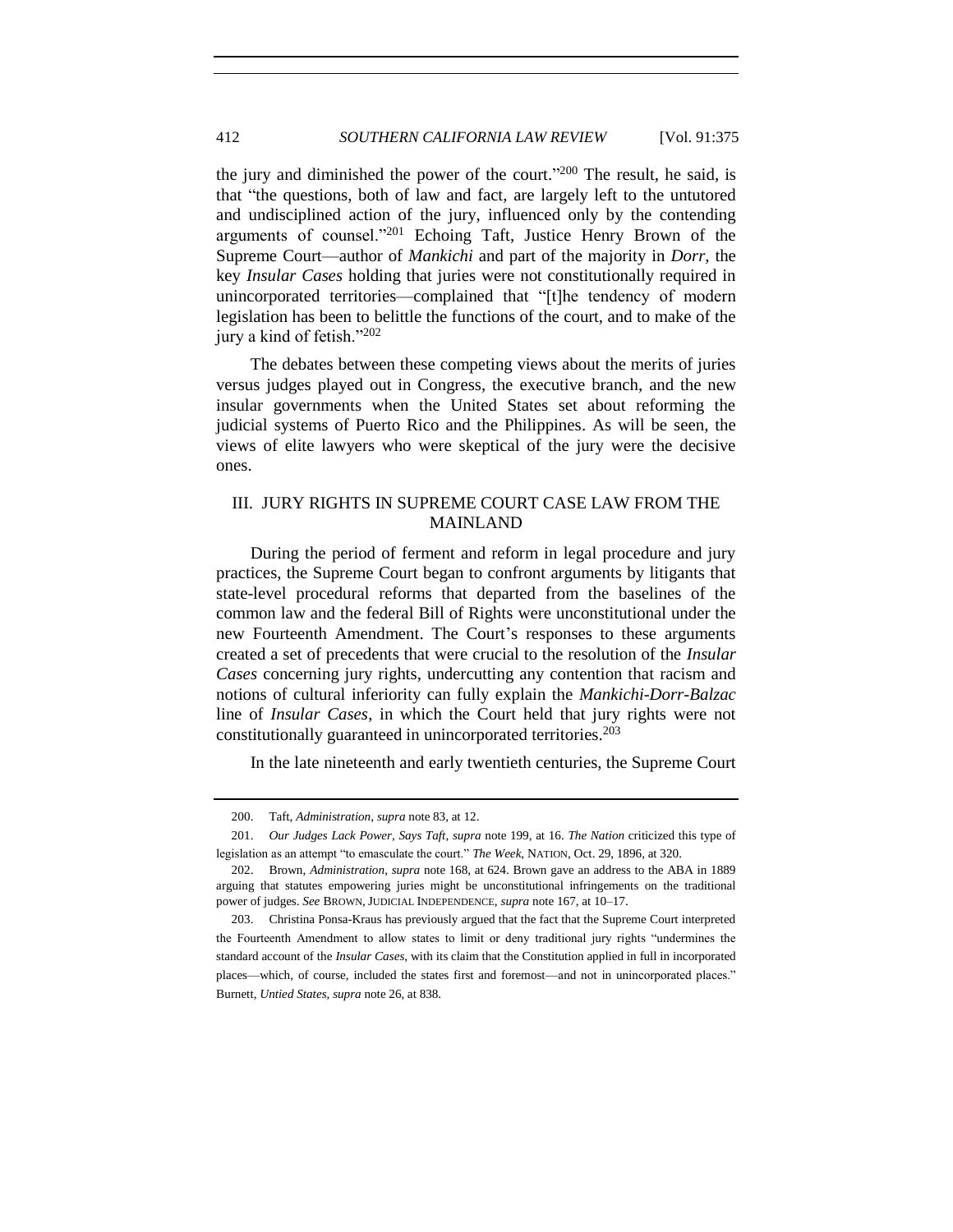the jury and diminished the power of the court."[200] The result, he said, is that "the questions, both of law and fact, are largely left to the untutored and undisciplined action of the jury, influenced only by the contending arguments of counsel."[201] Echoing Taft, Justice Henry Brown of the Supreme Court—author of *Mankichi* and part of the majority in *Dorr*, the key *Insular Cases* holding that juries were not constitutionally required in unincorporated territories—complained that "[t]he tendency of modern legislation has been to belittle the functions of the court, and to make of the jury a kind of fetish."[202]

The debates between these competing views about the merits of juries versus judges played out in Congress, the executive branch, and the new insular governments when the United States set about reforming the judicial systems of Puerto Rico and the Philippines. As will be seen, the views of elite lawyers who were skeptical of the jury were the decisive ones.

## III. JURY RIGHTS IN SUPREME COURT CASE LAW FROM THE MAINLAND

During the period of ferment and reform in legal procedure and jury practices, the Supreme Court began to confront arguments by litigants that state-level procedural reforms that departed from the baselines of the common law and the federal Bill of Rights were unconstitutional under the new Fourteenth Amendment. The Court's responses to these arguments created a set of precedents that were crucial to the resolution of the *Insular Cases* concerning jury rights, undercutting any contention that racism and notions of cultural inferiority can fully explain the *Mankichi*-*Dorr*-*Balzac* line of *Insular Cases*, in which the Court held that jury rights were not constitutionally guaranteed in unincorporated territories.[203]

In the late nineteenth and early twentieth centuries, the Supreme Court

---

200. Taft, *Administration*, *supra* note 83, at 12.

201. *Our Judges Lack Power, Says Taft*, *supra* note 199, at 16. *The Nation* criticized this type of legislation as an attempt "to emasculate the court." *The Week*, NATION, Oct. 29, 1896, at 320.

202. Brown, *Administration*, *supra* note 168, at 624. Brown gave an address to the ABA in 1889 arguing that statutes empowering juries might be unconstitutional infringements on the traditional power of judges. *See* BROWN, JUDICIAL INDEPENDENCE, *supra* note 167, at 10–17.

203. Christina Ponsa-Kraus has previously argued that the fact that the Supreme Court interpreted the Fourteenth Amendment to allow states to limit or deny traditional jury rights "undermines the standard account of the *Insular Cases*, with its claim that the Constitution applied in full in incorporated places—which, of course, included the states first and foremost—and not in unincorporated places." Burnett, *Untied States*, *supra* note 26, at 838.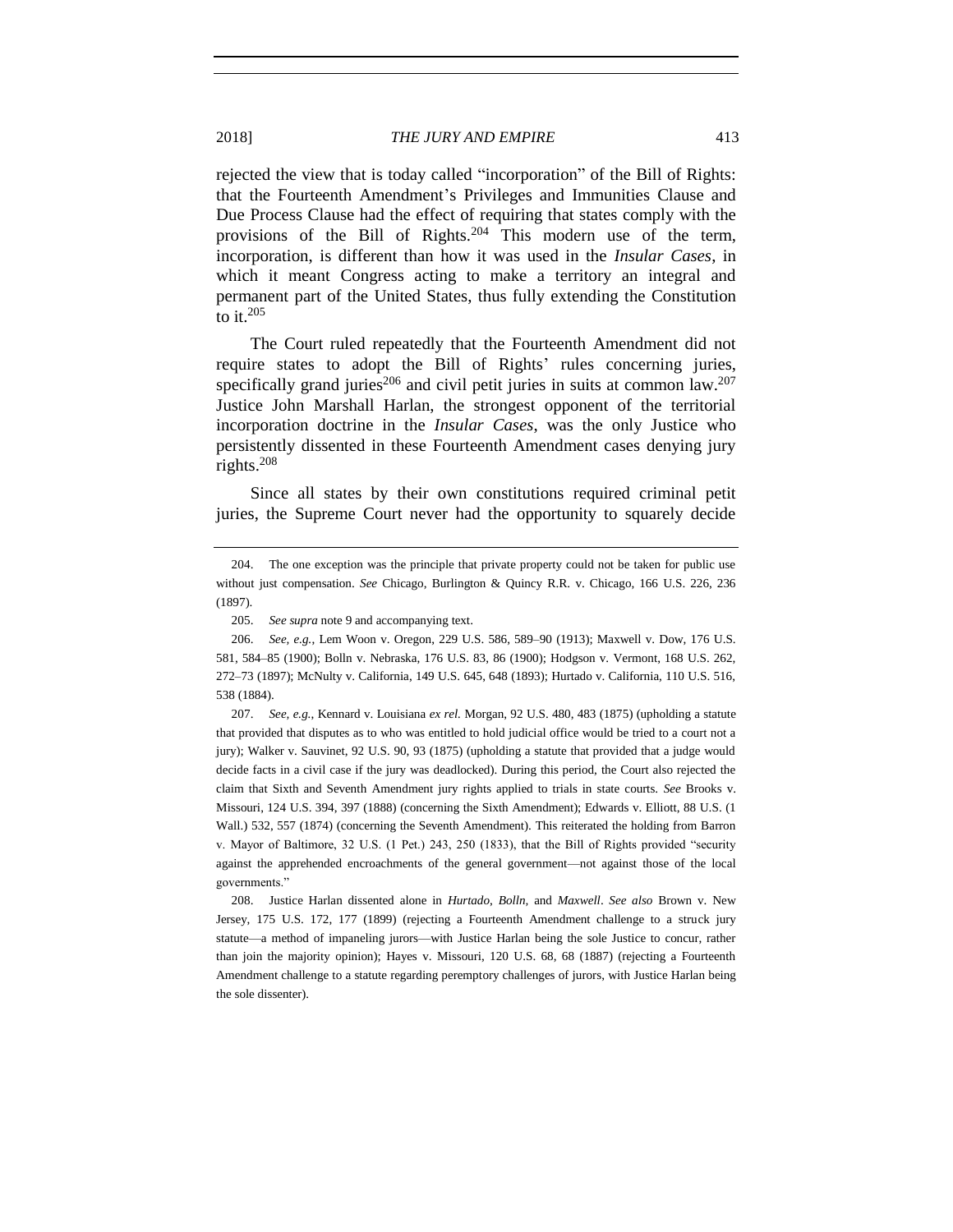rejected the view that is today called "incorporation" of the Bill of Rights: that the Fourteenth Amendment's Privileges and Immunities Clause and Due Process Clause had the effect of requiring that states comply with the provisions of the Bill of Rights.[204] This modern use of the term, incorporation, is different than how it was used in the *Insular Cases*, in which it meant Congress acting to make a territory an integral and permanent part of the United States, thus fully extending the Constitution to it.[205]

The Court ruled repeatedly that the Fourteenth Amendment did not require states to adopt the Bill of Rights' rules concerning juries, specifically grand juries[206] and civil petit juries in suits at common law.[207] Justice John Marshall Harlan, the strongest opponent of the territorial incorporation doctrine in the *Insular Cases*, was the only Justice who persistently dissented in these Fourteenth Amendment cases denying jury rights.[208]

Since all states by their own constitutions required criminal petit juries, the Supreme Court never had the opportunity to squarely decide

---

204. The one exception was the principle that private property could not be taken for public use without just compensation. *See* Chicago, Burlington & Quincy R.R. v. Chicago, 166 U.S. 226, 236 (1897).

205. *See supra* note 9 and accompanying text.

206. *See, e.g.*, Lem Woon v. Oregon, 229 U.S. 586, 589–90 (1913); Maxwell v. Dow, 176 U.S. 581, 584–85 (1900); Bolln v. Nebraska, 176 U.S. 83, 86 (1900); Hodgson v. Vermont, 168 U.S. 262, 272–73 (1897); McNulty v. California, 149 U.S. 645, 648 (1893); Hurtado v. California, 110 U.S. 516, 538 (1884).

207. *See, e.g.*, Kennard v. Louisiana *ex rel.* Morgan, 92 U.S. 480, 483 (1875) (upholding a statute that provided that disputes as to who was entitled to hold judicial office would be tried to a court not a jury); Walker v. Sauvinet, 92 U.S. 90, 93 (1875) (upholding a statute that provided that a judge would decide facts in a civil case if the jury was deadlocked). During this period, the Court also rejected the claim that Sixth and Seventh Amendment jury rights applied to trials in state courts. *See* Brooks v. Missouri, 124 U.S. 394, 397 (1888) (concerning the Sixth Amendment); Edwards v. Elliott, 88 U.S. (1 Wall.) 532, 557 (1874) (concerning the Seventh Amendment). This reiterated the holding from Barron v. Mayor of Baltimore, 32 U.S. (1 Pet.) 243, 250 (1833), that the Bill of Rights provided "security against the apprehended encroachments of the general government—not against those of the local governments."

208. Justice Harlan dissented alone in *Hurtado*, *Bolln*, and *Maxwell*. *See also* Brown v. New Jersey, 175 U.S. 172, 177 (1899) (rejecting a Fourteenth Amendment challenge to a struck jury statute—a method of impaneling jurors—with Justice Harlan being the sole Justice to concur, rather than join the majority opinion); Hayes v. Missouri, 120 U.S. 68, 68 (1887) (rejecting a Fourteenth Amendment challenge to a statute regarding peremptory challenges of jurors, with Justice Harlan being the sole dissenter).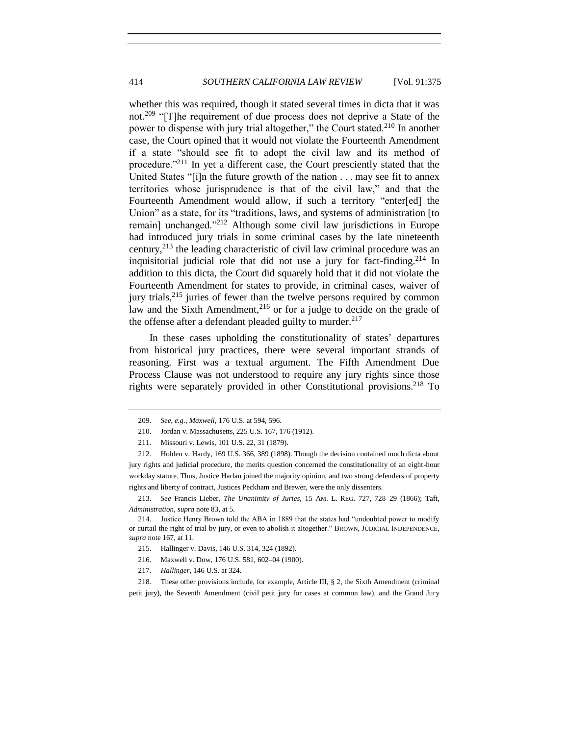whether this was required, though it stated several times in dicta that it was not.[209] "[T]he requirement of due process does not deprive a State of the power to dispense with jury trial altogether," the Court stated.[210] In another case, the Court opined that it would not violate the Fourteenth Amendment if a state "should see fit to adopt the civil law and its method of procedure."[211] In yet a different case, the Court presciently stated that the United States "[i]n the future growth of the nation . . . may see fit to annex territories whose jurisprudence is that of the civil law," and that the Fourteenth Amendment would allow, if such a territory "enter[ed] the Union" as a state, for its "traditions, laws, and systems of administration [to remain] unchanged."[212] Although some civil law jurisdictions in Europe had introduced jury trials in some criminal cases by the late nineteenth century,[213] the leading characteristic of civil law criminal procedure was an inquisitorial judicial role that did not use a jury for fact-finding.[214] In addition to this dicta, the Court did squarely hold that it did not violate the Fourteenth Amendment for states to provide, in criminal cases, waiver of jury trials,[215] juries of fewer than the twelve persons required by common law and the Sixth Amendment,[216] or for a judge to decide on the grade of the offense after a defendant pleaded guilty to murder.[217]

In these cases upholding the constitutionality of states' departures from historical jury practices, there were several important strands of reasoning. First was a textual argument. The Fifth Amendment Due Process Clause was not understood to require any jury rights since those rights were separately provided in other Constitutional provisions.[218] To

---

209. *See, e.g.*, *Maxwell*, 176 U.S. at 594, 596.

210. Jordan v. Massachusetts, 225 U.S. 167, 176 (1912).

211. Missouri v. Lewis, 101 U.S. 22, 31 (1879).

212. Holden v. Hardy, 169 U.S. 366, 389 (1898). Though the decision contained much dicta about jury rights and judicial procedure, the merits question concerned the constitutionality of an eight-hour workday statute. Thus, Justice Harlan joined the majority opinion, and two strong defenders of property rights and liberty of contract, Justices Peckham and Brewer, were the only dissenters.

213. *See* Francis Lieber, *The Unanimity of Juries*, 15 AM. L. REG. 727, 728–29 (1866); Taft, *Administration*, *supra* note 83, at 5.

214. Justice Henry Brown told the ABA in 1889 that the states had "undoubted power to modify or curtail the right of trial by jury, or even to abolish it altogether." BROWN, JUDICIAL INDEPENDENCE, *supra* note 167, at 11.

215. Hallinger v. Davis, 146 U.S. 314, 324 (1892).

216. Maxwell v. Dow, 176 U.S. 581, 602–04 (1900).

217. *Hallinger*, 146 U.S. at 324.

218. These other provisions include, for example, Article III, § 2, the Sixth Amendment (criminal petit jury), the Seventh Amendment (civil petit jury for cases at common law), and the Grand Jury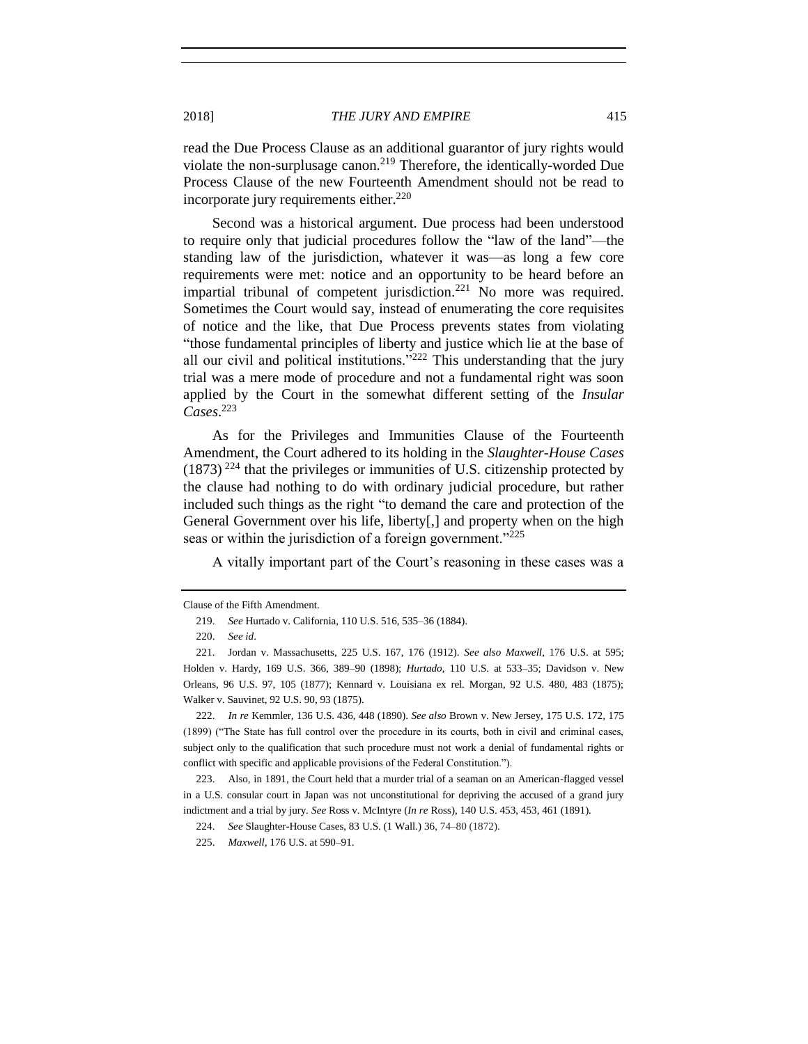read the Due Process Clause as an additional guarantor of jury rights would violate the non-surplusage canon.[219] Therefore, the identically-worded Due Process Clause of the new Fourteenth Amendment should not be read to incorporate jury requirements either.[220]

Second was a historical argument. Due process had been understood to require only that judicial procedures follow the "law of the land"—the standing law of the jurisdiction, whatever it was—as long a few core requirements were met: notice and an opportunity to be heard before an impartial tribunal of competent jurisdiction.[221] No more was required. Sometimes the Court would say, instead of enumerating the core requisites of notice and the like, that Due Process prevents states from violating "those fundamental principles of liberty and justice which lie at the base of all our civil and political institutions."[222] This understanding that the jury trial was a mere mode of procedure and not a fundamental right was soon applied by the Court in the somewhat different setting of the *Insular Cases*.[223]

As for the Privileges and Immunities Clause of the Fourteenth Amendment, the Court adhered to its holding in the *Slaughter-House Cases* (1873) [224] that the privileges or immunities of U.S. citizenship protected by the clause had nothing to do with ordinary judicial procedure, but rather included such things as the right "to demand the care and protection of the General Government over his life, liberty[,] and property when on the high seas or within the jurisdiction of a foreign government."[225]

A vitally important part of the Court's reasoning in these cases was a

---

Clause of the Fifth Amendment.

219. *See* Hurtado v. California, 110 U.S. 516, 535–36 (1884).

220. *See id*.

221. Jordan v. Massachusetts, 225 U.S. 167, 176 (1912). *See also Maxwell*, 176 U.S. at 595; Holden v. Hardy, 169 U.S. 366, 389–90 (1898); *Hurtado*, 110 U.S. at 533–35; Davidson v. New Orleans, 96 U.S. 97, 105 (1877); Kennard v. Louisiana ex rel. Morgan, 92 U.S. 480, 483 (1875); Walker v. Sauvinet, 92 U.S. 90, 93 (1875).

222. *In re* Kemmler, 136 U.S. 436, 448 (1890). *See also* Brown v. New Jersey, 175 U.S. 172, 175 (1899) ("The State has full control over the procedure in its courts, both in civil and criminal cases, subject only to the qualification that such procedure must not work a denial of fundamental rights or conflict with specific and applicable provisions of the Federal Constitution.").

223. Also, in 1891, the Court held that a murder trial of a seaman on an American-flagged vessel in a U.S. consular court in Japan was not unconstitutional for depriving the accused of a grand jury indictment and a trial by jury. *See* Ross v. McIntyre (*In re* Ross), 140 U.S. 453, 453, 461 (1891).

224. *See* Slaughter-House Cases, 83 U.S. (1 Wall.) 36, 74–80 (1872).

225. *Maxwell*, 176 U.S. at 590–91.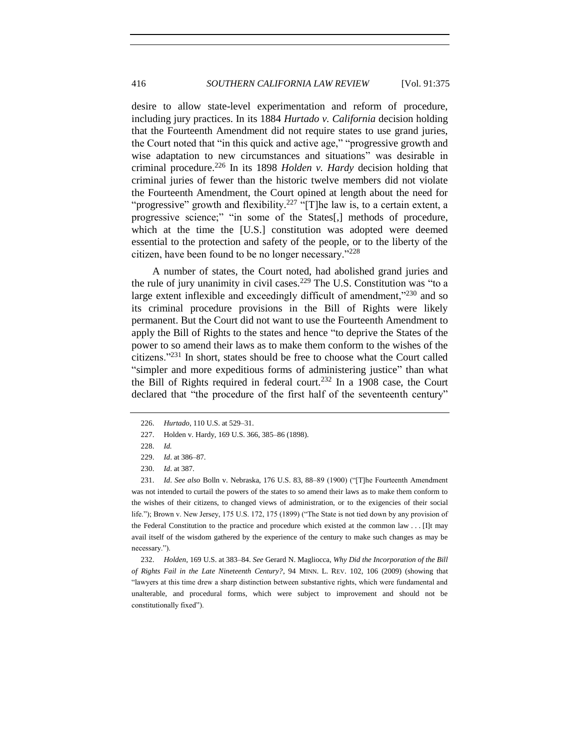desire to allow state-level experimentation and reform of procedure, including jury practices. In its 1884 *Hurtado v. California* decision holding that the Fourteenth Amendment did not require states to use grand juries, the Court noted that "in this quick and active age," "progressive growth and wise adaptation to new circumstances and situations" was desirable in criminal procedure.[226] In its 1898 *Holden v. Hardy* decision holding that criminal juries of fewer than the historic twelve members did not violate the Fourteenth Amendment, the Court opined at length about the need for "progressive" growth and flexibility.[227] "[T]he law is, to a certain extent, a progressive science;" "in some of the States[,] methods of procedure, which at the time the [U.S.] constitution was adopted were deemed essential to the protection and safety of the people, or to the liberty of the citizen, have been found to be no longer necessary."[228]

A number of states, the Court noted, had abolished grand juries and the rule of jury unanimity in civil cases.[229] The U.S. Constitution was "to a large extent inflexible and exceedingly difficult of amendment,"[230] and so its criminal procedure provisions in the Bill of Rights were likely permanent. But the Court did not want to use the Fourteenth Amendment to apply the Bill of Rights to the states and hence "to deprive the States of the power to so amend their laws as to make them conform to the wishes of the citizens."[231] In short, states should be free to choose what the Court called "simpler and more expeditious forms of administering justice" than what the Bill of Rights required in federal court.[232] In a 1908 case, the Court declared that "the procedure of the first half of the seventeenth century"

226. *Hurtado*, 110 U.S. at 529–31.

227. Holden v. Hardy, 169 U.S. 366, 385–86 (1898).

228. *Id.*

229. *Id*. at 386–87.

230. *Id*. at 387.

231. *Id*. *See also* Bolln v. Nebraska, 176 U.S. 83, 88–89 (1900) ("[T]he Fourteenth Amendment was not intended to curtail the powers of the states to so amend their laws as to make them conform to the wishes of their citizens, to changed views of administration, or to the exigencies of their social life."); Brown v. New Jersey, 175 U.S. 172, 175 (1899) ("The State is not tied down by any provision of the Federal Constitution to the practice and procedure which existed at the common law . . . [I]t may avail itself of the wisdom gathered by the experience of the century to make such changes as may be necessary.").

232. *Holden*, 169 U.S. at 383–84. *See* Gerard N. Magliocca, *Why Did the Incorporation of the Bill of Rights Fail in the Late Nineteenth Century?*, 94 MINN. L. REV. 102, 106 (2009) (showing that "lawyers at this time drew a sharp distinction between substantive rights, which were fundamental and unalterable, and procedural forms, which were subject to improvement and should not be constitutionally fixed").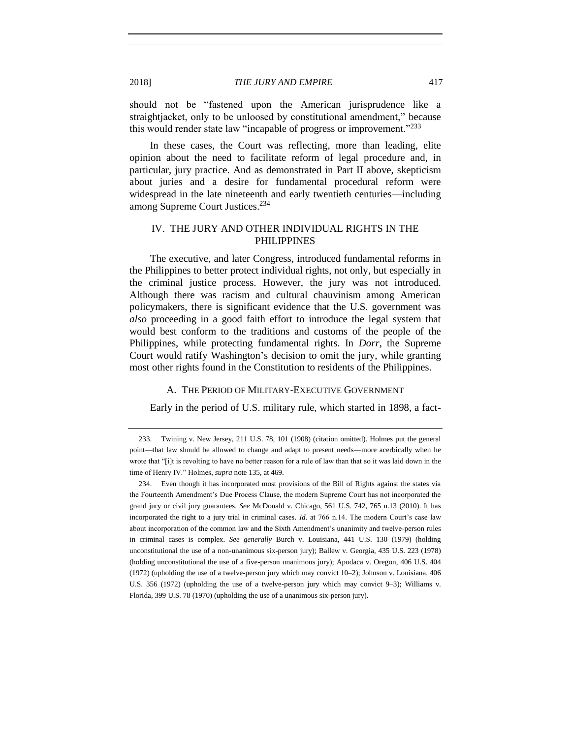should not be "fastened upon the American jurisprudence like a straightjacket, only to be unloosed by constitutional amendment," because this would render state law "incapable of progress or improvement."[233]

In these cases, the Court was reflecting, more than leading, elite opinion about the need to facilitate reform of legal procedure and, in particular, jury practice. And as demonstrated in Part II above, skepticism about juries and a desire for fundamental procedural reform were widespread in the late nineteenth and early twentieth centuries—including among Supreme Court Justices.[234]

## IV. THE JURY AND OTHER INDIVIDUAL RIGHTS IN THE PHILIPPINES

The executive, and later Congress, introduced fundamental reforms in the Philippines to better protect individual rights, not only, but especially in the criminal justice process. However, the jury was not introduced. Although there was racism and cultural chauvinism among American policymakers, there is significant evidence that the U.S. government was *also* proceeding in a good faith effort to introduce the legal system that would best conform to the traditions and customs of the people of the Philippines, while protecting fundamental rights. In *Dorr*, the Supreme Court would ratify Washington's decision to omit the jury, while granting most other rights found in the Constitution to residents of the Philippines.

### A. THE PERIOD OF MILITARY-EXECUTIVE GOVERNMENT

Early in the period of U.S. military rule, which started in 1898, a fact-

---

233. Twining v. New Jersey, 211 U.S. 78, 101 (1908) (citation omitted). Holmes put the general point—that law should be allowed to change and adapt to present needs—more acerbically when he wrote that "[i]t is revolting to have no better reason for a rule of law than that so it was laid down in the time of Henry IV." Holmes, *supra* note 135, at 469.

234. Even though it has incorporated most provisions of the Bill of Rights against the states via the Fourteenth Amendment's Due Process Clause, the modern Supreme Court has not incorporated the grand jury or civil jury guarantees. *See* McDonald v. Chicago, 561 U.S. 742, 765 n.13 (2010). It has incorporated the right to a jury trial in criminal cases. *Id*. at 766 n.14. The modern Court's case law about incorporation of the common law and the Sixth Amendment's unanimity and twelve-person rules in criminal cases is complex. *See generally* Burch v. Louisiana, 441 U.S. 130 (1979) (holding unconstitutional the use of a non-unanimous six-person jury); Ballew v. Georgia, 435 U.S. 223 (1978) (holding unconstitutional the use of a five-person unanimous jury); Apodaca v. Oregon, 406 U.S. 404 (1972) (upholding the use of a twelve-person jury which may convict 10–2); Johnson v. Louisiana, 406 U.S. 356 (1972) (upholding the use of a twelve-person jury which may convict 9–3); Williams v. Florida, 399 U.S. 78 (1970) (upholding the use of a unanimous six-person jury).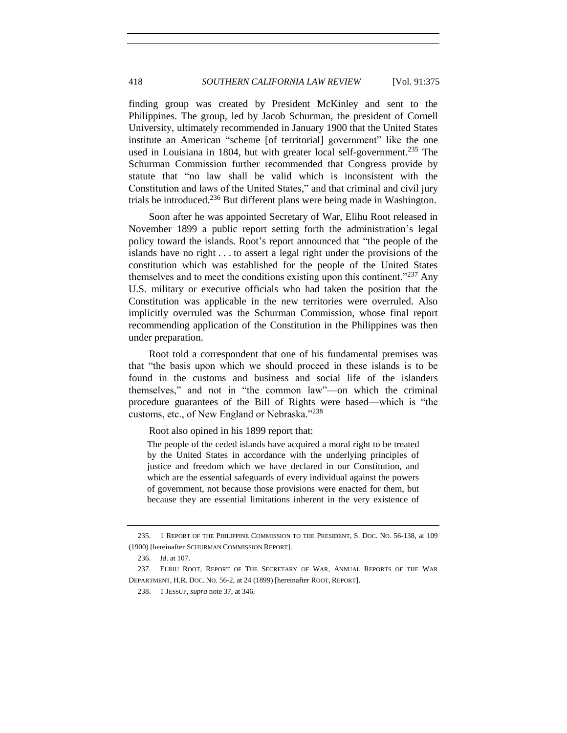finding group was created by President McKinley and sent to the Philippines. The group, led by Jacob Schurman, the president of Cornell University, ultimately recommended in January 1900 that the United States institute an American "scheme [of territorial] government" like the one used in Louisiana in 1804, but with greater local self-government.[235] The Schurman Commission further recommended that Congress provide by statute that "no law shall be valid which is inconsistent with the Constitution and laws of the United States," and that criminal and civil jury trials be introduced.[236] But different plans were being made in Washington.

Soon after he was appointed Secretary of War, Elihu Root released in November 1899 a public report setting forth the administration's legal policy toward the islands. Root's report announced that "the people of the islands have no right . . . to assert a legal right under the provisions of the constitution which was established for the people of the United States themselves and to meet the conditions existing upon this continent."[237] Any U.S. military or executive officials who had taken the position that the Constitution was applicable in the new territories were overruled. Also implicitly overruled was the Schurman Commission, whose final report recommending application of the Constitution in the Philippines was then under preparation.

Root told a correspondent that one of his fundamental premises was that "the basis upon which we should proceed in these islands is to be found in the customs and business and social life of the islanders themselves," and not in "the common law"—on which the criminal procedure guarantees of the Bill of Rights were based—which is "the customs, etc., of New England or Nebraska."[238]

Root also opined in his 1899 report that:

> The people of the ceded islands have acquired a moral right to be treated by the United States in accordance with the underlying principles of justice and freedom which we have declared in our Constitution, and which are the essential safeguards of every individual against the powers of government, not because those provisions were enacted for them, but because they are essential limitations inherent in the very existence of

---

235. 1 REPORT OF THE PHILIPPINE COMMISSION TO THE PRESIDENT, S. DOC. NO. 56-138, at 109 (1900) [hereinafter SCHURMAN COMMISSION REPORT].

236. *Id*. at 107.

237. ELIHU ROOT, REPORT OF THE SECRETARY OF WAR, ANNUAL REPORTS OF THE WAR DEPARTMENT, H.R. DOC. NO. 56-2, at 24 (1899) [hereinafter ROOT, REPORT].

238. 1 JESSUP, *supra* note 37, at 346.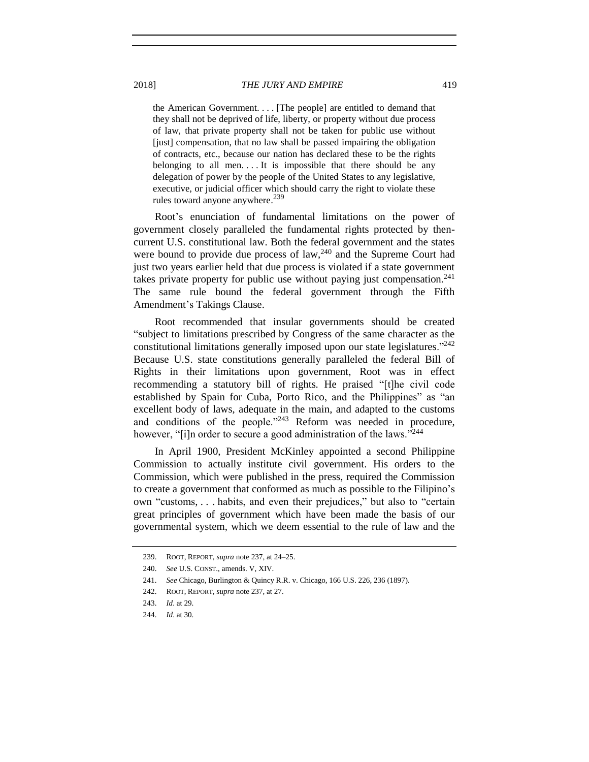> the American Government. . . . [The people] are entitled to demand that they shall not be deprived of life, liberty, or property without due process of law, that private property shall not be taken for public use without [just] compensation, that no law shall be passed impairing the obligation of contracts, etc., because our nation has declared these to be the rights belonging to all men. . . . It is impossible that there should be any delegation of power by the people of the United States to any legislative, executive, or judicial officer which should carry the right to violate these rules toward anyone anywhere.[239]

Root's enunciation of fundamental limitations on the power of government closely paralleled the fundamental rights protected by then-current U.S. constitutional law. Both the federal government and the states were bound to provide due process of law,[240] and the Supreme Court had just two years earlier held that due process is violated if a state government takes private property for public use without paying just compensation.[241] The same rule bound the federal government through the Fifth Amendment's Takings Clause.

Root recommended that insular governments should be created "subject to limitations prescribed by Congress of the same character as the constitutional limitations generally imposed upon our state legislatures."[242] Because U.S. state constitutions generally paralleled the federal Bill of Rights in their limitations upon government, Root was in effect recommending a statutory bill of rights. He praised "[t]he civil code established by Spain for Cuba, Porto Rico, and the Philippines" as "an excellent body of laws, adequate in the main, and adapted to the customs and conditions of the people."[243] Reform was needed in procedure, however, "[i]n order to secure a good administration of the laws."[244]

In April 1900, President McKinley appointed a second Philippine Commission to actually institute civil government. His orders to the Commission, which were published in the press, required the Commission to create a government that conformed as much as possible to the Filipino's own "customs, . . . habits, and even their prejudices," but also to "certain great principles of government which have been made the basis of our governmental system, which we deem essential to the rule of law and the

---

239. ROOT, REPORT, *supra* note 237, at 24–25.

240. *See* U.S. CONST., amends. V, XIV.

241. *See* Chicago, Burlington & Quincy R.R. v. Chicago, 166 U.S. 226, 236 (1897).

242. ROOT, REPORT, *supra* note 237, at 27.

243. *Id*. at 29.

244. *Id*. at 30.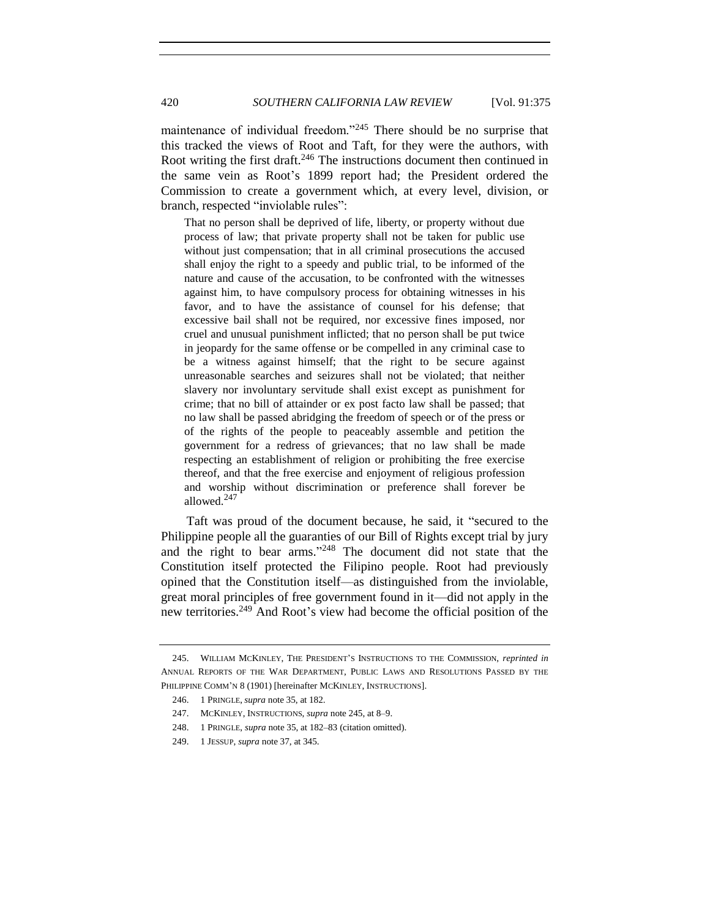maintenance of individual freedom."[245] There should be no surprise that this tracked the views of Root and Taft, for they were the authors, with Root writing the first draft.[246] The instructions document then continued in the same vein as Root's 1899 report had; the President ordered the Commission to create a government which, at every level, division, or branch, respected "inviolable rules":

> That no person shall be deprived of life, liberty, or property without due process of law; that private property shall not be taken for public use without just compensation; that in all criminal prosecutions the accused shall enjoy the right to a speedy and public trial, to be informed of the nature and cause of the accusation, to be confronted with the witnesses against him, to have compulsory process for obtaining witnesses in his favor, and to have the assistance of counsel for his defense; that excessive bail shall not be required, nor excessive fines imposed, nor cruel and unusual punishment inflicted; that no person shall be put twice in jeopardy for the same offense or be compelled in any criminal case to be a witness against himself; that the right to be secure against unreasonable searches and seizures shall not be violated; that neither slavery nor involuntary servitude shall exist except as punishment for crime; that no bill of attainder or ex post facto law shall be passed; that no law shall be passed abridging the freedom of speech or of the press or of the rights of the people to peaceably assemble and petition the government for a redress of grievances; that no law shall be made respecting an establishment of religion or prohibiting the free exercise thereof, and that the free exercise and enjoyment of religious profession and worship without discrimination or preference shall forever be allowed.[247]

Taft was proud of the document because, he said, it "secured to the Philippine people all the guaranties of our Bill of Rights except trial by jury and the right to bear arms."[248] The document did not state that the Constitution itself protected the Filipino people. Root had previously opined that the Constitution itself—as distinguished from the inviolable, great moral principles of free government found in it—did not apply in the new territories.[249] And Root's view had become the official position of the

---

245. WILLIAM MCKINLEY, THE PRESIDENT'S INSTRUCTIONS TO THE COMMISSION, *reprinted in* ANNUAL REPORTS OF THE WAR DEPARTMENT, PUBLIC LAWS AND RESOLUTIONS PASSED BY THE PHILIPPINE COMM'N 8 (1901) [hereinafter MCKINLEY, INSTRUCTIONS].

246. 1 PRINGLE, *supra* note 35, at 182.

247. MCKINLEY, INSTRUCTIONS, *supra* note 245, at 8–9.

248. 1 PRINGLE, *supra* note 35, at 182–83 (citation omitted).

249. 1 JESSUP, *supra* note 37, at 345.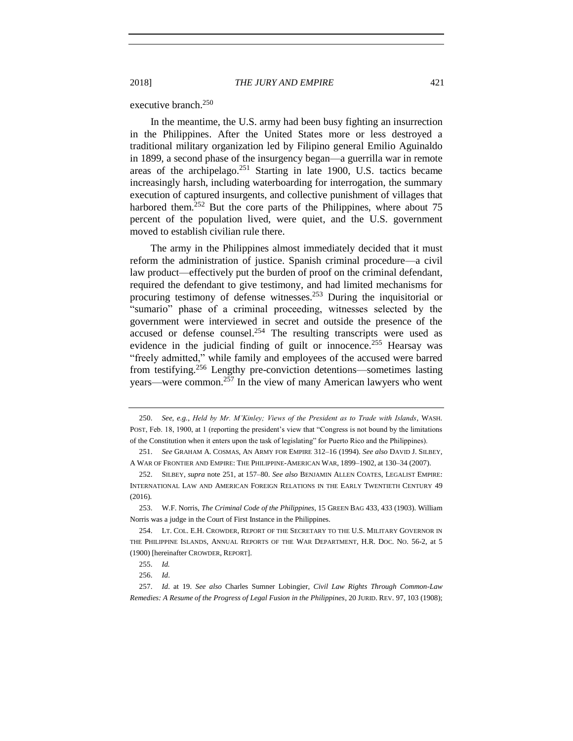executive branch.[250]

In the meantime, the U.S. army had been busy fighting an insurrection in the Philippines. After the United States more or less destroyed a traditional military organization led by Filipino general Emilio Aguinaldo in 1899, a second phase of the insurgency began—a guerrilla war in remote areas of the archipelago.[251] Starting in late 1900, U.S. tactics became increasingly harsh, including waterboarding for interrogation, the summary execution of captured insurgents, and collective punishment of villages that harbored them.[252] But the core parts of the Philippines, where about 75 percent of the population lived, were quiet, and the U.S. government moved to establish civilian rule there.

The army in the Philippines almost immediately decided that it must reform the administration of justice. Spanish criminal procedure—a civil law product—effectively put the burden of proof on the criminal defendant, required the defendant to give testimony, and had limited mechanisms for procuring testimony of defense witnesses.[253] During the inquisitorial or "sumario" phase of a criminal proceeding, witnesses selected by the government were interviewed in secret and outside the presence of the accused or defense counsel.[254] The resulting transcripts were used as evidence in the judicial finding of guilt or innocence.[255] Hearsay was "freely admitted," while family and employees of the accused were barred from testifying.[256] Lengthy pre-conviction detentions—sometimes lasting years—were common.[257] In the view of many American lawyers who went

---

250. *See, e.g.*, *Held by Mr. M'Kinley; Views of the President as to Trade with Islands*, WASH. POST, Feb. 18, 1900, at 1 (reporting the president's view that "Congress is not bound by the limitations of the Constitution when it enters upon the task of legislating" for Puerto Rico and the Philippines).

251. *See* GRAHAM A. COSMAS, AN ARMY FOR EMPIRE 312–16 (1994). *See also* DAVID J. SILBEY, A WAR OF FRONTIER AND EMPIRE: THE PHILIPPINE-AMERICAN WAR, 1899–1902, at 130–34 (2007).

252. SILBEY, *supra* note 251, at 157–80. *See also* BENJAMIN ALLEN COATES, LEGALIST EMPIRE: INTERNATIONAL LAW AND AMERICAN FOREIGN RELATIONS IN THE EARLY TWENTIETH CENTURY 49 (2016).

253. W.F. Norris, *The Criminal Code of the Philippines*, 15 GREEN BAG 433, 433 (1903). William Norris was a judge in the Court of First Instance in the Philippines.

254. LT. COL. E.H. CROWDER, REPORT OF THE SECRETARY TO THE U.S. MILITARY GOVERNOR IN THE PHILIPPINE ISLANDS, ANNUAL REPORTS OF THE WAR DEPARTMENT, H.R. DOC. NO. 56-2, at 5 (1900) [hereinafter CROWDER, REPORT].

255. *Id.*

256. *Id*.

257. *Id*. at 19. *See also* Charles Sumner Lobingier, *Civil Law Rights Through Common-Law Remedies: A Resume of the Progress of Legal Fusion in the Philippines*, 20 JURID. REV. 97, 103 (1908);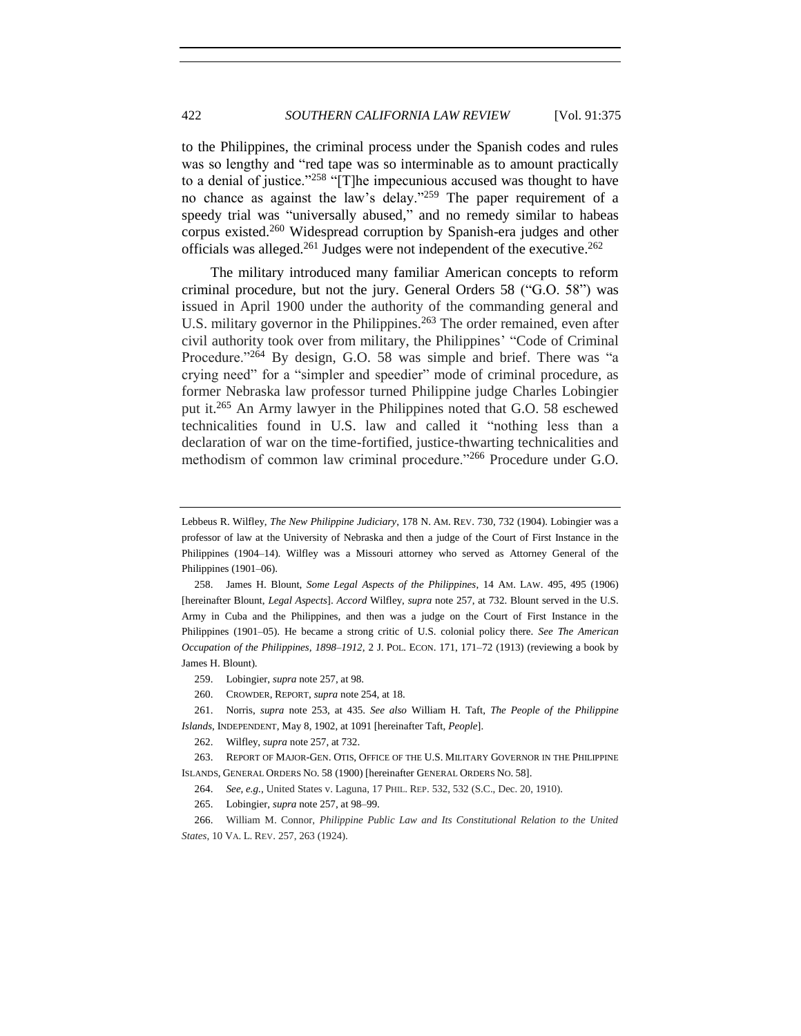to the Philippines, the criminal process under the Spanish codes and rules was so lengthy and "red tape was so interminable as to amount practically to a denial of justice."[258] "[T]he impecunious accused was thought to have no chance as against the law's delay."[259] The paper requirement of a speedy trial was "universally abused," and no remedy similar to habeas corpus existed.[260] Widespread corruption by Spanish-era judges and other officials was alleged.[261] Judges were not independent of the executive.[262]

The military introduced many familiar American concepts to reform criminal procedure, but not the jury. General Orders 58 ("G.O. 58") was issued in April 1900 under the authority of the commanding general and U.S. military governor in the Philippines.[263] The order remained, even after civil authority took over from military, the Philippines' "Code of Criminal Procedure."[264] By design, G.O. 58 was simple and brief. There was "a crying need" for a "simpler and speedier" mode of criminal procedure, as former Nebraska law professor turned Philippine judge Charles Lobingier put it.[265] An Army lawyer in the Philippines noted that G.O. 58 eschewed technicalities found in U.S. law and called it "nothing less than a declaration of war on the time-fortified, justice-thwarting technicalities and methodism of common law criminal procedure."[266] Procedure under G.O.

---

Lebbeus R. Wilfley, *The New Philippine Judiciary*, 178 N. AM. REV. 730, 732 (1904). Lobingier was a professor of law at the University of Nebraska and then a judge of the Court of First Instance in the Philippines (1904–14). Wilfley was a Missouri attorney who served as Attorney General of the Philippines (1901–06).

258. James H. Blount, *Some Legal Aspects of the Philippines*, 14 AM. LAW. 495, 495 (1906) [hereinafter Blount, *Legal Aspects*]. *Accord* Wilfley, *supra* note 257, at 732. Blount served in the U.S. Army in Cuba and the Philippines, and then was a judge on the Court of First Instance in the Philippines (1901–05). He became a strong critic of U.S. colonial policy there. *See The American Occupation of the Philippines, 1898–1912*, 2 J. POL. ECON. 171, 171–72 (1913) (reviewing a book by James H. Blount).

259. Lobingier, *supra* note 257, at 98.

260. CROWDER, REPORT, *supra* note 254, at 18.

261. Norris, *supra* note 253, at 435. *See also* William H. Taft, *The People of the Philippine Islands*, INDEPENDENT, May 8, 1902, at 1091 [hereinafter Taft, *People*].

262. Wilfley, *supra* note 257, at 732.

263. REPORT OF MAJOR-GEN. OTIS, OFFICE OF THE U.S. MILITARY GOVERNOR IN THE PHILIPPINE ISLANDS, GENERAL ORDERS NO. 58 (1900) [hereinafter GENERAL ORDERS NO. 58].

264. *See, e.g.*, United States v. Laguna, 17 PHIL. REP. 532, 532 (S.C., Dec. 20, 1910).

265. Lobingier, *supra* note 257, at 98–99.

266. William M. Connor, *Philippine Public Law and Its Constitutional Relation to the United States*, 10 VA. L. REV. 257, 263 (1924).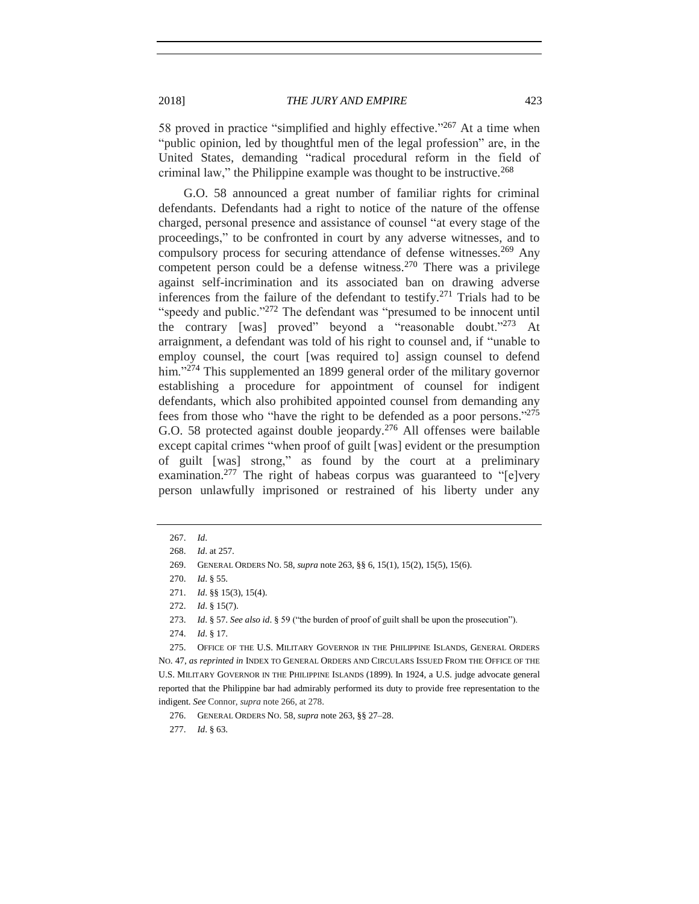58 proved in practice "simplified and highly effective."[267] At a time when "public opinion, led by thoughtful men of the legal profession" are, in the United States, demanding "radical procedural reform in the field of criminal law," the Philippine example was thought to be instructive.[268]

G.O. 58 announced a great number of familiar rights for criminal defendants. Defendants had a right to notice of the nature of the offense charged, personal presence and assistance of counsel "at every stage of the proceedings," to be confronted in court by any adverse witnesses, and to compulsory process for securing attendance of defense witnesses.[269] Any competent person could be a defense witness.[270] There was a privilege against self-incrimination and its associated ban on drawing adverse inferences from the failure of the defendant to testify.[271] Trials had to be "speedy and public."[272] The defendant was "presumed to be innocent until the contrary [was] proved" beyond a "reasonable doubt."[273] At arraignment, a defendant was told of his right to counsel and, if "unable to employ counsel, the court [was required to] assign counsel to defend him."[274] This supplemented an 1899 general order of the military governor establishing a procedure for appointment of counsel for indigent defendants, which also prohibited appointed counsel from demanding any fees from those who "have the right to be defended as a poor persons."[275] G.O. 58 protected against double jeopardy.[276] All offenses were bailable except capital crimes "when proof of guilt [was] evident or the presumption of guilt [was] strong," as found by the court at a preliminary examination.[277] The right of habeas corpus was guaranteed to "[e]very person unlawfully imprisoned or restrained of his liberty under any

---

267. *Id.*

268. *Id.* at 257.

269. GENERAL ORDERS NO. 58, *supra* note 263, §§ 6, 15(1), 15(2), 15(5), 15(6).

270. *Id.* § 55.

271. *Id.* §§ 15(3), 15(4).

272. *Id.* § 15(7).

273. *Id.* § 57. *See also id.* § 59 ("the burden of proof of guilt shall be upon the prosecution").

274. *Id.* § 17.

275. OFFICE OF THE U.S. MILITARY GOVERNOR IN THE PHILIPPINE ISLANDS, GENERAL ORDERS NO. 47, *as reprinted in* INDEX TO GENERAL ORDERS AND CIRCULARS ISSUED FROM THE OFFICE OF THE U.S. MILITARY GOVERNOR IN THE PHILIPPINE ISLANDS (1899). In 1924, a U.S. judge advocate general reported that the Philippine bar had admirably performed its duty to provide free representation to the indigent. *See* Connor, *supra* note 266, at 278.

276. GENERAL ORDERS NO. 58, *supra* note 263, §§ 27–28.

277. *Id.* § 63.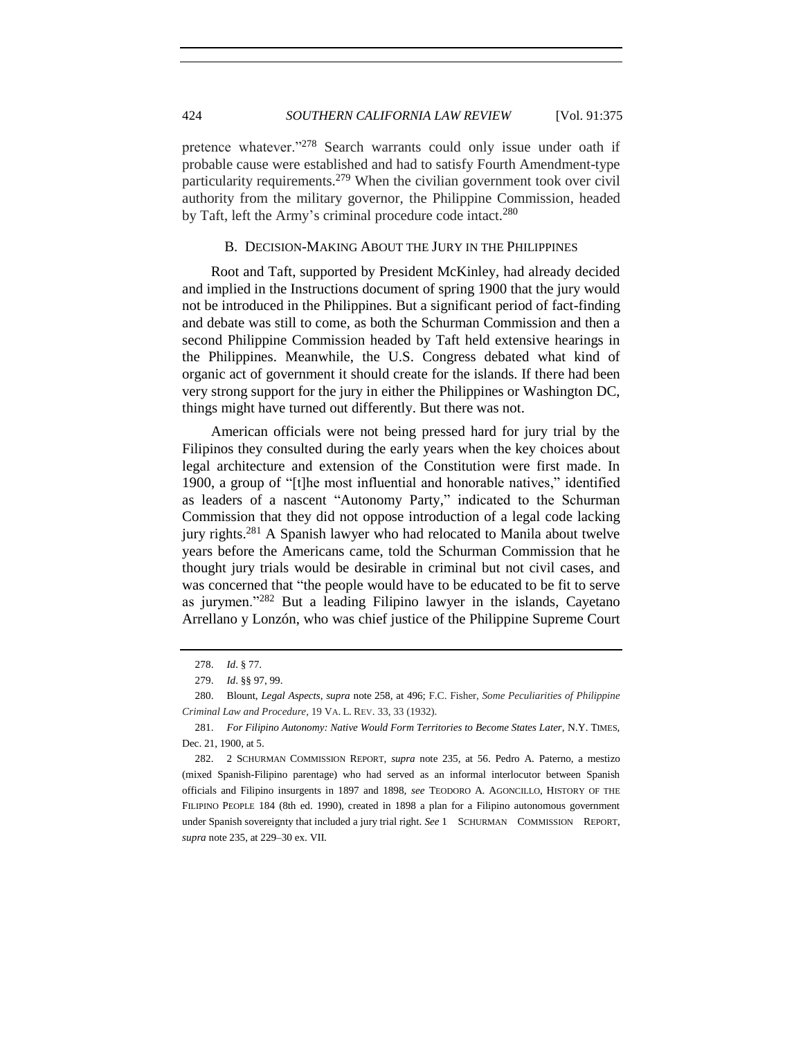pretence whatever."[278] Search warrants could only issue under oath if probable cause were established and had to satisfy Fourth Amendment-type particularity requirements.[279] When the civilian government took over civil authority from the military governor, the Philippine Commission, headed by Taft, left the Army's criminal procedure code intact.[280]

### B. Decision-Making About the Jury in the Philippines

Root and Taft, supported by President McKinley, had already decided and implied in the Instructions document of spring 1900 that the jury would not be introduced in the Philippines. But a significant period of fact-finding and debate was still to come, as both the Schurman Commission and then a second Philippine Commission headed by Taft held extensive hearings in the Philippines. Meanwhile, the U.S. Congress debated what kind of organic act of government it should create for the islands. If there had been very strong support for the jury in either the Philippines or Washington DC, things might have turned out differently. But there was not.

American officials were not being pressed hard for jury trial by the Filipinos they consulted during the early years when the key choices about legal architecture and extension of the Constitution were first made. In 1900, a group of "[t]he most influential and honorable natives," identified as leaders of a nascent "Autonomy Party," indicated to the Schurman Commission that they did not oppose introduction of a legal code lacking jury rights.[281] A Spanish lawyer who had relocated to Manila about twelve years before the Americans came, told the Schurman Commission that he thought jury trials would be desirable in criminal but not civil cases, and was concerned that "the people would have to be educated to be fit to serve as jurymen."[282] But a leading Filipino lawyer in the islands, Cayetano Arrellano y Lonzón, who was chief justice of the Philippine Supreme Court

---

278. *Id.* § 77.

279. *Id.* §§ 97, 99.

280. Blount, *Legal Aspects*, *supra* note 258, at 496; F.C. Fisher, *Some Peculiarities of Philippine Criminal Law and Procedure*, 19 VA. L. REV. 33, 33 (1932).

281. *For Filipino Autonomy: Native Would Form Territories to Become States Later*, N.Y. TIMES, Dec. 21, 1900, at 5.

282. 2 SCHURMAN COMMISSION REPORT, *supra* note 235, at 56. Pedro A. Paterno, a mestizo (mixed Spanish-Filipino parentage) who had served as an informal interlocutor between Spanish officials and Filipino insurgents in 1897 and 1898, *see* TEODORO A. AGONCILLO, HISTORY OF THE FILIPINO PEOPLE 184 (8th ed. 1990), created in 1898 a plan for a Filipino autonomous government under Spanish sovereignty that included a jury trial right. *See* 1 SCHURMAN COMMISSION REPORT, *supra* note 235, at 229–30 ex. VII.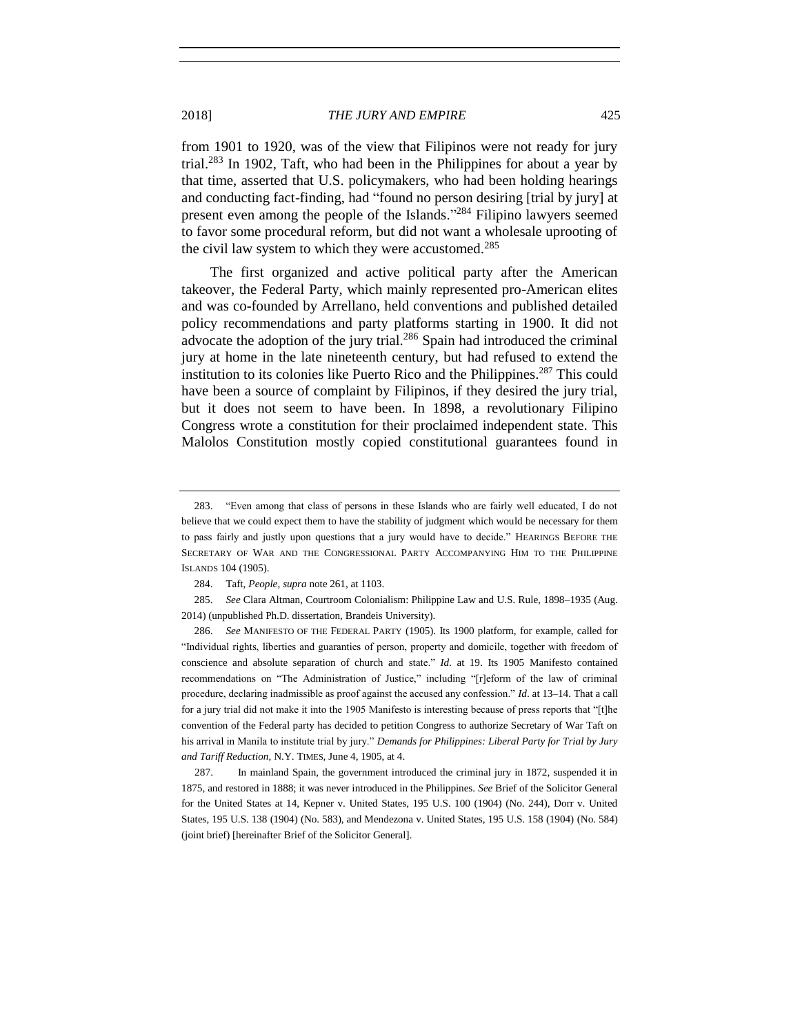from 1901 to 1920, was of the view that Filipinos were not ready for jury trial.[283] In 1902, Taft, who had been in the Philippines for about a year by that time, asserted that U.S. policymakers, who had been holding hearings and conducting fact-finding, had "found no person desiring [trial by jury] at present even among the people of the Islands."[284] Filipino lawyers seemed to favor some procedural reform, but did not want a wholesale uprooting of the civil law system to which they were accustomed.[285]

The first organized and active political party after the American takeover, the Federal Party, which mainly represented pro-American elites and was co-founded by Arrellano, held conventions and published detailed policy recommendations and party platforms starting in 1900. It did not advocate the adoption of the jury trial.[286] Spain had introduced the criminal jury at home in the late nineteenth century, but had refused to extend the institution to its colonies like Puerto Rico and the Philippines.[287] This could have been a source of complaint by Filipinos, if they desired the jury trial, but it does not seem to have been. In 1898, a revolutionary Filipino Congress wrote a constitution for their proclaimed independent state. This Malolos Constitution mostly copied constitutional guarantees found in

---

283. "Even among that class of persons in these Islands who are fairly well educated, I do not believe that we could expect them to have the stability of judgment which would be necessary for them to pass fairly and justly upon questions that a jury would have to decide." HEARINGS BEFORE THE SECRETARY OF WAR AND THE CONGRESSIONAL PARTY ACCOMPANYING HIM TO THE PHILIPPINE ISLANDS 104 (1905).

284. Taft, *People*, *supra* note 261, at 1103.

285. *See* Clara Altman, Courtroom Colonialism: Philippine Law and U.S. Rule, 1898–1935 (Aug. 2014) (unpublished Ph.D. dissertation, Brandeis University).

286. *See* MANIFESTO OF THE FEDERAL PARTY (1905). Its 1900 platform, for example, called for "Individual rights, liberties and guaranties of person, property and domicile, together with freedom of conscience and absolute separation of church and state." *Id*. at 19. Its 1905 Manifesto contained recommendations on "The Administration of Justice," including "[r]eform of the law of criminal procedure, declaring inadmissible as proof against the accused any confession." *Id*. at 13–14. That a call for a jury trial did not make it into the 1905 Manifesto is interesting because of press reports that "[t]he convention of the Federal party has decided to petition Congress to authorize Secretary of War Taft on his arrival in Manila to institute trial by jury." *Demands for Philippines: Liberal Party for Trial by Jury and Tariff Reduction*, N.Y. TIMES, June 4, 1905, at 4.

287. In mainland Spain, the government introduced the criminal jury in 1872, suspended it in 1875, and restored in 1888; it was never introduced in the Philippines. *See* Brief of the Solicitor General for the United States at 14, Kepner v. United States, 195 U.S. 100 (1904) (No. 244), Dorr v. United States, 195 U.S. 138 (1904) (No. 583), and Mendezona v. United States, 195 U.S. 158 (1904) (No. 584) (joint brief) [hereinafter Brief of the Solicitor General].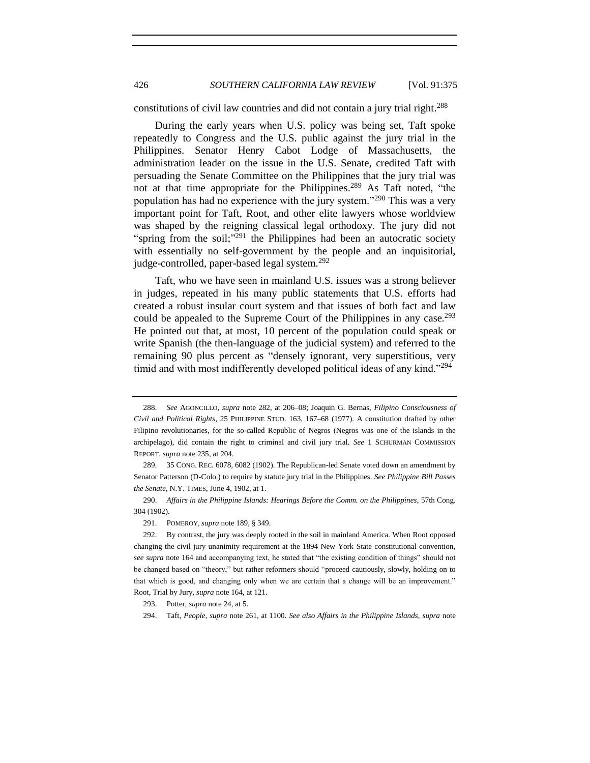constitutions of civil law countries and did not contain a jury trial right.[288]

During the early years when U.S. policy was being set, Taft spoke repeatedly to Congress and the U.S. public against the jury trial in the Philippines. Senator Henry Cabot Lodge of Massachusetts, the administration leader on the issue in the U.S. Senate, credited Taft with persuading the Senate Committee on the Philippines that the jury trial was not at that time appropriate for the Philippines.[289] As Taft noted, "the population has had no experience with the jury system."[290] This was a very important point for Taft, Root, and other elite lawyers whose worldview was shaped by the reigning classical legal orthodoxy. The jury did not "spring from the soil;"[291] the Philippines had been an autocratic society with essentially no self-government by the people and an inquisitorial, judge-controlled, paper-based legal system.[292]

Taft, who we have seen in mainland U.S. issues was a strong believer in judges, repeated in his many public statements that U.S. efforts had created a robust insular court system and that issues of both fact and law could be appealed to the Supreme Court of the Philippines in any case.[293] He pointed out that, at most, 10 percent of the population could speak or write Spanish (the then-language of the judicial system) and referred to the remaining 90 plus percent as "densely ignorant, very superstitious, very timid and with most indifferently developed political ideas of any kind."[294]

---

288. *See* AGONCILLO, *supra* note 282, at 206–08; Joaquin G. Bernas, *Filipino Consciousness of Civil and Political Rights*, 25 PHILIPPINE STUD. 163, 167–68 (1977). A constitution drafted by other Filipino revolutionaries, for the so-called Republic of Negros (Negros was one of the islands in the archipelago), did contain the right to criminal and civil jury trial. *See* 1 SCHURMAN COMMISSION REPORT, *supra* note 235, at 204.

289. 35 CONG. REC. 6078, 6082 (1902). The Republican-led Senate voted down an amendment by Senator Patterson (D-Colo.) to require by statute jury trial in the Philippines. *See Philippine Bill Passes the Senate*, N.Y. TIMES, June 4, 1902, at 1.

290. *Affairs in the Philippine Islands: Hearings Before the Comm. on the Philippines*, 57th Cong. 304 (1902).

291. POMEROY, *supra* note 189, § 349.

292. By contrast, the jury was deeply rooted in the soil in mainland America. When Root opposed changing the civil jury unanimity requirement at the 1894 New York State constitutional convention, *see supra* note 164 and accompanying text, he stated that "the existing condition of things" should not be changed based on "theory," but rather reformers should "proceed cautiously, slowly, holding on to that which is good, and changing only when we are certain that a change will be an improvement." Root, Trial by Jury, *supra* note 164, at 121.

293. Potter, *supra* note 24, at 5.

294. Taft, *People*, *supra* note 261, at 1100. *See also Affairs in the Philippine Islands*, *supra* note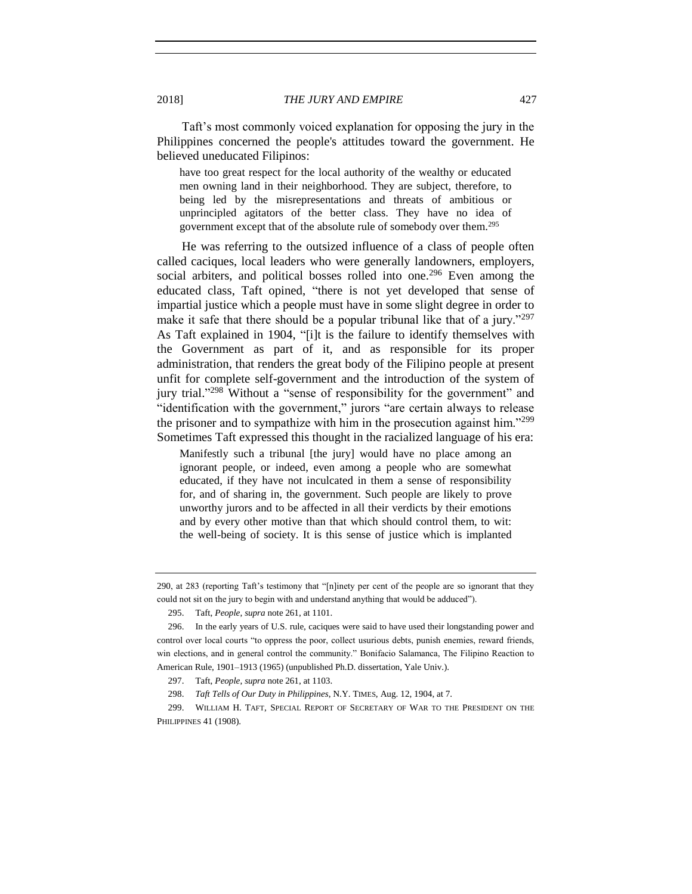Taft's most commonly voiced explanation for opposing the jury in the Philippines concerned the people's attitudes toward the government. He believed uneducated Filipinos:

> have too great respect for the local authority of the wealthy or educated men owning land in their neighborhood. They are subject, therefore, to being led by the misrepresentations and threats of ambitious or unprincipled agitators of the better class. They have no idea of government except that of the absolute rule of somebody over them.[295]

He was referring to the outsized influence of a class of people often called caciques, local leaders who were generally landowners, employers, social arbiters, and political bosses rolled into one.[296] Even among the educated class, Taft opined, "there is not yet developed that sense of impartial justice which a people must have in some slight degree in order to make it safe that there should be a popular tribunal like that of a jury."[297] As Taft explained in 1904, "[i]t is the failure to identify themselves with the Government as part of it, and as responsible for its proper administration, that renders the great body of the Filipino people at present unfit for complete self-government and the introduction of the system of jury trial."[298] Without a "sense of responsibility for the government" and "identification with the government," jurors "are certain always to release the prisoner and to sympathize with him in the prosecution against him."[299] Sometimes Taft expressed this thought in the racialized language of his era:

> Manifestly such a tribunal [the jury] would have no place among an ignorant people, or indeed, even among a people who are somewhat educated, if they have not inculcated in them a sense of responsibility for, and of sharing in, the government. Such people are likely to prove unworthy jurors and to be affected in all their verdicts by their emotions and by every other motive than that which should control them, to wit: the well-being of society. It is this sense of justice which is implanted

---

290, at 283 (reporting Taft's testimony that "[n]inety per cent of the people are so ignorant that they could not sit on the jury to begin with and understand anything that would be adduced").

295. Taft, *People*, *supra* note 261, at 1101.

296. In the early years of U.S. rule, caciques were said to have used their longstanding power and control over local courts "to oppress the poor, collect usurious debts, punish enemies, reward friends, win elections, and in general control the community." Bonifacio Salamanca, The Filipino Reaction to American Rule, 1901–1913 (1965) (unpublished Ph.D. dissertation, Yale Univ.).

297. Taft, *People*, *supra* note 261, at 1103.

298. *Taft Tells of Our Duty in Philippines*, N.Y. TIMES, Aug. 12, 1904, at 7.

299. WILLIAM H. TAFT, SPECIAL REPORT OF SECRETARY OF WAR TO THE PRESIDENT ON THE PHILIPPINES 41 (1908).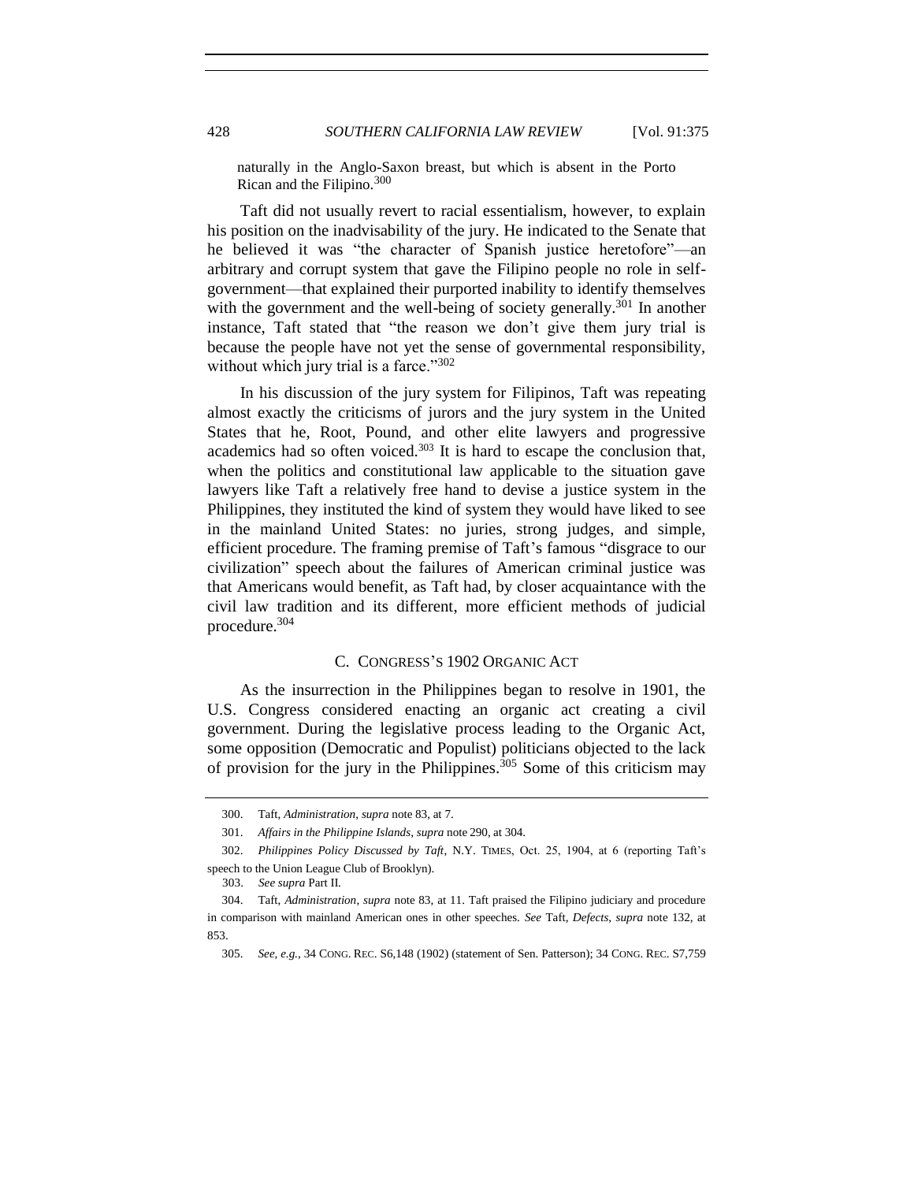naturally in the Anglo-Saxon breast, but which is absent in the Porto Rican and the Filipino.[300]

Taft did not usually revert to racial essentialism, however, to explain his position on the inadvisability of the jury. He indicated to the Senate that he believed it was "the character of Spanish justice heretofore"—an arbitrary and corrupt system that gave the Filipino people no role in self-government—that explained their purported inability to identify themselves with the government and the well-being of society generally.[301] In another instance, Taft stated that "the reason we don't give them jury trial is because the people have not yet the sense of governmental responsibility, without which jury trial is a farce."[302]

In his discussion of the jury system for Filipinos, Taft was repeating almost exactly the criticisms of jurors and the jury system in the United States that he, Root, Pound, and other elite lawyers and progressive academics had so often voiced.[303] It is hard to escape the conclusion that, when the politics and constitutional law applicable to the situation gave lawyers like Taft a relatively free hand to devise a justice system in the Philippines, they instituted the kind of system they would have liked to see in the mainland United States: no juries, strong judges, and simple, efficient procedure. The framing premise of Taft's famous "disgrace to our civilization" speech about the failures of American criminal justice was that Americans would benefit, as Taft had, by closer acquaintance with the civil law tradition and its different, more efficient methods of judicial procedure.[304]

### C. CONGRESS'S 1902 ORGANIC ACT

As the insurrection in the Philippines began to resolve in 1901, the U.S. Congress considered enacting an organic act creating a civil government. During the legislative process leading to the Organic Act, some opposition (Democratic and Populist) politicians objected to the lack of provision for the jury in the Philippines.[305] Some of this criticism may

---

300. Taft, *Administration*, *supra* note 83, at 7.

301. *Affairs in the Philippine Islands*, *supra* note 290, at 304.

302. *Philippines Policy Discussed by Taft*, N.Y. TIMES, Oct. 25, 1904, at 6 (reporting Taft's speech to the Union League Club of Brooklyn).

303. *See supra* Part II.

304. Taft, *Administration*, *supra* note 83, at 11. Taft praised the Filipino judiciary and procedure in comparison with mainland American ones in other speeches. *See* Taft, *Defects*, *supra* note 132, at 853.

305. *See, e.g.*, 34 CONG. REC. S6,148 (1902) (statement of Sen. Patterson); 34 CONG. REC. S7,759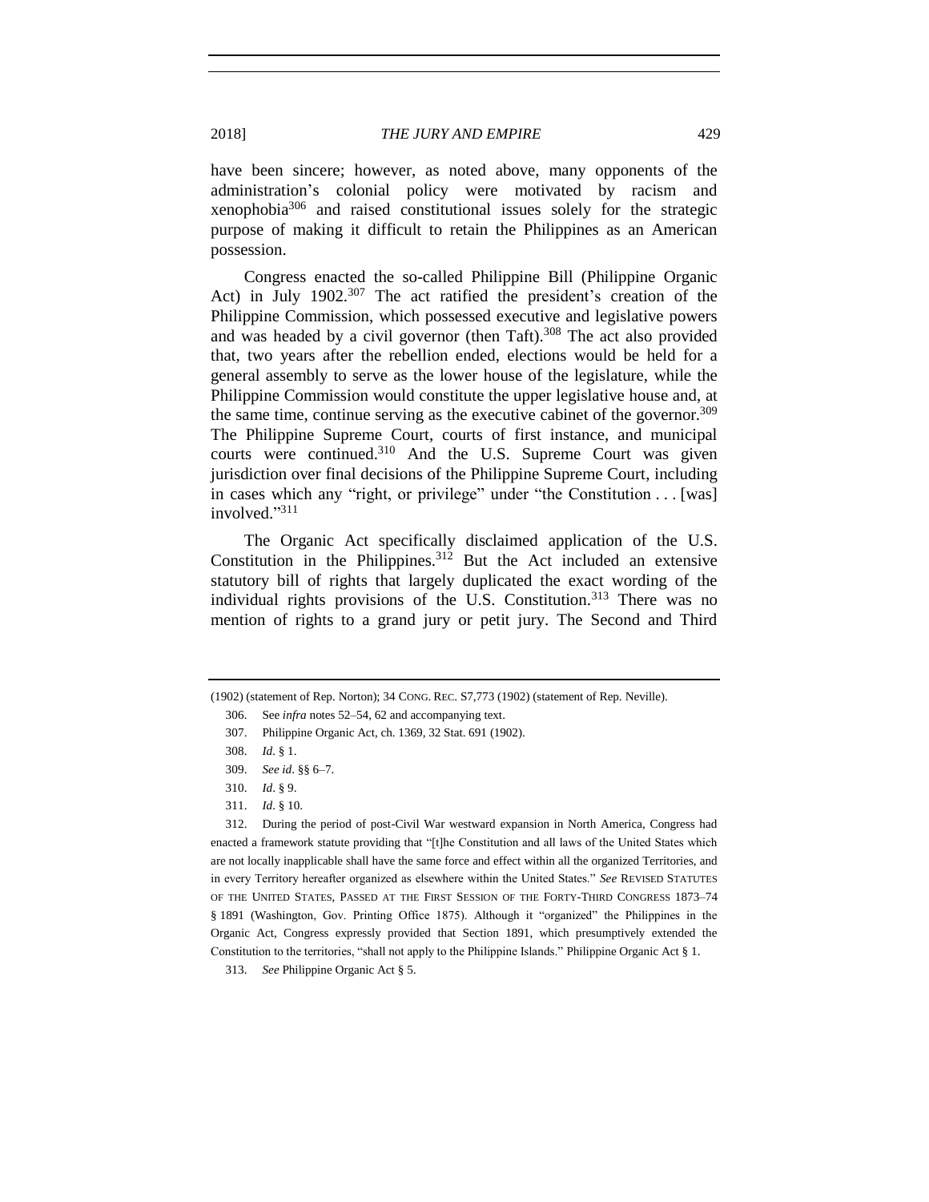have been sincere; however, as noted above, many opponents of the administration's colonial policy were motivated by racism and xenophobia[306] and raised constitutional issues solely for the strategic purpose of making it difficult to retain the Philippines as an American possession.

Congress enacted the so-called Philippine Bill (Philippine Organic Act) in July 1902.[307] The act ratified the president's creation of the Philippine Commission, which possessed executive and legislative powers and was headed by a civil governor (then Taft).[308] The act also provided that, two years after the rebellion ended, elections would be held for a general assembly to serve as the lower house of the legislature, while the Philippine Commission would constitute the upper legislative house and, at the same time, continue serving as the executive cabinet of the governor.[309] The Philippine Supreme Court, courts of first instance, and municipal courts were continued.[310] And the U.S. Supreme Court was given jurisdiction over final decisions of the Philippine Supreme Court, including in cases which any "right, or privilege" under "the Constitution . . . [was] involved."[311]

The Organic Act specifically disclaimed application of the U.S. Constitution in the Philippines.[312] But the Act included an extensive statutory bill of rights that largely duplicated the exact wording of the individual rights provisions of the U.S. Constitution.[313] There was no mention of rights to a grand jury or petit jury. The Second and Third

---

(1902) (statement of Rep. Norton); 34 CONG. REC. S7,773 (1902) (statement of Rep. Neville).

306. See *infra* notes 52–54, 62 and accompanying text.

307. Philippine Organic Act, ch. 1369, 32 Stat. 691 (1902).

308. *Id*. § 1.

309. *See id*. §§ 6–7.

310. *Id*. § 9.

311. *Id*. § 10.

312. During the period of post-Civil War westward expansion in North America, Congress had enacted a framework statute providing that "[t]he Constitution and all laws of the United States which are not locally inapplicable shall have the same force and effect within all the organized Territories, and in every Territory hereafter organized as elsewhere within the United States." *See* REVISED STATUTES OF THE UNITED STATES, PASSED AT THE FIRST SESSION OF THE FORTY-THIRD CONGRESS 1873–74 § 1891 (Washington, Gov. Printing Office 1875). Although it "organized" the Philippines in the Organic Act, Congress expressly provided that Section 1891, which presumptively extended the Constitution to the territories, "shall not apply to the Philippine Islands." Philippine Organic Act § 1.

313. *See* Philippine Organic Act § 5.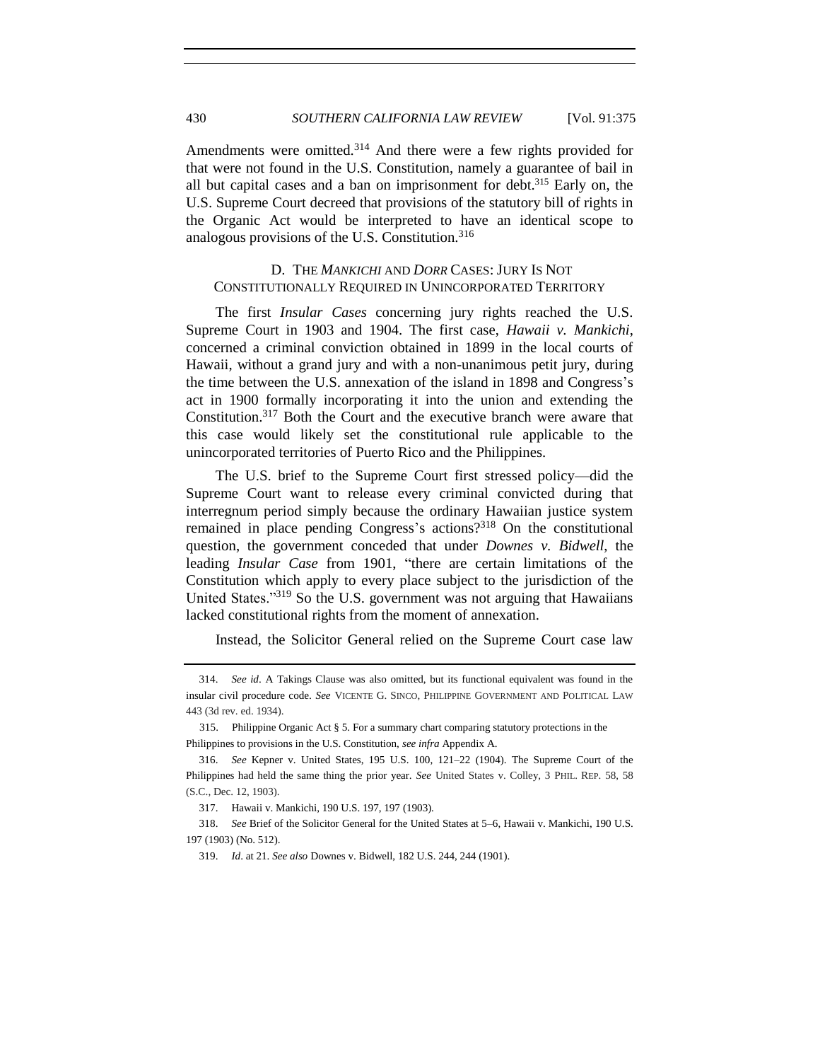Amendments were omitted.[314] And there were a few rights provided for that were not found in the U.S. Constitution, namely a guarantee of bail in all but capital cases and a ban on imprisonment for debt.[315] Early on, the U.S. Supreme Court decreed that provisions of the statutory bill of rights in the Organic Act would be interpreted to have an identical scope to analogous provisions of the U.S. Constitution.[316]

### D. THE *MANKICHI* AND *DORR* CASES: JURY IS NOT CONSTITUTIONALLY REQUIRED IN UNINCORPORATED TERRITORY

The first *Insular Cases* concerning jury rights reached the U.S. Supreme Court in 1903 and 1904. The first case, *Hawaii v. Mankichi*, concerned a criminal conviction obtained in 1899 in the local courts of Hawaii, without a grand jury and with a non-unanimous petit jury, during the time between the U.S. annexation of the island in 1898 and Congress's act in 1900 formally incorporating it into the union and extending the Constitution.[317] Both the Court and the executive branch were aware that this case would likely set the constitutional rule applicable to the unincorporated territories of Puerto Rico and the Philippines.

The U.S. brief to the Supreme Court first stressed policy—did the Supreme Court want to release every criminal convicted during that interregnum period simply because the ordinary Hawaiian justice system remained in place pending Congress's actions?[318] On the constitutional question, the government conceded that under *Downes v. Bidwell*, the leading *Insular Case* from 1901, "there are certain limitations of the Constitution which apply to every place subject to the jurisdiction of the United States."[319] So the U.S. government was not arguing that Hawaiians lacked constitutional rights from the moment of annexation.

Instead, the Solicitor General relied on the Supreme Court case law

---

314. *See id*. A Takings Clause was also omitted, but its functional equivalent was found in the insular civil procedure code. *See* VICENTE G. SINCO, PHILIPPINE GOVERNMENT AND POLITICAL LAW 443 (3d rev. ed. 1934).

315. Philippine Organic Act § 5. For a summary chart comparing statutory protections in the Philippines to provisions in the U.S. Constitution, *see infra* Appendix A.

316. *See* Kepner v. United States, 195 U.S. 100, 121–22 (1904). The Supreme Court of the Philippines had held the same thing the prior year. *See* United States v. Colley, 3 PHIL. REP. 58, 58 (S.C., Dec. 12, 1903).

317. Hawaii v. Mankichi, 190 U.S. 197, 197 (1903).

318. *See* Brief of the Solicitor General for the United States at 5–6, Hawaii v. Mankichi, 190 U.S. 197 (1903) (No. 512).

319. *Id*. at 21. *See also* Downes v. Bidwell, 182 U.S. 244, 244 (1901).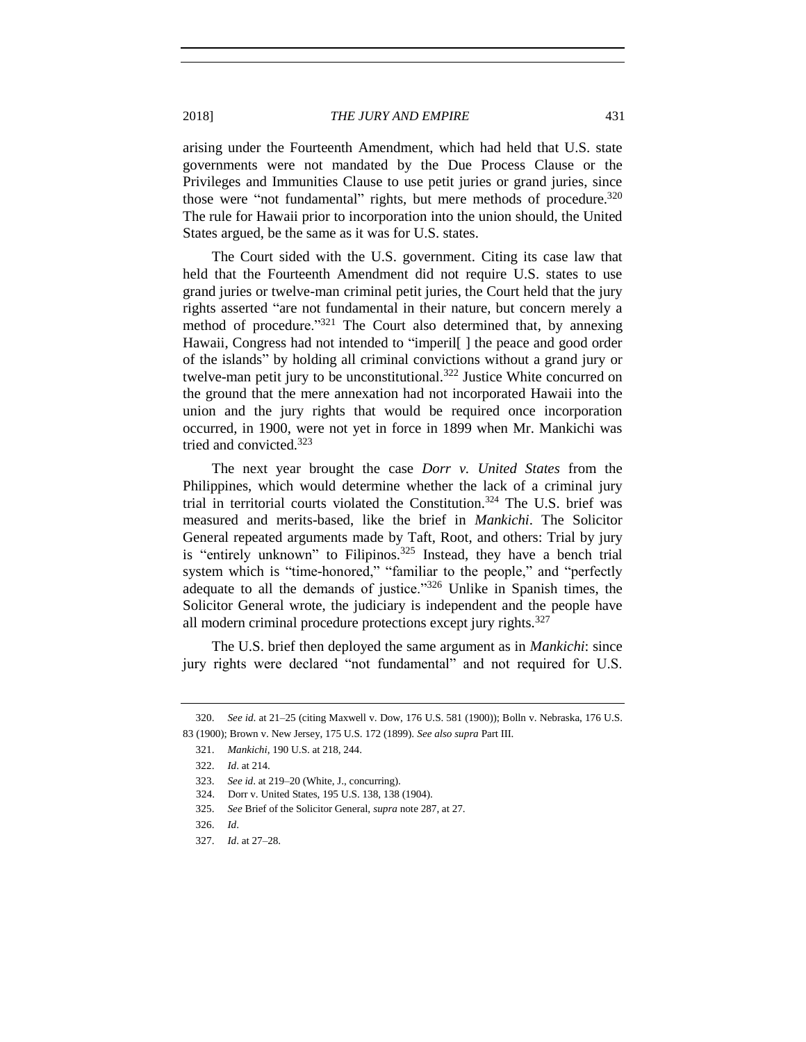arising under the Fourteenth Amendment, which had held that U.S. state governments were not mandated by the Due Process Clause or the Privileges and Immunities Clause to use petit juries or grand juries, since those were "not fundamental" rights, but mere methods of procedure.[320] The rule for Hawaii prior to incorporation into the union should, the United States argued, be the same as it was for U.S. states.

The Court sided with the U.S. government. Citing its case law that held that the Fourteenth Amendment did not require U.S. states to use grand juries or twelve-man criminal petit juries, the Court held that the jury rights asserted "are not fundamental in their nature, but concern merely a method of procedure."[321] The Court also determined that, by annexing Hawaii, Congress had not intended to "imperil[ ] the peace and good order of the islands" by holding all criminal convictions without a grand jury or twelve-man petit jury to be unconstitutional.[322] Justice White concurred on the ground that the mere annexation had not incorporated Hawaii into the union and the jury rights that would be required once incorporation occurred, in 1900, were not yet in force in 1899 when Mr. Mankichi was tried and convicted.[323]

The next year brought the case *Dorr v. United States* from the Philippines, which would determine whether the lack of a criminal jury trial in territorial courts violated the Constitution.[324] The U.S. brief was measured and merits-based, like the brief in *Mankichi*. The Solicitor General repeated arguments made by Taft, Root, and others: Trial by jury is "entirely unknown" to Filipinos.[325] Instead, they have a bench trial system which is "time-honored," "familiar to the people," and "perfectly adequate to all the demands of justice."[326] Unlike in Spanish times, the Solicitor General wrote, the judiciary is independent and the people have all modern criminal procedure protections except jury rights.[327]

The U.S. brief then deployed the same argument as in *Mankichi*: since jury rights were declared "not fundamental" and not required for U.S.

---

320. *See id.* at 21–25 (citing Maxwell v. Dow, 176 U.S. 581 (1900)); Bolln v. Nebraska, 176 U.S. 83 (1900); Brown v. New Jersey, 175 U.S. 172 (1899). *See also supra* Part III.

321. *Mankichi*, 190 U.S. at 218, 244.

322. *Id*. at 214.

323. *See id*. at 219–20 (White, J., concurring).

324. Dorr v. United States, 195 U.S. 138, 138 (1904).

325. *See* Brief of the Solicitor General, *supra* note 287, at 27.

326. *Id*.

327. *Id*. at 27–28.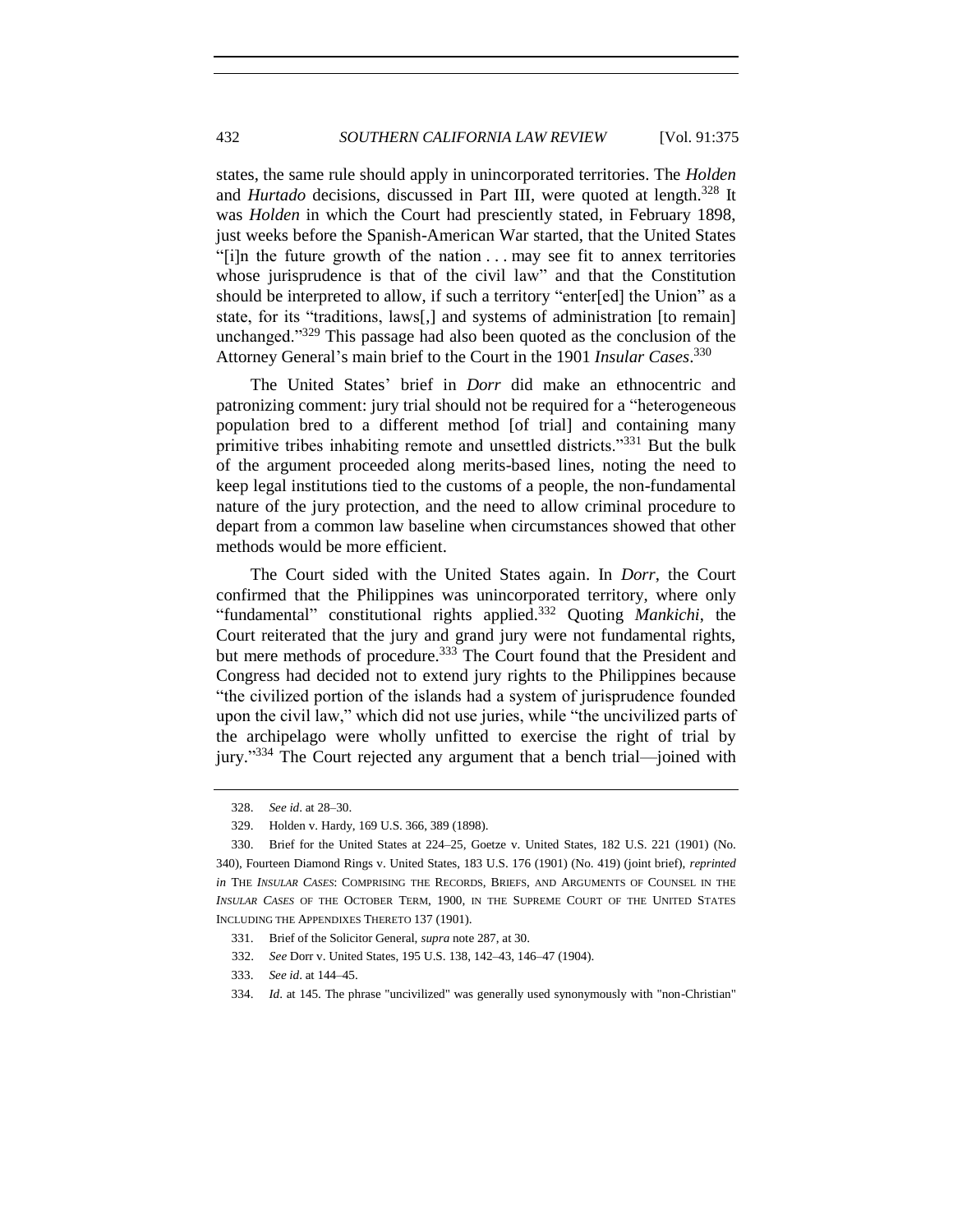states, the same rule should apply in unincorporated territories. The *Holden* and *Hurtado* decisions, discussed in Part III, were quoted at length.[328] It was *Holden* in which the Court had presciently stated, in February 1898, just weeks before the Spanish-American War started, that the United States "[i]n the future growth of the nation . . . may see fit to annex territories whose jurisprudence is that of the civil law" and that the Constitution should be interpreted to allow, if such a territory "enter[ed] the Union" as a state, for its "traditions, laws[,] and systems of administration [to remain] unchanged."[329] This passage had also been quoted as the conclusion of the Attorney General's main brief to the Court in the 1901 *Insular Cases*.[330]

The United States' brief in *Dorr* did make an ethnocentric and patronizing comment: jury trial should not be required for a "heterogeneous population bred to a different method [of trial] and containing many primitive tribes inhabiting remote and unsettled districts."[331] But the bulk of the argument proceeded along merits-based lines, noting the need to keep legal institutions tied to the customs of a people, the non-fundamental nature of the jury protection, and the need to allow criminal procedure to depart from a common law baseline when circumstances showed that other methods would be more efficient.

The Court sided with the United States again. In *Dorr*, the Court confirmed that the Philippines was unincorporated territory, where only "fundamental" constitutional rights applied.[332] Quoting *Mankichi*, the Court reiterated that the jury and grand jury were not fundamental rights, but mere methods of procedure.[333] The Court found that the President and Congress had decided not to extend jury rights to the Philippines because "the civilized portion of the islands had a system of jurisprudence founded upon the civil law," which did not use juries, while "the uncivilized parts of the archipelago were wholly unfitted to exercise the right of trial by jury."[334] The Court rejected any argument that a bench trial—joined with

---

328. *See id*. at 28–30.

329. Holden v. Hardy, 169 U.S. 366, 389 (1898).

330. Brief for the United States at 224–25, Goetze v. United States, 182 U.S. 221 (1901) (No. 340), Fourteen Diamond Rings v. United States, 183 U.S. 176 (1901) (No. 419) (joint brief), *reprinted in* THE *INSULAR CASES*: COMPRISING THE RECORDS, BRIEFS, AND ARGUMENTS OF COUNSEL IN THE *INSULAR CASES* OF THE OCTOBER TERM, 1900, IN THE SUPREME COURT OF THE UNITED STATES INCLUDING THE APPENDIXES THERETO 137 (1901).

331. Brief of the Solicitor General, *supra* note 287, at 30.

332. *See* Dorr v. United States, 195 U.S. 138, 142–43, 146–47 (1904).

333. *See id*. at 144–45.

334. *Id*. at 145. The phrase "uncivilized" was generally used synonymously with "non-Christian"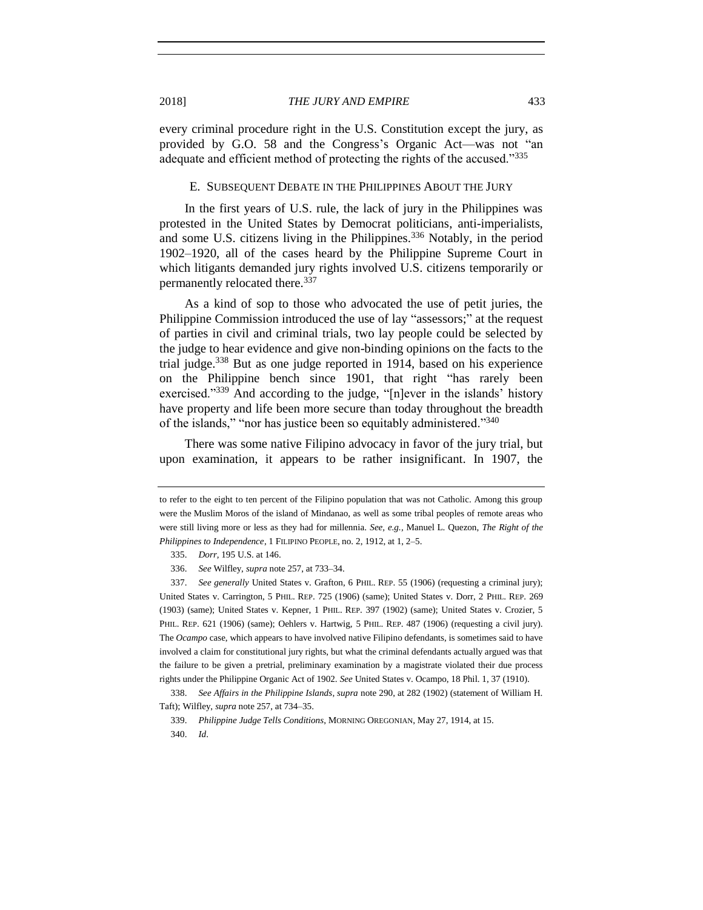every criminal procedure right in the U.S. Constitution except the jury, as provided by G.O. 58 and the Congress's Organic Act—was not "an adequate and efficient method of protecting the rights of the accused."[335]

### E. Subsequent Debate in the Philippines About the Jury

In the first years of U.S. rule, the lack of jury in the Philippines was protested in the United States by Democrat politicians, anti-imperialists, and some U.S. citizens living in the Philippines.[336] Notably, in the period 1902–1920, all of the cases heard by the Philippine Supreme Court in which litigants demanded jury rights involved U.S. citizens temporarily or permanently relocated there.[337]

As a kind of sop to those who advocated the use of petit juries, the Philippine Commission introduced the use of lay "assessors;" at the request of parties in civil and criminal trials, two lay people could be selected by the judge to hear evidence and give non-binding opinions on the facts to the trial judge.[338] But as one judge reported in 1914, based on his experience on the Philippine bench since 1901, that right "has rarely been exercised."[339] And according to the judge, "[n]ever in the islands' history have property and life been more secure than today throughout the breadth of the islands," "nor has justice been so equitably administered."[340]

There was some native Filipino advocacy in favor of the jury trial, but upon examination, it appears to be rather insignificant. In 1907, the

---

to refer to the eight to ten percent of the Filipino population that was not Catholic. Among this group were the Muslim Moros of the island of Mindanao, as well as some tribal peoples of remote areas who were still living more or less as they had for millennia. *See, e.g.*, Manuel L. Quezon, *The Right of the Philippines to Independence*, 1 FILIPINO PEOPLE, no. 2, 1912, at 1, 2–5.

335. *Dorr*, 195 U.S. at 146.

336. *See* Wilfley, *supra* note 257, at 733–34.

337. *See generally* United States v. Grafton, 6 PHIL. REP. 55 (1906) (requesting a criminal jury); United States v. Carrington, 5 PHIL. REP. 725 (1906) (same); United States v. Dorr, 2 PHIL. REP. 269 (1903) (same); United States v. Kepner, 1 PHIL. REP. 397 (1902) (same); United States v. Crozier, 5 PHIL. REP. 621 (1906) (same); Oehlers v. Hartwig, 5 PHIL. REP. 487 (1906) (requesting a civil jury). The *Ocampo* case, which appears to have involved native Filipino defendants, is sometimes said to have involved a claim for constitutional jury rights, but what the criminal defendants actually argued was that the failure to be given a pretrial, preliminary examination by a magistrate violated their due process rights under the Philippine Organic Act of 1902. *See* United States v. Ocampo, 18 Phil. 1, 37 (1910).

338. *See Affairs in the Philippine Islands*, *supra* note 290, at 282 (1902) (statement of William H. Taft); Wilfley, *supra* note 257, at 734–35.

339. *Philippine Judge Tells Conditions*, MORNING OREGONIAN, May 27, 1914, at 15.

340. *Id*.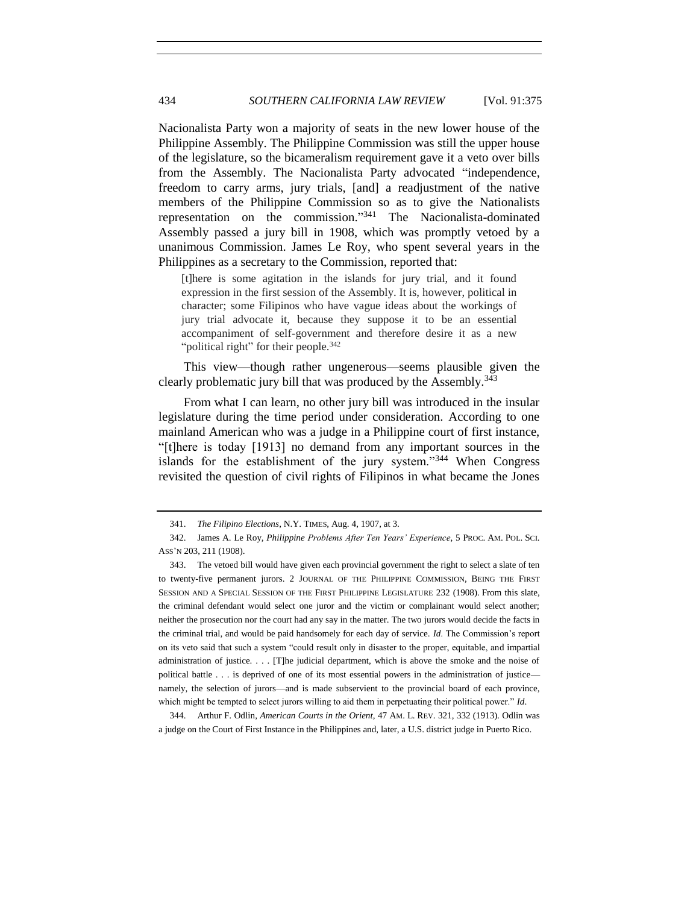Nacionalista Party won a majority of seats in the new lower house of the Philippine Assembly. The Philippine Commission was still the upper house of the legislature, so the bicameralism requirement gave it a veto over bills from the Assembly. The Nacionalista Party advocated "independence, freedom to carry arms, jury trials, [and] a readjustment of the native members of the Philippine Commission so as to give the Nationalists representation on the commission."[341] The Nacionalista-dominated Assembly passed a jury bill in 1908, which was promptly vetoed by a unanimous Commission. James Le Roy, who spent several years in the Philippines as a secretary to the Commission, reported that:

> [t]here is some agitation in the islands for jury trial, and it found expression in the first session of the Assembly. It is, however, political in character; some Filipinos who have vague ideas about the workings of jury trial advocate it, because they suppose it to be an essential accompaniment of self-government and therefore desire it as a new "political right" for their people.[342]

This view—though rather ungenerous—seems plausible given the clearly problematic jury bill that was produced by the Assembly.[343]

From what I can learn, no other jury bill was introduced in the insular legislature during the time period under consideration. According to one mainland American who was a judge in a Philippine court of first instance, "[t]here is today [1913] no demand from any important sources in the islands for the establishment of the jury system."[344] When Congress revisited the question of civil rights of Filipinos in what became the Jones

---

341. *The Filipino Elections*, N.Y. TIMES, Aug. 4, 1907, at 3.

342. James A. Le Roy, *Philippine Problems After Ten Years' Experience*, 5 PROC. AM. POL. SCI. ASS'N 203, 211 (1908).

343. The vetoed bill would have given each provincial government the right to select a slate of ten to twenty-five permanent jurors. 2 JOURNAL OF THE PHILIPPINE COMMISSION, BEING THE FIRST SESSION AND A SPECIAL SESSION OF THE FIRST PHILIPPINE LEGISLATURE 232 (1908). From this slate, the criminal defendant would select one juror and the victim or complainant would select another; neither the prosecution nor the court had any say in the matter. The two jurors would decide the facts in the criminal trial, and would be paid handsomely for each day of service. *Id.* The Commission's report on its veto said that such a system "could result only in disaster to the proper, equitable, and impartial administration of justice. . . . [T]he judicial department, which is above the smoke and the noise of political battle . . . is deprived of one of its most essential powers in the administration of justice—namely, the selection of jurors—and is made subservient to the provincial board of each province, which might be tempted to select jurors willing to aid them in perpetuating their political power." *Id.*

344. Arthur F. Odlin, *American Courts in the Orient*, 47 AM. L. REV. 321, 332 (1913). Odlin was a judge on the Court of First Instance in the Philippines and, later, a U.S. district judge in Puerto Rico.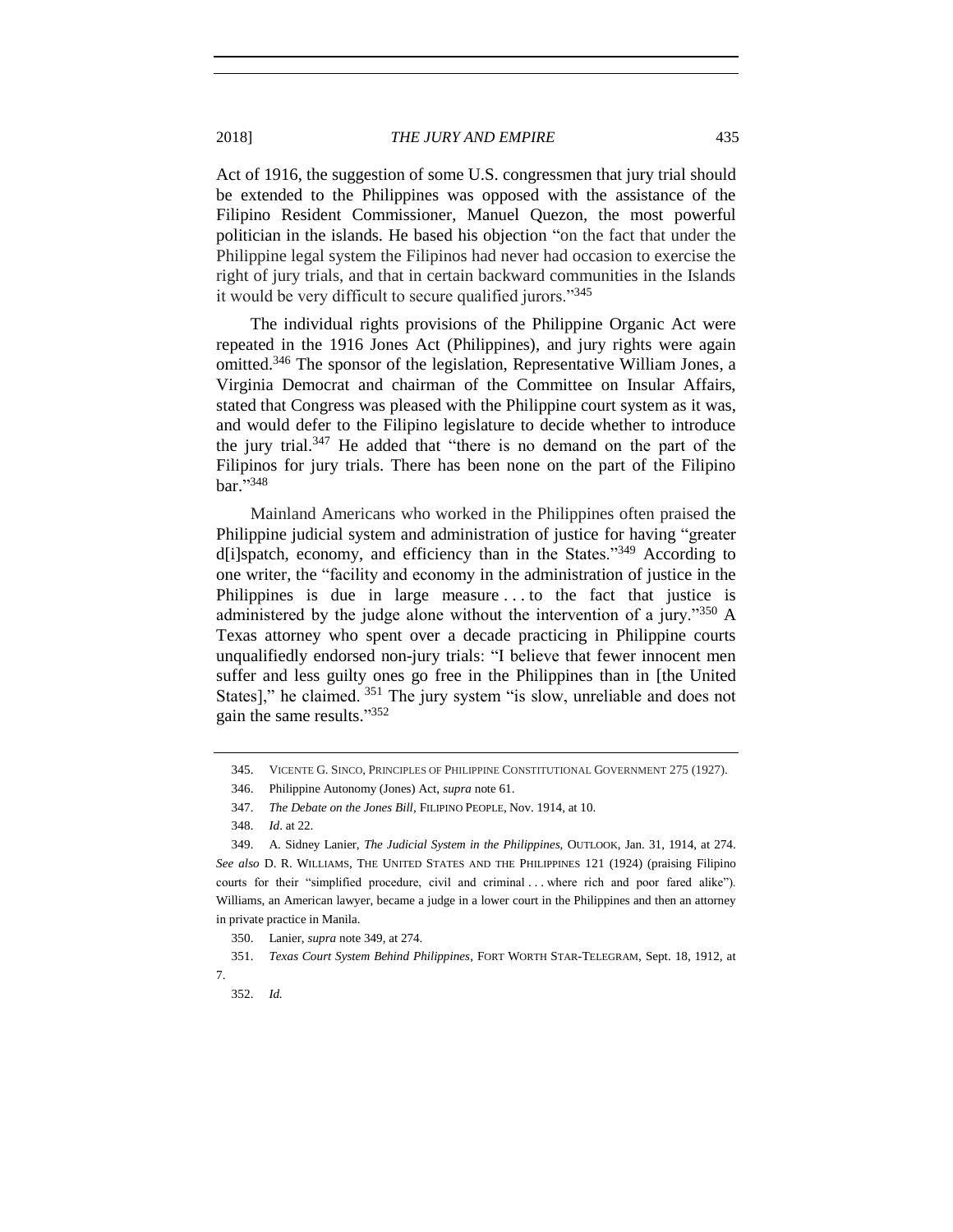Act of 1916, the suggestion of some U.S. congressmen that jury trial should be extended to the Philippines was opposed with the assistance of the Filipino Resident Commissioner, Manuel Quezon, the most powerful politician in the islands. He based his objection "on the fact that under the Philippine legal system the Filipinos had never had occasion to exercise the right of jury trials, and that in certain backward communities in the Islands it would be very difficult to secure qualified jurors."[345]

The individual rights provisions of the Philippine Organic Act were repeated in the 1916 Jones Act (Philippines), and jury rights were again omitted.[346] The sponsor of the legislation, Representative William Jones, a Virginia Democrat and chairman of the Committee on Insular Affairs, stated that Congress was pleased with the Philippine court system as it was, and would defer to the Filipino legislature to decide whether to introduce the jury trial.[347] He added that "there is no demand on the part of the Filipinos for jury trials. There has been none on the part of the Filipino bar."[348]

Mainland Americans who worked in the Philippines often praised the Philippine judicial system and administration of justice for having "greater d[i]spatch, economy, and efficiency than in the States."[349] According to one writer, the "facility and economy in the administration of justice in the Philippines is due in large measure . . . to the fact that justice is administered by the judge alone without the intervention of a jury."[350] A Texas attorney who spent over a decade practicing in Philippine courts unqualifiedly endorsed non-jury trials: "I believe that fewer innocent men suffer and less guilty ones go free in the Philippines than in [the United States]," he claimed.[351] The jury system "is slow, unreliable and does not gain the same results."[352]

---

345. VICENTE G. SINCO, PRINCIPLES OF PHILIPPINE CONSTITUTIONAL GOVERNMENT 275 (1927).

346. Philippine Autonomy (Jones) Act, *supra* note 61.

347. *The Debate on the Jones Bill*, FILIPINO PEOPLE, Nov. 1914, at 10.

348. *Id*. at 22.

349. A. Sidney Lanier, *The Judicial System in the Philippines*, OUTLOOK, Jan. 31, 1914, at 274. *See also* D. R. WILLIAMS, THE UNITED STATES AND THE PHILIPPINES 121 (1924) (praising Filipino courts for their "simplified procedure, civil and criminal . . . where rich and poor fared alike"). Williams, an American lawyer, became a judge in a lower court in the Philippines and then an attorney in private practice in Manila.

350. Lanier, *supra* note 349, at 274.

351. *Texas Court System Behind Philippines*, FORT WORTH STAR-TELEGRAM, Sept. 18, 1912, at 7.

352. *Id.*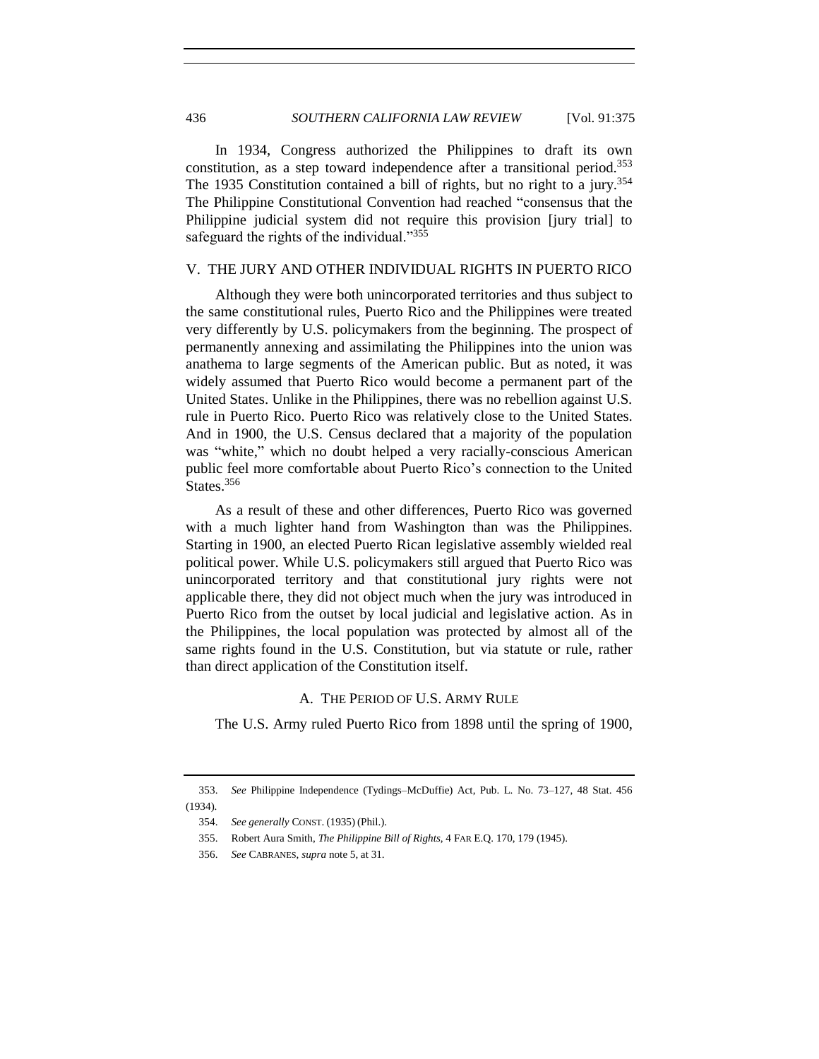In 1934, Congress authorized the Philippines to draft its own constitution, as a step toward independence after a transitional period.[353] The 1935 Constitution contained a bill of rights, but no right to a jury.[354] The Philippine Constitutional Convention had reached "consensus that the Philippine judicial system did not require this provision [jury trial] to safeguard the rights of the individual."[355]

## V. THE JURY AND OTHER INDIVIDUAL RIGHTS IN PUERTO RICO

Although they were both unincorporated territories and thus subject to the same constitutional rules, Puerto Rico and the Philippines were treated very differently by U.S. policymakers from the beginning. The prospect of permanently annexing and assimilating the Philippines into the union was anathema to large segments of the American public. But as noted, it was widely assumed that Puerto Rico would become a permanent part of the United States. Unlike in the Philippines, there was no rebellion against U.S. rule in Puerto Rico. Puerto Rico was relatively close to the United States. And in 1900, the U.S. Census declared that a majority of the population was "white," which no doubt helped a very racially-conscious American public feel more comfortable about Puerto Rico's connection to the United States.[356]

As a result of these and other differences, Puerto Rico was governed with a much lighter hand from Washington than was the Philippines. Starting in 1900, an elected Puerto Rican legislative assembly wielded real political power. While U.S. policymakers still argued that Puerto Rico was unincorporated territory and that constitutional jury rights were not applicable there, they did not object much when the jury was introduced in Puerto Rico from the outset by local judicial and legislative action. As in the Philippines, the local population was protected by almost all of the same rights found in the U.S. Constitution, but via statute or rule, rather than direct application of the Constitution itself.

### A. THE PERIOD OF U.S. ARMY RULE

The U.S. Army ruled Puerto Rico from 1898 until the spring of 1900,

---

353. *See* Philippine Independence (Tydings–McDuffie) Act, Pub. L. No. 73–127, 48 Stat. 456 (1934).

354. *See generally* CONST. (1935) (Phil.).

355. Robert Aura Smith, *The Philippine Bill of Rights*, 4 FAR E.Q. 170, 179 (1945).

356. *See* CABRANES, *supra* note 5, at 31.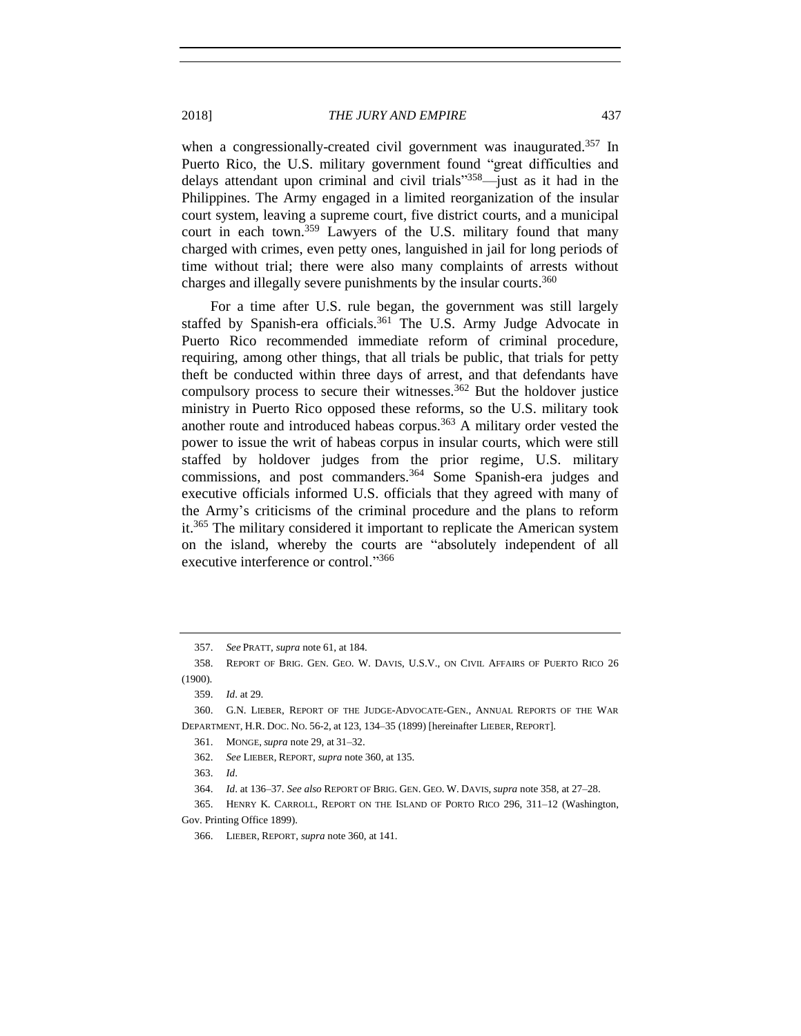when a congressionally-created civil government was inaugurated.[357] In Puerto Rico, the U.S. military government found "great difficulties and delays attendant upon criminal and civil trials"[358]—just as it had in the Philippines. The Army engaged in a limited reorganization of the insular court system, leaving a supreme court, five district courts, and a municipal court in each town.[359] Lawyers of the U.S. military found that many charged with crimes, even petty ones, languished in jail for long periods of time without trial; there were also many complaints of arrests without charges and illegally severe punishments by the insular courts.[360]

For a time after U.S. rule began, the government was still largely staffed by Spanish-era officials.[361] The U.S. Army Judge Advocate in Puerto Rico recommended immediate reform of criminal procedure, requiring, among other things, that all trials be public, that trials for petty theft be conducted within three days of arrest, and that defendants have compulsory process to secure their witnesses.[362] But the holdover justice ministry in Puerto Rico opposed these reforms, so the U.S. military took another route and introduced habeas corpus.[363] A military order vested the power to issue the writ of habeas corpus in insular courts, which were still staffed by holdover judges from the prior regime, U.S. military commissions, and post commanders.[364] Some Spanish-era judges and executive officials informed U.S. officials that they agreed with many of the Army's criticisms of the criminal procedure and the plans to reform it.[365] The military considered it important to replicate the American system on the island, whereby the courts are "absolutely independent of all executive interference or control."[366]

---

357. *See* PRATT, *supra* note 61, at 184.

358. REPORT OF BRIG. GEN. GEO. W. DAVIS, U.S.V., ON CIVIL AFFAIRS OF PUERTO RICO 26 (1900).

359. *Id*. at 29.

360. G.N. LIEBER, REPORT OF THE JUDGE-ADVOCATE-GEN., ANNUAL REPORTS OF THE WAR DEPARTMENT, H.R. DOC. NO. 56-2, at 123, 134–35 (1899) [hereinafter LIEBER, REPORT].

361. MONGE, *supra* note 29, at 31–32.

362. *See* LIEBER, REPORT, *supra* note 360, at 135.

363. *Id*.

364. *Id*. at 136–37. *See also* REPORT OF BRIG. GEN. GEO. W. DAVIS, *supra* note 358, at 27–28.

365. HENRY K. CARROLL, REPORT ON THE ISLAND OF PORTO RICO 296, 311–12 (Washington, Gov. Printing Office 1899).

366. LIEBER, REPORT, *supra* note 360, at 141.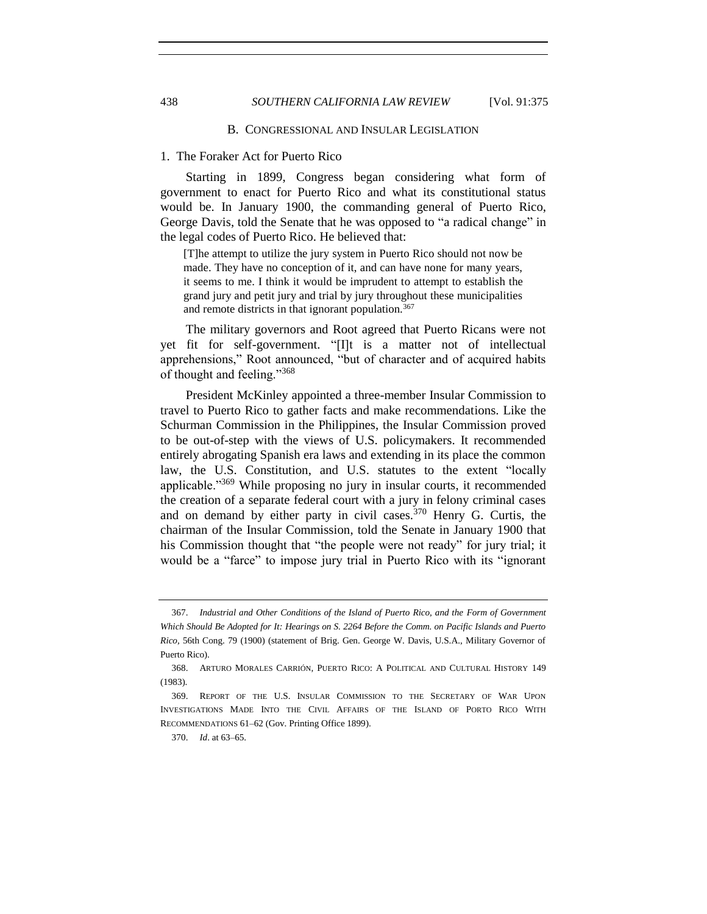### B. CONGRESSIONAL AND INSULAR LEGISLATION

#### 1. The Foraker Act for Puerto Rico

Starting in 1899, Congress began considering what form of government to enact for Puerto Rico and what its constitutional status would be. In January 1900, the commanding general of Puerto Rico, George Davis, told the Senate that he was opposed to "a radical change" in the legal codes of Puerto Rico. He believed that:

> [T]he attempt to utilize the jury system in Puerto Rico should not now be made. They have no conception of it, and can have none for many years, it seems to me. I think it would be imprudent to attempt to establish the grand jury and petit jury and trial by jury throughout these municipalities and remote districts in that ignorant population.[367]

The military governors and Root agreed that Puerto Ricans were not yet fit for self-government. "[I]t is a matter not of intellectual apprehensions," Root announced, "but of character and of acquired habits of thought and feeling."[368]

President McKinley appointed a three-member Insular Commission to travel to Puerto Rico to gather facts and make recommendations. Like the Schurman Commission in the Philippines, the Insular Commission proved to be out-of-step with the views of U.S. policymakers. It recommended entirely abrogating Spanish era laws and extending in its place the common law, the U.S. Constitution, and U.S. statutes to the extent "locally applicable."[369] While proposing no jury in insular courts, it recommended the creation of a separate federal court with a jury in felony criminal cases and on demand by either party in civil cases.[370] Henry G. Curtis, the chairman of the Insular Commission, told the Senate in January 1900 that his Commission thought that "the people were not ready" for jury trial; it would be a "farce" to impose jury trial in Puerto Rico with its "ignorant

---

367. *Industrial and Other Conditions of the Island of Puerto Rico, and the Form of Government Which Should Be Adopted for It: Hearings on S. 2264 Before the Comm. on Pacific Islands and Puerto Rico*, 56th Cong. 79 (1900) (statement of Brig. Gen. George W. Davis, U.S.A., Military Governor of Puerto Rico).

368. ARTURO MORALES CARRIÓN, PUERTO RICO: A POLITICAL AND CULTURAL HISTORY 149 (1983).

369. REPORT OF THE U.S. INSULAR COMMISSION TO THE SECRETARY OF WAR UPON INVESTIGATIONS MADE INTO THE CIVIL AFFAIRS OF THE ISLAND OF PORTO RICO WITH RECOMMENDATIONS 61–62 (Gov. Printing Office 1899).

370. *Id*. at 63–65.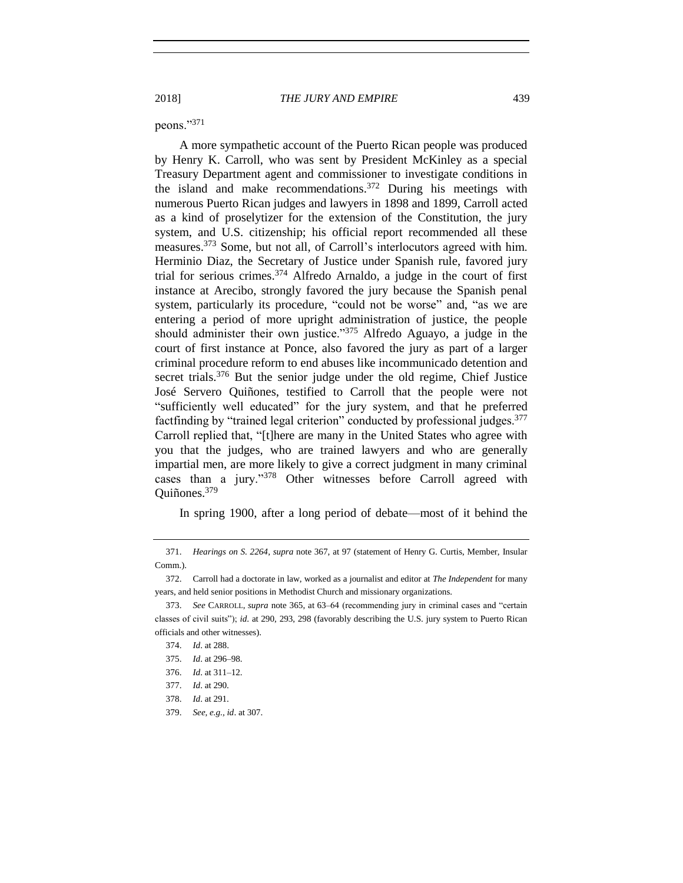peons."[371]

A more sympathetic account of the Puerto Rican people was produced by Henry K. Carroll, who was sent by President McKinley as a special Treasury Department agent and commissioner to investigate conditions in the island and make recommendations.[372] During his meetings with numerous Puerto Rican judges and lawyers in 1898 and 1899, Carroll acted as a kind of proselytizer for the extension of the Constitution, the jury system, and U.S. citizenship; his official report recommended all these measures.[373] Some, but not all, of Carroll's interlocutors agreed with him. Herminio Diaz, the Secretary of Justice under Spanish rule, favored jury trial for serious crimes.[374] Alfredo Arnaldo, a judge in the court of first instance at Arecibo, strongly favored the jury because the Spanish penal system, particularly its procedure, "could not be worse" and, "as we are entering a period of more upright administration of justice, the people should administer their own justice."[375] Alfredo Aguayo, a judge in the court of first instance at Ponce, also favored the jury as part of a larger criminal procedure reform to end abuses like incommunicado detention and secret trials.[376] But the senior judge under the old regime, Chief Justice José Servero Quiñones, testified to Carroll that the people were not "sufficiently well educated" for the jury system, and that he preferred factfinding by "trained legal criterion" conducted by professional judges.[377] Carroll replied that, "[t]here are many in the United States who agree with you that the judges, who are trained lawyers and who are generally impartial men, are more likely to give a correct judgment in many criminal cases than a jury."[378] Other witnesses before Carroll agreed with Quiñones.[379]

In spring 1900, after a long period of debate—most of it behind the

---

371. *Hearings on S. 2264*, *supra* note 367, at 97 (statement of Henry G. Curtis, Member, Insular Comm.).

372. Carroll had a doctorate in law, worked as a journalist and editor at *The Independent* for many years, and held senior positions in Methodist Church and missionary organizations.

373. *See* CARROLL, *supra* note 365, at 63–64 (recommending jury in criminal cases and "certain classes of civil suits"); *id.* at 290, 293, 298 (favorably describing the U.S. jury system to Puerto Rican officials and other witnesses).

374. *Id*. at 288.

375. *Id*. at 296–98.

376. *Id*. at 311–12.

377. *Id*. at 290.

378. *Id*. at 291.

379. *See, e.g.*, *id*. at 307.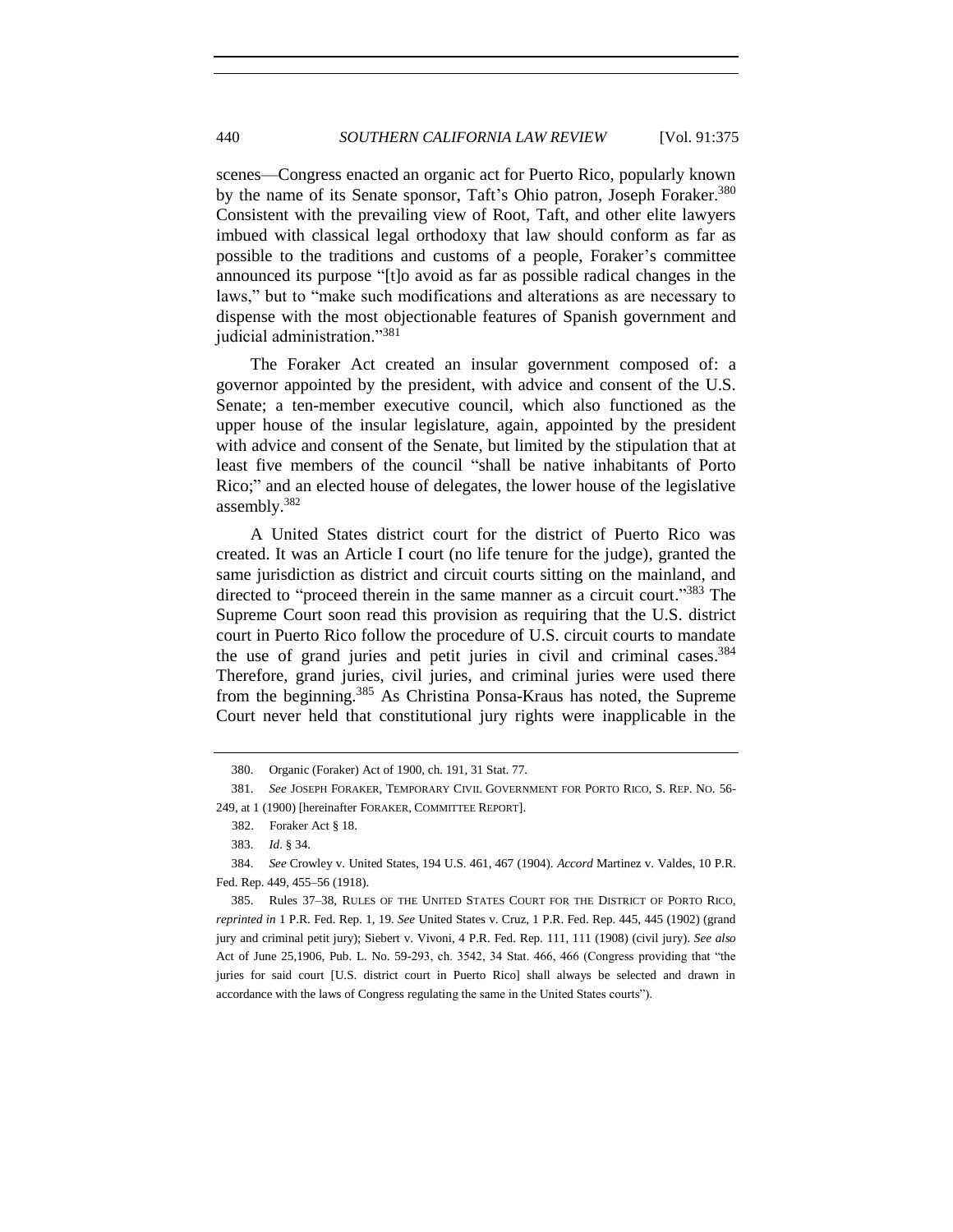scenes—Congress enacted an organic act for Puerto Rico, popularly known by the name of its Senate sponsor, Taft's Ohio patron, Joseph Foraker.[380] Consistent with the prevailing view of Root, Taft, and other elite lawyers imbued with classical legal orthodoxy that law should conform as far as possible to the traditions and customs of a people, Foraker's committee announced its purpose "[t]o avoid as far as possible radical changes in the laws," but to "make such modifications and alterations as are necessary to dispense with the most objectionable features of Spanish government and judicial administration."[381]

The Foraker Act created an insular government composed of: a governor appointed by the president, with advice and consent of the U.S. Senate; a ten-member executive council, which also functioned as the upper house of the insular legislature, again, appointed by the president with advice and consent of the Senate, but limited by the stipulation that at least five members of the council "shall be native inhabitants of Porto Rico;" and an elected house of delegates, the lower house of the legislative assembly.[382]

A United States district court for the district of Puerto Rico was created. It was an Article I court (no life tenure for the judge), granted the same jurisdiction as district and circuit courts sitting on the mainland, and directed to "proceed therein in the same manner as a circuit court."[383] The Supreme Court soon read this provision as requiring that the U.S. district court in Puerto Rico follow the procedure of U.S. circuit courts to mandate the use of grand juries and petit juries in civil and criminal cases.[384] Therefore, grand juries, civil juries, and criminal juries were used there from the beginning.[385] As Christina Ponsa-Kraus has noted, the Supreme Court never held that constitutional jury rights were inapplicable in the

380. Organic (Foraker) Act of 1900, ch. 191, 31 Stat. 77.

381. *See* JOSEPH FORAKER, TEMPORARY CIVIL GOVERNMENT FOR PORTO RICO, S. REP. NO. 56-249, at 1 (1900) [hereinafter FORAKER, COMMITTEE REPORT].

382. Foraker Act § 18.

383. *Id*. § 34.

384. *See* Crowley v. United States, 194 U.S. 461, 467 (1904). *Accord* Martinez v. Valdes, 10 P.R. Fed. Rep. 449, 455–56 (1918).

385. Rules 37–38, RULES OF THE UNITED STATES COURT FOR THE DISTRICT OF PORTO RICO, *reprinted in* 1 P.R. Fed. Rep. 1, 19. *See* United States v. Cruz, 1 P.R. Fed. Rep. 445, 445 (1902) (grand jury and criminal petit jury); Siebert v. Vivoni, 4 P.R. Fed. Rep. 111, 111 (1908) (civil jury). *See also* Act of June 25,1906, Pub. L. No. 59-293, ch. 3542, 34 Stat. 466, 466 (Congress providing that "the juries for said court [U.S. district court in Puerto Rico] shall always be selected and drawn in accordance with the laws of Congress regulating the same in the United States courts").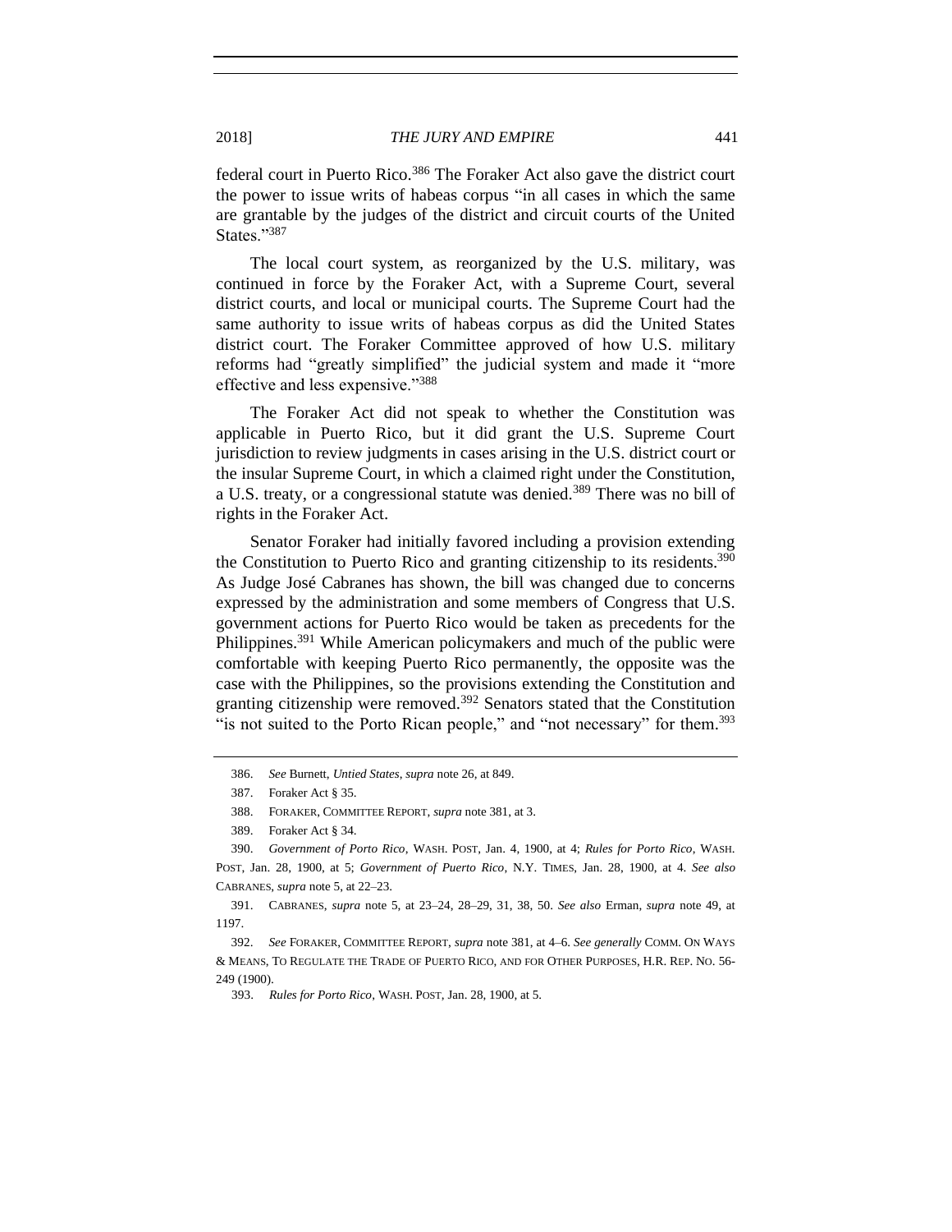federal court in Puerto Rico.[386] The Foraker Act also gave the district court the power to issue writs of habeas corpus "in all cases in which the same are grantable by the judges of the district and circuit courts of the United States."[387]

The local court system, as reorganized by the U.S. military, was continued in force by the Foraker Act, with a Supreme Court, several district courts, and local or municipal courts. The Supreme Court had the same authority to issue writs of habeas corpus as did the United States district court. The Foraker Committee approved of how U.S. military reforms had "greatly simplified" the judicial system and made it "more effective and less expensive."[388]

The Foraker Act did not speak to whether the Constitution was applicable in Puerto Rico, but it did grant the U.S. Supreme Court jurisdiction to review judgments in cases arising in the U.S. district court or the insular Supreme Court, in which a claimed right under the Constitution, a U.S. treaty, or a congressional statute was denied.[389] There was no bill of rights in the Foraker Act.

Senator Foraker had initially favored including a provision extending the Constitution to Puerto Rico and granting citizenship to its residents.[390] As Judge José Cabranes has shown, the bill was changed due to concerns expressed by the administration and some members of Congress that U.S. government actions for Puerto Rico would be taken as precedents for the Philippines.[391] While American policymakers and much of the public were comfortable with keeping Puerto Rico permanently, the opposite was the case with the Philippines, so the provisions extending the Constitution and granting citizenship were removed.[392] Senators stated that the Constitution "is not suited to the Porto Rican people," and "not necessary" for them.[393]

---

386. *See* Burnett, *Untied States*, *supra* note 26, at 849.

387. Foraker Act § 35.

388. FORAKER, COMMITTEE REPORT, *supra* note 381, at 3.

389. Foraker Act § 34.

390. *Government of Porto Rico*, WASH. POST, Jan. 4, 1900, at 4; *Rules for Porto Rico*, WASH. POST, Jan. 28, 1900, at 5; *Government of Puerto Rico*, N.Y. TIMES, Jan. 28, 1900, at 4. *See also* CABRANES, *supra* note 5, at 22–23.

391. CABRANES, *supra* note 5, at 23–24, 28–29, 31, 38, 50. *See also* Erman, *supra* note 49, at 1197.

392. *See* FORAKER, COMMITTEE REPORT, *supra* note 381, at 4–6. *See generally* COMM. ON WAYS & MEANS, TO REGULATE THE TRADE OF PUERTO RICO, AND FOR OTHER PURPOSES, H.R. REP. NO. 56-249 (1900).

393. *Rules for Porto Rico*, WASH. POST, Jan. 28, 1900, at 5.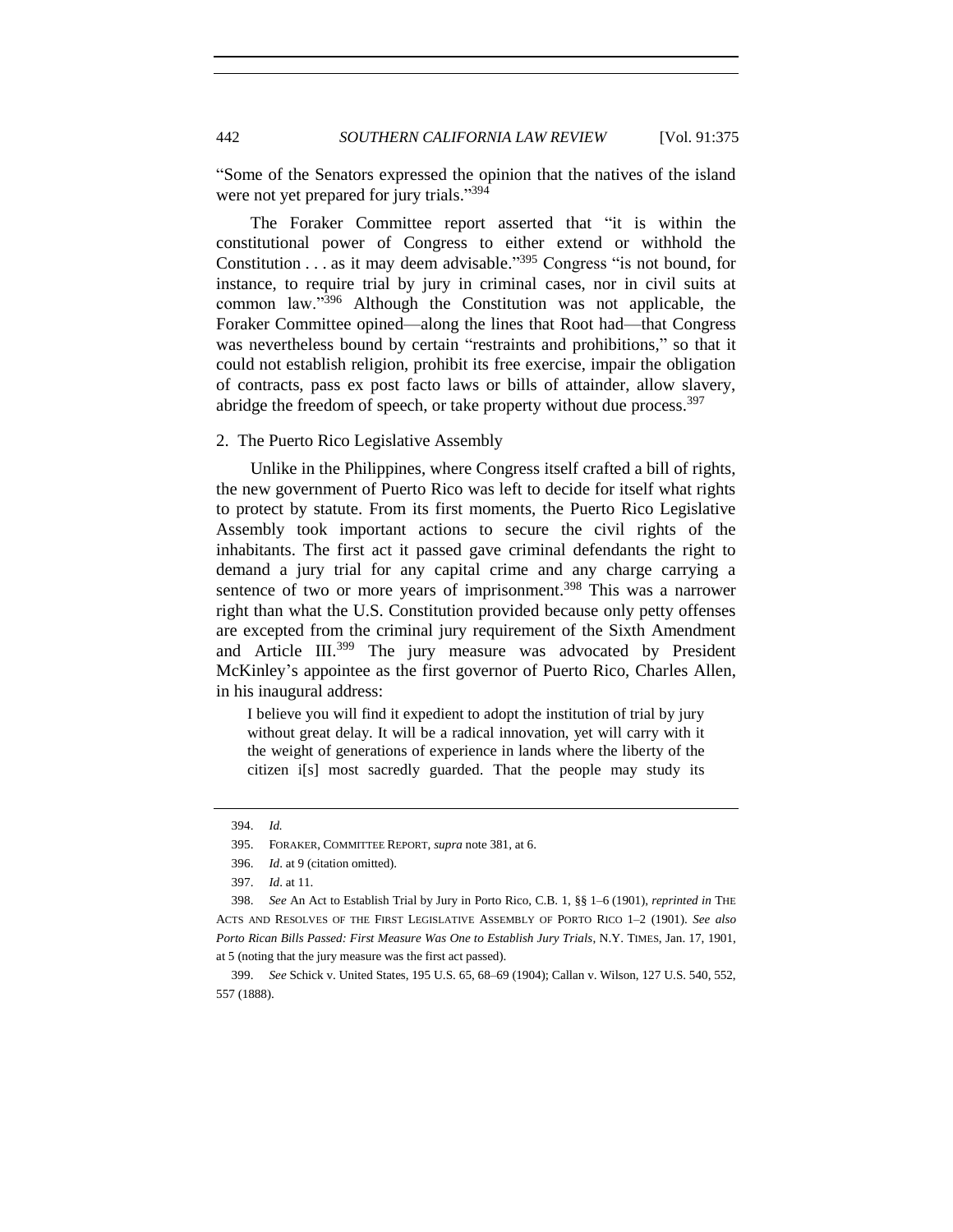"Some of the Senators expressed the opinion that the natives of the island were not yet prepared for jury trials."[394]

The Foraker Committee report asserted that "it is within the constitutional power of Congress to either extend or withhold the Constitution . . . as it may deem advisable."[395] Congress "is not bound, for instance, to require trial by jury in criminal cases, nor in civil suits at common law."[396] Although the Constitution was not applicable, the Foraker Committee opined—along the lines that Root had—that Congress was nevertheless bound by certain "restraints and prohibitions," so that it could not establish religion, prohibit its free exercise, impair the obligation of contracts, pass ex post facto laws or bills of attainder, allow slavery, abridge the freedom of speech, or take property without due process.[397]

### 2. The Puerto Rico Legislative Assembly

Unlike in the Philippines, where Congress itself crafted a bill of rights, the new government of Puerto Rico was left to decide for itself what rights to protect by statute. From its first moments, the Puerto Rico Legislative Assembly took important actions to secure the civil rights of the inhabitants. The first act it passed gave criminal defendants the right to demand a jury trial for any capital crime and any charge carrying a sentence of two or more years of imprisonment.[398] This was a narrower right than what the U.S. Constitution provided because only petty offenses are excepted from the criminal jury requirement of the Sixth Amendment and Article III.[399] The jury measure was advocated by President McKinley's appointee as the first governor of Puerto Rico, Charles Allen, in his inaugural address:

> I believe you will find it expedient to adopt the institution of trial by jury without great delay. It will be a radical innovation, yet will carry with it the weight of generations of experience in lands where the liberty of the citizen i[s] most sacredly guarded. That the people may study its

---

394. *Id.*

395. FORAKER, COMMITTEE REPORT, *supra* note 381, at 6.

396. *Id*. at 9 (citation omitted).

397. *Id*. at 11.

398. *See* An Act to Establish Trial by Jury in Porto Rico, C.B. 1, §§ 1–6 (1901), *reprinted in* THE ACTS AND RESOLVES OF THE FIRST LEGISLATIVE ASSEMBLY OF PORTO RICO 1–2 (1901). *See also* *Porto Rican Bills Passed: First Measure Was One to Establish Jury Trials*, N.Y. TIMES, Jan. 17, 1901, at 5 (noting that the jury measure was the first act passed).

399. *See* Schick v. United States, 195 U.S. 65, 68–69 (1904); Callan v. Wilson, 127 U.S. 540, 552, 557 (1888).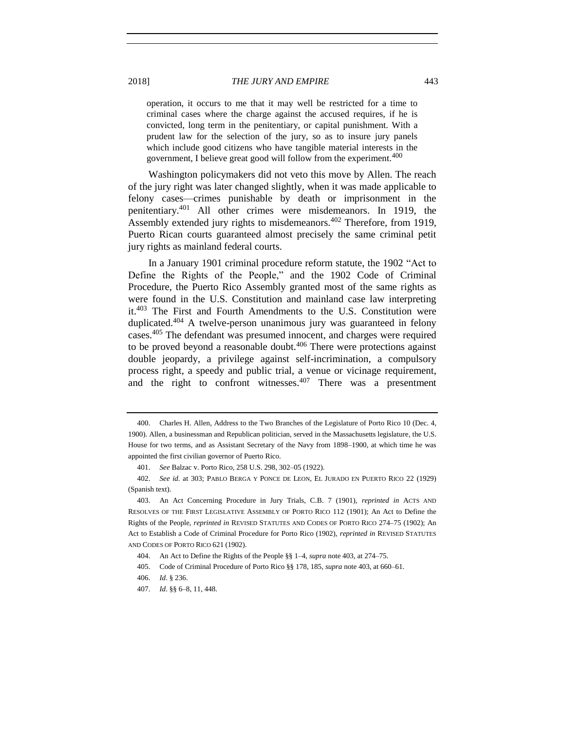> operation, it occurs to me that it may well be restricted for a time to criminal cases where the charge against the accused requires, if he is convicted, long term in the penitentiary, or capital punishment. With a prudent law for the selection of the jury, so as to insure jury panels which include good citizens who have tangible material interests in the government, I believe great good will follow from the experiment.[400]

Washington policymakers did not veto this move by Allen. The reach of the jury right was later changed slightly, when it was made applicable to felony cases—crimes punishable by death or imprisonment in the penitentiary.[401] All other crimes were misdemeanors. In 1919, the Assembly extended jury rights to misdemeanors.[402] Therefore, from 1919, Puerto Rican courts guaranteed almost precisely the same criminal petit jury rights as mainland federal courts.

In a January 1901 criminal procedure reform statute, the 1902 "Act to Define the Rights of the People," and the 1902 Code of Criminal Procedure, the Puerto Rico Assembly granted most of the same rights as were found in the U.S. Constitution and mainland case law interpreting it.[403] The First and Fourth Amendments to the U.S. Constitution were duplicated.[404] A twelve-person unanimous jury was guaranteed in felony cases.[405] The defendant was presumed innocent, and charges were required to be proved beyond a reasonable doubt.[406] There were protections against double jeopardy, a privilege against self-incrimination, a compulsory process right, a speedy and public trial, a venue or vicinage requirement, and the right to confront witnesses.[407] There was a presentment

---

400. Charles H. Allen, Address to the Two Branches of the Legislature of Porto Rico 10 (Dec. 4, 1900). Allen, a businessman and Republican politician, served in the Massachusetts legislature, the U.S. House for two terms, and as Assistant Secretary of the Navy from 1898–1900, at which time he was appointed the first civilian governor of Puerto Rico.

401. *See* Balzac v. Porto Rico, 258 U.S. 298, 302–05 (1922).

402. *See id.* at 303; PABLO BERGA Y PONCE DE LEON, EL JURADO EN PUERTO RICO 22 (1929) (Spanish text).

403. An Act Concerning Procedure in Jury Trials, C.B. 7 (1901), *reprinted in* ACTS AND RESOLVES OF THE FIRST LEGISLATIVE ASSEMBLY OF PORTO RICO 112 (1901); An Act to Define the Rights of the People, *reprinted in* REVISED STATUTES AND CODES OF PORTO RICO 274–75 (1902); An Act to Establish a Code of Criminal Procedure for Porto Rico (1902), *reprinted in* REVISED STATUTES AND CODES OF PORTO RICO 621 (1902).

404. An Act to Define the Rights of the People §§ 1–4, *supra* note 403, at 274–75.

405. Code of Criminal Procedure of Porto Rico §§ 178, 185, *supra* note 403, at 660–61.

406. *Id*. § 236.

407. *Id*. §§ 6–8, 11, 448.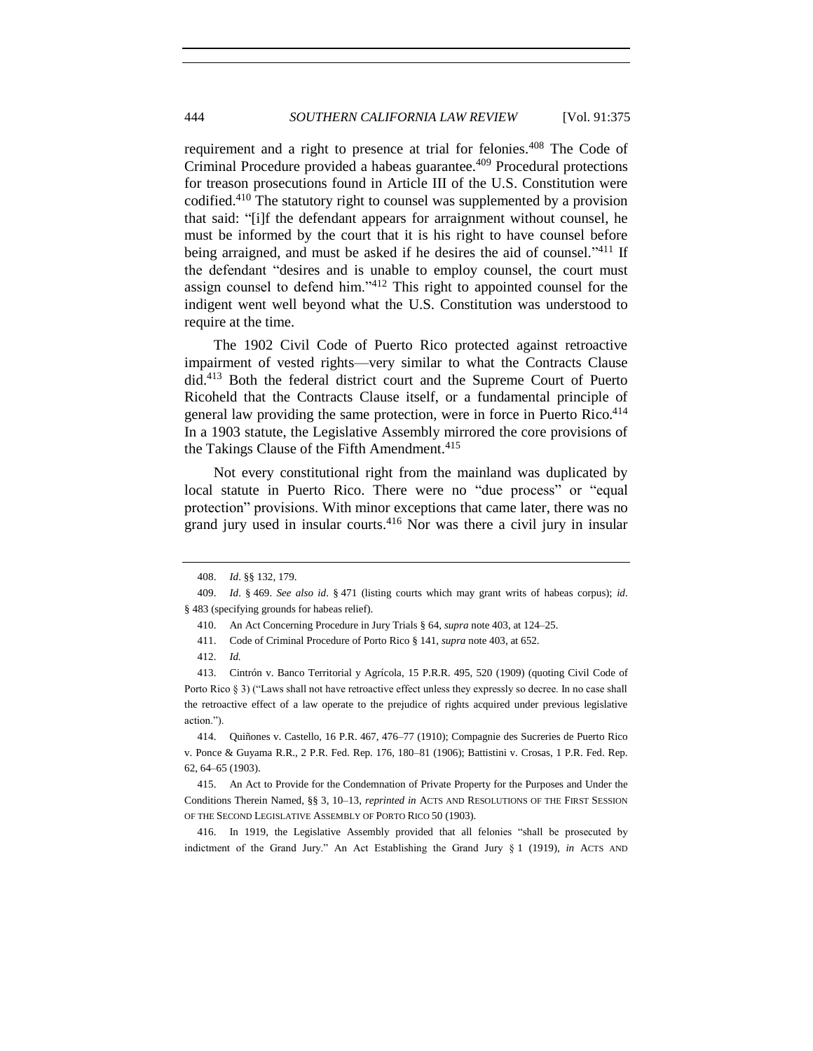requirement and a right to presence at trial for felonies.[408] The Code of Criminal Procedure provided a habeas guarantee.[409] Procedural protections for treason prosecutions found in Article III of the U.S. Constitution were codified.[410] The statutory right to counsel was supplemented by a provision that said: "[i]f the defendant appears for arraignment without counsel, he must be informed by the court that it is his right to have counsel before being arraigned, and must be asked if he desires the aid of counsel."[411] If the defendant "desires and is unable to employ counsel, the court must assign counsel to defend him."[412] This right to appointed counsel for the indigent went well beyond what the U.S. Constitution was understood to require at the time.

The 1902 Civil Code of Puerto Rico protected against retroactive impairment of vested rights—very similar to what the Contracts Clause did.[413] Both the federal district court and the Supreme Court of Puerto Ricoheld that the Contracts Clause itself, or a fundamental principle of general law providing the same protection, were in force in Puerto Rico.[414] In a 1903 statute, the Legislative Assembly mirrored the core provisions of the Takings Clause of the Fifth Amendment.[415]

Not every constitutional right from the mainland was duplicated by local statute in Puerto Rico. There were no "due process" or "equal protection" provisions. With minor exceptions that came later, there was no grand jury used in insular courts.[416] Nor was there a civil jury in insular

---

408. *Id*. §§ 132, 179.

409. *Id*. § 469. *See also id*. § 471 (listing courts which may grant writs of habeas corpus); *id*. § 483 (specifying grounds for habeas relief).

410. An Act Concerning Procedure in Jury Trials § 64, *supra* note 403, at 124–25.

411. Code of Criminal Procedure of Porto Rico § 141, *supra* note 403, at 652.

412. *Id.*

413. Cintrón v. Banco Territorial y Agrícola, 15 P.R.R. 495, 520 (1909) (quoting Civil Code of Porto Rico § 3) ("Laws shall not have retroactive effect unless they expressly so decree. In no case shall the retroactive effect of a law operate to the prejudice of rights acquired under previous legislative action.").

414. Quiñones v. Castello, 16 P.R. 467, 476–77 (1910); Compagnie des Sucreries de Puerto Rico v. Ponce & Guyama R.R., 2 P.R. Fed. Rep. 176, 180–81 (1906); Battistini v. Crosas, 1 P.R. Fed. Rep. 62, 64–65 (1903).

415. An Act to Provide for the Condemnation of Private Property for the Purposes and Under the Conditions Therein Named, §§ 3, 10–13, *reprinted in* ACTS AND RESOLUTIONS OF THE FIRST SESSION OF THE SECOND LEGISLATIVE ASSEMBLY OF PORTO RICO 50 (1903).

416. In 1919, the Legislative Assembly provided that all felonies "shall be prosecuted by indictment of the Grand Jury." An Act Establishing the Grand Jury § 1 (1919), *in* ACTS AND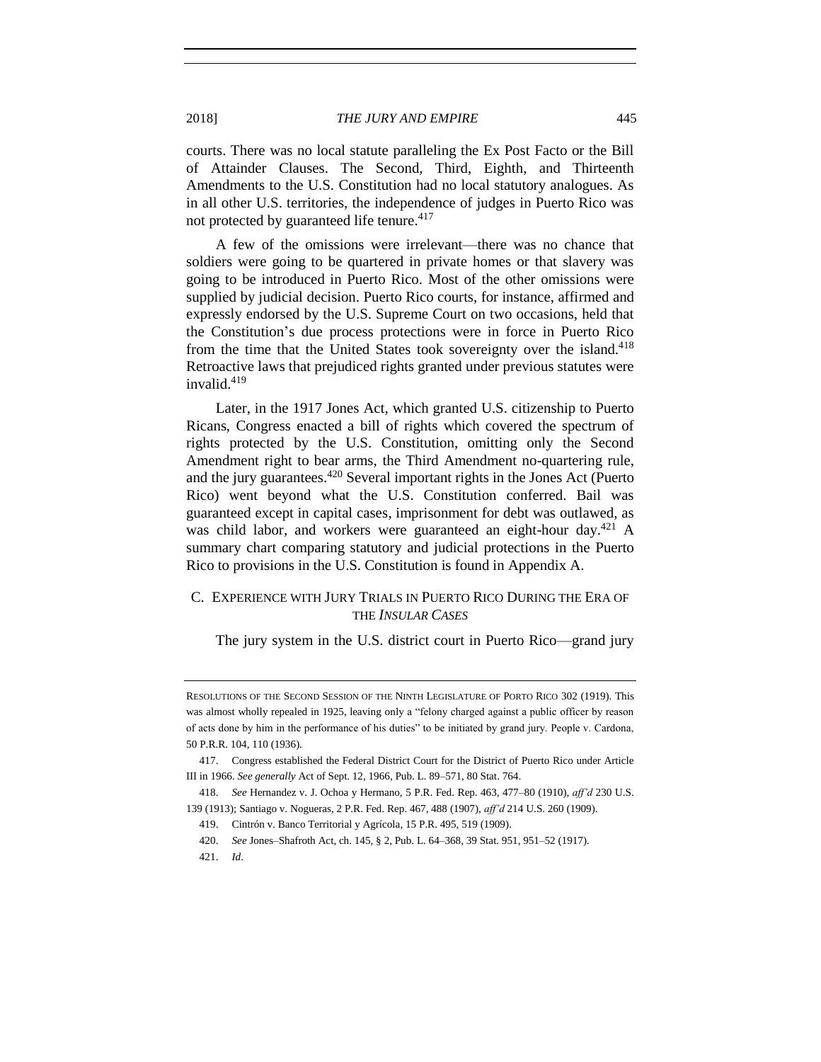courts. There was no local statute paralleling the Ex Post Facto or the Bill of Attainder Clauses. The Second, Third, Eighth, and Thirteenth Amendments to the U.S. Constitution had no local statutory analogues. As in all other U.S. territories, the independence of judges in Puerto Rico was not protected by guaranteed life tenure.[417]

A few of the omissions were irrelevant—there was no chance that soldiers were going to be quartered in private homes or that slavery was going to be introduced in Puerto Rico. Most of the other omissions were supplied by judicial decision. Puerto Rico courts, for instance, affirmed and expressly endorsed by the U.S. Supreme Court on two occasions, held that the Constitution's due process protections were in force in Puerto Rico from the time that the United States took sovereignty over the island.[418] Retroactive laws that prejudiced rights granted under previous statutes were invalid.[419]

Later, in the 1917 Jones Act, which granted U.S. citizenship to Puerto Ricans, Congress enacted a bill of rights which covered the spectrum of rights protected by the U.S. Constitution, omitting only the Second Amendment right to bear arms, the Third Amendment no-quartering rule, and the jury guarantees.[420] Several important rights in the Jones Act (Puerto Rico) went beyond what the U.S. Constitution conferred. Bail was guaranteed except in capital cases, imprisonment for debt was outlawed, as was child labor, and workers were guaranteed an eight-hour day.[421] A summary chart comparing statutory and judicial protections in the Puerto Rico to provisions in the U.S. Constitution is found in Appendix A.

### C. Experience with Jury Trials in Puerto Rico During the Era of the *Insular Cases*

The jury system in the U.S. district court in Puerto Rico—grand jury

---

RESOLUTIONS OF THE SECOND SESSION OF THE NINTH LEGISLATURE OF PORTO RICO 302 (1919). This was almost wholly repealed in 1925, leaving only a "felony charged against a public officer by reason of acts done by him in the performance of his duties" to be initiated by grand jury. People v. Cardona, 50 P.R.R. 104, 110 (1936).

417. Congress established the Federal District Court for the District of Puerto Rico under Article III in 1966. *See generally* Act of Sept. 12, 1966, Pub. L. 89–571, 80 Stat. 764.

418. *See* Hernandez v. J. Ochoa y Hermano, 5 P.R. Fed. Rep. 463, 477–80 (1910), *aff'd* 230 U.S. 139 (1913); Santiago v. Nogueras, 2 P.R. Fed. Rep. 467, 488 (1907), *aff'd* 214 U.S. 260 (1909).

419. Cintrón v. Banco Territorial y Agrícola, 15 P.R. 495, 519 (1909).

420. *See* Jones–Shafroth Act, ch. 145, § 2, Pub. L. 64–368, 39 Stat. 951, 951–52 (1917).

421. *Id*.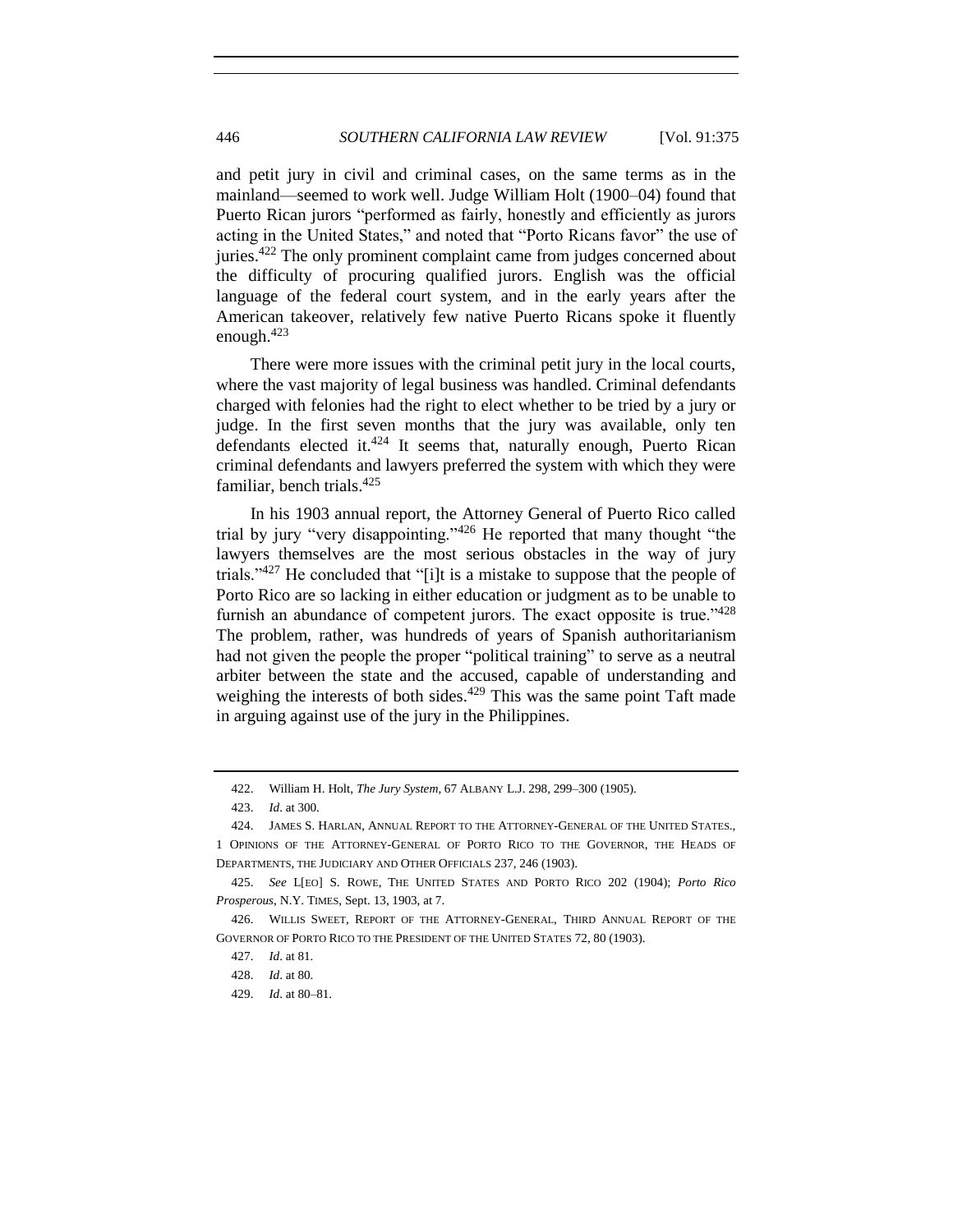and petit jury in civil and criminal cases, on the same terms as in the mainland—seemed to work well. Judge William Holt (1900–04) found that Puerto Rican jurors "performed as fairly, honestly and efficiently as jurors acting in the United States," and noted that "Porto Ricans favor" the use of juries.[422] The only prominent complaint came from judges concerned about the difficulty of procuring qualified jurors. English was the official language of the federal court system, and in the early years after the American takeover, relatively few native Puerto Ricans spoke it fluently enough.[423]

There were more issues with the criminal petit jury in the local courts, where the vast majority of legal business was handled. Criminal defendants charged with felonies had the right to elect whether to be tried by a jury or judge. In the first seven months that the jury was available, only ten defendants elected it.[424] It seems that, naturally enough, Puerto Rican criminal defendants and lawyers preferred the system with which they were familiar, bench trials.[425]

In his 1903 annual report, the Attorney General of Puerto Rico called trial by jury "very disappointing."[426] He reported that many thought "the lawyers themselves are the most serious obstacles in the way of jury trials."[427] He concluded that "[i]t is a mistake to suppose that the people of Porto Rico are so lacking in either education or judgment as to be unable to furnish an abundance of competent jurors. The exact opposite is true."[428] The problem, rather, was hundreds of years of Spanish authoritarianism had not given the people the proper "political training" to serve as a neutral arbiter between the state and the accused, capable of understanding and weighing the interests of both sides.[429] This was the same point Taft made in arguing against use of the jury in the Philippines.

422. William H. Holt, *The Jury System*, 67 ALBANY L.J. 298, 299–300 (1905).

423. *Id*. at 300.

424. JAMES S. HARLAN, ANNUAL REPORT TO THE ATTORNEY-GENERAL OF THE UNITED STATES., 1 OPINIONS OF THE ATTORNEY-GENERAL OF PORTO RICO TO THE GOVERNOR, THE HEADS OF DEPARTMENTS, THE JUDICIARY AND OTHER OFFICIALS 237, 246 (1903).

425. *See* L[EO] S. ROWE, THE UNITED STATES AND PORTO RICO 202 (1904); *Porto Rico Prosperous*, N.Y. TIMES, Sept. 13, 1903, at 7.

426. WILLIS SWEET, REPORT OF THE ATTORNEY-GENERAL, THIRD ANNUAL REPORT OF THE GOVERNOR OF PORTO RICO TO THE PRESIDENT OF THE UNITED STATES 72, 80 (1903).

427. *Id*. at 81.

428. *Id*. at 80.

429. *Id*. at 80–81.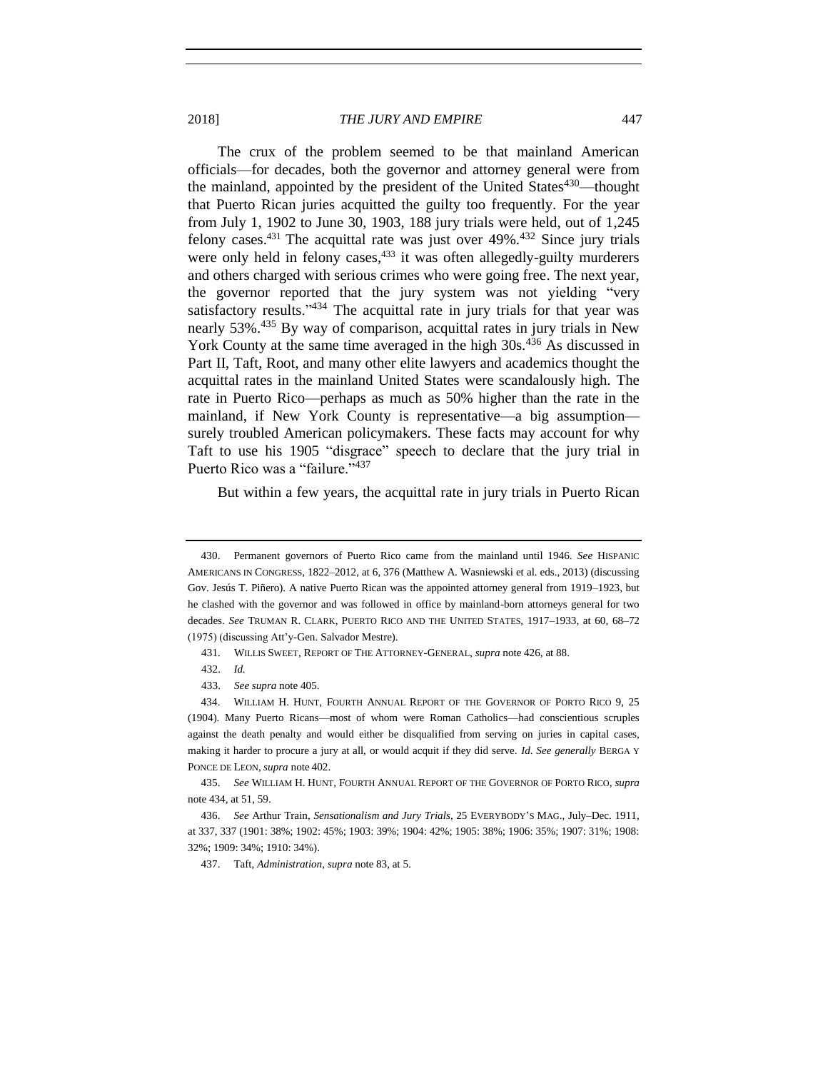The crux of the problem seemed to be that mainland American officials—for decades, both the governor and attorney general were from the mainland, appointed by the president of the United States[430]—thought that Puerto Rican juries acquitted the guilty too frequently. For the year from July 1, 1902 to June 30, 1903, 188 jury trials were held, out of 1,245 felony cases.[431] The acquittal rate was just over 49%.[432] Since jury trials were only held in felony cases,[433] it was often allegedly-guilty murderers and others charged with serious crimes who were going free. The next year, the governor reported that the jury system was not yielding "very satisfactory results."[434] The acquittal rate in jury trials for that year was nearly 53%.[435] By way of comparison, acquittal rates in jury trials in New York County at the same time averaged in the high 30s.[436] As discussed in Part II, Taft, Root, and many other elite lawyers and academics thought the acquittal rates in the mainland United States were scandalously high. The rate in Puerto Rico—perhaps as much as 50% higher than the rate in the mainland, if New York County is representative—a big assumption—surely troubled American policymakers. These facts may account for why Taft to use his 1905 "disgrace" speech to declare that the jury trial in Puerto Rico was a "failure."[437]

But within a few years, the acquittal rate in jury trials in Puerto Rican

---

430. Permanent governors of Puerto Rico came from the mainland until 1946. *See* HISPANIC AMERICANS IN CONGRESS, 1822–2012, at 6, 376 (Matthew A. Wasniewski et al. eds., 2013) (discussing Gov. Jesús T. Piñero). A native Puerto Rican was the appointed attorney general from 1919–1923, but he clashed with the governor and was followed in office by mainland-born attorneys general for two decades. *See* TRUMAN R. CLARK, PUERTO RICO AND THE UNITED STATES, 1917–1933, at 60, 68–72 (1975) (discussing Att'y-Gen. Salvador Mestre).

431. WILLIS SWEET, REPORT OF THE ATTORNEY-GENERAL, *supra* note 426, at 88.

432. *Id.*

433. *See supra* note 405.

434. WILLIAM H. HUNT, FOURTH ANNUAL REPORT OF THE GOVERNOR OF PORTO RICO 9, 25 (1904). Many Puerto Ricans—most of whom were Roman Catholics—had conscientious scruples against the death penalty and would either be disqualified from serving on juries in capital cases, making it harder to procure a jury at all, or would acquit if they did serve. *Id. See generally* BERGA Y PONCE DE LEON, *supra* note 402.

435. *See* WILLIAM H. HUNT, FOURTH ANNUAL REPORT OF THE GOVERNOR OF PORTO RICO, *supra* note 434, at 51, 59.

436. *See* Arthur Train, *Sensationalism and Jury Trials*, 25 EVERYBODY'S MAG., July–Dec. 1911, at 337, 337 (1901: 38%; 1902: 45%; 1903: 39%; 1904: 42%; 1905: 38%; 1906: 35%; 1907: 31%; 1908: 32%; 1909: 34%; 1910: 34%).

437. Taft, *Administration*, *supra* note 83, at 5.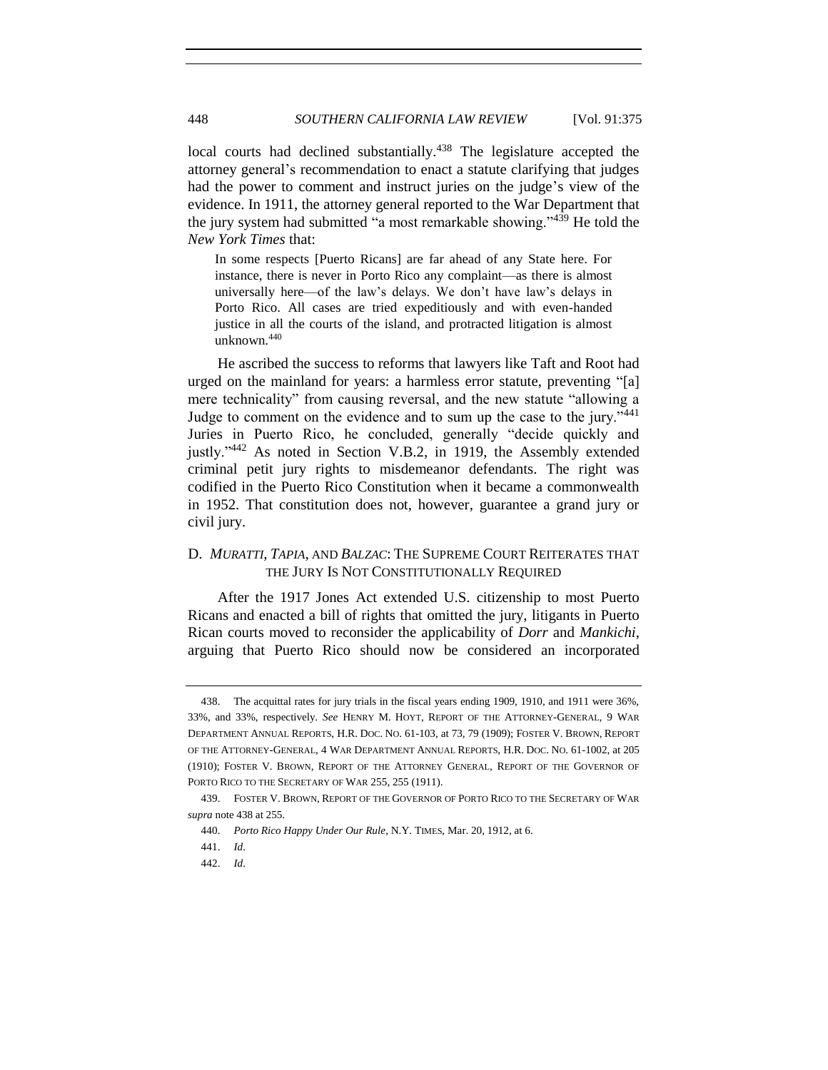local courts had declined substantially.[438] The legislature accepted the attorney general's recommendation to enact a statute clarifying that judges had the power to comment and instruct juries on the judge's view of the evidence. In 1911, the attorney general reported to the War Department that the jury system had submitted "a most remarkable showing."[439] He told the *New York Times* that:

> In some respects [Puerto Ricans] are far ahead of any State here. For instance, there is never in Porto Rico any complaint—as there is almost universally here—of the law's delays. We don't have law's delays in Porto Rico. All cases are tried expeditiously and with even-handed justice in all the courts of the island, and protracted litigation is almost unknown.[440]

He ascribed the success to reforms that lawyers like Taft and Root had urged on the mainland for years: a harmless error statute, preventing "[a] mere technicality" from causing reversal, and the new statute "allowing a Judge to comment on the evidence and to sum up the case to the jury."[441] Juries in Puerto Rico, he concluded, generally "decide quickly and justly."[442] As noted in Section V.B.2, in 1919, the Assembly extended criminal petit jury rights to misdemeanor defendants. The right was codified in the Puerto Rico Constitution when it became a commonwealth in 1952. That constitution does not, however, guarantee a grand jury or civil jury.

### D. *MURATTI*, *TAPIA*, AND *BALZAC*: THE SUPREME COURT REITERATES THAT THE JURY IS NOT CONSTITUTIONALLY REQUIRED

After the 1917 Jones Act extended U.S. citizenship to most Puerto Ricans and enacted a bill of rights that omitted the jury, litigants in Puerto Rican courts moved to reconsider the applicability of *Dorr* and *Mankichi*, arguing that Puerto Rico should now be considered an incorporated

---

438. The acquittal rates for jury trials in the fiscal years ending 1909, 1910, and 1911 were 36%, 33%, and 33%, respectively. *See* HENRY M. HOYT, REPORT OF THE ATTORNEY-GENERAL, 9 WAR DEPARTMENT ANNUAL REPORTS, H.R. DOC. NO. 61-103, at 73, 79 (1909); FOSTER V. BROWN, REPORT OF THE ATTORNEY-GENERAL, 4 WAR DEPARTMENT ANNUAL REPORTS, H.R. DOC. NO. 61-1002, at 205 (1910); FOSTER V. BROWN, REPORT OF THE ATTORNEY GENERAL, REPORT OF THE GOVERNOR OF PORTO RICO TO THE SECRETARY OF WAR 255, 255 (1911).

439. FOSTER V. BROWN, REPORT OF THE GOVERNOR OF PORTO RICO TO THE SECRETARY OF WAR *supra* note 438 at 255.

440. *Porto Rico Happy Under Our Rule*, N.Y. TIMES, Mar. 20, 1912, at 6.

441. *Id*.

442. *Id*.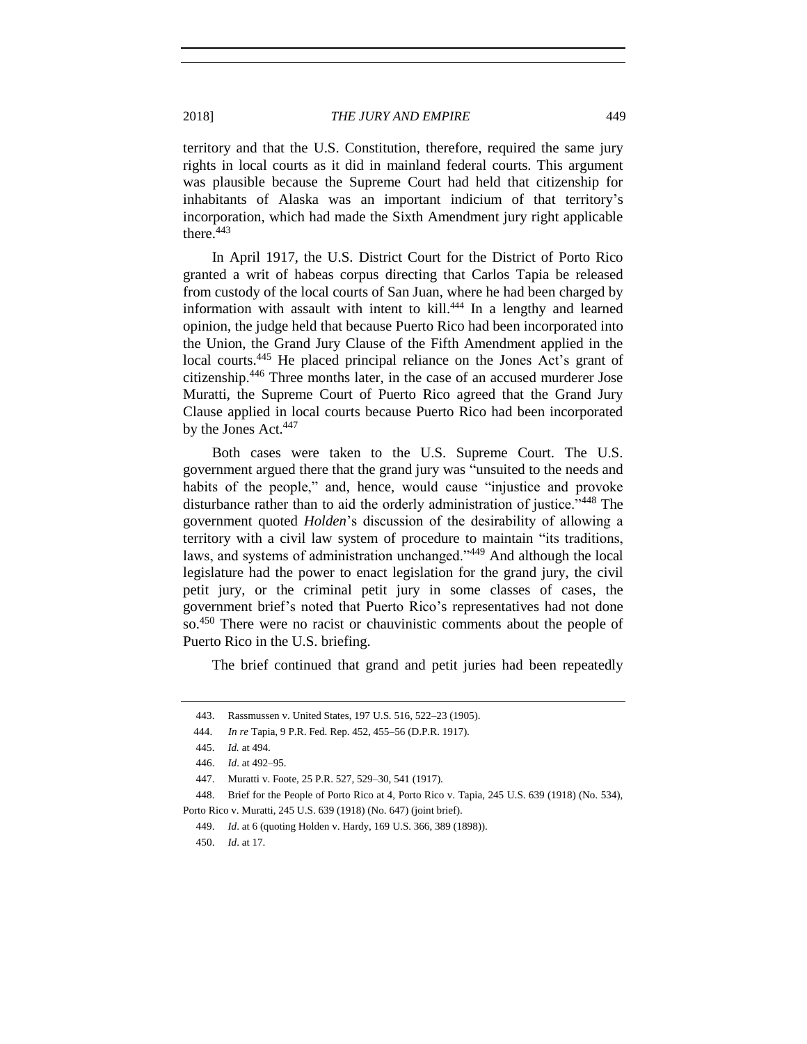territory and that the U.S. Constitution, therefore, required the same jury rights in local courts as it did in mainland federal courts. This argument was plausible because the Supreme Court had held that citizenship for inhabitants of Alaska was an important indicium of that territory's incorporation, which had made the Sixth Amendment jury right applicable there.[443]

In April 1917, the U.S. District Court for the District of Porto Rico granted a writ of habeas corpus directing that Carlos Tapia be released from custody of the local courts of San Juan, where he had been charged by information with assault with intent to kill.[444] In a lengthy and learned opinion, the judge held that because Puerto Rico had been incorporated into the Union, the Grand Jury Clause of the Fifth Amendment applied in the local courts.[445] He placed principal reliance on the Jones Act's grant of citizenship.[446] Three months later, in the case of an accused murderer Jose Muratti, the Supreme Court of Puerto Rico agreed that the Grand Jury Clause applied in local courts because Puerto Rico had been incorporated by the Jones Act.[447]

Both cases were taken to the U.S. Supreme Court. The U.S. government argued there that the grand jury was "unsuited to the needs and habits of the people," and, hence, would cause "injustice and provoke disturbance rather than to aid the orderly administration of justice."[448] The government quoted *Holden*'s discussion of the desirability of allowing a territory with a civil law system of procedure to maintain "its traditions, laws, and systems of administration unchanged."[449] And although the local legislature had the power to enact legislation for the grand jury, the civil petit jury, or the criminal petit jury in some classes of cases, the government brief's noted that Puerto Rico's representatives had not done so.[450] There were no racist or chauvinistic comments about the people of Puerto Rico in the U.S. briefing.

The brief continued that grand and petit juries had been repeatedly

443. Rassmussen v. United States, 197 U.S. 516, 522–23 (1905).

444. *In re* Tapia, 9 P.R. Fed. Rep. 452, 455–56 (D.P.R. 1917).

445. *Id.* at 494.

446. *Id*. at 492–95.

447. Muratti v. Foote, 25 P.R. 527, 529–30, 541 (1917).

448. Brief for the People of Porto Rico at 4, Porto Rico v. Tapia, 245 U.S. 639 (1918) (No. 534), Porto Rico v. Muratti, 245 U.S. 639 (1918) (No. 647) (joint brief).

449. *Id*. at 6 (quoting Holden v. Hardy, 169 U.S. 366, 389 (1898)).

450. *Id*. at 17.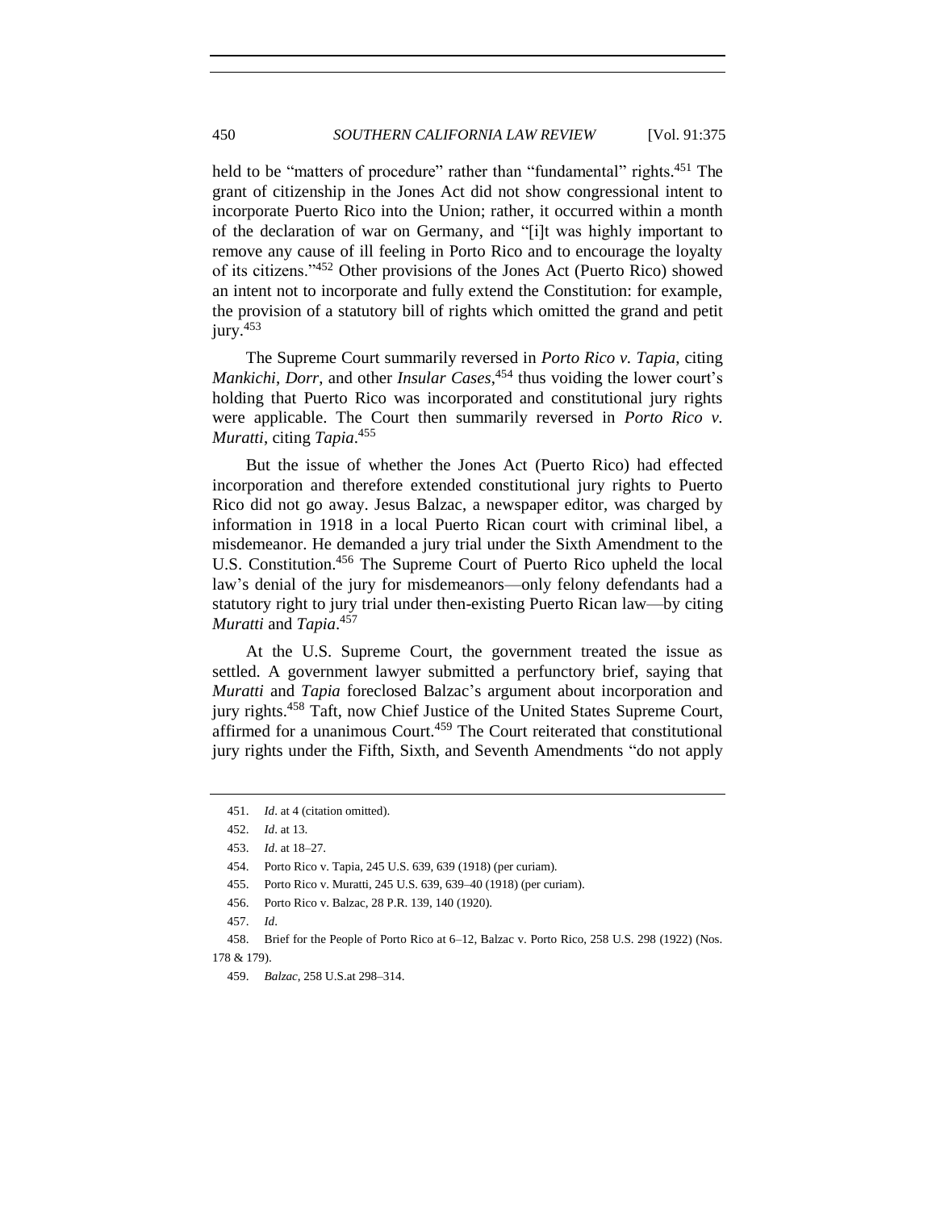held to be "matters of procedure" rather than "fundamental" rights.[451] The grant of citizenship in the Jones Act did not show congressional intent to incorporate Puerto Rico into the Union; rather, it occurred within a month of the declaration of war on Germany, and "[i]t was highly important to remove any cause of ill feeling in Porto Rico and to encourage the loyalty of its citizens."[452] Other provisions of the Jones Act (Puerto Rico) showed an intent not to incorporate and fully extend the Constitution: for example, the provision of a statutory bill of rights which omitted the grand and petit jury.[453]

The Supreme Court summarily reversed in *Porto Rico v. Tapia*, citing *Mankichi*, *Dorr*, and other *Insular Cases*,[454] thus voiding the lower court's holding that Puerto Rico was incorporated and constitutional jury rights were applicable. The Court then summarily reversed in *Porto Rico v. Muratti*, citing *Tapia*.[455]

But the issue of whether the Jones Act (Puerto Rico) had effected incorporation and therefore extended constitutional jury rights to Puerto Rico did not go away. Jesus Balzac, a newspaper editor, was charged by information in 1918 in a local Puerto Rican court with criminal libel, a misdemeanor. He demanded a jury trial under the Sixth Amendment to the U.S. Constitution.[456] The Supreme Court of Puerto Rico upheld the local law's denial of the jury for misdemeanors—only felony defendants had a statutory right to jury trial under then-existing Puerto Rican law—by citing *Muratti* and *Tapia*.[457]

At the U.S. Supreme Court, the government treated the issue as settled. A government lawyer submitted a perfunctory brief, saying that *Muratti* and *Tapia* foreclosed Balzac's argument about incorporation and jury rights.[458] Taft, now Chief Justice of the United States Supreme Court, affirmed for a unanimous Court.[459] The Court reiterated that constitutional jury rights under the Fifth, Sixth, and Seventh Amendments "do not apply

---

451. *Id*. at 4 (citation omitted).

452. *Id*. at 13.

453. *Id*. at 18–27.

454. Porto Rico v. Tapia, 245 U.S. 639, 639 (1918) (per curiam).

455. Porto Rico v. Muratti, 245 U.S. 639, 639–40 (1918) (per curiam).

456. Porto Rico v. Balzac, 28 P.R. 139, 140 (1920).

457. *Id*.

458. Brief for the People of Porto Rico at 6–12, Balzac v. Porto Rico, 258 U.S. 298 (1922) (Nos. 178 & 179).

459. *Balzac*, 258 U.S.at 298–314.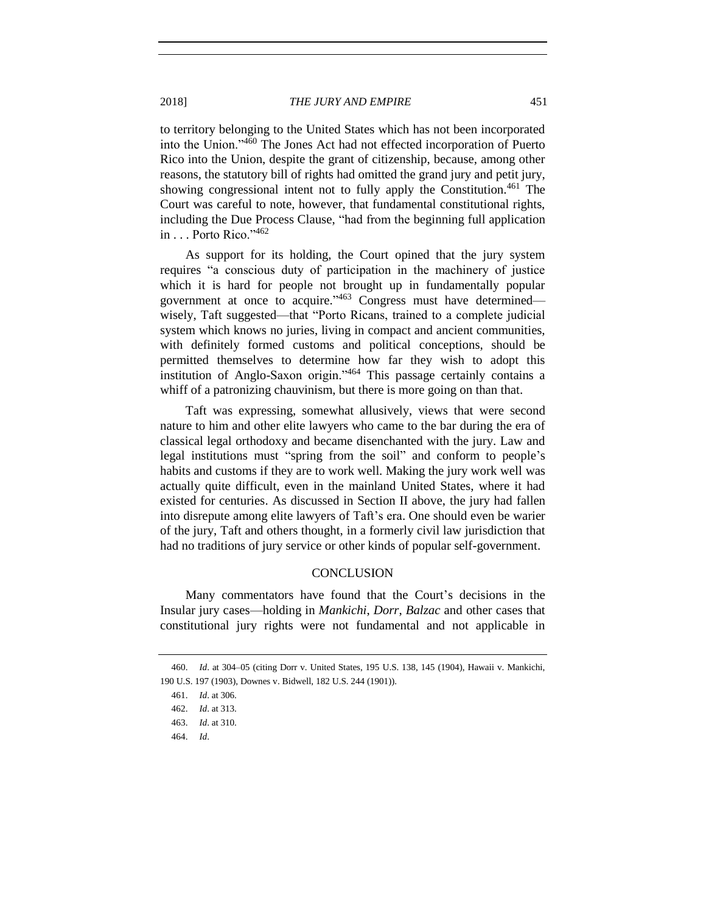to territory belonging to the United States which has not been incorporated into the Union."[460] The Jones Act had not effected incorporation of Puerto Rico into the Union, despite the grant of citizenship, because, among other reasons, the statutory bill of rights had omitted the grand jury and petit jury, showing congressional intent not to fully apply the Constitution.[461] The Court was careful to note, however, that fundamental constitutional rights, including the Due Process Clause, "had from the beginning full application in . . . Porto Rico."[462]

As support for its holding, the Court opined that the jury system requires "a conscious duty of participation in the machinery of justice which it is hard for people not brought up in fundamentally popular government at once to acquire."[463] Congress must have determined—wisely, Taft suggested—that "Porto Ricans, trained to a complete judicial system which knows no juries, living in compact and ancient communities, with definitely formed customs and political conceptions, should be permitted themselves to determine how far they wish to adopt this institution of Anglo-Saxon origin."[464] This passage certainly contains a whiff of a patronizing chauvinism, but there is more going on than that.

Taft was expressing, somewhat allusively, views that were second nature to him and other elite lawyers who came to the bar during the era of classical legal orthodoxy and became disenchanted with the jury. Law and legal institutions must "spring from the soil" and conform to people's habits and customs if they are to work well. Making the jury work well was actually quite difficult, even in the mainland United States, where it had existed for centuries. As discussed in Section II above, the jury had fallen into disrepute among elite lawyers of Taft's era. One should even be warier of the jury, Taft and others thought, in a formerly civil law jurisdiction that had no traditions of jury service or other kinds of popular self-government.

## CONCLUSION

Many commentators have found that the Court's decisions in the Insular jury cases—holding in *Mankichi*, *Dorr*, *Balzac* and other cases that constitutional jury rights were not fundamental and not applicable in

---

460. *Id*. at 304–05 (citing Dorr v. United States, 195 U.S. 138, 145 (1904), Hawaii v. Mankichi, 190 U.S. 197 (1903), Downes v. Bidwell, 182 U.S. 244 (1901)).

461. *Id*. at 306.

462. *Id*. at 313.

463. *Id*. at 310.

464. *Id*.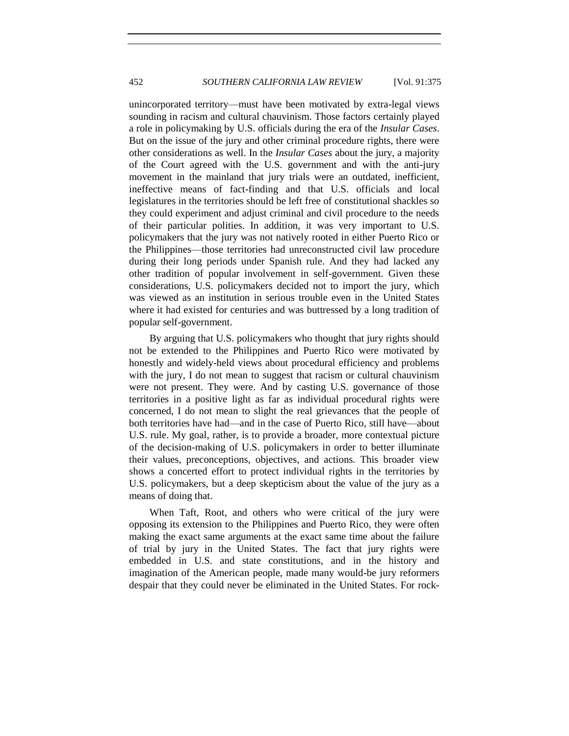unincorporated territory—must have been motivated by extra-legal views sounding in racism and cultural chauvinism. Those factors certainly played a role in policymaking by U.S. officials during the era of the *Insular Cases*. But on the issue of the jury and other criminal procedure rights, there were other considerations as well. In the *Insular Cases* about the jury, a majority of the Court agreed with the U.S. government and with the anti-jury movement in the mainland that jury trials were an outdated, inefficient, ineffective means of fact-finding and that U.S. officials and local legislatures in the territories should be left free of constitutional shackles so they could experiment and adjust criminal and civil procedure to the needs of their particular polities. In addition, it was very important to U.S. policymakers that the jury was not natively rooted in either Puerto Rico or the Philippines—those territories had unreconstructed civil law procedure during their long periods under Spanish rule. And they had lacked any other tradition of popular involvement in self-government. Given these considerations, U.S. policymakers decided not to import the jury, which was viewed as an institution in serious trouble even in the United States where it had existed for centuries and was buttressed by a long tradition of popular self-government.

By arguing that U.S. policymakers who thought that jury rights should not be extended to the Philippines and Puerto Rico were motivated by honestly and widely-held views about procedural efficiency and problems with the jury, I do not mean to suggest that racism or cultural chauvinism were not present. They were. And by casting U.S. governance of those territories in a positive light as far as individual procedural rights were concerned, I do not mean to slight the real grievances that the people of both territories have had—and in the case of Puerto Rico, still have—about U.S. rule. My goal, rather, is to provide a broader, more contextual picture of the decision-making of U.S. policymakers in order to better illuminate their values, preconceptions, objectives, and actions. This broader view shows a concerted effort to protect individual rights in the territories by U.S. policymakers, but a deep skepticism about the value of the jury as a means of doing that.

When Taft, Root, and others who were critical of the jury were opposing its extension to the Philippines and Puerto Rico, they were often making the exact same arguments at the exact same time about the failure of trial by jury in the United States. The fact that jury rights were embedded in U.S. and state constitutions, and in the history and imagination of the American people, made many would-be jury reformers despair that they could never be eliminated in the United States. For rock-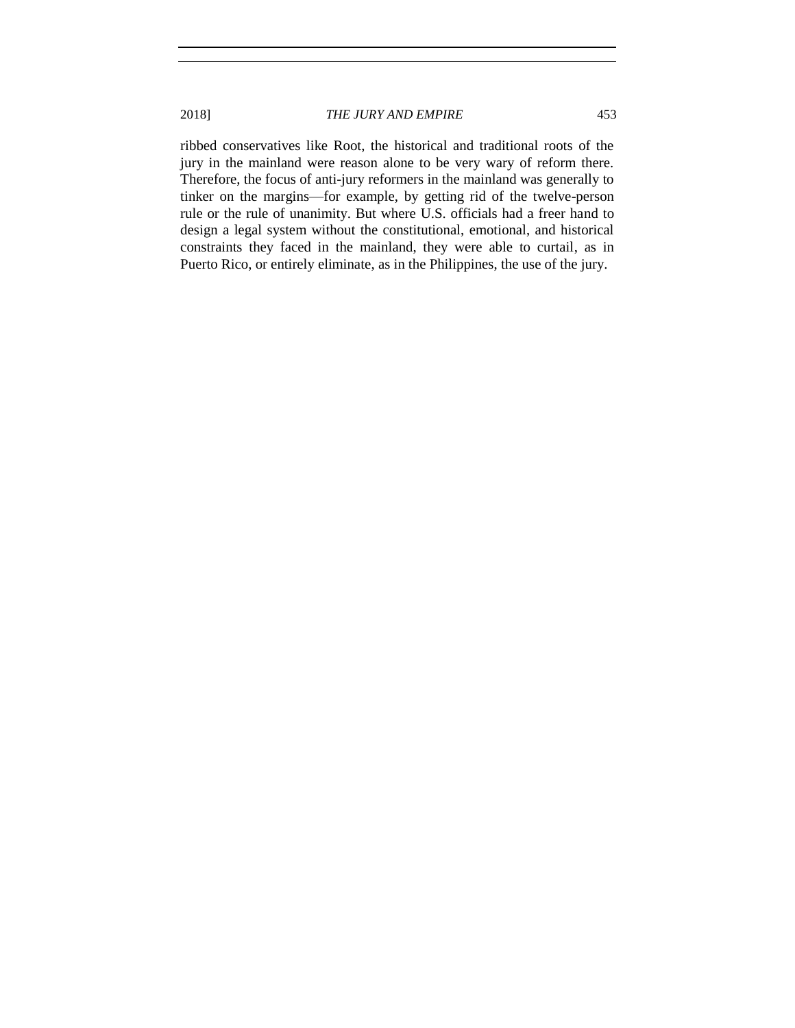ribbed conservatives like Root, the historical and traditional roots of the jury in the mainland were reason alone to be very wary of reform there. Therefore, the focus of anti-jury reformers in the mainland was generally to tinker on the margins—for example, by getting rid of the twelve-person rule or the rule of unanimity. But where U.S. officials had a freer hand to design a legal system without the constitutional, emotional, and historical constraints they faced in the mainland, they were able to curtail, as in Puerto Rico, or entirely eliminate, as in the Philippines, the use of the jury.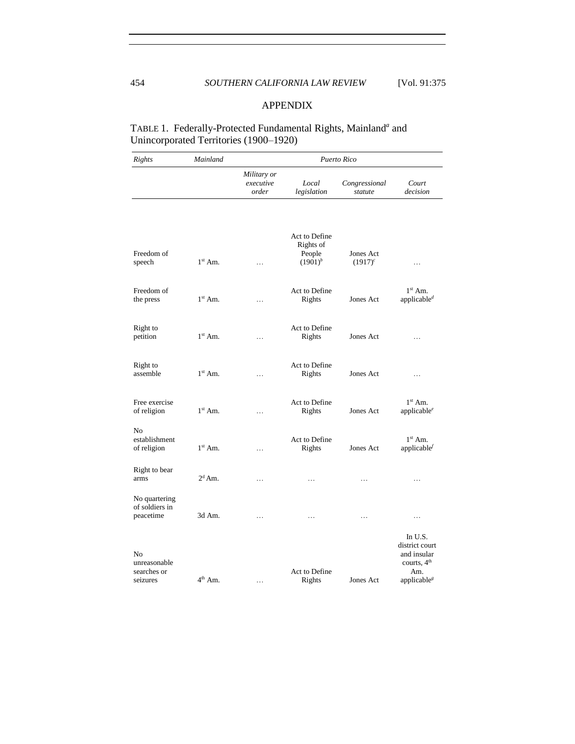## APPENDIX

TABLE 1. Federally-Protected Fundamental Rights, Mainland[a] and Unincorporated Territories (1900–1920)

| *Rights* | *Mainland* | *Puerto Rico* | | | |
|---|---|---|---|---|---|
| | | *Military or executive order* | *Local legislation* | *Congressional statute* | *Court decision* |
| Freedom of speech | 1st Am. | … | Act to Define Rights of People (1901)[b] | Jones Act (1917)[c] | … |
| Freedom of the press | 1st Am. | … | Act to Define Rights | Jones Act | 1st Am. applicable[d] |
| Right to petition | 1st Am. | … | Act to Define Rights | Jones Act | … |
| Right to assemble | 1st Am. | … | Act to Define Rights | Jones Act | … |
| Free exercise of religion | 1st Am. | … | Act to Define Rights | Jones Act | 1st Am. applicable[e] |
| No establishment of religion | 1st Am. | … | Act to Define Rights | Jones Act | 1st Am. applicable[f] |
| Right to bear arms | 2d Am. | … | … | … | … |
| No quartering of soldiers in peacetime | 3d Am. | … | … | … | … |
| No unreasonable searches or seizures | 4th Am. | … | Act to Define Rights | Jones Act | In U.S. district court and insular courts, 4th Am. applicable[g] |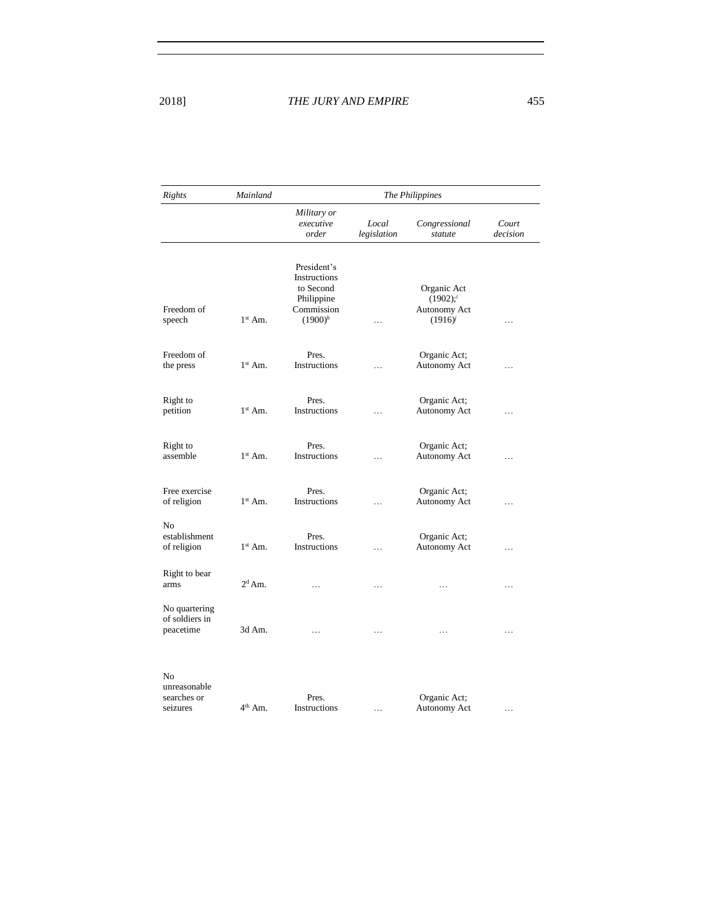| *Rights* | *Mainland* | *The Philippines* | | | |
|---|---|---|---|---|---|
| | | *Military or executive order* | *Local legislation* | *Congressional statute* | *Court decision* |
| Freedom of speech | 1st Am. | President's Instructions to Second Philippine Commission (1900)[h] | … | Organic Act (1902);[i] Autonomy Act (1916)[j] | … |
| Freedom of the press | 1st Am. | Pres. Instructions | … | Organic Act; Autonomy Act | … |
| Right to petition | 1st Am. | Pres. Instructions | … | Organic Act; Autonomy Act | … |
| Right to assemble | 1st Am. | Pres. Instructions | … | Organic Act; Autonomy Act | … |
| Free exercise of religion | 1st Am. | Pres. Instructions | … | Organic Act; Autonomy Act | … |
| No establishment of religion | 1st Am. | Pres. Instructions | … | Organic Act; Autonomy Act | … |
| Right to bear arms | 2d Am. | … | … | … | … |
| No quartering of soldiers in peacetime | 3d Am. | … | … | … | … |
| No unreasonable searches or seizures | 4th Am. | Pres. Instructions | … | Organic Act; Autonomy Act | … |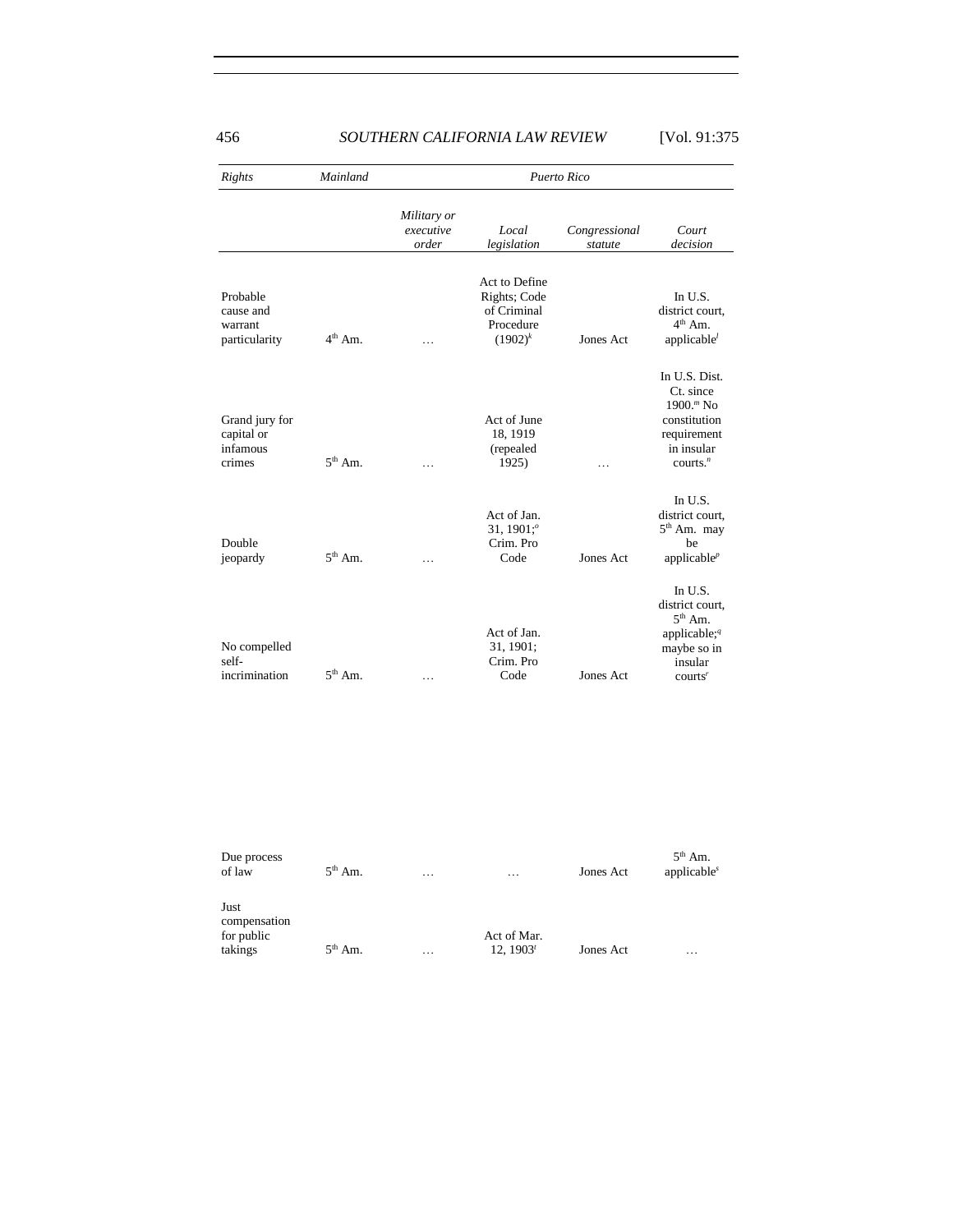| *Rights* | *Mainland* | *Puerto Rico* | | | |
|---|---|---|---|---|---|
| | | *Military or executive order* | *Local legislation* | *Congressional statute* | *Court decision* |
| Probable cause and warrant particularity | 4th Am. | … | Act to Define Rights; Code of Criminal Procedure (1902)[k] | Jones Act | In U.S. district court, 4th Am. applicable[l] |
| Grand jury for capital or infamous crimes | 5th Am. | … | Act of June 18, 1919 (repealed 1925) | … | In U.S. Dist. Ct. since 1900.[m] No constitution requirement in insular courts.[n] |
| Double jeopardy | 5th Am. | … | Act of Jan. 31, 1901;[o] Crim. Pro Code | Jones Act | In U.S. district court, 5th Am. may be applicable[p] |
| No compelled self-incrimination | 5th Am. | … | Act of Jan. 31, 1901; Crim. Pro Code | Jones Act | In U.S. district court, 5th Am. applicable;[q] maybe so in insular courts[r] |
| Due process of law | 5th Am. | … | … | Jones Act | 5th Am. applicable[s] |
| Just compensation for public takings | 5th Am. | … | Act of Mar. 12, 1903[t] | Jones Act | … |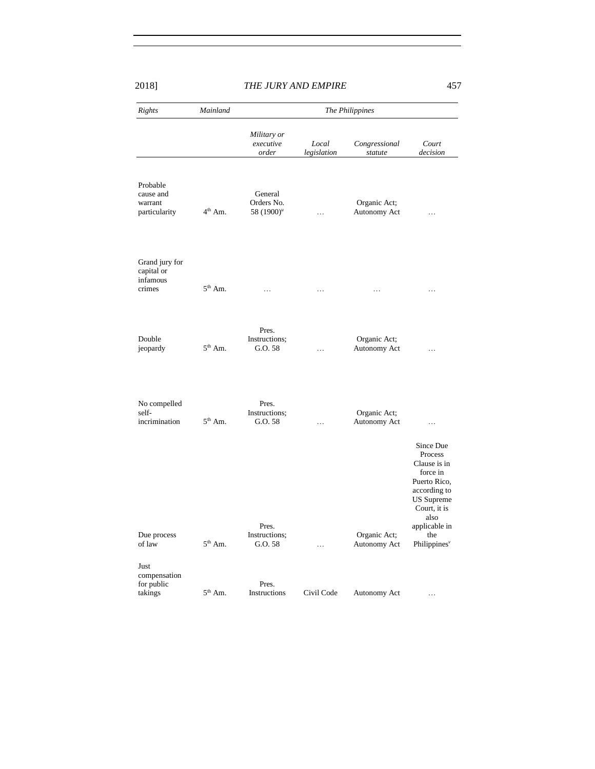| *Rights* | *Mainland* | *The Philippines* | | | |
|---|---|---|---|---|---|
| | | *Military or executive order* | *Local legislation* | *Congressional statute* | *Court decision* |
| Probable cause and warrant particularity | 4th Am. | General Orders No. 58 (1900)[u] | … | Organic Act; Autonomy Act | … |
| Grand jury for capital or infamous crimes | 5th Am. | … | … | … | … |
| Double jeopardy | 5th Am. | Pres. Instructions; G.O. 58 | … | Organic Act; Autonomy Act | … |
| No compelled self-incrimination | 5th Am. | Pres. Instructions; G.O. 58 | … | Organic Act; Autonomy Act | … |
| Due process of law | 5th Am. | Pres. Instructions; G.O. 58 | … | Organic Act; Autonomy Act | Since Due Process Clause is in force in Puerto Rico, according to US Supreme Court, it is also applicable in the Philippines[v] |
| Just compensation for public takings | 5th Am. | Pres. Instructions | Civil Code | Autonomy Act | … |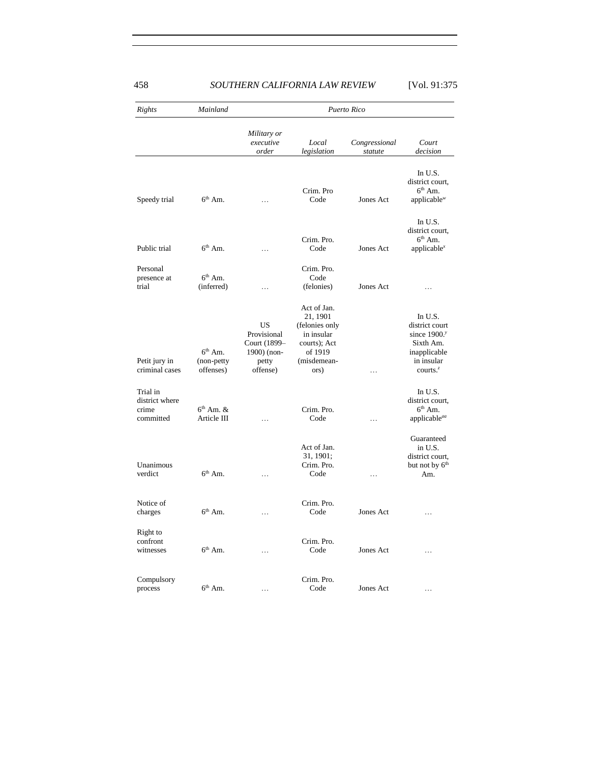| *Rights* | *Mainland* | *Puerto Rico* | | | |
|---|---|---|---|---|---|
| | | *Military or executive order* | *Local legislation* | *Congressional statute* | *Court decision* |
| Speedy trial | 6th Am. | … | Crim. Pro Code | Jones Act | In U.S. district court, 6th Am. applicable[w] |
| Public trial | 6th Am. | … | Crim. Pro. Code | Jones Act | In U.S. district court, 6th Am. applicable[x] |
| Personal presence at trial | 6th Am. (inferred) | … | Crim. Pro. Code (felonies) | Jones Act | … |
| Petit jury in criminal cases | 6th Am. (non-petty offenses) | US Provisional Court (1899–1900) (non-petty offense) | Act of Jan. 21, 1901 (felonies only in insular courts); Act of 1919 (misdemean-ors) | … | In U.S. district court since 1900.[y] Sixth Am. inapplicable in insular courts.[z] |
| Trial in district where crime committed | 6th Am. & Article III | … | Crim. Pro. Code | … | In U.S. district court, 6th Am. applicable[aa] |
| Unanimous verdict | 6th Am. | … | Act of Jan. 31, 1901; Crim. Pro. Code | … | Guaranteed in U.S. district court, but not by 6th Am. |
| Notice of charges | 6th Am. | … | Crim. Pro. Code | Jones Act | … |
| Right to confront witnesses | 6th Am. | … | Crim. Pro. Code | Jones Act | … |
| Compulsory process | 6th Am. | … | Crim. Pro. Code | Jones Act | … |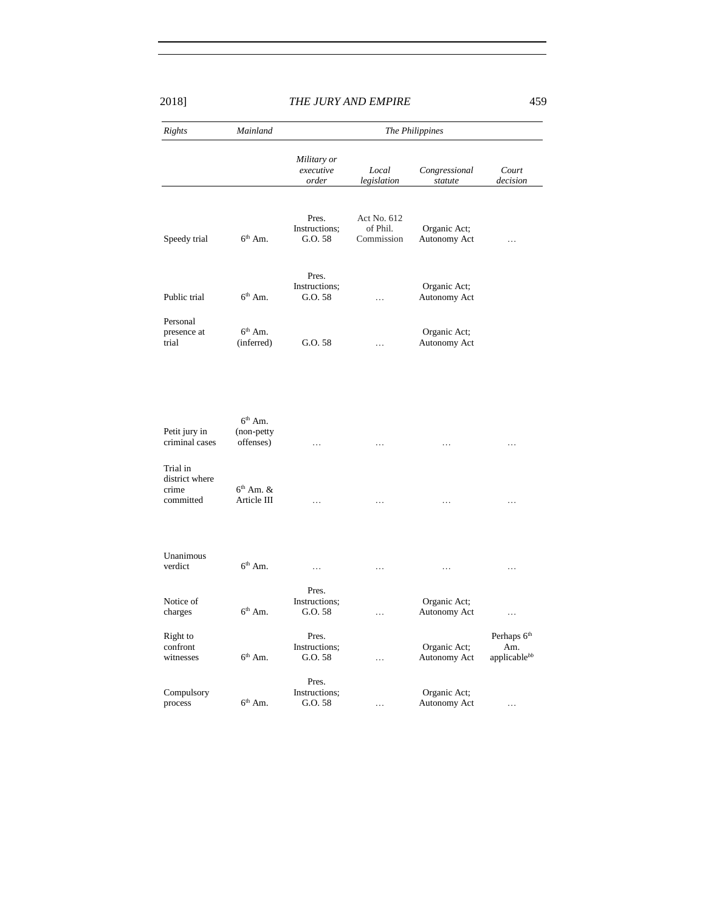| *Rights* | *Mainland* | *The Philippines* | | | |
|---|---|---|---|---|---|
| | | *Military or executive order* | *Local legislation* | *Congressional statute* | *Court decision* |
| Speedy trial | 6th Am. | Pres. Instructions; G.O. 58 | Act No. 612 of Phil. Commission | Organic Act; Autonomy Act | … |
| Public trial | 6th Am. | Pres. Instructions; G.O. 58 | … | Organic Act; Autonomy Act | |
| Personal presence at trial | 6th Am. (inferred) | G.O. 58 | … | Organic Act; Autonomy Act | |
| Petit jury in criminal cases | 6th Am. (non-petty offenses) | … | … | … | … |
| Trial in district where crime committed | 6th Am. & Article III | … | … | … | … |
| Unanimous verdict | 6th Am. | … | … | … | … |
| Notice of charges | 6th Am. | Pres. Instructions; G.O. 58 | … | Organic Act; Autonomy Act | … |
| Right to confront witnesses | 6th Am. | Pres. Instructions; G.O. 58 | … | Organic Act; Autonomy Act | Perhaps 6th Am. applicable[bb] |
| Compulsory process | 6th Am. | Pres. Instructions; G.O. 58 | … | Organic Act; Autonomy Act | … |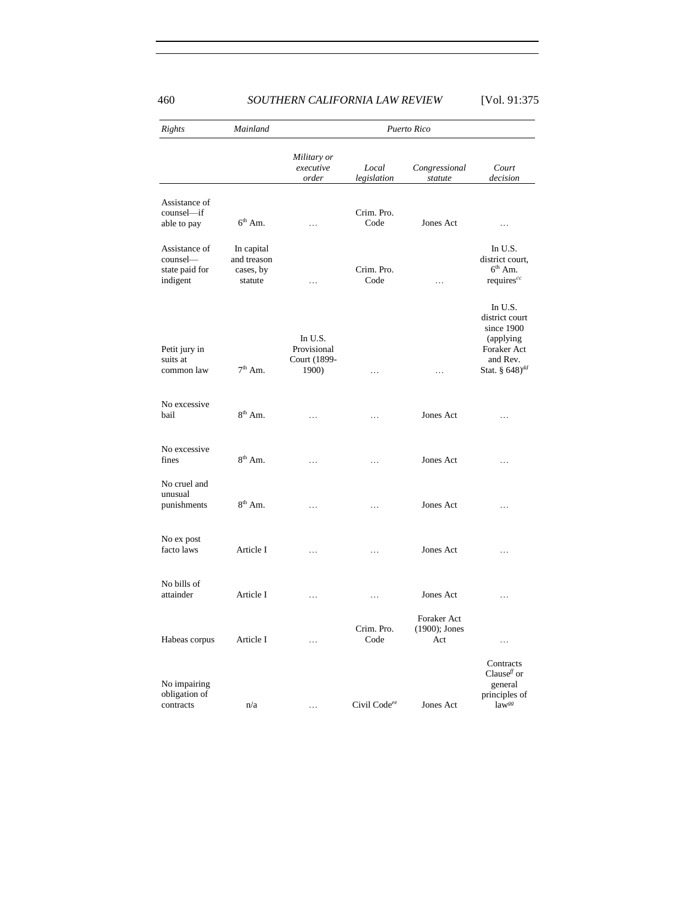| *Rights* | *Mainland* | *Puerto Rico* | | | |
|---|---|---|---|---|---|
| | | *Military or executive order* | *Local legislation* | *Congressional statute* | *Court decision* |
| Assistance of counsel—if able to pay | 6th Am. | … | Crim. Pro. Code | Jones Act | … |
| Assistance of counsel—state paid for indigent | In capital and treason cases, by statute | … | Crim. Pro. Code | … | In U.S. district court, 6th Am. requires[cc] |
| Petit jury in suits at common law | 7th Am. | In U.S. Provisional Court (1899-1900) | … | … | In U.S. district court since 1900 (applying Foraker Act and Rev. Stat. § 648)[dd] |
| No excessive bail | 8th Am. | … | … | Jones Act | … |
| No excessive fines | 8th Am. | … | … | Jones Act | … |
| No cruel and unusual punishments | 8th Am. | … | … | Jones Act | … |
| No ex post facto laws | Article I | … | … | Jones Act | … |
| No bills of attainder | Article I | … | … | Jones Act | … |
| Habeas corpus | Article I | … | Crim. Pro. Code | Foraker Act (1900); Jones Act | … |
| No impairing obligation of contracts | n/a | … | Civil Code[ee] | Jones Act | Contracts Clause[ff] or general principles of law[gg] |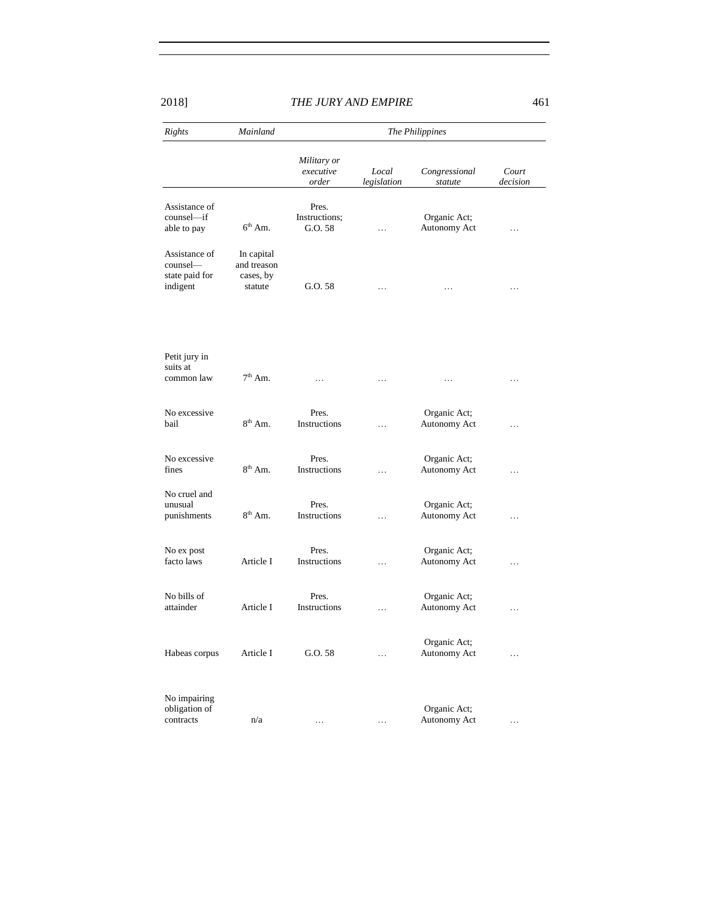| *Rights* | *Mainland* | *The Philippines* | | | |
|---|---|---|---|---|---|
| | | *Military or executive order* | *Local legislation* | *Congressional statute* | *Court decision* |
| Assistance of counsel—if able to pay | 6th Am. | Pres. Instructions; G.O. 58 | … | Organic Act; Autonomy Act | … |
| Assistance of counsel—state paid for indigent | In capital and treason cases, by statute | G.O. 58 | … | … | … |
| Petit jury in suits at common law | 7th Am. | … | … | … | … |
| No excessive bail | 8th Am. | Pres. Instructions | … | Organic Act; Autonomy Act | … |
| No excessive fines | 8th Am. | Pres. Instructions | … | Organic Act; Autonomy Act | … |
| No cruel and unusual punishments | 8th Am. | Pres. Instructions | … | Organic Act; Autonomy Act | … |
| No ex post facto laws | Article I | Pres. Instructions | … | Organic Act; Autonomy Act | … |
| No bills of attainder | Article I | Pres. Instructions | … | Organic Act; Autonomy Act | … |
| Habeas corpus | Article I | G.O. 58 | … | Organic Act; Autonomy Act | … |
| No impairing obligation of contracts | n/a | … | … | Organic Act; Autonomy Act | … |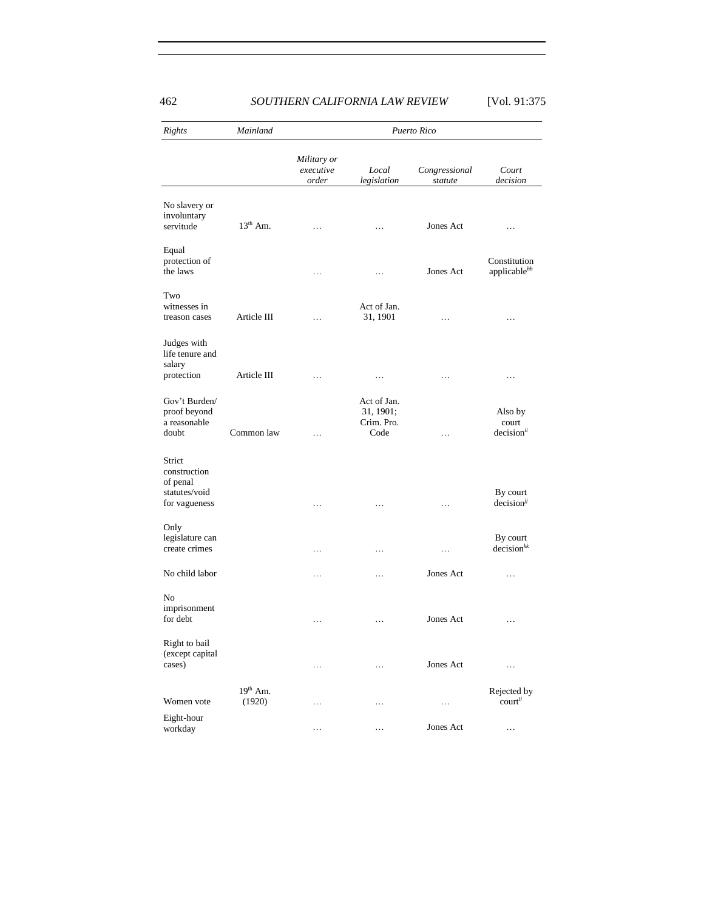| *Rights* | *Mainland* | *Puerto Rico* | | | |
|---|---|---|---|---|---|
| | | *Military or executive order* | *Local legislation* | *Congressional statute* | *Court decision* |
| No slavery or involuntary servitude | 13th Am. | … | … | Jones Act | … |
| Equal protection of the laws | | … | … | Jones Act | Constitution applicable[hh] |
| Two witnesses in treason cases | Article III | … | Act of Jan. 31, 1901 | … | … |
| Judges with life tenure and salary protection | Article III | … | … | … | … |
| Gov't Burden/ proof beyond a reasonable doubt | Common law | … | Act of Jan. 31, 1901; Crim. Pro. Code | … | Also by court decision[ii] |
| Strict construction of penal statutes/void for vagueness | | … | … | … | By court decision[jj] |
| Only legislature can create crimes | | … | … | … | By court decision[kk] |
| No child labor | | … | … | Jones Act | … |
| No imprisonment for debt | | … | … | Jones Act | … |
| Right to bail (except capital cases) | | … | … | Jones Act | … |
| Women vote | 19th Am. (1920) | … | … | … | Rejected by court[ll] |
| Eight-hour workday | | … | … | Jones Act | … |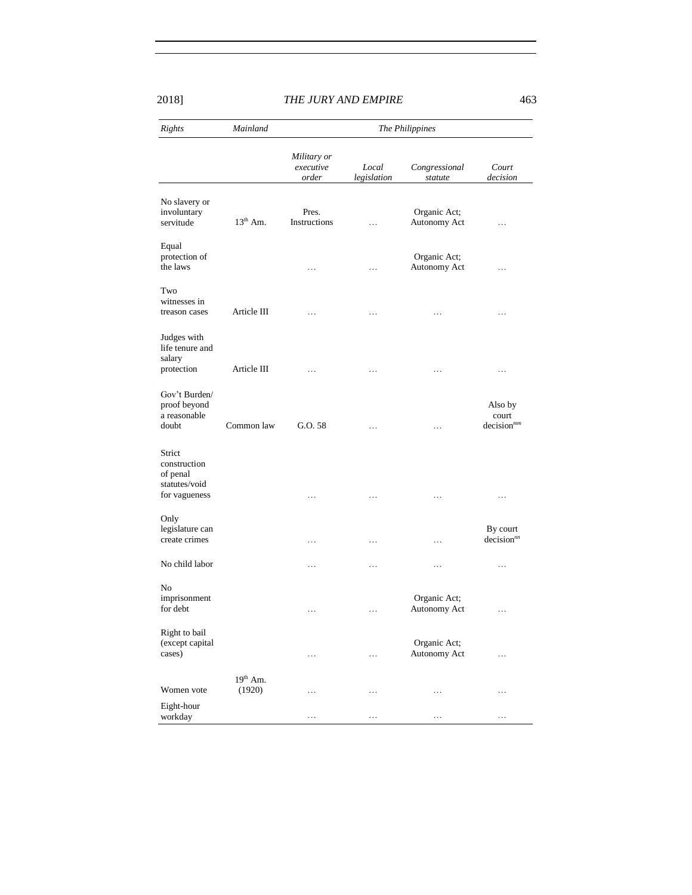| *Rights* | *Mainland* | *The Philippines* | | | |
|---|---|---|---|---|---|
| | | *Military or executive order* | *Local legislation* | *Congressional statute* | *Court decision* |
| No slavery or involuntary servitude | 13th Am. | Pres. Instructions | … | Organic Act; Autonomy Act | … |
| Equal protection of the laws | | … | … | Organic Act; Autonomy Act | … |
| Two witnesses in treason cases | Article III | … | … | … | … |
| Judges with life tenure and salary protection | Article III | … | … | … | … |
| Gov't Burden/ proof beyond a reasonable doubt | Common law | G.O. 58 | … | … | Also by court decision[mm] |
| Strict construction of penal statutes/void for vagueness | | … | … | … | … |
| Only legislature can create crimes | | … | … | … | By court decision[nn] |
| No child labor | | … | … | … | … |
| No imprisonment for debt | | … | … | Organic Act; Autonomy Act | … |
| Right to bail (except capital cases) | | … | … | Organic Act; Autonomy Act | … |
| Women vote | 19th Am. (1920) | … | … | … | … |
| Eight-hour workday | | … | … | … | … |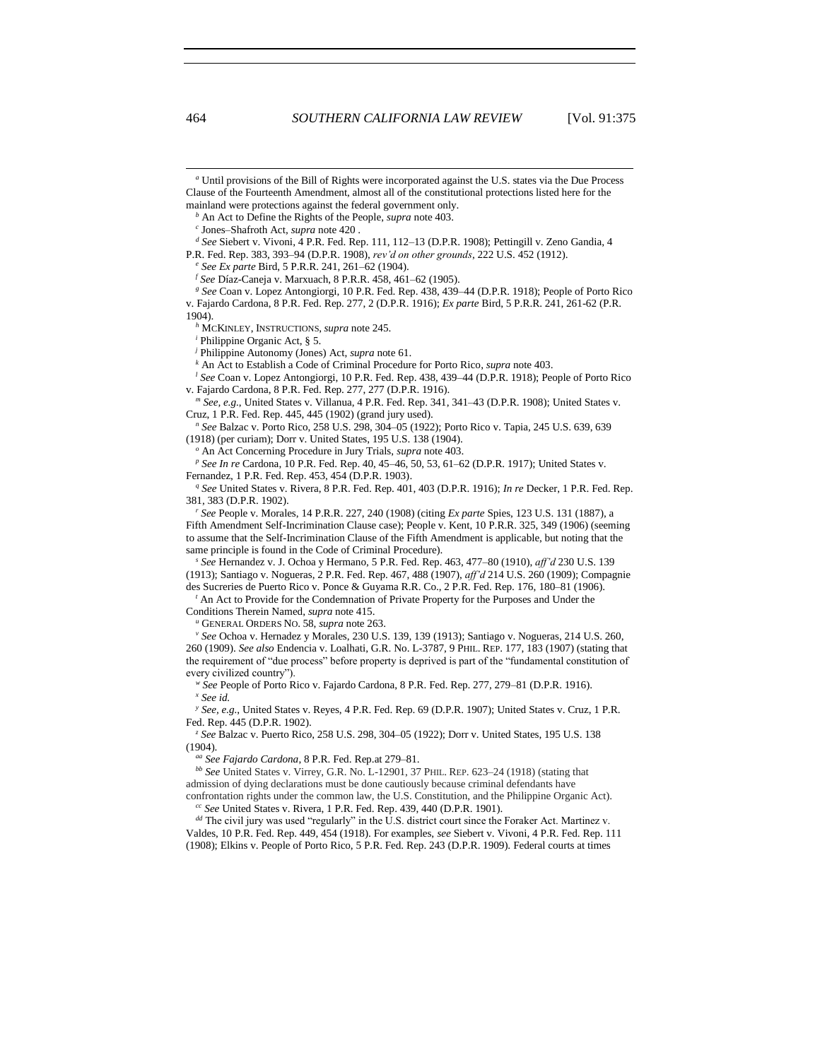[a] Until provisions of the Bill of Rights were incorporated against the U.S. states via the Due Process Clause of the Fourteenth Amendment, almost all of the constitutional protections listed here for the mainland were protections against the federal government only.

[b] An Act to Define the Rights of the People, *supra* note 403.

[c] Jones–Shafroth Act, *supra* note 420 .

[d] *See* Siebert v. Vivoni, 4 P.R. Fed. Rep. 111, 112–13 (D.P.R. 1908); Pettingill v. Zeno Gandia, 4 P.R. Fed. Rep. 383, 393–94 (D.P.R. 1908), *rev'd on other grounds*, 222 U.S. 452 (1912).

[e] *See Ex parte* Bird, 5 P.R.R. 241, 261–62 (1904).

[f] *See* Díaz-Caneja v. Marxuach, 8 P.R.R. 458, 461–62 (1905).

[g] *See* Coan v. Lopez Antongiorgi, 10 P.R. Fed. Rep. 438, 439–44 (D.P.R. 1918); People of Porto Rico v. Fajardo Cardona, 8 P.R. Fed. Rep. 277, 2 (D.P.R. 1916); *Ex parte* Bird, 5 P.R.R. 241, 261-62 (P.R. 1904).

[h] MCKINLEY, INSTRUCTIONS, *supra* note 245.

[i] Philippine Organic Act, § 5.

[j] Philippine Autonomy (Jones) Act, *supra* note 61.

[k] An Act to Establish a Code of Criminal Procedure for Porto Rico, *supra* note 403.

[l] *See* Coan v. Lopez Antongiorgi, 10 P.R. Fed. Rep. 438, 439–44 (D.P.R. 1918); People of Porto Rico v. Fajardo Cardona, 8 P.R. Fed. Rep. 277, 277 (D.P.R. 1916).

[m] *See, e.g.*, United States v. Villanua, 4 P.R. Fed. Rep. 341, 341–43 (D.P.R. 1908); United States v. Cruz, 1 P.R. Fed. Rep. 445, 445 (1902) (grand jury used).

[n] *See* Balzac v. Porto Rico, 258 U.S. 298, 304–05 (1922); Porto Rico v. Tapia, 245 U.S. 639, 639 (1918) (per curiam); Dorr v. United States, 195 U.S. 138 (1904).

[o] An Act Concerning Procedure in Jury Trials, *supra* note 403.

[p] *See In re* Cardona, 10 P.R. Fed. Rep. 40, 45–46, 50, 53, 61–62 (D.P.R. 1917); United States v. Fernandez, 1 P.R. Fed. Rep. 453, 454 (D.P.R. 1903).

[q] *See* United States v. Rivera, 8 P.R. Fed. Rep. 401, 403 (D.P.R. 1916); *In re* Decker, 1 P.R. Fed. Rep. 381, 383 (D.P.R. 1902).

[r] *See* People v. Morales, 14 P.R.R. 227, 240 (1908) (citing *Ex parte* Spies, 123 U.S. 131 (1887), a Fifth Amendment Self-Incrimination Clause case); People v. Kent, 10 P.R.R. 325, 349 (1906) (seeming to assume that the Self-Incrimination Clause of the Fifth Amendment is applicable, but noting that the same principle is found in the Code of Criminal Procedure).

[s] *See* Hernandez v. J. Ochoa y Hermano, 5 P.R. Fed. Rep. 463, 477–80 (1910), *aff'd* 230 U.S. 139 (1913); Santiago v. Nogueras, 2 P.R. Fed. Rep. 467, 488 (1907), *aff'd* 214 U.S. 260 (1909); Compagnie des Sucreries de Puerto Rico v. Ponce & Guyama R.R. Co., 2 P.R. Fed. Rep. 176, 180–81 (1906).

[t] An Act to Provide for the Condemnation of Private Property for the Purposes and Under the Conditions Therein Named, *supra* note 415.

[u] GENERAL ORDERS NO. 58, *supra* note 263.

[v] *See* Ochoa v. Hernadez y Morales, 230 U.S. 139, 139 (1913); Santiago v. Nogueras, 214 U.S. 260, 260 (1909). *See also* Endencia v. Loalhati, G.R. No. L-3787, 9 PHIL. REP. 177, 183 (1907) (stating that the requirement of "due process" before property is deprived is part of the "fundamental constitution of every civilized country").

[w] *See* People of Porto Rico v. Fajardo Cardona, 8 P.R. Fed. Rep. 277, 279–81 (D.P.R. 1916).

[x] *See id.*

[y] *See, e.g.*, United States v. Reyes, 4 P.R. Fed. Rep. 69 (D.P.R. 1907); United States v. Cruz, 1 P.R. Fed. Rep. 445 (D.P.R. 1902).

[z] *See* Balzac v. Puerto Rico, 258 U.S. 298, 304–05 (1922); Dorr v. United States, 195 U.S. 138 (1904).

[aa] *See Fajardo Cardona*, 8 P.R. Fed. Rep.at 279–81.

[bb] *See* United States v. Virrey, G.R. No. L-12901, 37 PHIL. REP. 623–24 (1918) (stating that admission of dying declarations must be done cautiously because criminal defendants have confrontation rights under the common law, the U.S. Constitution, and the Philippine Organic Act).

[cc] *See* United States v. Rivera, 1 P.R. Fed. Rep. 439, 440 (D.P.R. 1901).

[dd] The civil jury was used "regularly" in the U.S. district court since the Foraker Act. Martinez v. Valdes, 10 P.R. Fed. Rep. 449, 454 (1918). For examples, *see* Siebert v. Vivoni, 4 P.R. Fed. Rep. 111 (1908); Elkins v. People of Porto Rico, 5 P.R. Fed. Rep. 243 (D.P.R. 1909). Federal courts at times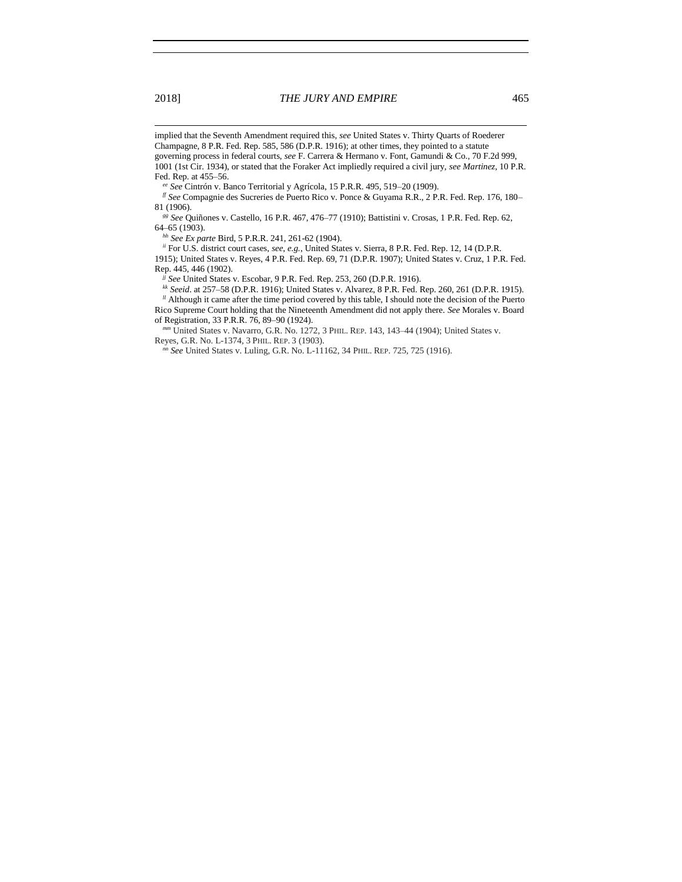implied that the Seventh Amendment required this, *see* United States v. Thirty Quarts of Roederer Champagne, 8 P.R. Fed. Rep. 585, 586 (D.P.R. 1916); at other times, they pointed to a statute governing process in federal courts, *see* F. Carrera & Hermano v. Font, Gamundi & Co., 70 F.2d 999, 1001 (1st Cir. 1934), or stated that the Foraker Act impliedly required a civil jury, *see Martinez*, 10 P.R. Fed. Rep. at 455–56.

[ee] *See* Cintrón v. Banco Territorial y Agrícola, 15 P.R.R. 495, 519–20 (1909).

[ff] *See* Compagnie des Sucreries de Puerto Rico v. Ponce & Guyama R.R., 2 P.R. Fed. Rep. 176, 180–81 (1906).

[gg] *See* Quiñones v. Castello, 16 P.R. 467, 476–77 (1910); Battistini v. Crosas, 1 P.R. Fed. Rep. 62, 64–65 (1903).

[hh] *See Ex parte* Bird, 5 P.R.R. 241, 261-62 (1904).

[ii] For U.S. district court cases, *see, e.g.*, United States v. Sierra, 8 P.R. Fed. Rep. 12, 14 (D.P.R. 1915); United States v. Reyes, 4 P.R. Fed. Rep. 69, 71 (D.P.R. 1907); United States v. Cruz, 1 P.R. Fed. Rep. 445, 446 (1902).

[jj] *See* United States v. Escobar, 9 P.R. Fed. Rep. 253, 260 (D.P.R. 1916).

[kk] *Seeid*. at 257–58 (D.P.R. 1916); United States v. Alvarez, 8 P.R. Fed. Rep. 260, 261 (D.P.R. 1915).

[ll] Although it came after the time period covered by this table, I should note the decision of the Puerto Rico Supreme Court holding that the Nineteenth Amendment did not apply there. *See* Morales v. Board of Registration, 33 P.R.R. 76, 89–90 (1924).

[mm] United States v. Navarro, G.R. No. 1272, 3 PHIL. REP. 143, 143–44 (1904); United States v. Reyes, G.R. No. L-1374, 3 PHIL. REP. 3 (1903).

[nn] *See* United States v. Luling, G.R. No. L-11162, 34 PHIL. REP. 725, 725 (1916).